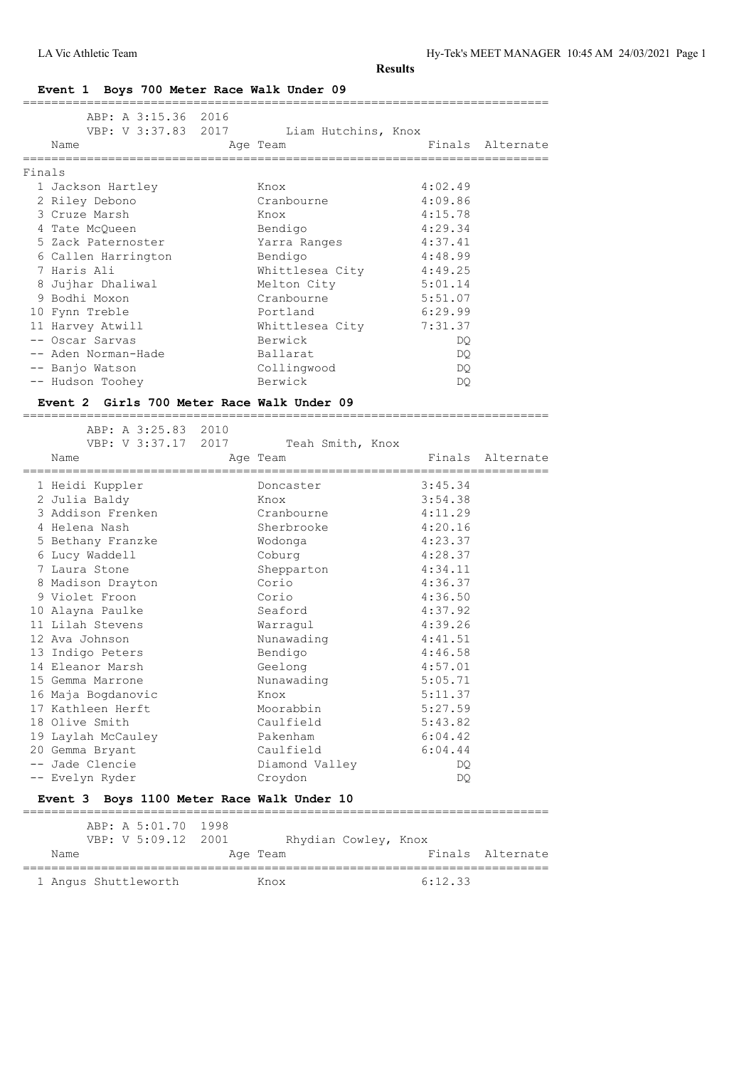**Results**

**Event 1 Boys 700 Meter Race Walk Under 09**

ABP: A 3:15.36 2016

VBP: V 3:37.83 2017 Liam Hutchins, Knox

Finals

| Place | Name | Age | Team | Finals | Alternate |
|---|---|---|---|---|---|
| 1 | Jackson Hartley | | Knox | 4:02.49 | |
| 2 | Riley Debono | | Cranbourne | 4:09.86 | |
| 3 | Cruze Marsh | | Knox | 4:15.78 | |
| 4 | Tate McQueen | | Bendigo | 4:29.34 | |
| 5 | Zack Paternoster | | Yarra Ranges | 4:37.41 | |
| 6 | Callen Harrington | | Bendigo | 4:48.99 | |
| 7 | Haris Ali | | Whittlesea City | 4:49.25 | |
| 8 | Jujhar Dhaliwal | | Melton City | 5:01.14 | |
| 9 | Bodhi Moxon | | Cranbourne | 5:51.07 | |
| 10 | Fynn Treble | | Portland | 6:29.99 | |
| 11 | Harvey Atwill | | Whittlesea City | 7:31.37 | |
| -- | Oscar Sarvas | | Berwick | DQ | |
| -- | Aden Norman-Hade | | Ballarat | DQ | |
| -- | Banjo Watson | | Collingwood | DQ | |
| -- | Hudson Toohey | | Berwick | DQ | |

**Event 2 Girls 700 Meter Race Walk Under 09**

ABP: A 3:25.83 2010

VBP: V 3:37.17 2017 Teah Smith, Knox

| Place | Name | Age | Team | Finals | Alternate |
|---|---|---|---|---|---|
| 1 | Heidi Kuppler | | Doncaster | 3:45.34 | |
| 2 | Julia Baldy | | Knox | 3:54.38 | |
| 3 | Addison Frenken | | Cranbourne | 4:11.29 | |
| 4 | Helena Nash | | Sherbrooke | 4:20.16 | |
| 5 | Bethany Franzke | | Wodonga | 4:23.37 | |
| 6 | Lucy Waddell | | Coburg | 4:28.37 | |
| 7 | Laura Stone | | Shepparton | 4:34.11 | |
| 8 | Madison Drayton | | Corio | 4:36.37 | |
| 9 | Violet Froon | | Corio | 4:36.50 | |
| 10 | Alayna Paulke | | Seaford | 4:37.92 | |
| 11 | Lilah Stevens | | Warragul | 4:39.26 | |
| 12 | Ava Johnson | | Nunawading | 4:41.51 | |
| 13 | Indigo Peters | | Bendigo | 4:46.58 | |
| 14 | Eleanor Marsh | | Geelong | 4:57.01 | |
| 15 | Gemma Marrone | | Nunawading | 5:05.71 | |
| 16 | Maja Bogdanovic | | Knox | 5:11.37 | |
| 17 | Kathleen Herft | | Moorabbin | 5:27.59 | |
| 18 | Olive Smith | | Caulfield | 5:43.82 | |
| 19 | Laylah McCauley | | Pakenham | 6:04.42 | |
| 20 | Gemma Bryant | | Caulfield | 6:04.44 | |
| -- | Jade Clencie | | Diamond Valley | DQ | |
| -- | Evelyn Ryder | | Croydon | DQ | |

**Event 3 Boys 1100 Meter Race Walk Under 10**

ABP: A 5:01.70 1998

VBP: V 5:09.12 2001 Rhydian Cowley, Knox

| Place | Name | Age | Team | Finals | Alternate |
|---|---|---|---|---|---|
| 1 | Angus Shuttleworth | | Knox | 6:12.33 | |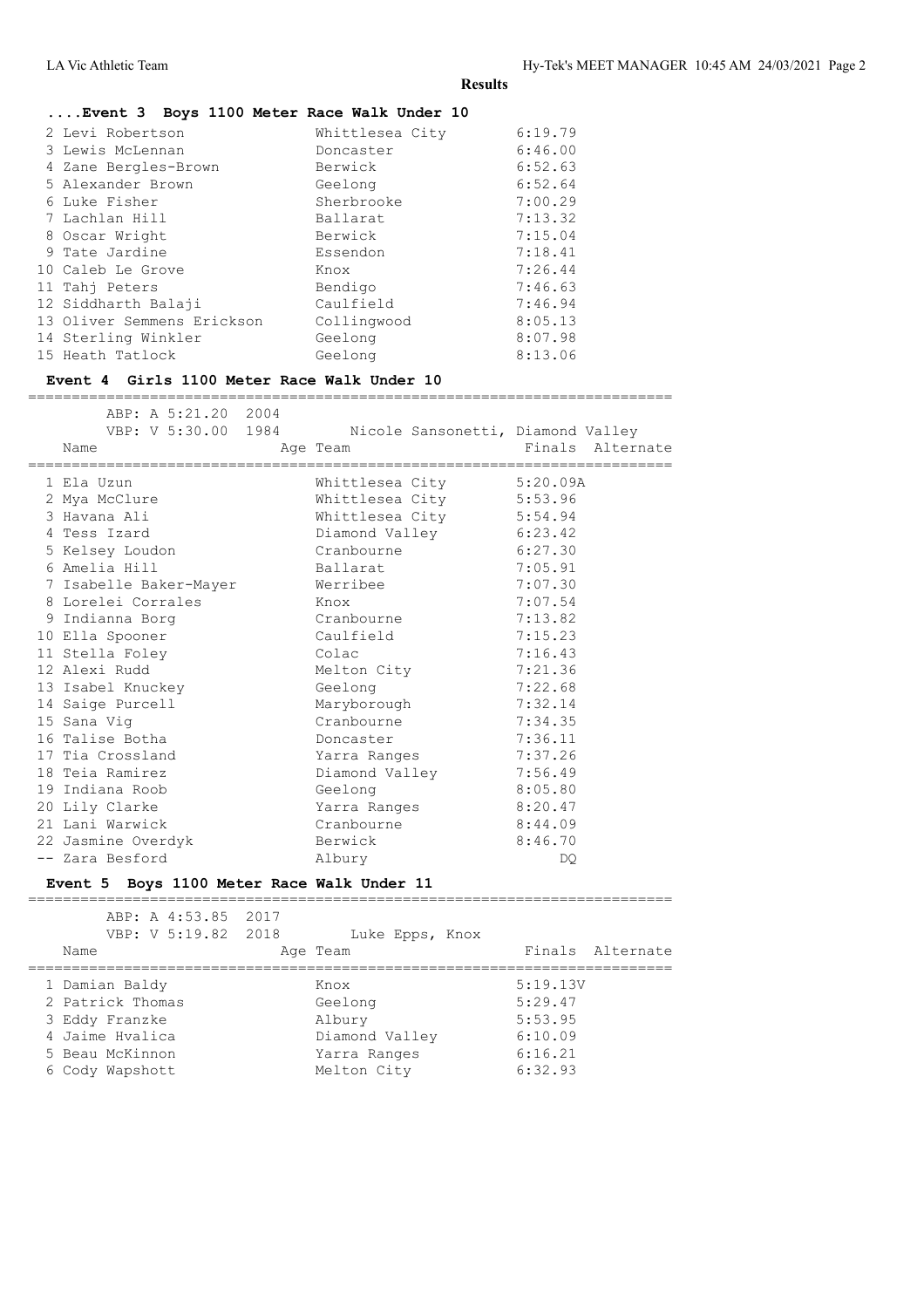**Results**

### ....Event 3 Boys 1100 Meter Race Walk Under 10

| Place | Name | Age | Team | Finals | Alternate |
|---|---|---|---|---|---|
| 2 | Levi Robertson | | Whittlesea City | 6:19.79 | |
| 3 | Lewis McLennan | | Doncaster | 6:46.00 | |
| 4 | Zane Bergles-Brown | | Berwick | 6:52.63 | |
| 5 | Alexander Brown | | Geelong | 6:52.64 | |
| 6 | Luke Fisher | | Sherbrooke | 7:00.29 | |
| 7 | Lachlan Hill | | Ballarat | 7:13.32 | |
| 8 | Oscar Wright | | Berwick | 7:15.04 | |
| 9 | Tate Jardine | | Essendon | 7:18.41 | |
| 10 | Caleb Le Grove | | Knox | 7:26.44 | |
| 11 | Tahj Peters | | Bendigo | 7:46.63 | |
| 12 | Siddharth Balaji | | Caulfield | 7:46.94 | |
| 13 | Oliver Semmens Erickson | | Collingwood | 8:05.13 | |
| 14 | Sterling Winkler | | Geelong | 8:07.98 | |
| 15 | Heath Tatlock | | Geelong | 8:13.06 | |

### Event 4 Girls 1100 Meter Race Walk Under 10

ABP: A 5:21.20 2004
VBP: V 5:30.00 1984 Nicole Sansonetti, Diamond Valley

| Place | Name | Age | Team | Finals | Alternate |
|---|---|---|---|---|---|
| 1 | Ela Uzun | | Whittlesea City | 5:20.09A | |
| 2 | Mya McClure | | Whittlesea City | 5:53.96 | |
| 3 | Havana Ali | | Whittlesea City | 5:54.94 | |
| 4 | Tess Izard | | Diamond Valley | 6:23.42 | |
| 5 | Kelsey Loudon | | Cranbourne | 6:27.30 | |
| 6 | Amelia Hill | | Ballarat | 7:05.91 | |
| 7 | Isabelle Baker-Mayer | | Werribee | 7:07.30 | |
| 8 | Lorelei Corrales | | Knox | 7:07.54 | |
| 9 | Indianna Borg | | Cranbourne | 7:13.82 | |
| 10 | Ella Spooner | | Caulfield | 7:15.23 | |
| 11 | Stella Foley | | Colac | 7:16.43 | |
| 12 | Alexi Rudd | | Melton City | 7:21.36 | |
| 13 | Isabel Knuckey | | Geelong | 7:22.68 | |
| 14 | Saige Purcell | | Maryborough | 7:32.14 | |
| 15 | Sana Vig | | Cranbourne | 7:34.35 | |
| 16 | Talise Botha | | Doncaster | 7:36.11 | |
| 17 | Tia Crossland | | Yarra Ranges | 7:37.26 | |
| 18 | Teia Ramirez | | Diamond Valley | 7:56.49 | |
| 19 | Indiana Roob | | Geelong | 8:05.80 | |
| 20 | Lily Clarke | | Yarra Ranges | 8:20.47 | |
| 21 | Lani Warwick | | Cranbourne | 8:44.09 | |
| 22 | Jasmine Overdyk | | Berwick | 8:46.70 | |
| -- | Zara Besford | | Albury | DQ | |

### Event 5 Boys 1100 Meter Race Walk Under 11

ABP: A 4:53.85 2017
VBP: V 5:19.82 2018 Luke Epps, Knox

| Place | Name | Age | Team | Finals | Alternate |
|---|---|---|---|---|---|
| 1 | Damian Baldy | | Knox | 5:19.13V | |
| 2 | Patrick Thomas | | Geelong | 5:29.47 | |
| 3 | Eddy Franzke | | Albury | 5:53.95 | |
| 4 | Jaime Hvalica | | Diamond Valley | 6:10.09 | |
| 5 | Beau McKinnon | | Yarra Ranges | 6:16.21 | |
| 6 | Cody Wapshott | | Melton City | 6:32.93 | |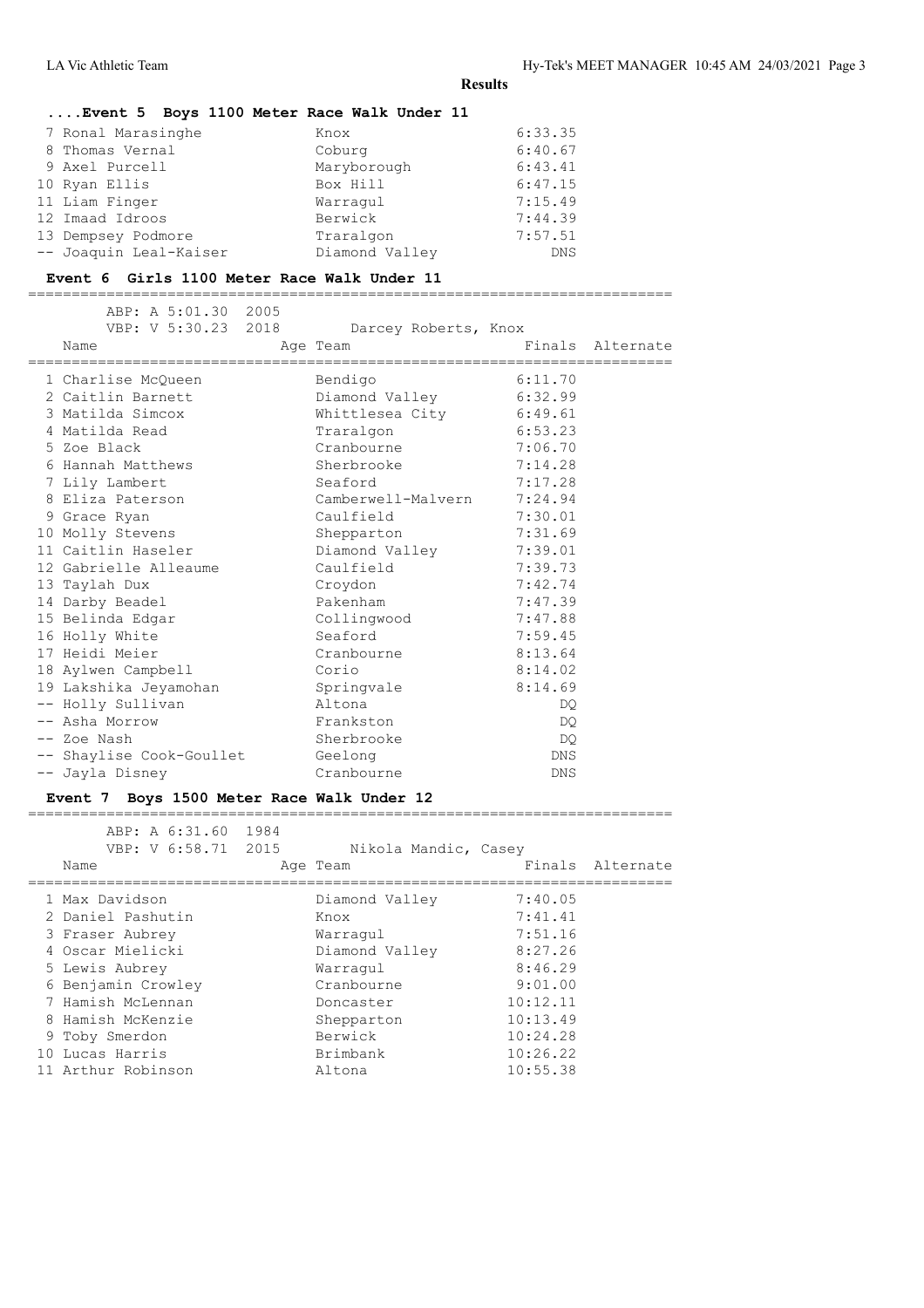**Results**

### ....Event 5 Boys 1100 Meter Race Walk Under 11

| Place | Name | Team | Finals |
|---|---|---|---|
| 7 | Ronal Marasinghe | Knox | 6:33.35 |
| 8 | Thomas Vernal | Coburg | 6:40.67 |
| 9 | Axel Purcell | Maryborough | 6:43.41 |
| 10 | Ryan Ellis | Box Hill | 6:47.15 |
| 11 | Liam Finger | Warragul | 7:15.49 |
| 12 | Imaad Idroos | Berwick | 7:44.39 |
| 13 | Dempsey Podmore | Traralgon | 7:57.51 |
| -- | Joaquin Leal-Kaiser | Diamond Valley | DNS |

### Event 6 Girls 1100 Meter Race Walk Under 11

ABP: A 5:01.30 2005
VBP: V 5:30.23 2018 Darcey Roberts, Knox

| Place | Name | Age | Team | Finals | Alternate |
|---|---|---|---|---|---|
| 1 | Charlise McQueen | | Bendigo | 6:11.70 | |
| 2 | Caitlin Barnett | | Diamond Valley | 6:32.99 | |
| 3 | Matilda Simcox | | Whittlesea City | 6:49.61 | |
| 4 | Matilda Read | | Traralgon | 6:53.23 | |
| 5 | Zoe Black | | Cranbourne | 7:06.70 | |
| 6 | Hannah Matthews | | Sherbrooke | 7:14.28 | |
| 7 | Lily Lambert | | Seaford | 7:17.28 | |
| 8 | Eliza Paterson | | Camberwell-Malvern | 7:24.94 | |
| 9 | Grace Ryan | | Caulfield | 7:30.01 | |
| 10 | Molly Stevens | | Shepparton | 7:31.69 | |
| 11 | Caitlin Haseler | | Diamond Valley | 7:39.01 | |
| 12 | Gabrielle Alleaume | | Caulfield | 7:39.73 | |
| 13 | Taylah Dux | | Croydon | 7:42.74 | |
| 14 | Darby Beadel | | Pakenham | 7:47.39 | |
| 15 | Belinda Edgar | | Collingwood | 7:47.88 | |
| 16 | Holly White | | Seaford | 7:59.45 | |
| 17 | Heidi Meier | | Cranbourne | 8:13.64 | |
| 18 | Aylwen Campbell | | Corio | 8:14.02 | |
| 19 | Lakshika Jeyamohan | | Springvale | 8:14.69 | |
| -- | Holly Sullivan | | Altona | DQ | |
| -- | Asha Morrow | | Frankston | DQ | |
| -- | Zoe Nash | | Sherbrooke | DQ | |
| -- | Shaylise Cook-Goullet | | Geelong | DNS | |
| -- | Jayla Disney | | Cranbourne | DNS | |

### Event 7 Boys 1500 Meter Race Walk Under 12

ABP: A 6:31.60 1984
VBP: V 6:58.71 2015 Nikola Mandic, Casey

| Place | Name | Age | Team | Finals | Alternate |
|---|---|---|---|---|---|
| 1 | Max Davidson | | Diamond Valley | 7:40.05 | |
| 2 | Daniel Pashutin | | Knox | 7:41.41 | |
| 3 | Fraser Aubrey | | Warragul | 7:51.16 | |
| 4 | Oscar Mielicki | | Diamond Valley | 8:27.26 | |
| 5 | Lewis Aubrey | | Warragul | 8:46.29 | |
| 6 | Benjamin Crowley | | Cranbourne | 9:01.00 | |
| 7 | Hamish McLennan | | Doncaster | 10:12.11 | |
| 8 | Hamish McKenzie | | Shepparton | 10:13.49 | |
| 9 | Toby Smerdon | | Berwick | 10:24.28 | |
| 10 | Lucas Harris | | Brimbank | 10:26.22 | |
| 11 | Arthur Robinson | | Altona | 10:55.38 | |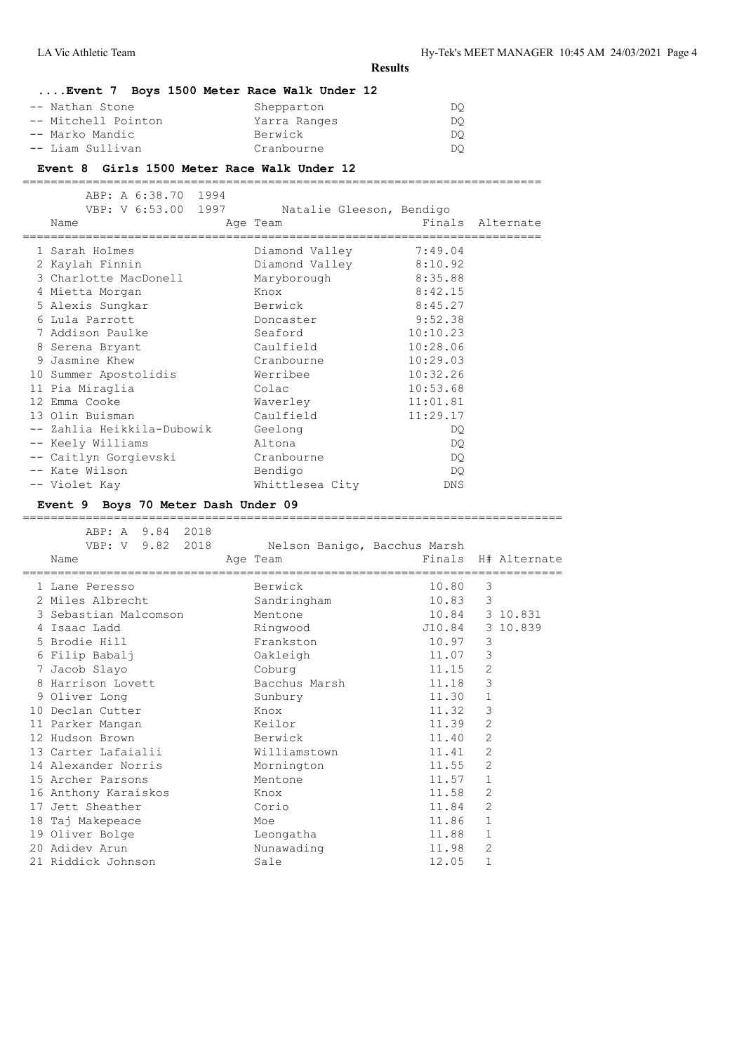**Results**

### ....Event 7 Boys 1500 Meter Race Walk Under 12

| Place | Name | Team | Finals |
|---|---|---|---|
| -- | Nathan Stone | Shepparton | DQ |
| -- | Mitchell Pointon | Yarra Ranges | DQ |
| -- | Marko Mandic | Berwick | DQ |
| -- | Liam Sullivan | Cranbourne | DQ |

### Event 8 Girls 1500 Meter Race Walk Under 12

ABP: A 6:38.70 1994
VBP: V 6:53.00 1997 Natalie Gleeson, Bendigo

| Place | Name | Age Team | Finals | Alternate |
|---|---|---|---|---|
| 1 | Sarah Holmes | Diamond Valley | 7:49.04 | |
| 2 | Kaylah Finnin | Diamond Valley | 8:10.92 | |
| 3 | Charlotte MacDonell | Maryborough | 8:35.88 | |
| 4 | Mietta Morgan | Knox | 8:42.15 | |
| 5 | Alexis Sungkar | Berwick | 8:45.27 | |
| 6 | Lula Parrott | Doncaster | 9:52.38 | |
| 7 | Addison Paulke | Seaford | 10:10.23 | |
| 8 | Serena Bryant | Caulfield | 10:28.06 | |
| 9 | Jasmine Khew | Cranbourne | 10:29.03 | |
| 10 | Summer Apostolidis | Werribee | 10:32.26 | |
| 11 | Pia Miraglia | Colac | 10:53.68 | |
| 12 | Emma Cooke | Waverley | 11:01.81 | |
| 13 | Olin Buisman | Caulfield | 11:29.17 | |
| -- | Zahlia Heikkila-Dubowik | Geelong | DQ | |
| -- | Keely Williams | Altona | DQ | |
| -- | Caitlyn Gorgievski | Cranbourne | DQ | |
| -- | Kate Wilson | Bendigo | DQ | |
| -- | Violet Kay | Whittlesea City | DNS | |

### Event 9 Boys 70 Meter Dash Under 09

ABP: A 9.84 2018
VBP: V 9.82 2018 Nelson Banigo, Bacchus Marsh

| Place | Name | Age Team | Finals | H# | Alternate |
|---|---|---|---|---|---|
| 1 | Lane Peresso | Berwick | 10.80 | 3 | |
| 2 | Miles Albrecht | Sandringham | 10.83 | 3 | |
| 3 | Sebastian Malcomson | Mentone | 10.84 | 3 | 10.831 |
| 4 | Isaac Ladd | Ringwood | J10.84 | 3 | 10.839 |
| 5 | Brodie Hill | Frankston | 10.97 | 3 | |
| 6 | Filip Babalj | Oakleigh | 11.07 | 3 | |
| 7 | Jacob Slayo | Coburg | 11.15 | 2 | |
| 8 | Harrison Lovett | Bacchus Marsh | 11.18 | 3 | |
| 9 | Oliver Long | Sunbury | 11.30 | 1 | |
| 10 | Declan Cutter | Knox | 11.32 | 3 | |
| 11 | Parker Mangan | Keilor | 11.39 | 2 | |
| 12 | Hudson Brown | Berwick | 11.40 | 2 | |
| 13 | Carter Lafaialii | Williamstown | 11.41 | 2 | |
| 14 | Alexander Norris | Mornington | 11.55 | 2 | |
| 15 | Archer Parsons | Mentone | 11.57 | 1 | |
| 16 | Anthony Karaiskos | Knox | 11.58 | 2 | |
| 17 | Jett Sheather | Corio | 11.84 | 2 | |
| 18 | Taj Makepeace | Moe | 11.86 | 1 | |
| 19 | Oliver Bolge | Leongatha | 11.88 | 1 | |
| 20 | Adidev Arun | Nunawading | 11.98 | 2 | |
| 21 | Riddick Johnson | Sale | 12.05 | 1 | |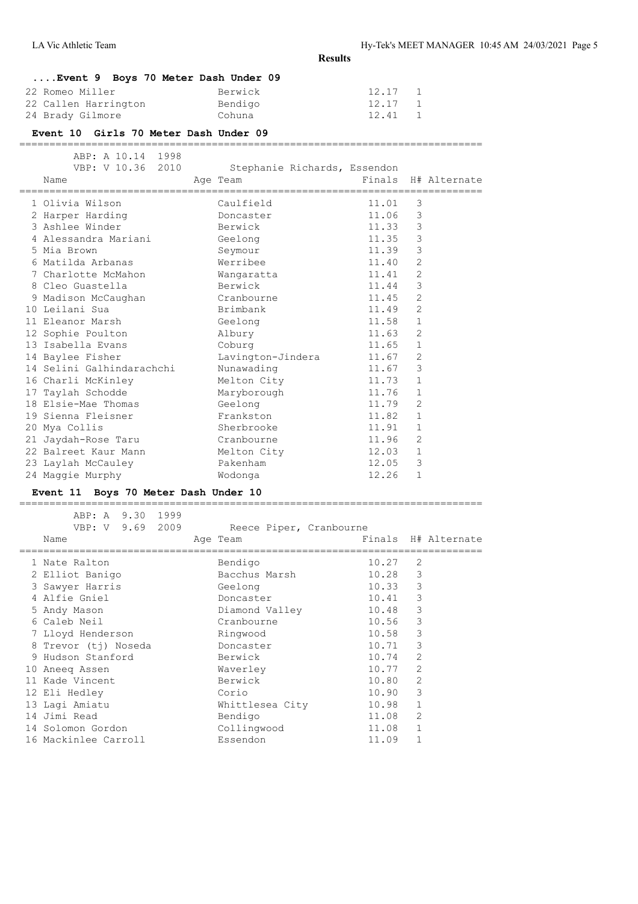**Results**

### ....Event 9 Boys 70 Meter Dash Under 09

| Place | Name | Age | Team | Finals | H# | Alternate |
|---|---|---|---|---|---|---|
| 22 | Romeo Miller | | Berwick | 12.17 | 1 | |
| 22 | Callen Harrington | | Bendigo | 12.17 | 1 | |
| 24 | Brady Gilmore | | Cohuna | 12.41 | 1 | |

### Event 10 Girls 70 Meter Dash Under 09

ABP: A 10.14 1998
VBP: V 10.36 2010 Stephanie Richards, Essendon

| Place | Name | Age | Team | Finals | H# | Alternate |
|---|---|---|---|---|---|---|
| 1 | Olivia Wilson | | Caulfield | 11.01 | 3 | |
| 2 | Harper Harding | | Doncaster | 11.06 | 3 | |
| 3 | Ashlee Winder | | Berwick | 11.33 | 3 | |
| 4 | Alessandra Mariani | | Geelong | 11.35 | 3 | |
| 5 | Mia Brown | | Seymour | 11.39 | 3 | |
| 6 | Matilda Arbanas | | Werribee | 11.40 | 2 | |
| 7 | Charlotte McMahon | | Wangaratta | 11.41 | 2 | |
| 8 | Cleo Guastella | | Berwick | 11.44 | 3 | |
| 9 | Madison McCaughan | | Cranbourne | 11.45 | 2 | |
| 10 | Leilani Sua | | Brimbank | 11.49 | 2 | |
| 11 | Eleanor Marsh | | Geelong | 11.58 | 1 | |
| 12 | Sophie Poulton | | Albury | 11.63 | 2 | |
| 13 | Isabella Evans | | Coburg | 11.65 | 1 | |
| 14 | Baylee Fisher | | Lavington-Jindera | 11.67 | 2 | |
| 14 | Selini Galhindarachchi | | Nunawading | 11.67 | 3 | |
| 16 | Charli McKinley | | Melton City | 11.73 | 1 | |
| 17 | Taylah Schodde | | Maryborough | 11.76 | 1 | |
| 18 | Elsie-Mae Thomas | | Geelong | 11.79 | 2 | |
| 19 | Sienna Fleisner | | Frankston | 11.82 | 1 | |
| 20 | Mya Collis | | Sherbrooke | 11.91 | 1 | |
| 21 | Jaydah-Rose Taru | | Cranbourne | 11.96 | 2 | |
| 22 | Balreet Kaur Mann | | Melton City | 12.03 | 1 | |
| 23 | Laylah McCauley | | Pakenham | 12.05 | 3 | |
| 24 | Maggie Murphy | | Wodonga | 12.26 | 1 | |

### Event 11 Boys 70 Meter Dash Under 10

ABP: A 9.30 1999
VBP: V 9.69 2009 Reece Piper, Cranbourne

| Place | Name | Age | Team | Finals | H# | Alternate |
|---|---|---|---|---|---|---|
| 1 | Nate Ralton | | Bendigo | 10.27 | 2 | |
| 2 | Elliot Banigo | | Bacchus Marsh | 10.28 | 3 | |
| 3 | Sawyer Harris | | Geelong | 10.33 | 3 | |
| 4 | Alfie Gniel | | Doncaster | 10.41 | 3 | |
| 5 | Andy Mason | | Diamond Valley | 10.48 | 3 | |
| 6 | Caleb Neil | | Cranbourne | 10.56 | 3 | |
| 7 | Lloyd Henderson | | Ringwood | 10.58 | 3 | |
| 8 | Trevor (tj) Noseda | | Doncaster | 10.71 | 3 | |
| 9 | Hudson Stanford | | Berwick | 10.74 | 2 | |
| 10 | Aneeq Assen | | Waverley | 10.77 | 2 | |
| 11 | Kade Vincent | | Berwick | 10.80 | 2 | |
| 12 | Eli Hedley | | Corio | 10.90 | 3 | |
| 13 | Lagi Amiatu | | Whittlesea City | 10.98 | 1 | |
| 14 | Jimi Read | | Bendigo | 11.08 | 2 | |
| 14 | Solomon Gordon | | Collingwood | 11.08 | 1 | |
| 16 | Mackinlee Carroll | | Essendon | 11.09 | 1 | |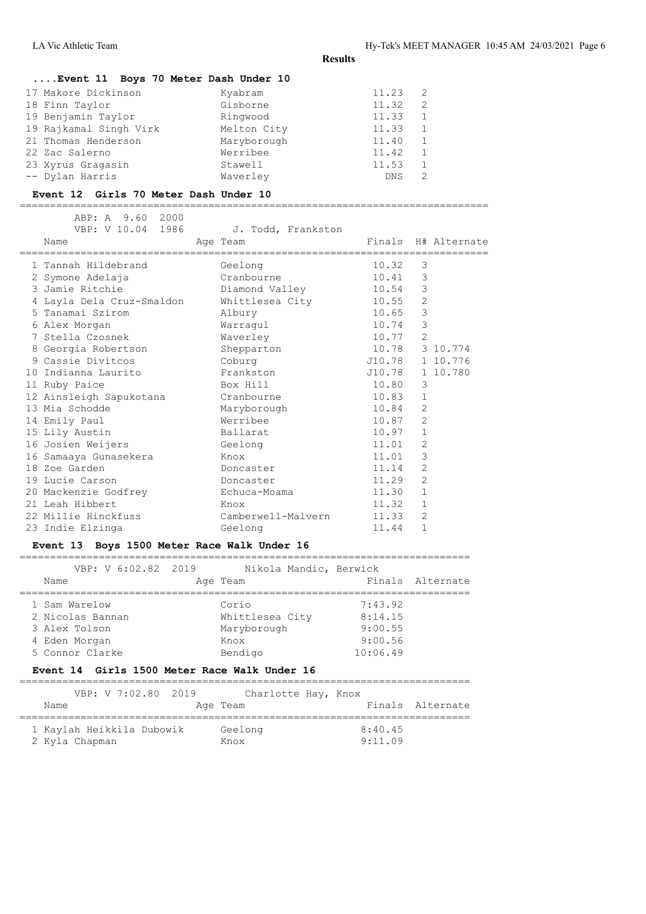**Results**

### ....Event 11 Boys 70 Meter Dash Under 10

| Place | Name | Team | Finals | H# |
|---|---|---|---|---|
| 17 | Makore Dickinson | Kyabram | 11.23 | 2 |
| 18 | Finn Taylor | Gisborne | 11.32 | 2 |
| 19 | Benjamin Taylor | Ringwood | 11.33 | 1 |
| 19 | Rajkamal Singh Virk | Melton City | 11.33 | 1 |
| 21 | Thomas Henderson | Maryborough | 11.40 | 1 |
| 22 | Zac Salerno | Werribee | 11.42 | 1 |
| 23 | Xyrus Gragasin | Stawell | 11.53 | 1 |
| -- | Dylan Harris | Waverley | DNS | 2 |

### Event 12 Girls 70 Meter Dash Under 10

ABP: A 9.60 2000
VBP: V 10.04 1986 J. Todd, Frankston

| Place | Name | Age Team | Finals | H# | Alternate |
|---|---|---|---|---|---|
| 1 | Tannah Hildebrand | Geelong | 10.32 | 3 | |
| 2 | Symone Adelaja | Cranbourne | 10.41 | 3 | |
| 3 | Jamie Ritchie | Diamond Valley | 10.54 | 3 | |
| 4 | Layla Dela Cruz-Smaldon | Whittlesea City | 10.55 | 2 | |
| 5 | Tanamai Szirom | Albury | 10.65 | 3 | |
| 6 | Alex Morgan | Warragul | 10.74 | 3 | |
| 7 | Stella Czosnek | Waverley | 10.77 | 2 | |
| 8 | Georgia Robertson | Shepparton | 10.78 | 3 | 10.774 |
| 9 | Cassie Divitcos | Coburg | J10.78 | 1 | 10.776 |
| 10 | Indianna Laurito | Frankston | J10.78 | 1 | 10.780 |
| 11 | Ruby Paice | Box Hill | 10.80 | 3 | |
| 12 | Ainsleigh Sapukotana | Cranbourne | 10.83 | 1 | |
| 13 | Mia Schodde | Maryborough | 10.84 | 2 | |
| 14 | Emily Paul | Werribee | 10.87 | 2 | |
| 15 | Lily Austin | Ballarat | 10.97 | 1 | |
| 16 | Josien Weijers | Geelong | 11.01 | 2 | |
| 16 | Samaaya Gunasekera | Knox | 11.01 | 3 | |
| 18 | Zoe Garden | Doncaster | 11.14 | 2 | |
| 19 | Lucie Carson | Doncaster | 11.29 | 2 | |
| 20 | Mackenzie Godfrey | Echuca-Moama | 11.30 | 1 | |
| 21 | Leah Hibbert | Knox | 11.32 | 1 | |
| 22 | Millie Hinckfuss | Camberwell-Malvern | 11.33 | 2 | |
| 23 | Indie Elzinga | Geelong | 11.44 | 1 | |

### Event 13 Boys 1500 Meter Race Walk Under 16

VBP: V 6:02.82 2019 Nikola Mandic, Berwick

| Place | Name | Age Team | Finals | Alternate |
|---|---|---|---|---|
| 1 | Sam Warelow | Corio | 7:43.92 | |
| 2 | Nicolas Bannan | Whittlesea City | 8:14.15 | |
| 3 | Alex Tolson | Maryborough | 9:00.55 | |
| 4 | Eden Morgan | Knox | 9:00.56 | |
| 5 | Connor Clarke | Bendigo | 10:06.49 | |

### Event 14 Girls 1500 Meter Race Walk Under 16

VBP: V 7:02.80 2019 Charlotte Hay, Knox

| Place | Name | Age Team | Finals | Alternate |
|---|---|---|---|---|
| 1 | Kaylah Heikkila Dubowik | Geelong | 8:40.45 | |
| 2 | Kyla Chapman | Knox | 9:11.09 | |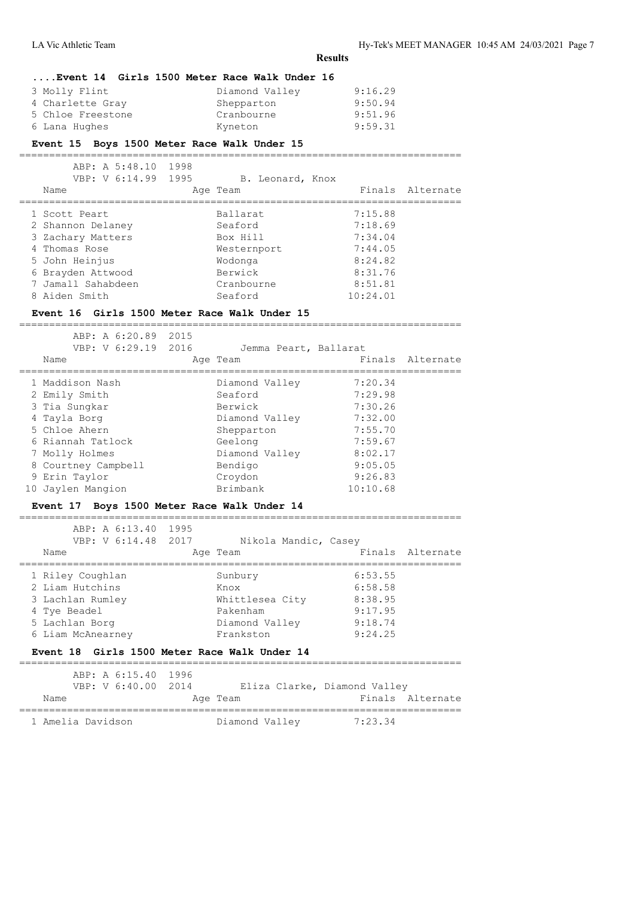**Results**

### ....Event 14 Girls 1500 Meter Race Walk Under 16

| Name | Age | Team | Finals | Alternate |
|---|---|---|---|---|
| 3 Molly Flint | | Diamond Valley | 9:16.29 | |
| 4 Charlette Gray | | Shepparton | 9:50.94 | |
| 5 Chloe Freestone | | Cranbourne | 9:51.96 | |
| 6 Lana Hughes | | Kyneton | 9:59.31 | |

### Event 15 Boys 1500 Meter Race Walk Under 15

ABP: A 5:48.10 1998
VBP: V 6:14.99 1995 B. Leonard, Knox

| Name | Age | Team | Finals | Alternate |
|---|---|---|---|---|
| 1 Scott Peart | | Ballarat | 7:15.88 | |
| 2 Shannon Delaney | | Seaford | 7:18.69 | |
| 3 Zachary Matters | | Box Hill | 7:34.04 | |
| 4 Thomas Rose | | Westernport | 7:44.05 | |
| 5 John Heinjus | | Wodonga | 8:24.82 | |
| 6 Brayden Attwood | | Berwick | 8:31.76 | |
| 7 Jamall Sahabdeen | | Cranbourne | 8:51.81 | |
| 8 Aiden Smith | | Seaford | 10:24.01 | |

### Event 16 Girls 1500 Meter Race Walk Under 15

ABP: A 6:20.89 2015
VBP: V 6:29.19 2016 Jemma Peart, Ballarat

| Name | Age | Team | Finals | Alternate |
|---|---|---|---|---|
| 1 Maddison Nash | | Diamond Valley | 7:20.34 | |
| 2 Emily Smith | | Seaford | 7:29.98 | |
| 3 Tia Sungkar | | Berwick | 7:30.26 | |
| 4 Tayla Borg | | Diamond Valley | 7:32.00 | |
| 5 Chloe Ahern | | Shepparton | 7:55.70 | |
| 6 Riannah Tatlock | | Geelong | 7:59.67 | |
| 7 Molly Holmes | | Diamond Valley | 8:02.17 | |
| 8 Courtney Campbell | | Bendigo | 9:05.05 | |
| 9 Erin Taylor | | Croydon | 9:26.83 | |
| 10 Jaylen Mangion | | Brimbank | 10:10.68 | |

### Event 17 Boys 1500 Meter Race Walk Under 14

ABP: A 6:13.40 1995
VBP: V 6:14.48 2017 Nikola Mandic, Casey

| Name | Age | Team | Finals | Alternate |
|---|---|---|---|---|
| 1 Riley Coughlan | | Sunbury | 6:53.55 | |
| 2 Liam Hutchins | | Knox | 6:58.58 | |
| 3 Lachlan Rumley | | Whittlesea City | 8:38.95 | |
| 4 Tye Beadel | | Pakenham | 9:17.95 | |
| 5 Lachlan Borg | | Diamond Valley | 9:18.74 | |
| 6 Liam McAnearney | | Frankston | 9:24.25 | |

### Event 18 Girls 1500 Meter Race Walk Under 14

ABP: A 6:15.40 1996
VBP: V 6:40.00 2014 Eliza Clarke, Diamond Valley

| Name | Age | Team | Finals | Alternate |
|---|---|---|---|---|
| 1 Amelia Davidson | | Diamond Valley | 7:23.34 | |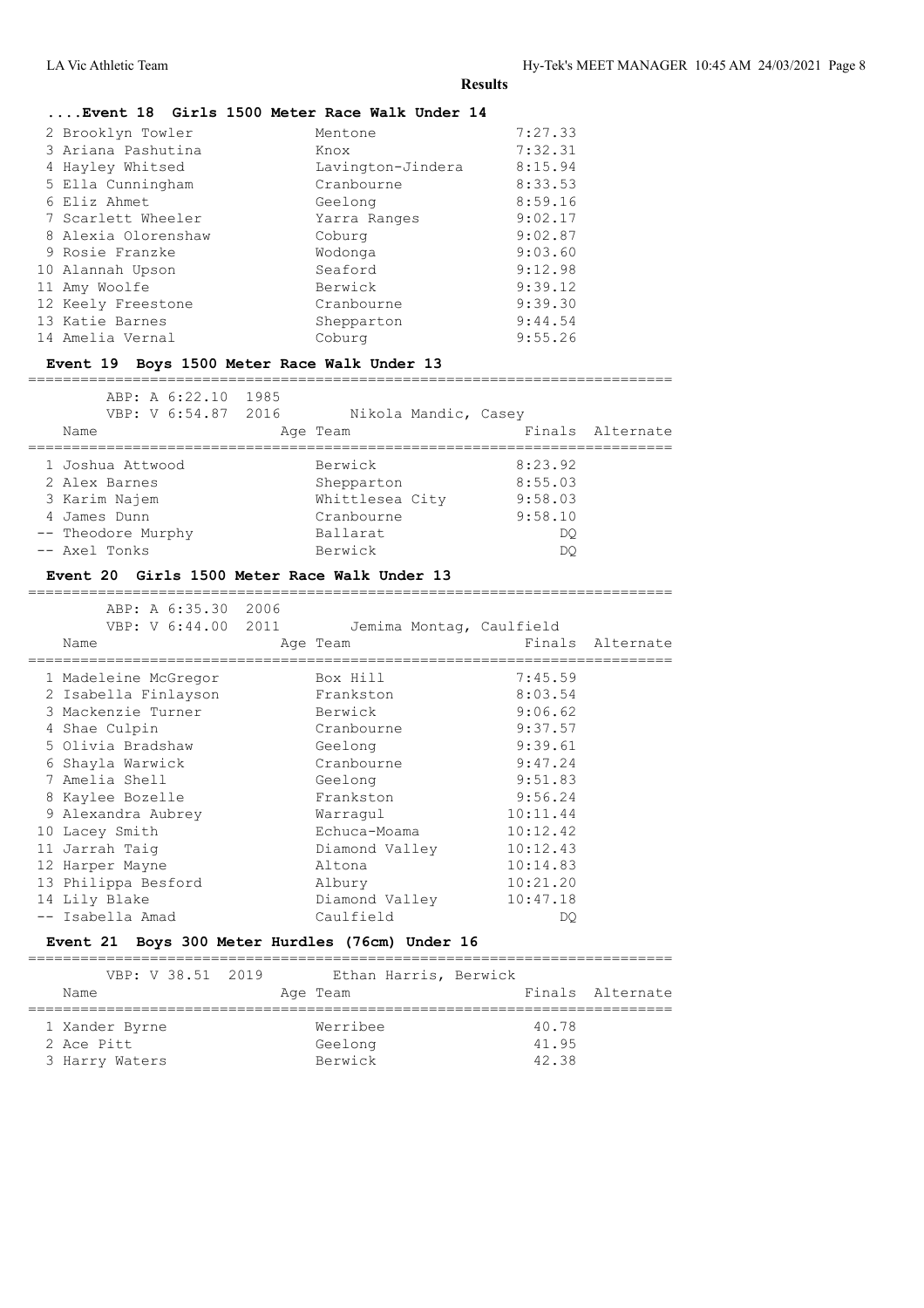## Results

### ....Event 18 Girls 1500 Meter Race Walk Under 14

| Place | Name | Age | Team | Finals | Alternate |
|---|---|---|---|---|---|
| 2 | Brooklyn Towler | | Mentone | 7:27.33 | |
| 3 | Ariana Pashutina | | Knox | 7:32.31 | |
| 4 | Hayley Whitsed | | Lavington-Jindera | 8:15.94 | |
| 5 | Ella Cunningham | | Cranbourne | 8:33.53 | |
| 6 | Eliz Ahmet | | Geelong | 8:59.16 | |
| 7 | Scarlett Wheeler | | Yarra Ranges | 9:02.17 | |
| 8 | Alexia Olorenshaw | | Coburg | 9:02.87 | |
| 9 | Rosie Franzke | | Wodonga | 9:03.60 | |
| 10 | Alannah Upson | | Seaford | 9:12.98 | |
| 11 | Amy Woolfe | | Berwick | 9:39.12 | |
| 12 | Keely Freestone | | Cranbourne | 9:39.30 | |
| 13 | Katie Barnes | | Shepparton | 9:44.54 | |
| 14 | Amelia Vernal | | Coburg | 9:55.26 | |

### Event 19 Boys 1500 Meter Race Walk Under 13

ABP: A 6:22.10 1985
VBP: V 6:54.87 2016 Nikola Mandic, Casey

| Place | Name | Age | Team | Finals | Alternate |
|---|---|---|---|---|---|
| 1 | Joshua Attwood | | Berwick | 8:23.92 | |
| 2 | Alex Barnes | | Shepparton | 8:55.03 | |
| 3 | Karim Najem | | Whittlesea City | 9:58.03 | |
| 4 | James Dunn | | Cranbourne | 9:58.10 | |
| -- | Theodore Murphy | | Ballarat | DQ | |
| -- | Axel Tonks | | Berwick | DQ | |

### Event 20 Girls 1500 Meter Race Walk Under 13

ABP: A 6:35.30 2006
VBP: V 6:44.00 2011 Jemima Montag, Caulfield

| Place | Name | Age | Team | Finals | Alternate |
|---|---|---|---|---|---|
| 1 | Madeleine McGregor | | Box Hill | 7:45.59 | |
| 2 | Isabella Finlayson | | Frankston | 8:03.54 | |
| 3 | Mackenzie Turner | | Berwick | 9:06.62 | |
| 4 | Shae Culpin | | Cranbourne | 9:37.57 | |
| 5 | Olivia Bradshaw | | Geelong | 9:39.61 | |
| 6 | Shayla Warwick | | Cranbourne | 9:47.24 | |
| 7 | Amelia Shell | | Geelong | 9:51.83 | |
| 8 | Kaylee Bozelle | | Frankston | 9:56.24 | |
| 9 | Alexandra Aubrey | | Warragul | 10:11.44 | |
| 10 | Lacey Smith | | Echuca-Moama | 10:12.42 | |
| 11 | Jarrah Taig | | Diamond Valley | 10:12.43 | |
| 12 | Harper Mayne | | Altona | 10:14.83 | |
| 13 | Philippa Besford | | Albury | 10:21.20 | |
| 14 | Lily Blake | | Diamond Valley | 10:47.18 | |
| -- | Isabella Amad | | Caulfield | DQ | |

### Event 21 Boys 300 Meter Hurdles (76cm) Under 16

VBP: V 38.51 2019 Ethan Harris, Berwick

| Place | Name | Age | Team | Finals | Alternate |
|---|---|---|---|---|---|
| 1 | Xander Byrne | | Werribee | 40.78 | |
| 2 | Ace Pitt | | Geelong | 41.95 | |
| 3 | Harry Waters | | Berwick | 42.38 | |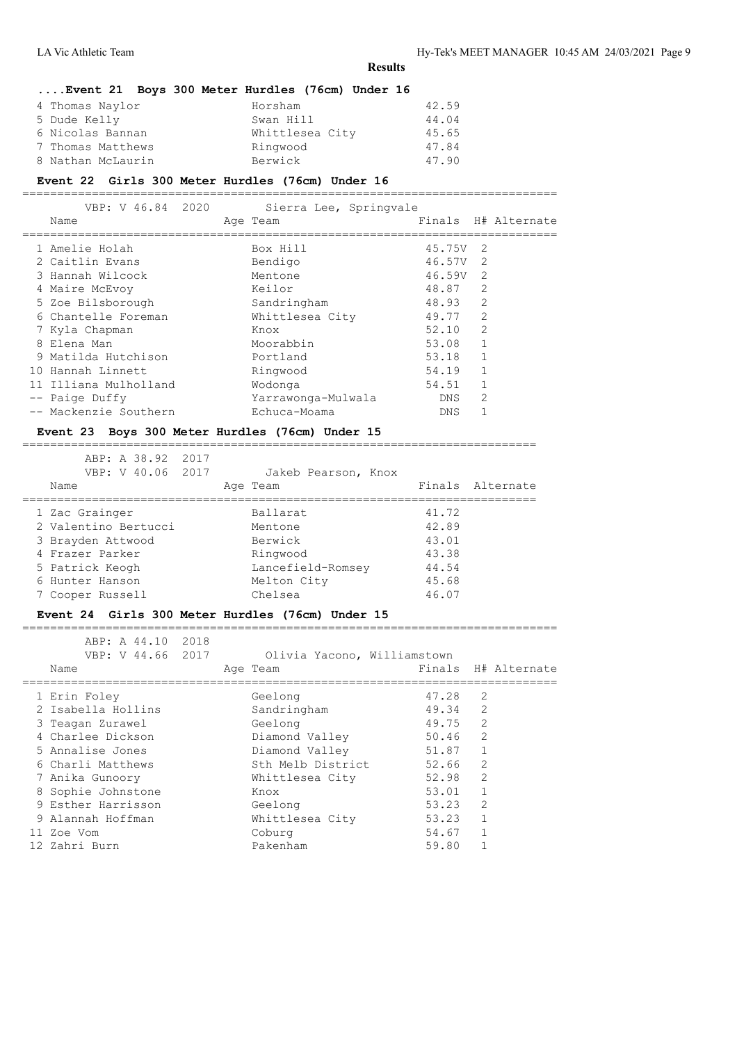**Results**

### ....Event 21 Boys 300 Meter Hurdles (76cm) Under 16

| Place | Name | Team | Finals |
|---|---|---|---|
| 4 | Thomas Naylor | Horsham | 42.59 |
| 5 | Dude Kelly | Swan Hill | 44.04 |
| 6 | Nicolas Bannan | Whittlesea City | 45.65 |
| 7 | Thomas Matthews | Ringwood | 47.84 |
| 8 | Nathan McLaurin | Berwick | 47.90 |

### Event 22 Girls 300 Meter Hurdles (76cm) Under 16

VBP: V 46.84 2020 Sierra Lee, Springvale

| Place | Name | Age | Team | Finals | H# | Alternate |
|---|---|---|---|---|---|---|
| 1 | Amelie Holah | | Box Hill | 45.75V | 2 | |
| 2 | Caitlin Evans | | Bendigo | 46.57V | 2 | |
| 3 | Hannah Wilcock | | Mentone | 46.59V | 2 | |
| 4 | Maire McEvoy | | Keilor | 48.87 | 2 | |
| 5 | Zoe Bilsborough | | Sandringham | 48.93 | 2 | |
| 6 | Chantelle Foreman | | Whittlesea City | 49.77 | 2 | |
| 7 | Kyla Chapman | | Knox | 52.10 | 2 | |
| 8 | Elena Man | | Moorabbin | 53.08 | 1 | |
| 9 | Matilda Hutchison | | Portland | 53.18 | 1 | |
| 10 | Hannah Linnett | | Ringwood | 54.19 | 1 | |
| 11 | Illiana Mulholland | | Wodonga | 54.51 | 1 | |
| -- | Paige Duffy | | Yarrawonga-Mulwala | DNS | 2 | |
| -- | Mackenzie Southern | | Echuca-Moama | DNS | 1 | |

### Event 23 Boys 300 Meter Hurdles (76cm) Under 15

ABP: A 38.92 2017
VBP: V 40.06 2017 Jakeb Pearson, Knox

| Place | Name | Age | Team | Finals | Alternate |
|---|---|---|---|---|---|
| 1 | Zac Grainger | | Ballarat | 41.72 | |
| 2 | Valentino Bertucci | | Mentone | 42.89 | |
| 3 | Brayden Attwood | | Berwick | 43.01 | |
| 4 | Frazer Parker | | Ringwood | 43.38 | |
| 5 | Patrick Keogh | | Lancefield-Romsey | 44.54 | |
| 6 | Hunter Hanson | | Melton City | 45.68 | |
| 7 | Cooper Russell | | Chelsea | 46.07 | |

### Event 24 Girls 300 Meter Hurdles (76cm) Under 15

ABP: A 44.10 2018
VBP: V 44.66 2017 Olivia Yacono, Williamstown

| Place | Name | Age | Team | Finals | H# | Alternate |
|---|---|---|---|---|---|---|
| 1 | Erin Foley | | Geelong | 47.28 | 2 | |
| 2 | Isabella Hollins | | Sandringham | 49.34 | 2 | |
| 3 | Teagan Zurawel | | Geelong | 49.75 | 2 | |
| 4 | Charlee Dickson | | Diamond Valley | 50.46 | 2 | |
| 5 | Annalise Jones | | Diamond Valley | 51.87 | 1 | |
| 6 | Charli Matthews | | Sth Melb District | 52.66 | 2 | |
| 7 | Anika Gunoory | | Whittlesea City | 52.98 | 2 | |
| 8 | Sophie Johnstone | | Knox | 53.01 | 1 | |
| 9 | Esther Harrisson | | Geelong | 53.23 | 2 | |
| 9 | Alannah Hoffman | | Whittlesea City | 53.23 | 1 | |
| 11 | Zoe Vom | | Coburg | 54.67 | 1 | |
| 12 | Zahri Burn | | Pakenham | 59.80 | 1 | |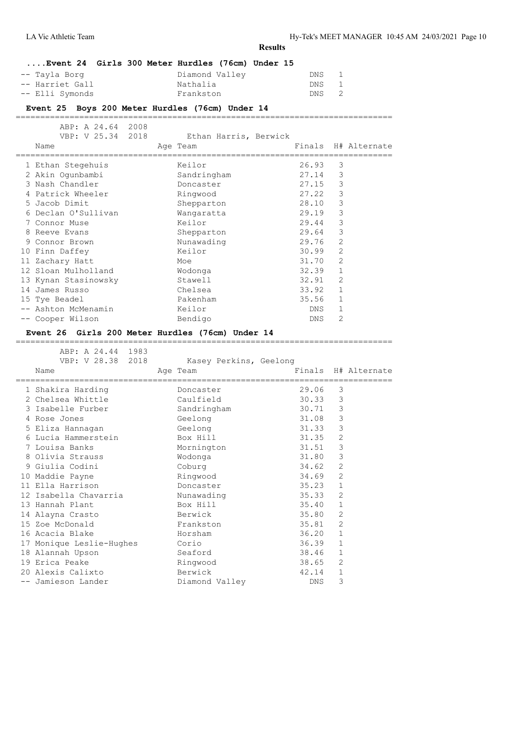**Results**

### ....Event 24 Girls 300 Meter Hurdles (76cm) Under 15

| Name | Age Team | Finals | H# |
|---|---|---|---|
| -- Tayla Borg | Diamond Valley | DNS | 1 |
| -- Harriet Gall | Nathalia | DNS | 1 |
| -- Elli Symonds | Frankston | DNS | 2 |

### Event 25 Boys 200 Meter Hurdles (76cm) Under 14

ABP: A 24.64 2008
VBP: V 25.34 2018 Ethan Harris, Berwick

| Name | Age Team | Finals | H# | Alternate |
|---|---|---|---|---|
| 1 Ethan Stegehuis | Keilor | 26.93 | 3 | |
| 2 Akin Ogunbambi | Sandringham | 27.14 | 3 | |
| 3 Nash Chandler | Doncaster | 27.15 | 3 | |
| 4 Patrick Wheeler | Ringwood | 27.22 | 3 | |
| 5 Jacob Dimit | Shepparton | 28.10 | 3 | |
| 6 Declan O'Sullivan | Wangaratta | 29.19 | 3 | |
| 7 Connor Muse | Keilor | 29.44 | 3 | |
| 8 Reeve Evans | Shepparton | 29.64 | 3 | |
| 9 Connor Brown | Nunawading | 29.76 | 2 | |
| 10 Finn Daffey | Keilor | 30.99 | 2 | |
| 11 Zachary Hatt | Moe | 31.70 | 2 | |
| 12 Sloan Mulholland | Wodonga | 32.39 | 1 | |
| 13 Kynan Stasinowsky | Stawell | 32.91 | 2 | |
| 14 James Russo | Chelsea | 33.92 | 1 | |
| 15 Tye Beadel | Pakenham | 35.56 | 1 | |
| -- Ashton McMenamin | Keilor | DNS | 1 | |
| -- Cooper Wilson | Bendigo | DNS | 2 | |

### Event 26 Girls 200 Meter Hurdles (76cm) Under 14

ABP: A 24.44 1983
VBP: V 28.38 2018 Kasey Perkins, Geelong

| Name | Age Team | Finals | H# | Alternate |
|---|---|---|---|---|
| 1 Shakira Harding | Doncaster | 29.06 | 3 | |
| 2 Chelsea Whittle | Caulfield | 30.33 | 3 | |
| 3 Isabelle Furber | Sandringham | 30.71 | 3 | |
| 4 Rose Jones | Geelong | 31.08 | 3 | |
| 5 Eliza Hannagan | Geelong | 31.33 | 3 | |
| 6 Lucia Hammerstein | Box Hill | 31.35 | 2 | |
| 7 Louisa Banks | Mornington | 31.51 | 3 | |
| 8 Olivia Strauss | Wodonga | 31.80 | 3 | |
| 9 Giulia Codini | Coburg | 34.62 | 2 | |
| 10 Maddie Payne | Ringwood | 34.69 | 2 | |
| 11 Ella Harrison | Doncaster | 35.23 | 1 | |
| 12 Isabella Chavarria | Nunawading | 35.33 | 2 | |
| 13 Hannah Plant | Box Hill | 35.40 | 1 | |
| 14 Alayna Crasto | Berwick | 35.80 | 2 | |
| 15 Zoe McDonald | Frankston | 35.81 | 2 | |
| 16 Acacia Blake | Horsham | 36.20 | 1 | |
| 17 Monique Leslie-Hughes | Corio | 36.39 | 1 | |
| 18 Alannah Upson | Seaford | 38.46 | 1 | |
| 19 Erica Peake | Ringwood | 38.65 | 2 | |
| 20 Alexis Calixto | Berwick | 42.14 | 1 | |
| -- Jamieson Lander | Diamond Valley | DNS | 3 | |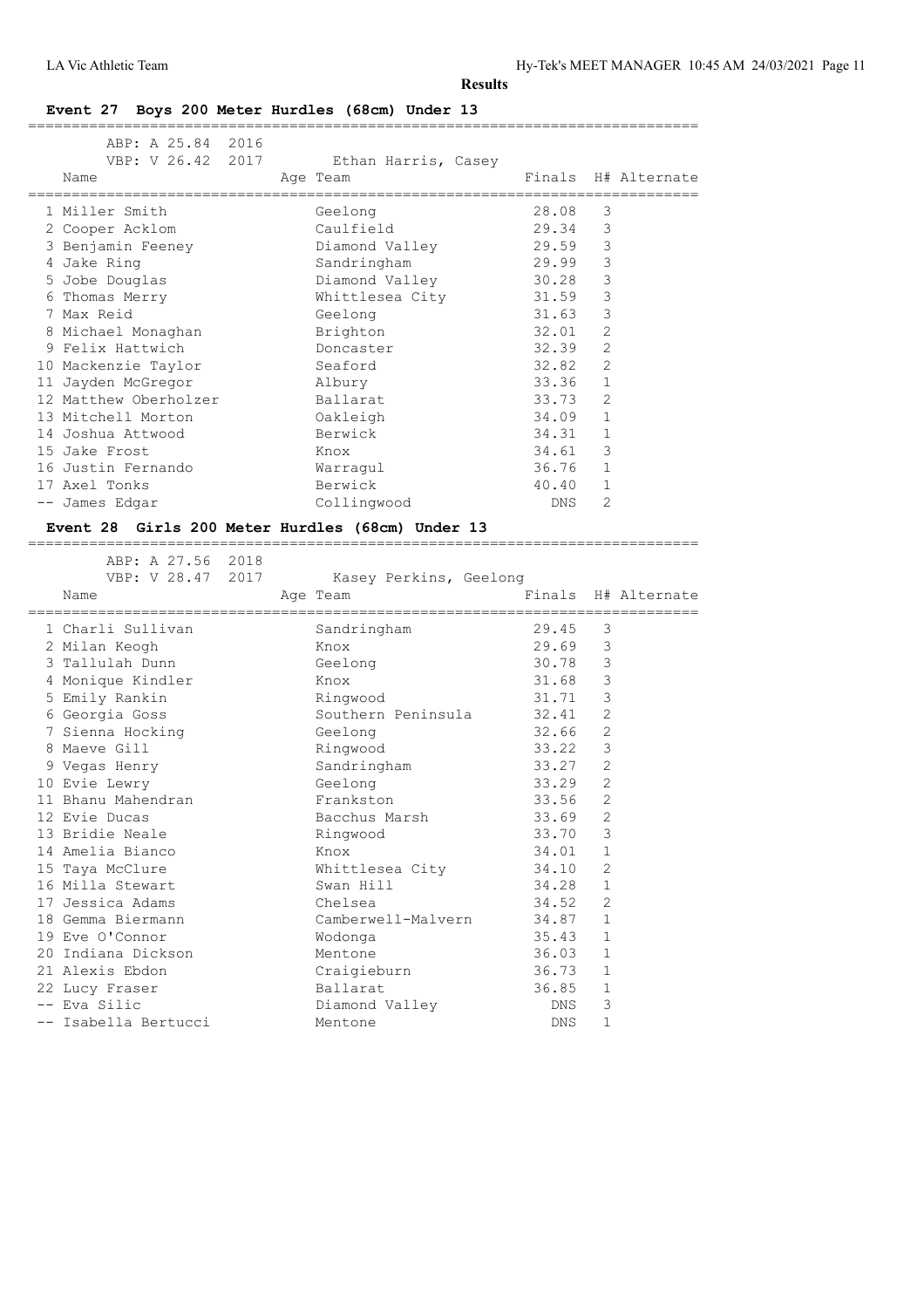**Results**

## Event 27 Boys 200 Meter Hurdles (68cm) Under 13

ABP: A 25.84 2016
VBP: V 26.42 2017 Ethan Harris, Casey

| Place | Name | Age | Team | Finals | H# | Alternate |
|---|---|---|---|---|---|---|
| 1 | Miller Smith | | Geelong | 28.08 | 3 | |
| 2 | Cooper Acklom | | Caulfield | 29.34 | 3 | |
| 3 | Benjamin Feeney | | Diamond Valley | 29.59 | 3 | |
| 4 | Jake Ring | | Sandringham | 29.99 | 3 | |
| 5 | Jobe Douglas | | Diamond Valley | 30.28 | 3 | |
| 6 | Thomas Merry | | Whittlesea City | 31.59 | 3 | |
| 7 | Max Reid | | Geelong | 31.63 | 3 | |
| 8 | Michael Monaghan | | Brighton | 32.01 | 2 | |
| 9 | Felix Hattwich | | Doncaster | 32.39 | 2 | |
| 10 | Mackenzie Taylor | | Seaford | 32.82 | 2 | |
| 11 | Jayden McGregor | | Albury | 33.36 | 1 | |
| 12 | Matthew Oberholzer | | Ballarat | 33.73 | 2 | |
| 13 | Mitchell Morton | | Oakleigh | 34.09 | 1 | |
| 14 | Joshua Attwood | | Berwick | 34.31 | 1 | |
| 15 | Jake Frost | | Knox | 34.61 | 3 | |
| 16 | Justin Fernando | | Warragul | 36.76 | 1 | |
| 17 | Axel Tonks | | Berwick | 40.40 | 1 | |
| -- | James Edgar | | Collingwood | DNS | 2 | |

## Event 28 Girls 200 Meter Hurdles (68cm) Under 13

ABP: A 27.56 2018
VBP: V 28.47 2017 Kasey Perkins, Geelong

| Place | Name | Age | Team | Finals | H# | Alternate |
|---|---|---|---|---|---|---|
| 1 | Charli Sullivan | | Sandringham | 29.45 | 3 | |
| 2 | Milan Keogh | | Knox | 29.69 | 3 | |
| 3 | Tallulah Dunn | | Geelong | 30.78 | 3 | |
| 4 | Monique Kindler | | Knox | 31.68 | 3 | |
| 5 | Emily Rankin | | Ringwood | 31.71 | 3 | |
| 6 | Georgia Goss | | Southern Peninsula | 32.41 | 2 | |
| 7 | Sienna Hocking | | Geelong | 32.66 | 2 | |
| 8 | Maeve Gill | | Ringwood | 33.22 | 3 | |
| 9 | Vegas Henry | | Sandringham | 33.27 | 2 | |
| 10 | Evie Lewry | | Geelong | 33.29 | 2 | |
| 11 | Bhanu Mahendran | | Frankston | 33.56 | 2 | |
| 12 | Evie Ducas | | Bacchus Marsh | 33.69 | 2 | |
| 13 | Bridie Neale | | Ringwood | 33.70 | 3 | |
| 14 | Amelia Bianco | | Knox | 34.01 | 1 | |
| 15 | Taya McClure | | Whittlesea City | 34.10 | 2 | |
| 16 | Milla Stewart | | Swan Hill | 34.28 | 1 | |
| 17 | Jessica Adams | | Chelsea | 34.52 | 2 | |
| 18 | Gemma Biermann | | Camberwell-Malvern | 34.87 | 1 | |
| 19 | Eve O'Connor | | Wodonga | 35.43 | 1 | |
| 20 | Indiana Dickson | | Mentone | 36.03 | 1 | |
| 21 | Alexis Ebdon | | Craigieburn | 36.73 | 1 | |
| 22 | Lucy Fraser | | Ballarat | 36.85 | 1 | |
| -- | Eva Silic | | Diamond Valley | DNS | 3 | |
| -- | Isabella Bertucci | | Mentone | DNS | 1 | |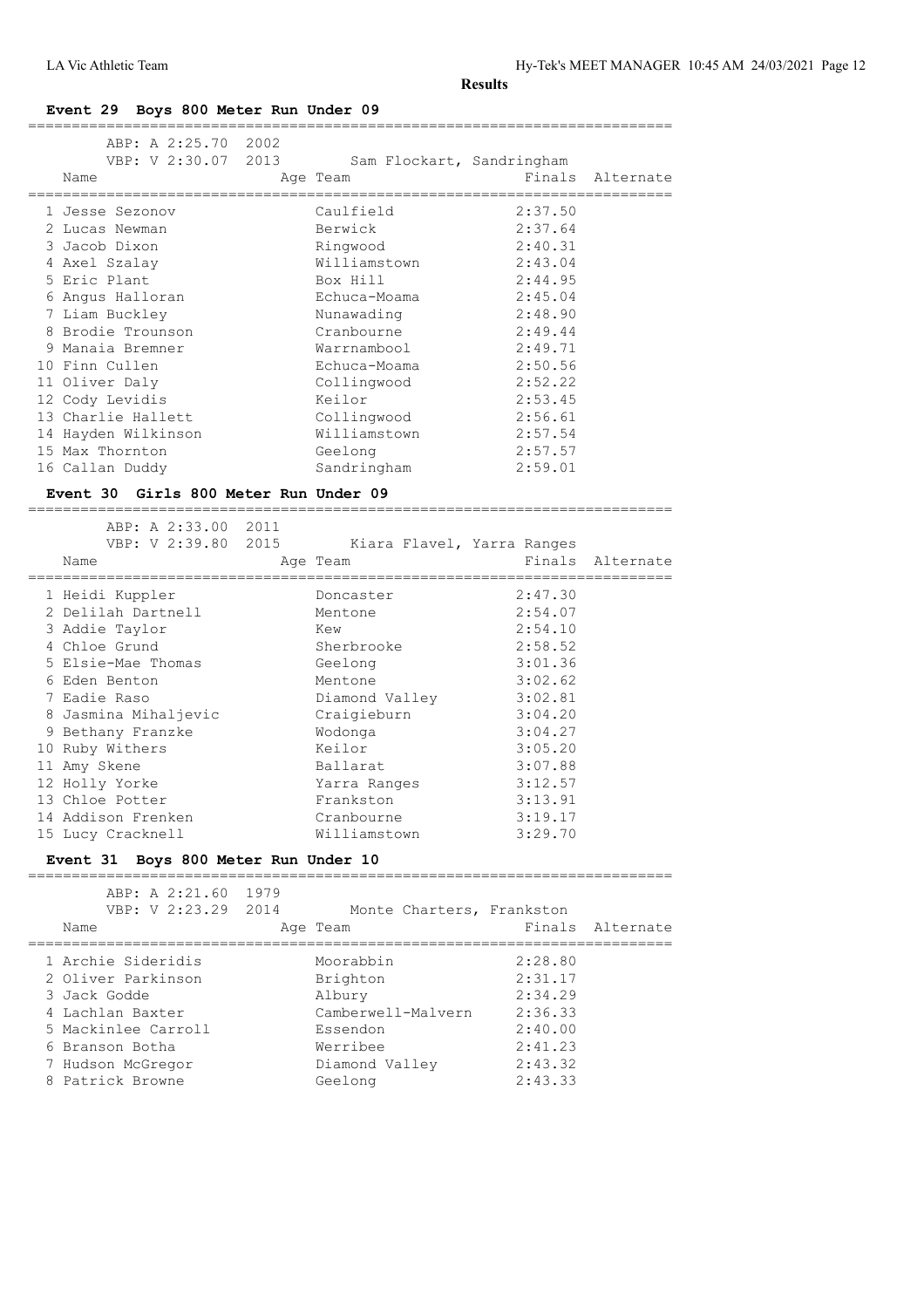**Results**

### Event 29 Boys 800 Meter Run Under 09

ABP: A 2:25.70 2002
VBP: V 2:30.07 2013 Sam Flockart, Sandringham

| | Name | Age | Team | Finals | Alternate |
|---|---|---|---|---|---|
| 1 | Jesse Sezonov | | Caulfield | 2:37.50 | |
| 2 | Lucas Newman | | Berwick | 2:37.64 | |
| 3 | Jacob Dixon | | Ringwood | 2:40.31 | |
| 4 | Axel Szalay | | Williamstown | 2:43.04 | |
| 5 | Eric Plant | | Box Hill | 2:44.95 | |
| 6 | Angus Halloran | | Echuca-Moama | 2:45.04 | |
| 7 | Liam Buckley | | Nunawading | 2:48.90 | |
| 8 | Brodie Trounson | | Cranbourne | 2:49.44 | |
| 9 | Manaia Bremner | | Warrnambool | 2:49.71 | |
| 10 | Finn Cullen | | Echuca-Moama | 2:50.56 | |
| 11 | Oliver Daly | | Collingwood | 2:52.22 | |
| 12 | Cody Levidis | | Keilor | 2:53.45 | |
| 13 | Charlie Hallett | | Collingwood | 2:56.61 | |
| 14 | Hayden Wilkinson | | Williamstown | 2:57.54 | |
| 15 | Max Thornton | | Geelong | 2:57.57 | |
| 16 | Callan Duddy | | Sandringham | 2:59.01 | |

### Event 30 Girls 800 Meter Run Under 09

ABP: A 2:33.00 2011
VBP: V 2:39.80 2015 Kiara Flavel, Yarra Ranges

| | Name | Age | Team | Finals | Alternate |
|---|---|---|---|---|---|
| 1 | Heidi Kuppler | | Doncaster | 2:47.30 | |
| 2 | Delilah Dartnell | | Mentone | 2:54.07 | |
| 3 | Addie Taylor | | Kew | 2:54.10 | |
| 4 | Chloe Grund | | Sherbrooke | 2:58.52 | |
| 5 | Elsie-Mae Thomas | | Geelong | 3:01.36 | |
| 6 | Eden Benton | | Mentone | 3:02.62 | |
| 7 | Eadie Raso | | Diamond Valley | 3:02.81 | |
| 8 | Jasmina Mihaljevic | | Craigieburn | 3:04.20 | |
| 9 | Bethany Franzke | | Wodonga | 3:04.27 | |
| 10 | Ruby Withers | | Keilor | 3:05.20 | |
| 11 | Amy Skene | | Ballarat | 3:07.88 | |
| 12 | Holly Yorke | | Yarra Ranges | 3:12.57 | |
| 13 | Chloe Potter | | Frankston | 3:13.91 | |
| 14 | Addison Frenken | | Cranbourne | 3:19.17 | |
| 15 | Lucy Cracknell | | Williamstown | 3:29.70 | |

### Event 31 Boys 800 Meter Run Under 10

ABP: A 2:21.60 1979
VBP: V 2:23.29 2014 Monte Charters, Frankston

| | Name | Age | Team | Finals | Alternate |
|---|---|---|---|---|---|
| 1 | Archie Sideridis | | Moorabbin | 2:28.80 | |
| 2 | Oliver Parkinson | | Brighton | 2:31.17 | |
| 3 | Jack Godde | | Albury | 2:34.29 | |
| 4 | Lachlan Baxter | | Camberwell-Malvern | 2:36.33 | |
| 5 | Mackinlee Carroll | | Essendon | 2:40.00 | |
| 6 | Branson Botha | | Werribee | 2:41.23 | |
| 7 | Hudson McGregor | | Diamond Valley | 2:43.32 | |
| 8 | Patrick Browne | | Geelong | 2:43.33 | |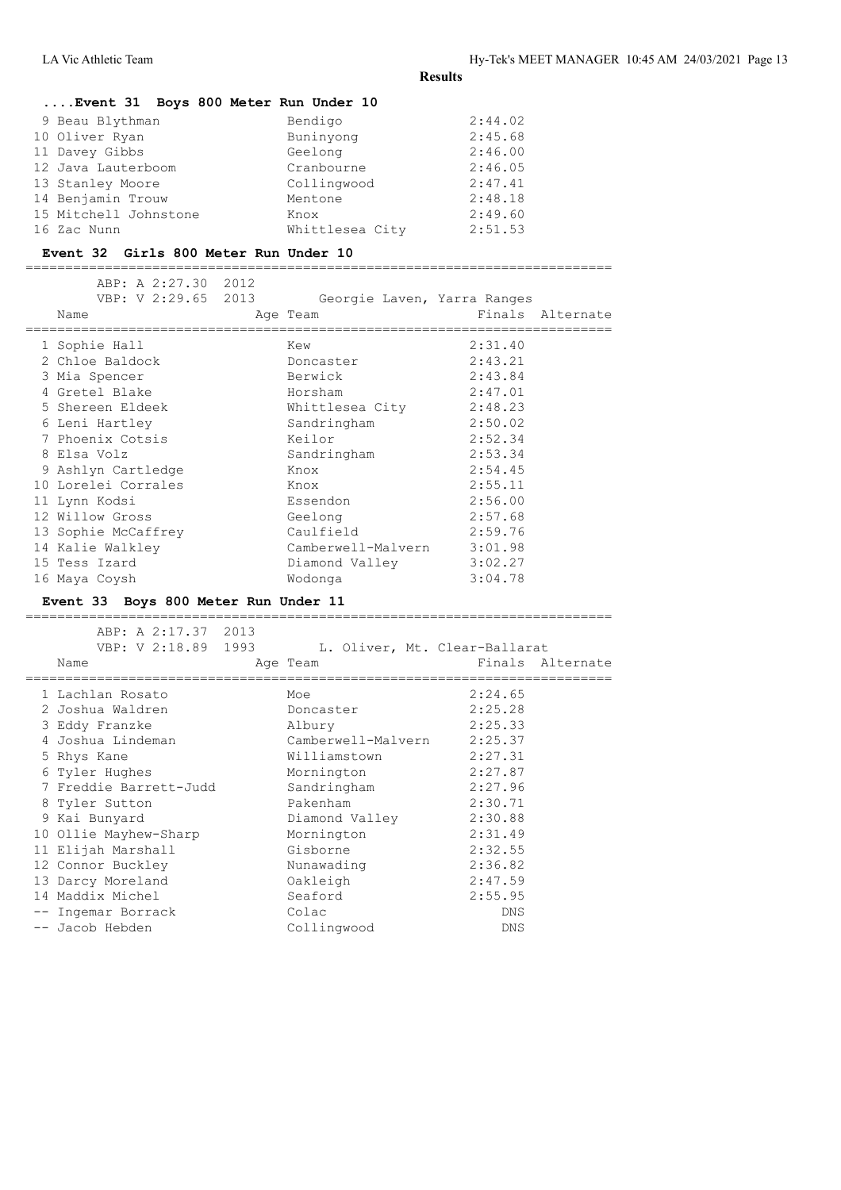**Results**

### ....Event 31 Boys 800 Meter Run Under 10

| Place | Name | Team | Finals |
|---|---|---|---|
| 9 | Beau Blythman | Bendigo | 2:44.02 |
| 10 | Oliver Ryan | Buninyong | 2:45.68 |
| 11 | Davey Gibbs | Geelong | 2:46.00 |
| 12 | Java Lauterboom | Cranbourne | 2:46.05 |
| 13 | Stanley Moore | Collingwood | 2:47.41 |
| 14 | Benjamin Trouw | Mentone | 2:48.18 |
| 15 | Mitchell Johnstone | Knox | 2:49.60 |
| 16 | Zac Nunn | Whittlesea City | 2:51.53 |

### Event 32 Girls 800 Meter Run Under 10

ABP: A 2:27.30 2012
VBP: V 2:29.65 2013 Georgie Laven, Yarra Ranges

| Place | Name | Age Team | Finals | Alternate |
|---|---|---|---|---|
| 1 | Sophie Hall | Kew | 2:31.40 | |
| 2 | Chloe Baldock | Doncaster | 2:43.21 | |
| 3 | Mia Spencer | Berwick | 2:43.84 | |
| 4 | Gretel Blake | Horsham | 2:47.01 | |
| 5 | Shereen Eldeek | Whittlesea City | 2:48.23 | |
| 6 | Leni Hartley | Sandringham | 2:50.02 | |
| 7 | Phoenix Cotsis | Keilor | 2:52.34 | |
| 8 | Elsa Volz | Sandringham | 2:53.34 | |
| 9 | Ashlyn Cartledge | Knox | 2:54.45 | |
| 10 | Lorelei Corrales | Knox | 2:55.11 | |
| 11 | Lynn Kodsi | Essendon | 2:56.00 | |
| 12 | Willow Gross | Geelong | 2:57.68 | |
| 13 | Sophie McCaffrey | Caulfield | 2:59.76 | |
| 14 | Kalie Walkley | Camberwell-Malvern | 3:01.98 | |
| 15 | Tess Izard | Diamond Valley | 3:02.27 | |
| 16 | Maya Coysh | Wodonga | 3:04.78 | |

### Event 33 Boys 800 Meter Run Under 11

ABP: A 2:17.37 2013
VBP: V 2:18.89 1993 L. Oliver, Mt. Clear-Ballarat

| Place | Name | Age Team | Finals | Alternate |
|---|---|---|---|---|
| 1 | Lachlan Rosato | Moe | 2:24.65 | |
| 2 | Joshua Waldren | Doncaster | 2:25.28 | |
| 3 | Eddy Franzke | Albury | 2:25.33 | |
| 4 | Joshua Lindeman | Camberwell-Malvern | 2:25.37 | |
| 5 | Rhys Kane | Williamstown | 2:27.31 | |
| 6 | Tyler Hughes | Mornington | 2:27.87 | |
| 7 | Freddie Barrett-Judd | Sandringham | 2:27.96 | |
| 8 | Tyler Sutton | Pakenham | 2:30.71 | |
| 9 | Kai Bunyard | Diamond Valley | 2:30.88 | |
| 10 | Ollie Mayhew-Sharp | Mornington | 2:31.49 | |
| 11 | Elijah Marshall | Gisborne | 2:32.55 | |
| 12 | Connor Buckley | Nunawading | 2:36.82 | |
| 13 | Darcy Moreland | Oakleigh | 2:47.59 | |
| 14 | Maddix Michel | Seaford | 2:55.95 | |
| -- | Ingemar Borrack | Colac | DNS | |
| -- | Jacob Hebden | Collingwood | DNS | |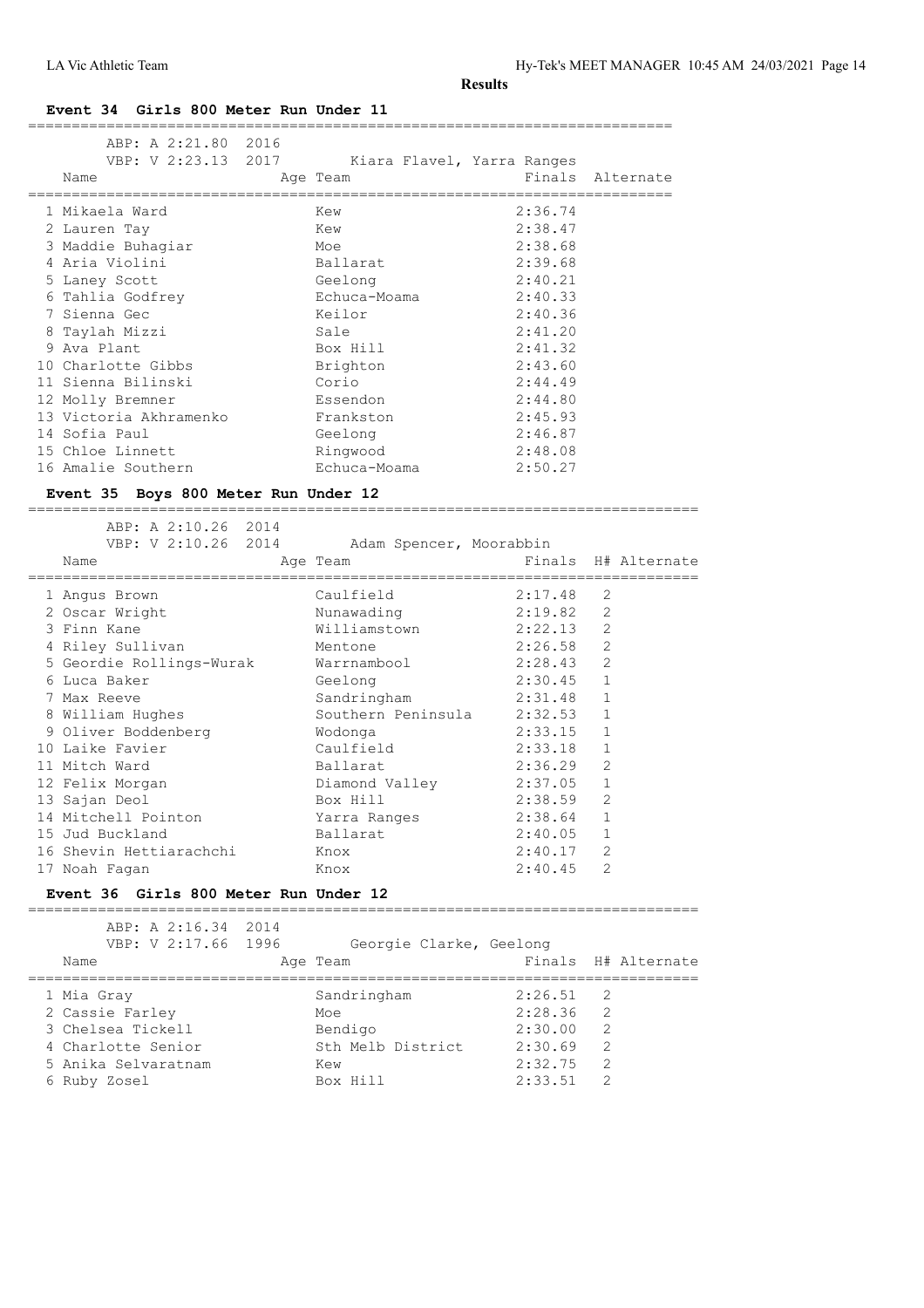**Results**

**Event 34 Girls 800 Meter Run Under 11**

ABP: A 2:21.80 2016
VBP: V 2:23.13 2017 Kiara Flavel, Yarra Ranges

| | Name | Age | Team | Finals | Alternate |
|---|---|---|---|---|---|
| 1 | Mikaela Ward | | Kew | 2:36.74 | |
| 2 | Lauren Tay | | Kew | 2:38.47 | |
| 3 | Maddie Buhagiar | | Moe | 2:38.68 | |
| 4 | Aria Violini | | Ballarat | 2:39.68 | |
| 5 | Laney Scott | | Geelong | 2:40.21 | |
| 6 | Tahlia Godfrey | | Echuca-Moama | 2:40.33 | |
| 7 | Sienna Gec | | Keilor | 2:40.36 | |
| 8 | Taylah Mizzi | | Sale | 2:41.20 | |
| 9 | Ava Plant | | Box Hill | 2:41.32 | |
| 10 | Charlotte Gibbs | | Brighton | 2:43.60 | |
| 11 | Sienna Bilinski | | Corio | 2:44.49 | |
| 12 | Molly Bremner | | Essendon | 2:44.80 | |
| 13 | Victoria Akhramenko | | Frankston | 2:45.93 | |
| 14 | Sofia Paul | | Geelong | 2:46.87 | |
| 15 | Chloe Linnett | | Ringwood | 2:48.08 | |
| 16 | Amalie Southern | | Echuca-Moama | 2:50.27 | |

**Event 35 Boys 800 Meter Run Under 12**

ABP: A 2:10.26 2014
VBP: V 2:10.26 2014 Adam Spencer, Moorabbin

| | Name | Age | Team | Finals | H# | Alternate |
|---|---|---|---|---|---|---|
| 1 | Angus Brown | | Caulfield | 2:17.48 | 2 | |
| 2 | Oscar Wright | | Nunawading | 2:19.82 | 2 | |
| 3 | Finn Kane | | Williamstown | 2:22.13 | 2 | |
| 4 | Riley Sullivan | | Mentone | 2:26.58 | 2 | |
| 5 | Geordie Rollings-Wurak | | Warrnambool | 2:28.43 | 2 | |
| 6 | Luca Baker | | Geelong | 2:30.45 | 1 | |
| 7 | Max Reeve | | Sandringham | 2:31.48 | 1 | |
| 8 | William Hughes | | Southern Peninsula | 2:32.53 | 1 | |
| 9 | Oliver Boddenberg | | Wodonga | 2:33.15 | 1 | |
| 10 | Laike Favier | | Caulfield | 2:33.18 | 1 | |
| 11 | Mitch Ward | | Ballarat | 2:36.29 | 2 | |
| 12 | Felix Morgan | | Diamond Valley | 2:37.05 | 1 | |
| 13 | Sajan Deol | | Box Hill | 2:38.59 | 2 | |
| 14 | Mitchell Pointon | | Yarra Ranges | 2:38.64 | 1 | |
| 15 | Jud Buckland | | Ballarat | 2:40.05 | 1 | |
| 16 | Shevin Hettiarachchi | | Knox | 2:40.17 | 2 | |
| 17 | Noah Fagan | | Knox | 2:40.45 | 2 | |

**Event 36 Girls 800 Meter Run Under 12**

ABP: A 2:16.34 2014
VBP: V 2:17.66 1996 Georgie Clarke, Geelong

| | Name | Age | Team | Finals | H# | Alternate |
|---|---|---|---|---|---|---|
| 1 | Mia Gray | | Sandringham | 2:26.51 | 2 | |
| 2 | Cassie Farley | | Moe | 2:28.36 | 2 | |
| 3 | Chelsea Tickell | | Bendigo | 2:30.00 | 2 | |
| 4 | Charlotte Senior | | Sth Melb District | 2:30.69 | 2 | |
| 5 | Anika Selvaratnam | | Kew | 2:32.75 | 2 | |
| 6 | Ruby Zosel | | Box Hill | 2:33.51 | 2 | |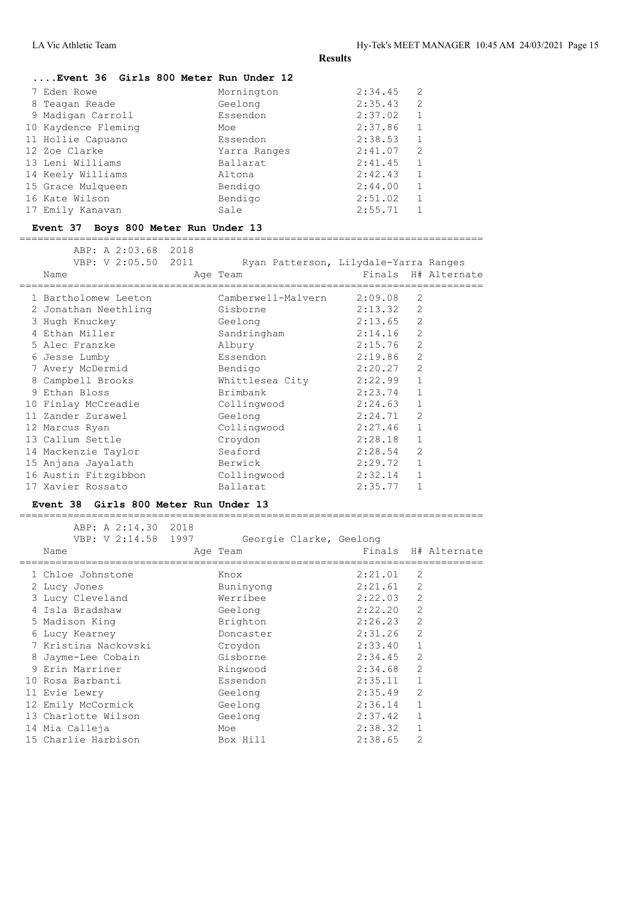**Results**

### ....Event 36 Girls 800 Meter Run Under 12

| | Name | Age | Team | Finals | H# | Alternate |
|---|---|---|---|---|---|---|
| 7 | Eden Rowe | | Mornington | 2:34.45 | 2 | |
| 8 | Teagan Reade | | Geelong | 2:35.43 | 2 | |
| 9 | Madigan Carroll | | Essendon | 2:37.02 | 1 | |
| 10 | Kaydence Fleming | | Moe | 2:37.86 | 1 | |
| 11 | Hollie Capuano | | Essendon | 2:38.53 | 1 | |
| 12 | Zoe Clarke | | Yarra Ranges | 2:41.07 | 2 | |
| 13 | Leni Williams | | Ballarat | 2:41.45 | 1 | |
| 14 | Keely Williams | | Altona | 2:42.43 | 1 | |
| 15 | Grace Mulqueen | | Bendigo | 2:44.00 | 1 | |
| 16 | Kate Wilson | | Bendigo | 2:51.02 | 1 | |
| 17 | Emily Kanavan | | Sale | 2:55.71 | 1 | |

### Event 37 Boys 800 Meter Run Under 13

ABP: A 2:03.68 2018
VBP: V 2:05.50 2011 Ryan Patterson, Lilydale-Yarra Ranges

| | Name | Age | Team | Finals | H# | Alternate |
|---|---|---|---|---|---|---|
| 1 | Bartholomew Leeton | | Camberwell-Malvern | 2:09.08 | 2 | |
| 2 | Jonathan Neethling | | Gisborne | 2:13.32 | 2 | |
| 3 | Hugh Knuckey | | Geelong | 2:13.65 | 2 | |
| 4 | Ethan Miller | | Sandringham | 2:14.16 | 2 | |
| 5 | Alec Franzke | | Albury | 2:15.76 | 2 | |
| 6 | Jesse Lumby | | Essendon | 2:19.86 | 2 | |
| 7 | Avery McDermid | | Bendigo | 2:20.27 | 2 | |
| 8 | Campbell Brooks | | Whittlesea City | 2:22.99 | 1 | |
| 9 | Ethan Bloss | | Brimbank | 2:23.74 | 1 | |
| 10 | Finlay McCreadie | | Collingwood | 2:24.63 | 1 | |
| 11 | Zander Zurawel | | Geelong | 2:24.71 | 2 | |
| 12 | Marcus Ryan | | Collingwood | 2:27.46 | 1 | |
| 13 | Callum Settle | | Croydon | 2:28.18 | 1 | |
| 14 | Mackenzie Taylor | | Seaford | 2:28.54 | 2 | |
| 15 | Anjana Jayalath | | Berwick | 2:29.72 | 1 | |
| 16 | Austin Fitzgibbon | | Collingwood | 2:32.14 | 1 | |
| 17 | Xavier Rossato | | Ballarat | 2:35.77 | 1 | |

### Event 38 Girls 800 Meter Run Under 13

ABP: A 2:14.30 2018
VBP: V 2:14.58 1997 Georgie Clarke, Geelong

| | Name | Age | Team | Finals | H# | Alternate |
|---|---|---|---|---|---|---|
| 1 | Chloe Johnstone | | Knox | 2:21.01 | 2 | |
| 2 | Lucy Jones | | Buninyong | 2:21.61 | 2 | |
| 3 | Lucy Cleveland | | Werribee | 2:22.03 | 2 | |
| 4 | Isla Bradshaw | | Geelong | 2:22.20 | 2 | |
| 5 | Madison King | | Brighton | 2:26.23 | 2 | |
| 6 | Lucy Kearney | | Doncaster | 2:31.26 | 2 | |
| 7 | Kristina Nackovski | | Croydon | 2:33.40 | 1 | |
| 8 | Jayme-Lee Cobain | | Gisborne | 2:34.45 | 2 | |
| 9 | Erin Marriner | | Ringwood | 2:34.68 | 2 | |
| 10 | Rosa Barbanti | | Essendon | 2:35.11 | 1 | |
| 11 | Evie Lewry | | Geelong | 2:35.49 | 2 | |
| 12 | Emily McCormick | | Geelong | 2:36.14 | 1 | |
| 13 | Charlotte Wilson | | Geelong | 2:37.42 | 1 | |
| 14 | Mia Calleja | | Moe | 2:38.32 | 1 | |
| 15 | Charlie Harbison | | Box Hill | 2:38.65 | 2 | |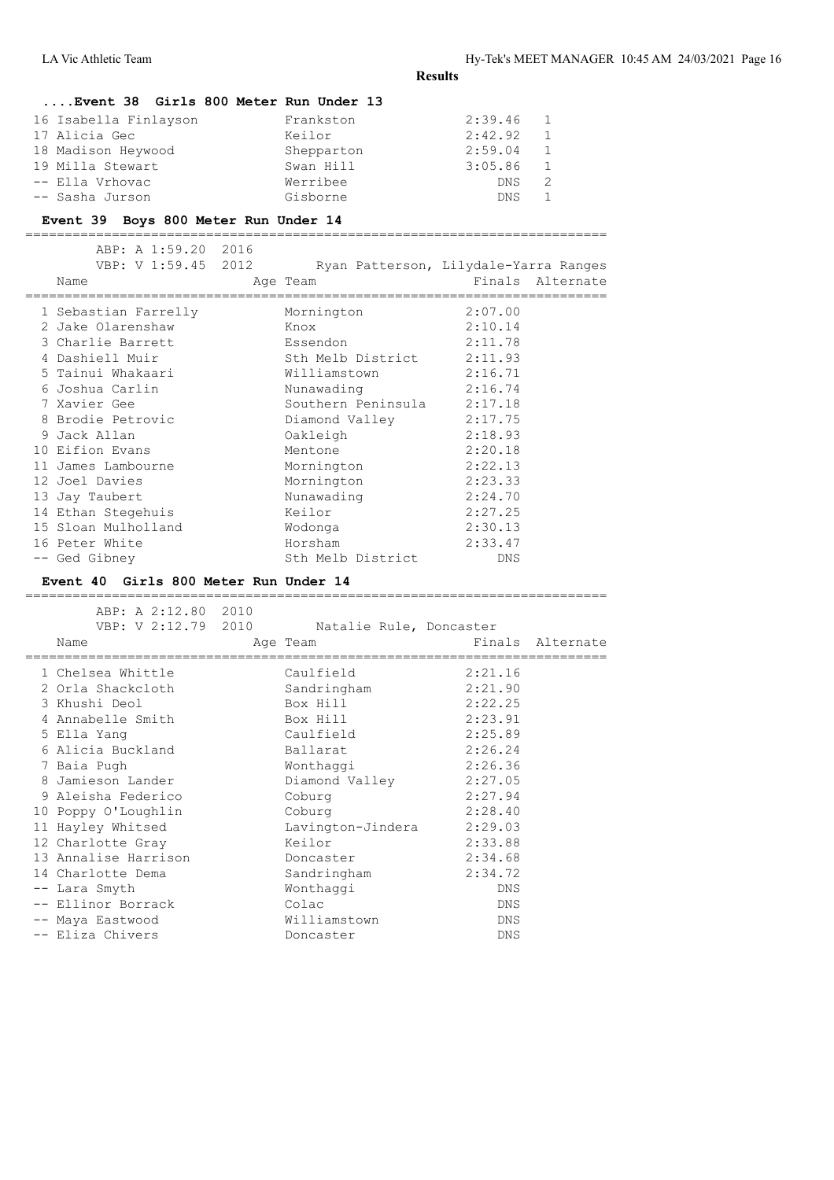## Results

### ....Event 38 Girls 800 Meter Run Under 13

| | Name | Team | Finals | |
|---|---|---|---|---|
| 16 | Isabella Finlayson | Frankston | 2:39.46 | 1 |
| 17 | Alicia Gec | Keilor | 2:42.92 | 1 |
| 18 | Madison Heywood | Shepparton | 2:59.04 | 1 |
| 19 | Milla Stewart | Swan Hill | 3:05.86 | 1 |
| -- | Ella Vrhovac | Werribee | DNS | 2 |
| -- | Sasha Jurson | Gisborne | DNS | 1 |

### Event 39 Boys 800 Meter Run Under 14

ABP: A 1:59.20 2016
VBP: V 1:59.45 2012 Ryan Patterson, Lilydale-Yarra Ranges

| | Name | Age | Team | Finals | Alternate |
|---|---|---|---|---|---|
| 1 | Sebastian Farrelly | | Mornington | 2:07.00 | |
| 2 | Jake Olarenshaw | | Knox | 2:10.14 | |
| 3 | Charlie Barrett | | Essendon | 2:11.78 | |
| 4 | Dashiell Muir | | Sth Melb District | 2:11.93 | |
| 5 | Tainui Whakaari | | Williamstown | 2:16.71 | |
| 6 | Joshua Carlin | | Nunawading | 2:16.74 | |
| 7 | Xavier Gee | | Southern Peninsula | 2:17.18 | |
| 8 | Brodie Petrovic | | Diamond Valley | 2:17.75 | |
| 9 | Jack Allan | | Oakleigh | 2:18.93 | |
| 10 | Eifion Evans | | Mentone | 2:20.18 | |
| 11 | James Lambourne | | Mornington | 2:22.13 | |
| 12 | Joel Davies | | Mornington | 2:23.33 | |
| 13 | Jay Taubert | | Nunawading | 2:24.70 | |
| 14 | Ethan Stegehuis | | Keilor | 2:27.25 | |
| 15 | Sloan Mulholland | | Wodonga | 2:30.13 | |
| 16 | Peter White | | Horsham | 2:33.47 | |
| -- | Ged Gibney | | Sth Melb District | DNS | |

### Event 40 Girls 800 Meter Run Under 14

ABP: A 2:12.80 2010
VBP: V 2:12.79 2010 Natalie Rule, Doncaster

| | Name | Age | Team | Finals | Alternate |
|---|---|---|---|---|---|
| 1 | Chelsea Whittle | | Caulfield | 2:21.16 | |
| 2 | Orla Shackcloth | | Sandringham | 2:21.90 | |
| 3 | Khushi Deol | | Box Hill | 2:22.25 | |
| 4 | Annabelle Smith | | Box Hill | 2:23.91 | |
| 5 | Ella Yang | | Caulfield | 2:25.89 | |
| 6 | Alicia Buckland | | Ballarat | 2:26.24 | |
| 7 | Baia Pugh | | Wonthaggi | 2:26.36 | |
| 8 | Jamieson Lander | | Diamond Valley | 2:27.05 | |
| 9 | Aleisha Federico | | Coburg | 2:27.94 | |
| 10 | Poppy O'Loughlin | | Coburg | 2:28.40 | |
| 11 | Hayley Whitsed | | Lavington-Jindera | 2:29.03 | |
| 12 | Charlotte Gray | | Keilor | 2:33.88 | |
| 13 | Annalise Harrison | | Doncaster | 2:34.68 | |
| 14 | Charlotte Dema | | Sandringham | 2:34.72 | |
| -- | Lara Smyth | | Wonthaggi | DNS | |
| -- | Ellinor Borrack | | Colac | DNS | |
| -- | Maya Eastwood | | Williamstown | DNS | |
| -- | Eliza Chivers | | Doncaster | DNS | |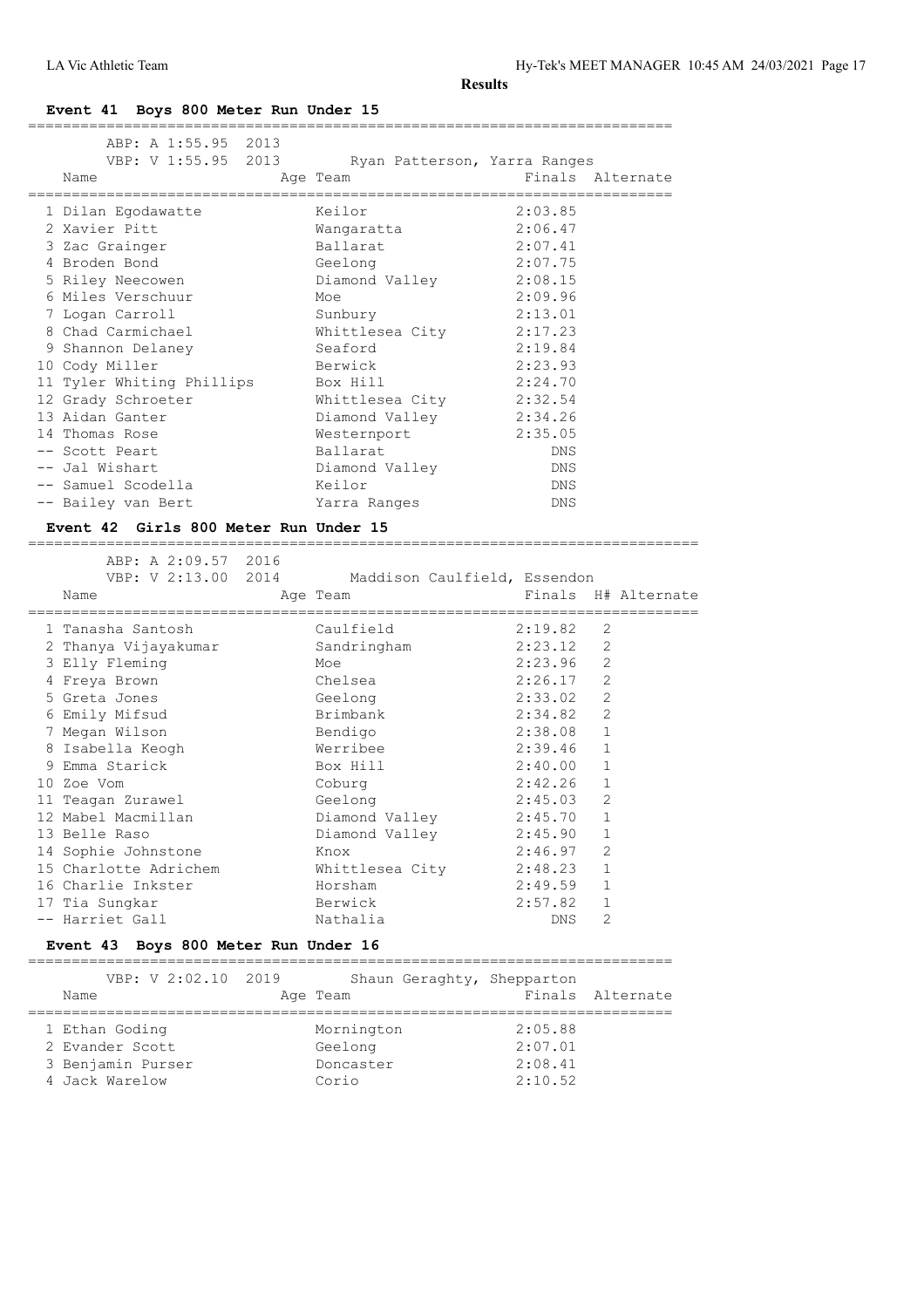**Results**

### Event 41 Boys 800 Meter Run Under 15

ABP: A 1:55.95 2013
VBP: V 1:55.95 2013 Ryan Patterson, Yarra Ranges

| | Name | Age | Team | Finals | Alternate |
|---|---|---|---|---|---|
| 1 | Dilan Egodawatte | | Keilor | 2:03.85 | |
| 2 | Xavier Pitt | | Wangaratta | 2:06.47 | |
| 3 | Zac Grainger | | Ballarat | 2:07.41 | |
| 4 | Broden Bond | | Geelong | 2:07.75 | |
| 5 | Riley Neecowen | | Diamond Valley | 2:08.15 | |
| 6 | Miles Verschuur | | Moe | 2:09.96 | |
| 7 | Logan Carroll | | Sunbury | 2:13.01 | |
| 8 | Chad Carmichael | | Whittlesea City | 2:17.23 | |
| 9 | Shannon Delaney | | Seaford | 2:19.84 | |
| 10 | Cody Miller | | Berwick | 2:23.93 | |
| 11 | Tyler Whiting Phillips | | Box Hill | 2:24.70 | |
| 12 | Grady Schroeter | | Whittlesea City | 2:32.54 | |
| 13 | Aidan Ganter | | Diamond Valley | 2:34.26 | |
| 14 | Thomas Rose | | Westernport | 2:35.05 | |
| -- | Scott Peart | | Ballarat | DNS | |
| -- | Jal Wishart | | Diamond Valley | DNS | |
| -- | Samuel Scodella | | Keilor | DNS | |
| -- | Bailey van Bert | | Yarra Ranges | DNS | |

### Event 42 Girls 800 Meter Run Under 15

ABP: A 2:09.57 2016
VBP: V 2:13.00 2014 Maddison Caulfield, Essendon

| | Name | Age | Team | Finals | H# | Alternate |
|---|---|---|---|---|---|---|
| 1 | Tanasha Santosh | | Caulfield | 2:19.82 | 2 | |
| 2 | Thanya Vijayakumar | | Sandringham | 2:23.12 | 2 | |
| 3 | Elly Fleming | | Moe | 2:23.96 | 2 | |
| 4 | Freya Brown | | Chelsea | 2:26.17 | 2 | |
| 5 | Greta Jones | | Geelong | 2:33.02 | 2 | |
| 6 | Emily Mifsud | | Brimbank | 2:34.82 | 2 | |
| 7 | Megan Wilson | | Bendigo | 2:38.08 | 1 | |
| 8 | Isabella Keogh | | Werribee | 2:39.46 | 1 | |
| 9 | Emma Starick | | Box Hill | 2:40.00 | 1 | |
| 10 | Zoe Vom | | Coburg | 2:42.26 | 1 | |
| 11 | Teagan Zurawel | | Geelong | 2:45.03 | 2 | |
| 12 | Mabel Macmillan | | Diamond Valley | 2:45.70 | 1 | |
| 13 | Belle Raso | | Diamond Valley | 2:45.90 | 1 | |
| 14 | Sophie Johnstone | | Knox | 2:46.97 | 2 | |
| 15 | Charlotte Adrichem | | Whittlesea City | 2:48.23 | 1 | |
| 16 | Charlie Inkster | | Horsham | 2:49.59 | 1 | |
| 17 | Tia Sungkar | | Berwick | 2:57.82 | 1 | |
| -- | Harriet Gall | | Nathalia | DNS | 2 | |

### Event 43 Boys 800 Meter Run Under 16

VBP: V 2:02.10 2019 Shaun Geraghty, Shepparton

| | Name | Age | Team | Finals | Alternate |
|---|---|---|---|---|---|
| 1 | Ethan Goding | | Mornington | 2:05.88 | |
| 2 | Evander Scott | | Geelong | 2:07.01 | |
| 3 | Benjamin Purser | | Doncaster | 2:08.41 | |
| 4 | Jack Warelow | | Corio | 2:10.52 | |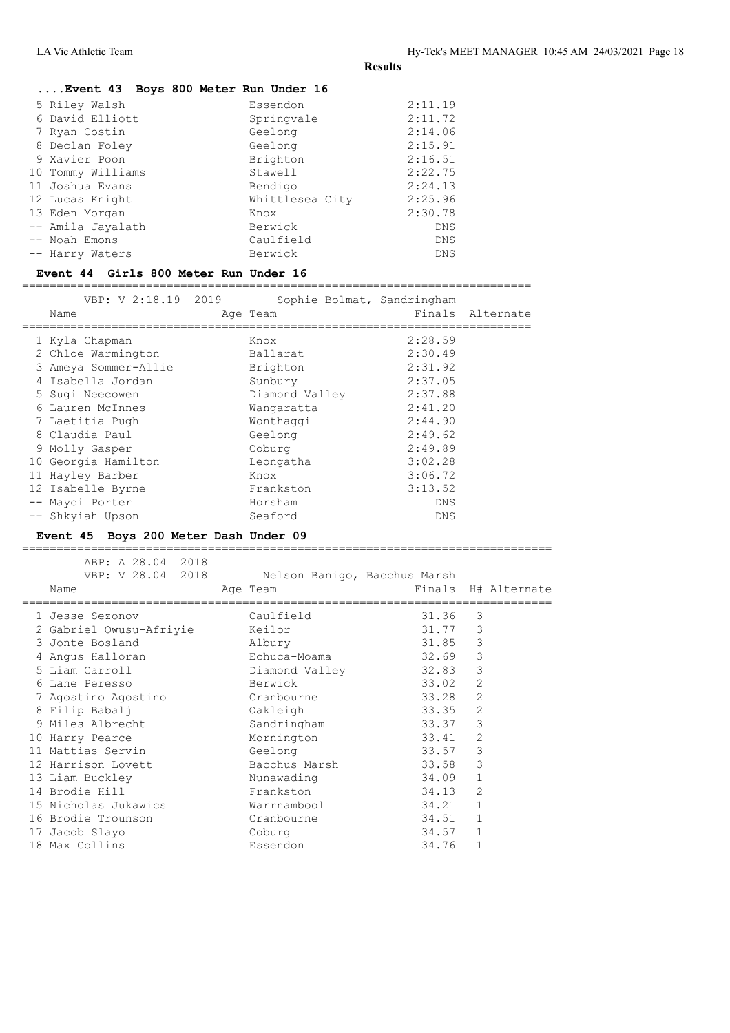**Results**

### ....Event 43 Boys 800 Meter Run Under 16

| Place | Name | Team | Finals |
|---|---|---|---|
| 5 | Riley Walsh | Essendon | 2:11.19 |
| 6 | David Elliott | Springvale | 2:11.72 |
| 7 | Ryan Costin | Geelong | 2:14.06 |
| 8 | Declan Foley | Geelong | 2:15.91 |
| 9 | Xavier Poon | Brighton | 2:16.51 |
| 10 | Tommy Williams | Stawell | 2:22.75 |
| 11 | Joshua Evans | Bendigo | 2:24.13 |
| 12 | Lucas Knight | Whittlesea City | 2:25.96 |
| 13 | Eden Morgan | Knox | 2:30.78 |
| -- | Amila Jayalath | Berwick | DNS |
| -- | Noah Emons | Caulfield | DNS |
| -- | Harry Waters | Berwick | DNS |

### Event 44 Girls 800 Meter Run Under 16

VBP: V 2:18.19 2019 Sophie Bolmat, Sandringham

| Place | Name | Age Team | Finals | Alternate |
|---|---|---|---|---|
| 1 | Kyla Chapman | Knox | 2:28.59 | |
| 2 | Chloe Warmington | Ballarat | 2:30.49 | |
| 3 | Ameya Sommer-Allie | Brighton | 2:31.92 | |
| 4 | Isabella Jordan | Sunbury | 2:37.05 | |
| 5 | Sugi Neecowen | Diamond Valley | 2:37.88 | |
| 6 | Lauren McInnes | Wangaratta | 2:41.20 | |
| 7 | Laetitia Pugh | Wonthaggi | 2:44.90 | |
| 8 | Claudia Paul | Geelong | 2:49.62 | |
| 9 | Molly Gasper | Coburg | 2:49.89 | |
| 10 | Georgia Hamilton | Leongatha | 3:02.28 | |
| 11 | Hayley Barber | Knox | 3:06.72 | |
| 12 | Isabelle Byrne | Frankston | 3:13.52 | |
| -- | Mayci Porter | Horsham | DNS | |
| -- | Shkyiah Upson | Seaford | DNS | |

### Event 45 Boys 200 Meter Dash Under 09

ABP: A 28.04 2018
VBP: V 28.04 2018 Nelson Banigo, Bacchus Marsh

| Place | Name | Age Team | Finals | H# | Alternate |
|---|---|---|---|---|---|
| 1 | Jesse Sezonov | Caulfield | 31.36 | 3 | |
| 2 | Gabriel Owusu-Afriyie | Keilor | 31.77 | 3 | |
| 3 | Jonte Bosland | Albury | 31.85 | 3 | |
| 4 | Angus Halloran | Echuca-Moama | 32.69 | 3 | |
| 5 | Liam Carroll | Diamond Valley | 32.83 | 3 | |
| 6 | Lane Peresso | Berwick | 33.02 | 2 | |
| 7 | Agostino Agostino | Cranbourne | 33.28 | 2 | |
| 8 | Filip Babalj | Oakleigh | 33.35 | 2 | |
| 9 | Miles Albrecht | Sandringham | 33.37 | 3 | |
| 10 | Harry Pearce | Mornington | 33.41 | 2 | |
| 11 | Mattias Servin | Geelong | 33.57 | 3 | |
| 12 | Harrison Lovett | Bacchus Marsh | 33.58 | 3 | |
| 13 | Liam Buckley | Nunawading | 34.09 | 1 | |
| 14 | Brodie Hill | Frankston | 34.13 | 2 | |
| 15 | Nicholas Jukawics | Warrnambool | 34.21 | 1 | |
| 16 | Brodie Trounson | Cranbourne | 34.51 | 1 | |
| 17 | Jacob Slayo | Coburg | 34.57 | 1 | |
| 18 | Max Collins | Essendon | 34.76 | 1 | |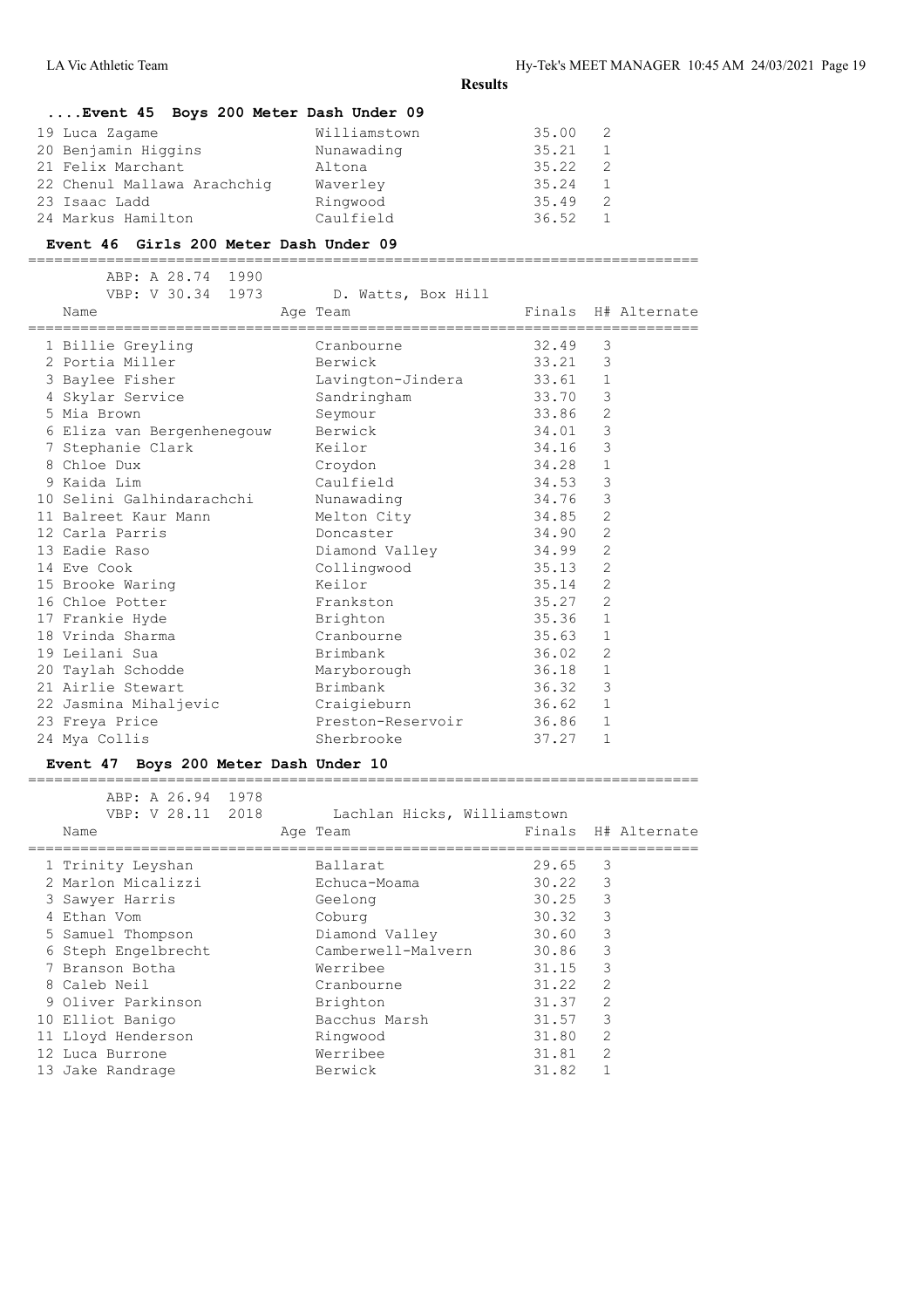**Results**

### ....Event 45 Boys 200 Meter Dash Under 09

| Place | Name | Team | Finals | H# |
|---|---|---|---|---|
| 19 | Luca Zagame | Williamstown | 35.00 | 2 |
| 20 | Benjamin Higgins | Nunawading | 35.21 | 1 |
| 21 | Felix Marchant | Altona | 35.22 | 2 |
| 22 | Chenul Mallawa Arachchig | Waverley | 35.24 | 1 |
| 23 | Isaac Ladd | Ringwood | 35.49 | 2 |
| 24 | Markus Hamilton | Caulfield | 36.52 | 1 |

### Event 46 Girls 200 Meter Dash Under 09

ABP: A 28.74 1990
VBP: V 30.34 1973 D. Watts, Box Hill

| Place | Name | Age | Team | Finals | H# | Alternate |
|---|---|---|---|---|---|---|
| 1 | Billie Greyling | | Cranbourne | 32.49 | 3 | |
| 2 | Portia Miller | | Berwick | 33.21 | 3 | |
| 3 | Baylee Fisher | | Lavington-Jindera | 33.61 | 1 | |
| 4 | Skylar Service | | Sandringham | 33.70 | 3 | |
| 5 | Mia Brown | | Seymour | 33.86 | 2 | |
| 6 | Eliza van Bergenhenegouw | | Berwick | 34.01 | 3 | |
| 7 | Stephanie Clark | | Keilor | 34.16 | 3 | |
| 8 | Chloe Dux | | Croydon | 34.28 | 1 | |
| 9 | Kaida Lim | | Caulfield | 34.53 | 3 | |
| 10 | Selini Galhindarachchi | | Nunawading | 34.76 | 3 | |
| 11 | Balreet Kaur Mann | | Melton City | 34.85 | 2 | |
| 12 | Carla Parris | | Doncaster | 34.90 | 2 | |
| 13 | Eadie Raso | | Diamond Valley | 34.99 | 2 | |
| 14 | Eve Cook | | Collingwood | 35.13 | 2 | |
| 15 | Brooke Waring | | Keilor | 35.14 | 2 | |
| 16 | Chloe Potter | | Frankston | 35.27 | 2 | |
| 17 | Frankie Hyde | | Brighton | 35.36 | 1 | |
| 18 | Vrinda Sharma | | Cranbourne | 35.63 | 1 | |
| 19 | Leilani Sua | | Brimbank | 36.02 | 2 | |
| 20 | Taylah Schodde | | Maryborough | 36.18 | 1 | |
| 21 | Airlie Stewart | | Brimbank | 36.32 | 3 | |
| 22 | Jasmina Mihaljevic | | Craigieburn | 36.62 | 1 | |
| 23 | Freya Price | | Preston-Reservoir | 36.86 | 1 | |
| 24 | Mya Collis | | Sherbrooke | 37.27 | 1 | |

### Event 47 Boys 200 Meter Dash Under 10

ABP: A 26.94 1978
VBP: V 28.11 2018 Lachlan Hicks, Williamstown

| Place | Name | Age | Team | Finals | H# | Alternate |
|---|---|---|---|---|---|---|
| 1 | Trinity Leyshan | | Ballarat | 29.65 | 3 | |
| 2 | Marlon Micalizzi | | Echuca-Moama | 30.22 | 3 | |
| 3 | Sawyer Harris | | Geelong | 30.25 | 3 | |
| 4 | Ethan Vom | | Coburg | 30.32 | 3 | |
| 5 | Samuel Thompson | | Diamond Valley | 30.60 | 3 | |
| 6 | Steph Engelbrecht | | Camberwell-Malvern | 30.86 | 3 | |
| 7 | Branson Botha | | Werribee | 31.15 | 3 | |
| 8 | Caleb Neil | | Cranbourne | 31.22 | 2 | |
| 9 | Oliver Parkinson | | Brighton | 31.37 | 2 | |
| 10 | Elliot Banigo | | Bacchus Marsh | 31.57 | 3 | |
| 11 | Lloyd Henderson | | Ringwood | 31.80 | 2 | |
| 12 | Luca Burrone | | Werribee | 31.81 | 2 | |
| 13 | Jake Randrage | | Berwick | 31.82 | 1 | |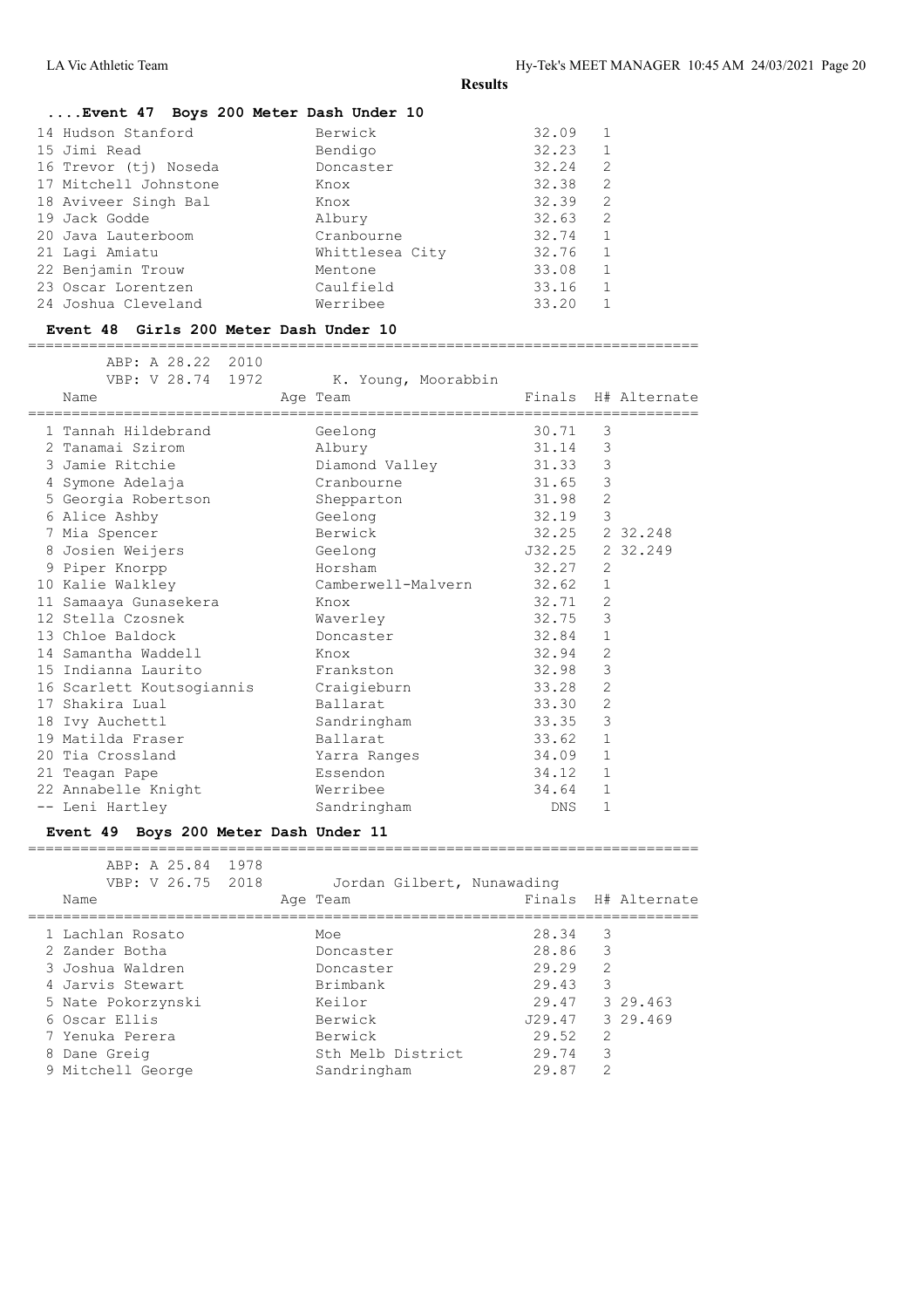**Results**

### ....Event 47 Boys 200 Meter Dash Under 10

| Place | Name | Team | Finals | H# |
|---|---|---|---|---|
| 14 | Hudson Stanford | Berwick | 32.09 | 1 |
| 15 | Jimi Read | Bendigo | 32.23 | 1 |
| 16 | Trevor (tj) Noseda | Doncaster | 32.24 | 2 |
| 17 | Mitchell Johnstone | Knox | 32.38 | 2 |
| 18 | Aviveer Singh Bal | Knox | 32.39 | 2 |
| 19 | Jack Godde | Albury | 32.63 | 2 |
| 20 | Java Lauterboom | Cranbourne | 32.74 | 1 |
| 21 | Lagi Amiatu | Whittlesea City | 32.76 | 1 |
| 22 | Benjamin Trouw | Mentone | 33.08 | 1 |
| 23 | Oscar Lorentzen | Caulfield | 33.16 | 1 |
| 24 | Joshua Cleveland | Werribee | 33.20 | 1 |

### Event 48 Girls 200 Meter Dash Under 10

ABP: A 28.22 2010
VBP: V 28.74 1972 K. Young, Moorabbin

| Place | Name | Age | Team | Finals | H# | Alternate |
|---|---|---|---|---|---|---|
| 1 | Tannah Hildebrand | | Geelong | 30.71 | 3 | |
| 2 | Tanamai Szirom | | Albury | 31.14 | 3 | |
| 3 | Jamie Ritchie | | Diamond Valley | 31.33 | 3 | |
| 4 | Symone Adelaja | | Cranbourne | 31.65 | 3 | |
| 5 | Georgia Robertson | | Shepparton | 31.98 | 2 | |
| 6 | Alice Ashby | | Geelong | 32.19 | 3 | |
| 7 | Mia Spencer | | Berwick | 32.25 | 2 | 32.248 |
| 8 | Josien Weijers | | Geelong | J32.25 | 2 | 32.249 |
| 9 | Piper Knorpp | | Horsham | 32.27 | 2 | |
| 10 | Kalie Walkley | | Camberwell-Malvern | 32.62 | 1 | |
| 11 | Samaaya Gunasekera | | Knox | 32.71 | 2 | |
| 12 | Stella Czosnek | | Waverley | 32.75 | 3 | |
| 13 | Chloe Baldock | | Doncaster | 32.84 | 1 | |
| 14 | Samantha Waddell | | Knox | 32.94 | 2 | |
| 15 | Indianna Laurito | | Frankston | 32.98 | 3 | |
| 16 | Scarlett Koutsogiannis | | Craigieburn | 33.28 | 2 | |
| 17 | Shakira Lual | | Ballarat | 33.30 | 2 | |
| 18 | Ivy Auchettl | | Sandringham | 33.35 | 3 | |
| 19 | Matilda Fraser | | Ballarat | 33.62 | 1 | |
| 20 | Tia Crossland | | Yarra Ranges | 34.09 | 1 | |
| 21 | Teagan Pape | | Essendon | 34.12 | 1 | |
| 22 | Annabelle Knight | | Werribee | 34.64 | 1 | |
| -- | Leni Hartley | | Sandringham | DNS | 1 | |

### Event 49 Boys 200 Meter Dash Under 11

ABP: A 25.84 1978
VBP: V 26.75 2018 Jordan Gilbert, Nunawading

| Place | Name | Age | Team | Finals | H# | Alternate |
|---|---|---|---|---|---|---|
| 1 | Lachlan Rosato | | Moe | 28.34 | 3 | |
| 2 | Zander Botha | | Doncaster | 28.86 | 3 | |
| 3 | Joshua Waldren | | Doncaster | 29.29 | 2 | |
| 4 | Jarvis Stewart | | Brimbank | 29.43 | 3 | |
| 5 | Nate Pokorzynski | | Keilor | 29.47 | 3 | 29.463 |
| 6 | Oscar Ellis | | Berwick | J29.47 | 3 | 29.469 |
| 7 | Yenuka Perera | | Berwick | 29.52 | 2 | |
| 8 | Dane Greig | | Sth Melb District | 29.74 | 3 | |
| 9 | Mitchell George | | Sandringham | 29.87 | 2 | |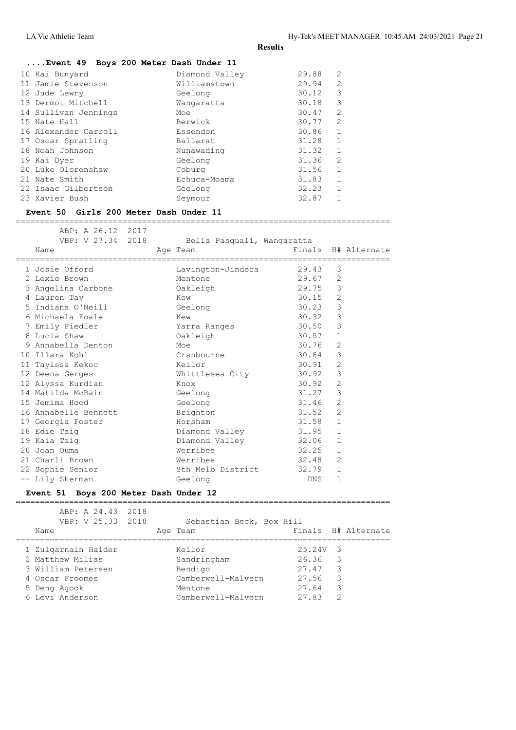**Results**

### ....Event 49 Boys 200 Meter Dash Under 11

| Place | Name | Team | Finals | H# |
|---|---|---|---|---|
| 10 | Kai Bunyard | Diamond Valley | 29.88 | 2 |
| 11 | Jamie Stevenson | Williamstown | 29.94 | 2 |
| 12 | Jude Lewry | Geelong | 30.12 | 3 |
| 13 | Dermot Mitchell | Wangaratta | 30.18 | 3 |
| 14 | Sullivan Jennings | Moe | 30.47 | 2 |
| 15 | Nate Hall | Berwick | 30.77 | 2 |
| 16 | Alexander Carroll | Essendon | 30.86 | 1 |
| 17 | Oscar Spratling | Ballarat | 31.28 | 1 |
| 18 | Noah Johnson | Nunawading | 31.32 | 1 |
| 19 | Kai Dyer | Geelong | 31.36 | 2 |
| 20 | Luke Olorenshaw | Coburg | 31.56 | 1 |
| 21 | Nate Smith | Echuca-Moama | 31.83 | 1 |
| 22 | Isaac Gilbertson | Geelong | 32.23 | 1 |
| 23 | Xavier Bush | Seymour | 32.87 | 1 |

### Event 50 Girls 200 Meter Dash Under 11

ABP: A 26.12 2017
VBP: V 27.34 2018 Bella Pasquali, Wangaratta

| Place | Name | Age Team | Finals | H# | Alternate |
|---|---|---|---|---|---|
| 1 | Josie Offord | Lavington-Jindera | 29.43 | 3 | |
| 2 | Lexie Brown | Mentone | 29.67 | 2 | |
| 3 | Angelina Carbone | Oakleigh | 29.75 | 3 | |
| 4 | Lauren Tay | Kew | 30.15 | 2 | |
| 5 | Indiana O'Neill | Geelong | 30.23 | 3 | |
| 6 | Michaela Foale | Kew | 30.32 | 3 | |
| 7 | Emily Fiedler | Yarra Ranges | 30.50 | 3 | |
| 8 | Lucia Shaw | Oakleigh | 30.57 | 1 | |
| 9 | Annabella Denton | Moe | 30.76 | 2 | |
| 10 | Illara Kohl | Cranbourne | 30.84 | 3 | |
| 11 | Tayissa Kekoc | Keilor | 30.91 | 2 | |
| 12 | Deena Gerges | Whittlesea City | 30.92 | 3 | |
| 12 | Alyssa Kurdian | Knox | 30.92 | 2 | |
| 14 | Matilda McBain | Geelong | 31.27 | 3 | |
| 15 | Jemima Hood | Geelong | 31.46 | 2 | |
| 16 | Annabelle Bennett | Brighton | 31.52 | 2 | |
| 17 | Georgia Foster | Horsham | 31.58 | 1 | |
| 18 | Edie Taig | Diamond Valley | 31.95 | 1 | |
| 19 | Kaia Taig | Diamond Valley | 32.06 | 1 | |
| 20 | Joan Ouma | Werribee | 32.25 | 1 | |
| 21 | Charli Brown | Werribee | 32.48 | 2 | |
| 22 | Sophie Senior | Sth Melb District | 32.79 | 1 | |
| -- | Lily Sherman | Geelong | DNS | 1 | |

### Event 51 Boys 200 Meter Dash Under 12

ABP: A 24.43 2018
VBP: V 25.33 2018 Sebastian Beck, Box Hill

| Place | Name | Age Team | Finals | H# | Alternate |
|---|---|---|---|---|---|
| 1 | Zulqarnain Haider | Keilor | 25.24V | 3 | |
| 2 | Matthew Milias | Sandringham | 26.36 | 3 | |
| 3 | William Petersen | Bendigo | 27.47 | 3 | |
| 4 | Oscar Froomes | Camberwell-Malvern | 27.56 | 3 | |
| 5 | Deng Agook | Mentone | 27.64 | 3 | |
| 6 | Levi Anderson | Camberwell-Malvern | 27.83 | 2 | |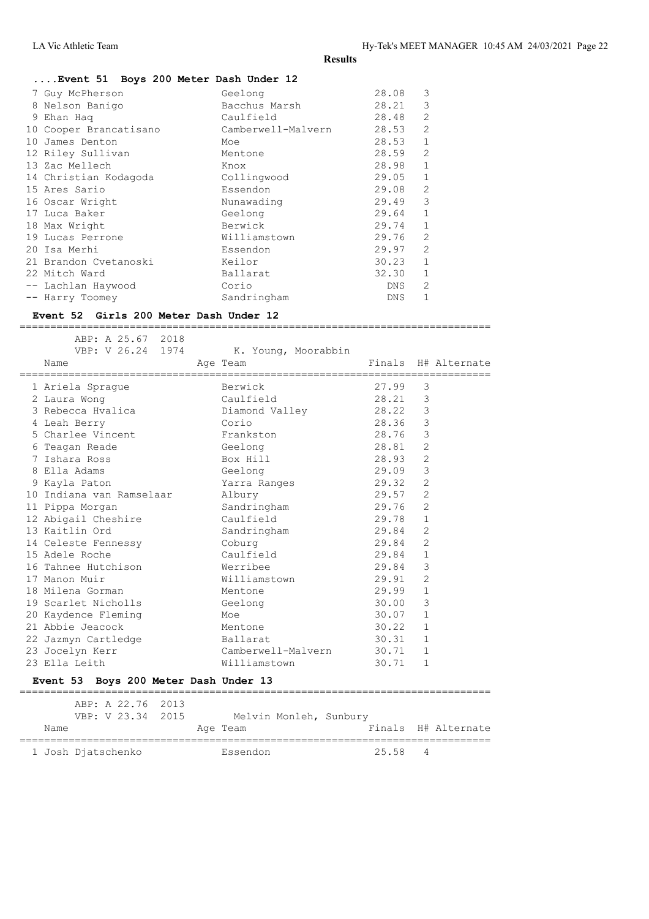**Results**

### ....Event 51 Boys 200 Meter Dash Under 12

| Place | Name | Team | Finals | H# |
|---|---|---|---|---|
| 7 | Guy McPherson | Geelong | 28.08 | 3 |
| 8 | Nelson Banigo | Bacchus Marsh | 28.21 | 3 |
| 9 | Ehan Haq | Caulfield | 28.48 | 2 |
| 10 | Cooper Brancatisano | Camberwell-Malvern | 28.53 | 2 |
| 10 | James Denton | Moe | 28.53 | 1 |
| 12 | Riley Sullivan | Mentone | 28.59 | 2 |
| 13 | Zac Mellech | Knox | 28.98 | 1 |
| 14 | Christian Kodagoda | Collingwood | 29.05 | 1 |
| 15 | Ares Sario | Essendon | 29.08 | 2 |
| 16 | Oscar Wright | Nunawading | 29.49 | 3 |
| 17 | Luca Baker | Geelong | 29.64 | 1 |
| 18 | Max Wright | Berwick | 29.74 | 1 |
| 19 | Lucas Perrone | Williamstown | 29.76 | 2 |
| 20 | Isa Merhi | Essendon | 29.97 | 2 |
| 21 | Brandon Cvetanoski | Keilor | 30.23 | 1 |
| 22 | Mitch Ward | Ballarat | 32.30 | 1 |
| -- | Lachlan Haywood | Corio | DNS | 2 |
| -- | Harry Toomey | Sandringham | DNS | 1 |

### Event 52 Girls 200 Meter Dash Under 12

ABP: A 25.67 2018
VBP: V 26.24 1974 K. Young, Moorabbin

| Place | Name | Age Team | Finals | H# | Alternate |
|---|---|---|---|---|---|
| 1 | Ariela Sprague | Berwick | 27.99 | 3 | |
| 2 | Laura Wong | Caulfield | 28.21 | 3 | |
| 3 | Rebecca Hvalica | Diamond Valley | 28.22 | 3 | |
| 4 | Leah Berry | Corio | 28.36 | 3 | |
| 5 | Charlee Vincent | Frankston | 28.76 | 3 | |
| 6 | Teagan Reade | Geelong | 28.81 | 2 | |
| 7 | Ishara Ross | Box Hill | 28.93 | 2 | |
| 8 | Ella Adams | Geelong | 29.09 | 3 | |
| 9 | Kayla Paton | Yarra Ranges | 29.32 | 2 | |
| 10 | Indiana van Ramselaar | Albury | 29.57 | 2 | |
| 11 | Pippa Morgan | Sandringham | 29.76 | 2 | |
| 12 | Abigail Cheshire | Caulfield | 29.78 | 1 | |
| 13 | Kaitlin Ord | Sandringham | 29.84 | 2 | |
| 14 | Celeste Fennessy | Coburg | 29.84 | 2 | |
| 15 | Adele Roche | Caulfield | 29.84 | 1 | |
| 16 | Tahnee Hutchison | Werribee | 29.84 | 3 | |
| 17 | Manon Muir | Williamstown | 29.91 | 2 | |
| 18 | Milena Gorman | Mentone | 29.99 | 1 | |
| 19 | Scarlet Nicholls | Geelong | 30.00 | 3 | |
| 20 | Kaydence Fleming | Moe | 30.07 | 1 | |
| 21 | Abbie Jeacock | Mentone | 30.22 | 1 | |
| 22 | Jazmyn Cartledge | Ballarat | 30.31 | 1 | |
| 23 | Jocelyn Kerr | Camberwell-Malvern | 30.71 | 1 | |
| 23 | Ella Leith | Williamstown | 30.71 | 1 | |

### Event 53 Boys 200 Meter Dash Under 13

ABP: A 22.76 2013
VBP: V 23.34 2015 Melvin Monleh, Sunbury

| Place | Name | Age Team | Finals | H# | Alternate |
|---|---|---|---|---|---|
| 1 | Josh Djatschenko | Essendon | 25.58 | 4 | |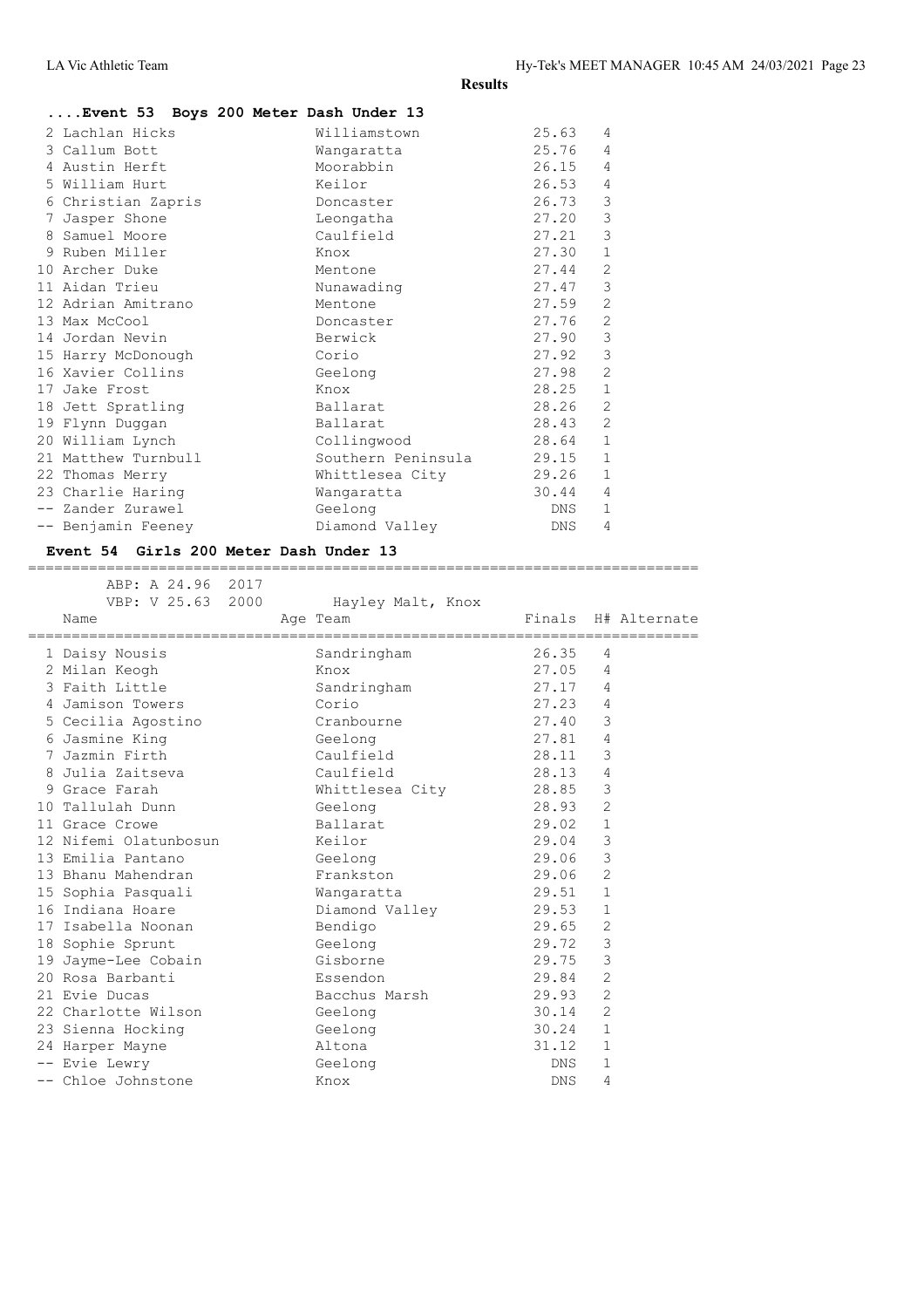**Results**

### ....Event 53 Boys 200 Meter Dash Under 13

| Place | Name | Team | Finals | H# |
|---|---|---|---|---|
| 2 | Lachlan Hicks | Williamstown | 25.63 | 4 |
| 3 | Callum Bott | Wangaratta | 25.76 | 4 |
| 4 | Austin Herft | Moorabbin | 26.15 | 4 |
| 5 | William Hurt | Keilor | 26.53 | 4 |
| 6 | Christian Zapris | Doncaster | 26.73 | 3 |
| 7 | Jasper Shone | Leongatha | 27.20 | 3 |
| 8 | Samuel Moore | Caulfield | 27.21 | 3 |
| 9 | Ruben Miller | Knox | 27.30 | 1 |
| 10 | Archer Duke | Mentone | 27.44 | 2 |
| 11 | Aidan Trieu | Nunawading | 27.47 | 3 |
| 12 | Adrian Amitrano | Mentone | 27.59 | 2 |
| 13 | Max McCool | Doncaster | 27.76 | 2 |
| 14 | Jordan Nevin | Berwick | 27.90 | 3 |
| 15 | Harry McDonough | Corio | 27.92 | 3 |
| 16 | Xavier Collins | Geelong | 27.98 | 2 |
| 17 | Jake Frost | Knox | 28.25 | 1 |
| 18 | Jett Spratling | Ballarat | 28.26 | 2 |
| 19 | Flynn Duggan | Ballarat | 28.43 | 2 |
| 20 | William Lynch | Collingwood | 28.64 | 1 |
| 21 | Matthew Turnbull | Southern Peninsula | 29.15 | 1 |
| 22 | Thomas Merry | Whittlesea City | 29.26 | 1 |
| 23 | Charlie Haring | Wangaratta | 30.44 | 4 |
| -- | Zander Zurawel | Geelong | DNS | 1 |
| -- | Benjamin Feeney | Diamond Valley | DNS | 4 |

### Event 54 Girls 200 Meter Dash Under 13

ABP: A 24.96 2017
VBP: V 25.63 2000 Hayley Malt, Knox

| Place | Name | Age | Team | Finals | H# | Alternate |
|---|---|---|---|---|---|---|
| 1 | Daisy Nousis | | Sandringham | 26.35 | 4 | |
| 2 | Milan Keogh | | Knox | 27.05 | 4 | |
| 3 | Faith Little | | Sandringham | 27.17 | 4 | |
| 4 | Jamison Towers | | Corio | 27.23 | 4 | |
| 5 | Cecilia Agostino | | Cranbourne | 27.40 | 3 | |
| 6 | Jasmine King | | Geelong | 27.81 | 4 | |
| 7 | Jazmin Firth | | Caulfield | 28.11 | 3 | |
| 8 | Julia Zaitseva | | Caulfield | 28.13 | 4 | |
| 9 | Grace Farah | | Whittlesea City | 28.85 | 3 | |
| 10 | Tallulah Dunn | | Geelong | 28.93 | 2 | |
| 11 | Grace Crowe | | Ballarat | 29.02 | 1 | |
| 12 | Nifemi Olatunbosun | | Keilor | 29.04 | 3 | |
| 13 | Emilia Pantano | | Geelong | 29.06 | 3 | |
| 13 | Bhanu Mahendran | | Frankston | 29.06 | 2 | |
| 15 | Sophia Pasquali | | Wangaratta | 29.51 | 1 | |
| 16 | Indiana Hoare | | Diamond Valley | 29.53 | 1 | |
| 17 | Isabella Noonan | | Bendigo | 29.65 | 2 | |
| 18 | Sophie Sprunt | | Geelong | 29.72 | 3 | |
| 19 | Jayme-Lee Cobain | | Gisborne | 29.75 | 3 | |
| 20 | Rosa Barbanti | | Essendon | 29.84 | 2 | |
| 21 | Evie Ducas | | Bacchus Marsh | 29.93 | 2 | |
| 22 | Charlotte Wilson | | Geelong | 30.14 | 2 | |
| 23 | Sienna Hocking | | Geelong | 30.24 | 1 | |
| 24 | Harper Mayne | | Altona | 31.12 | 1 | |
| -- | Evie Lewry | | Geelong | DNS | 1 | |
| -- | Chloe Johnstone | | Knox | DNS | 4 | |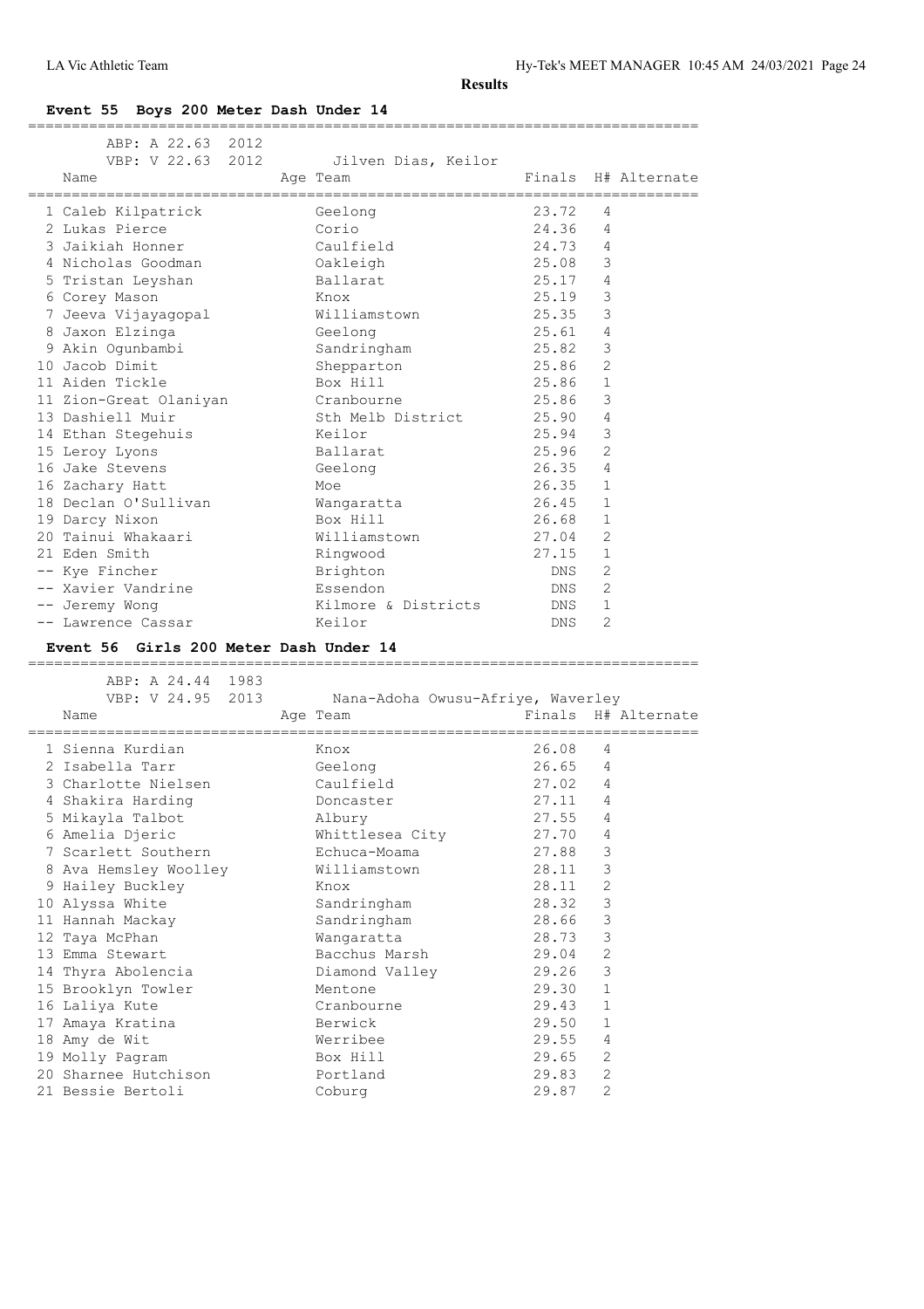**Results**

### Event 55 Boys 200 Meter Dash Under 14

ABP: A 22.63 2012
VBP: V 22.63 2012 Jilven Dias, Keilor

| Name | Age | Team | Finals | H# | Alternate |
|---|---|---|---|---|---|
| 1 Caleb Kilpatrick | | Geelong | 23.72 | 4 | |
| 2 Lukas Pierce | | Corio | 24.36 | 4 | |
| 3 Jaikiah Honner | | Caulfield | 24.73 | 4 | |
| 4 Nicholas Goodman | | Oakleigh | 25.08 | 3 | |
| 5 Tristan Leyshan | | Ballarat | 25.17 | 4 | |
| 6 Corey Mason | | Knox | 25.19 | 3 | |
| 7 Jeeva Vijayagopal | | Williamstown | 25.35 | 3 | |
| 8 Jaxon Elzinga | | Geelong | 25.61 | 4 | |
| 9 Akin Ogunbambi | | Sandringham | 25.82 | 3 | |
| 10 Jacob Dimit | | Shepparton | 25.86 | 2 | |
| 11 Aiden Tickle | | Box Hill | 25.86 | 1 | |
| 11 Zion-Great Olaniyan | | Cranbourne | 25.86 | 3 | |
| 13 Dashiell Muir | | Sth Melb District | 25.90 | 4 | |
| 14 Ethan Stegehuis | | Keilor | 25.94 | 3 | |
| 15 Leroy Lyons | | Ballarat | 25.96 | 2 | |
| 16 Jake Stevens | | Geelong | 26.35 | 4 | |
| 16 Zachary Hatt | | Moe | 26.35 | 1 | |
| 18 Declan O'Sullivan | | Wangaratta | 26.45 | 1 | |
| 19 Darcy Nixon | | Box Hill | 26.68 | 1 | |
| 20 Tainui Whakaari | | Williamstown | 27.04 | 2 | |
| 21 Eden Smith | | Ringwood | 27.15 | 1 | |
| -- Kye Fincher | | Brighton | DNS | 2 | |
| -- Xavier Vandrine | | Essendon | DNS | 2 | |
| -- Jeremy Wong | | Kilmore & Districts | DNS | 1 | |
| -- Lawrence Cassar | | Keilor | DNS | 2 | |

### Event 56 Girls 200 Meter Dash Under 14

ABP: A 24.44 1983
VBP: V 24.95 2013 Nana-Adoha Owusu-Afriye, Waverley

| Name | Age | Team | Finals | H# | Alternate |
|---|---|---|---|---|---|
| 1 Sienna Kurdian | | Knox | 26.08 | 4 | |
| 2 Isabella Tarr | | Geelong | 26.65 | 4 | |
| 3 Charlotte Nielsen | | Caulfield | 27.02 | 4 | |
| 4 Shakira Harding | | Doncaster | 27.11 | 4 | |
| 5 Mikayla Talbot | | Albury | 27.55 | 4 | |
| 6 Amelia Djeric | | Whittlesea City | 27.70 | 4 | |
| 7 Scarlett Southern | | Echuca-Moama | 27.88 | 3 | |
| 8 Ava Hemsley Woolley | | Williamstown | 28.11 | 3 | |
| 9 Hailey Buckley | | Knox | 28.11 | 2 | |
| 10 Alyssa White | | Sandringham | 28.32 | 3 | |
| 11 Hannah Mackay | | Sandringham | 28.66 | 3 | |
| 12 Taya McPhan | | Wangaratta | 28.73 | 3 | |
| 13 Emma Stewart | | Bacchus Marsh | 29.04 | 2 | |
| 14 Thyra Abolencia | | Diamond Valley | 29.26 | 3 | |
| 15 Brooklyn Towler | | Mentone | 29.30 | 1 | |
| 16 Laliya Kute | | Cranbourne | 29.43 | 1 | |
| 17 Amaya Kratina | | Berwick | 29.50 | 1 | |
| 18 Amy de Wit | | Werribee | 29.55 | 4 | |
| 19 Molly Pagram | | Box Hill | 29.65 | 2 | |
| 20 Sharnee Hutchison | | Portland | 29.83 | 2 | |
| 21 Bessie Bertoli | | Coburg | 29.87 | 2 | |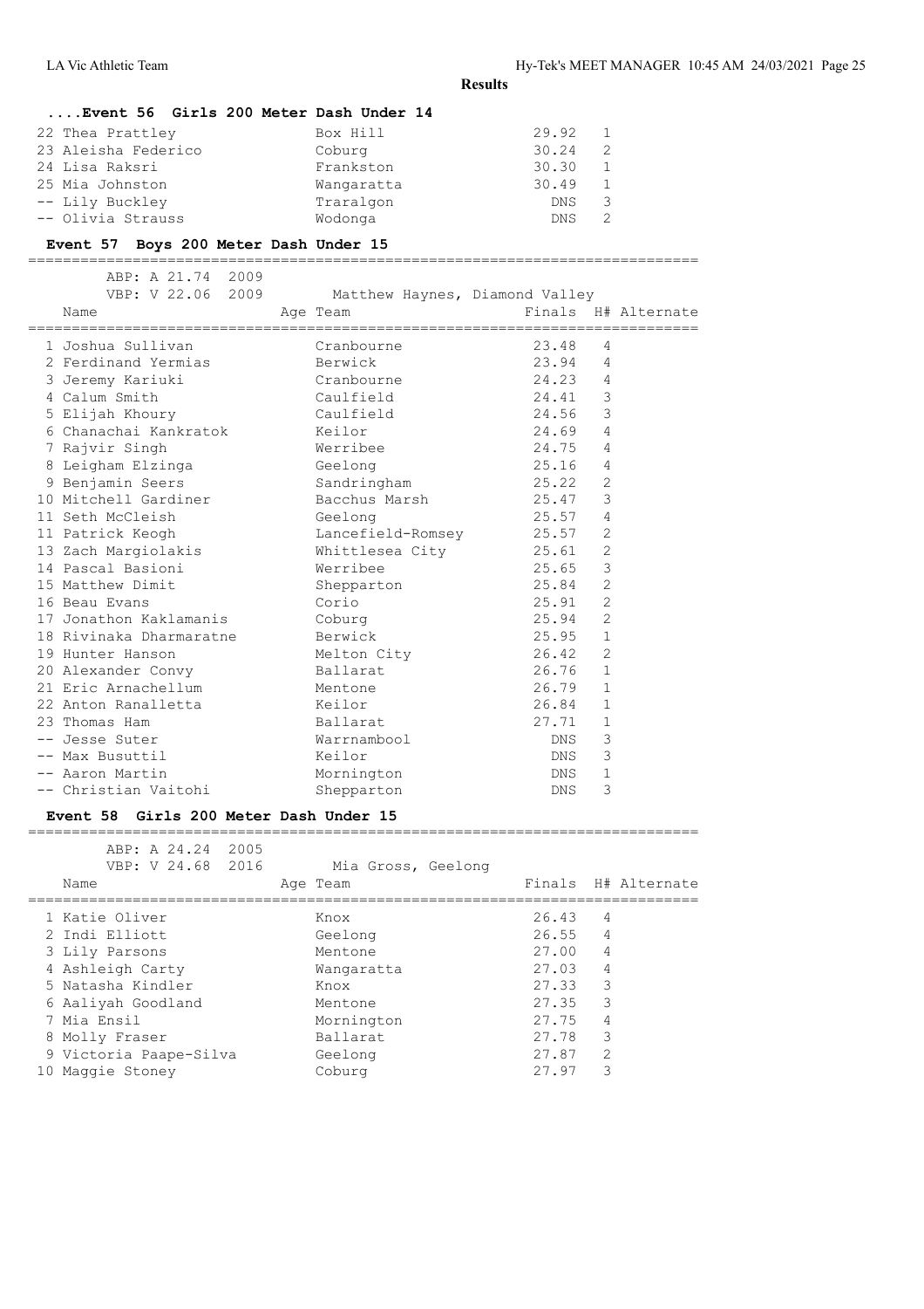**Results**

### ....Event 56 Girls 200 Meter Dash Under 14

| Name | Age Team | Finals | H# | Alternate |
|---|---|---|---|---|
| 22 Thea Prattley | Box Hill | 29.92 | 1 | |
| 23 Aleisha Federico | Coburg | 30.24 | 2 | |
| 24 Lisa Raksri | Frankston | 30.30 | 1 | |
| 25 Mia Johnston | Wangaratta | 30.49 | 1 | |
| -- Lily Buckley | Traralgon | DNS | 3 | |
| -- Olivia Strauss | Wodonga | DNS | 2 | |

### Event 57 Boys 200 Meter Dash Under 15

ABP: A 21.74 2009
VBP: V 22.06 2009 Matthew Haynes, Diamond Valley

| Name | Age Team | Finals | H# | Alternate |
|---|---|---|---|---|
| 1 Joshua Sullivan | Cranbourne | 23.48 | 4 | |
| 2 Ferdinand Yermias | Berwick | 23.94 | 4 | |
| 3 Jeremy Kariuki | Cranbourne | 24.23 | 4 | |
| 4 Calum Smith | Caulfield | 24.41 | 3 | |
| 5 Elijah Khoury | Caulfield | 24.56 | 3 | |
| 6 Chanachai Kankratok | Keilor | 24.69 | 4 | |
| 7 Rajvir Singh | Werribee | 24.75 | 4 | |
| 8 Leigham Elzinga | Geelong | 25.16 | 4 | |
| 9 Benjamin Seers | Sandringham | 25.22 | 2 | |
| 10 Mitchell Gardiner | Bacchus Marsh | 25.47 | 3 | |
| 11 Seth McCleish | Geelong | 25.57 | 4 | |
| 11 Patrick Keogh | Lancefield-Romsey | 25.57 | 2 | |
| 13 Zach Margiolakis | Whittlesea City | 25.61 | 2 | |
| 14 Pascal Basioni | Werribee | 25.65 | 3 | |
| 15 Matthew Dimit | Shepparton | 25.84 | 2 | |
| 16 Beau Evans | Corio | 25.91 | 2 | |
| 17 Jonathon Kaklamanis | Coburg | 25.94 | 2 | |
| 18 Rivinaka Dharmaratne | Berwick | 25.95 | 1 | |
| 19 Hunter Hanson | Melton City | 26.42 | 2 | |
| 20 Alexander Convy | Ballarat | 26.76 | 1 | |
| 21 Eric Arnachellum | Mentone | 26.79 | 1 | |
| 22 Anton Ranalletta | Keilor | 26.84 | 1 | |
| 23 Thomas Ham | Ballarat | 27.71 | 1 | |
| -- Jesse Suter | Warrnambool | DNS | 3 | |
| -- Max Busuttil | Keilor | DNS | 3 | |
| -- Aaron Martin | Mornington | DNS | 1 | |
| -- Christian Vaitohi | Shepparton | DNS | 3 | |

### Event 58 Girls 200 Meter Dash Under 15

ABP: A 24.24 2005
VBP: V 24.68 2016 Mia Gross, Geelong

| Name | Age Team | Finals | H# | Alternate |
|---|---|---|---|---|
| 1 Katie Oliver | Knox | 26.43 | 4 | |
| 2 Indi Elliott | Geelong | 26.55 | 4 | |
| 3 Lily Parsons | Mentone | 27.00 | 4 | |
| 4 Ashleigh Carty | Wangaratta | 27.03 | 4 | |
| 5 Natasha Kindler | Knox | 27.33 | 3 | |
| 6 Aaliyah Goodland | Mentone | 27.35 | 3 | |
| 7 Mia Ensil | Mornington | 27.75 | 4 | |
| 8 Molly Fraser | Ballarat | 27.78 | 3 | |
| 9 Victoria Paape-Silva | Geelong | 27.87 | 2 | |
| 10 Maggie Stoney | Coburg | 27.97 | 3 | |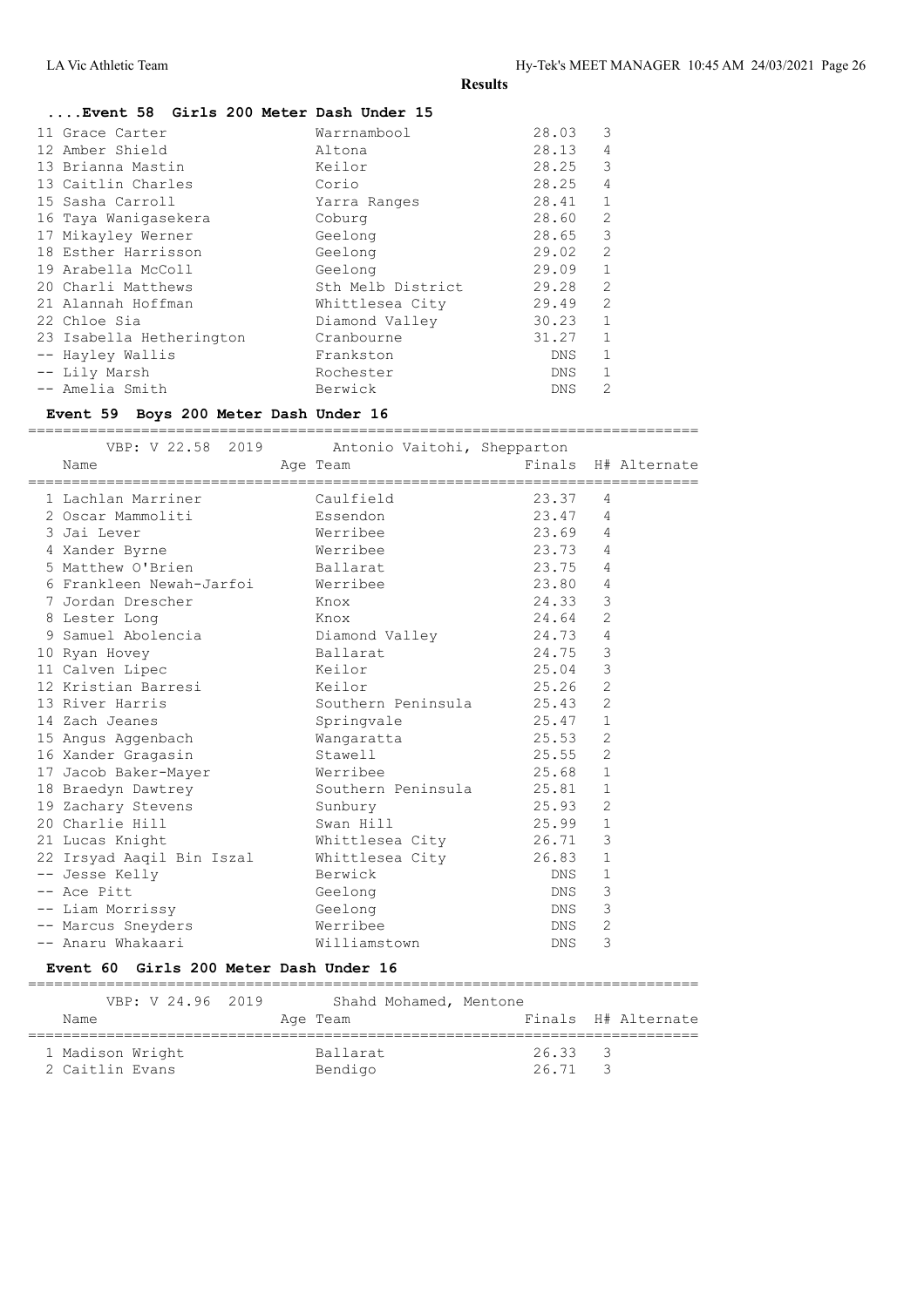## ....Event 58 Girls 200 Meter Dash Under 15

| Place | Name | Team | Finals | H# |
|---|---|---|---|---|
| 11 | Grace Carter | Warrnambool | 28.03 | 3 |
| 12 | Amber Shield | Altona | 28.13 | 4 |
| 13 | Brianna Mastin | Keilor | 28.25 | 3 |
| 13 | Caitlin Charles | Corio | 28.25 | 4 |
| 15 | Sasha Carroll | Yarra Ranges | 28.41 | 1 |
| 16 | Taya Wanigasekera | Coburg | 28.60 | 2 |
| 17 | Mikayley Werner | Geelong | 28.65 | 3 |
| 18 | Esther Harrisson | Geelong | 29.02 | 2 |
| 19 | Arabella McColl | Geelong | 29.09 | 1 |
| 20 | Charli Matthews | Sth Melb District | 29.28 | 2 |
| 21 | Alannah Hoffman | Whittlesea City | 29.49 | 2 |
| 22 | Chloe Sia | Diamond Valley | 30.23 | 1 |
| 23 | Isabella Hetherington | Cranbourne | 31.27 | 1 |
| -- | Hayley Wallis | Frankston | DNS | 1 |
| -- | Lily Marsh | Rochester | DNS | 1 |
| -- | Amelia Smith | Berwick | DNS | 2 |

## Event 59 Boys 200 Meter Dash Under 16

VBP: V 22.58 2019 Antonio Vaitohi, Shepparton

| Place | Name | Age | Team | Finals | H# | Alternate |
|---|---|---|---|---|---|---|
| 1 | Lachlan Marriner | | Caulfield | 23.37 | 4 | |
| 2 | Oscar Mammoliti | | Essendon | 23.47 | 4 | |
| 3 | Jai Lever | | Werribee | 23.69 | 4 | |
| 4 | Xander Byrne | | Werribee | 23.73 | 4 | |
| 5 | Matthew O'Brien | | Ballarat | 23.75 | 4 | |
| 6 | Frankleen Newah-Jarfoi | | Werribee | 23.80 | 4 | |
| 7 | Jordan Drescher | | Knox | 24.33 | 3 | |
| 8 | Lester Long | | Knox | 24.64 | 2 | |
| 9 | Samuel Abolencia | | Diamond Valley | 24.73 | 4 | |
| 10 | Ryan Hovey | | Ballarat | 24.75 | 3 | |
| 11 | Calven Lipec | | Keilor | 25.04 | 3 | |
| 12 | Kristian Barresi | | Keilor | 25.26 | 2 | |
| 13 | River Harris | | Southern Peninsula | 25.43 | 2 | |
| 14 | Zach Jeanes | | Springvale | 25.47 | 1 | |
| 15 | Angus Aggenbach | | Wangaratta | 25.53 | 2 | |
| 16 | Xander Gragasin | | Stawell | 25.55 | 2 | |
| 17 | Jacob Baker-Mayer | | Werribee | 25.68 | 1 | |
| 18 | Braedyn Dawtrey | | Southern Peninsula | 25.81 | 1 | |
| 19 | Zachary Stevens | | Sunbury | 25.93 | 2 | |
| 20 | Charlie Hill | | Swan Hill | 25.99 | 1 | |
| 21 | Lucas Knight | | Whittlesea City | 26.71 | 3 | |
| 22 | Irsyad Aaqil Bin Iszal | | Whittlesea City | 26.83 | 1 | |
| -- | Jesse Kelly | | Berwick | DNS | 1 | |
| -- | Ace Pitt | | Geelong | DNS | 3 | |
| -- | Liam Morrissy | | Geelong | DNS | 3 | |
| -- | Marcus Sneyders | | Werribee | DNS | 2 | |
| -- | Anaru Whakaari | | Williamstown | DNS | 3 | |

## Event 60 Girls 200 Meter Dash Under 16

VBP: V 24.96 2019 Shahd Mohamed, Mentone

| Place | Name | Age | Team | Finals | H# | Alternate |
|---|---|---|---|---|---|---|
| 1 | Madison Wright | | Ballarat | 26.33 | 3 | |
| 2 | Caitlin Evans | | Bendigo | 26.71 | 3 | |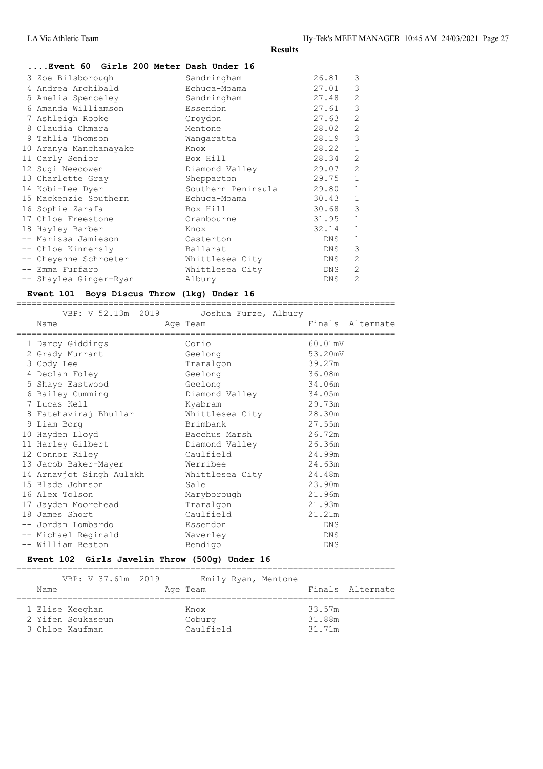## Results

### ....Event 60 Girls 200 Meter Dash Under 16

| Place | Name | Team | Finals | Heat |
|---|---|---|---|---|
| 3 | Zoe Bilsborough | Sandringham | 26.81 | 3 |
| 4 | Andrea Archibald | Echuca-Moama | 27.01 | 3 |
| 5 | Amelia Spenceley | Sandringham | 27.48 | 2 |
| 6 | Amanda Williamson | Essendon | 27.61 | 3 |
| 7 | Ashleigh Rooke | Croydon | 27.63 | 2 |
| 8 | Claudia Chmara | Mentone | 28.02 | 2 |
| 9 | Tahlia Thomson | Wangaratta | 28.19 | 3 |
| 10 | Aranya Manchanayake | Knox | 28.22 | 1 |
| 11 | Carly Senior | Box Hill | 28.34 | 2 |
| 12 | Sugi Neecowen | Diamond Valley | 29.07 | 2 |
| 13 | Charlette Gray | Shepparton | 29.75 | 1 |
| 14 | Kobi-Lee Dyer | Southern Peninsula | 29.80 | 1 |
| 15 | Mackenzie Southern | Echuca-Moama | 30.43 | 1 |
| 16 | Sophie Zarafa | Box Hill | 30.68 | 3 |
| 17 | Chloe Freestone | Cranbourne | 31.95 | 1 |
| 18 | Hayley Barber | Knox | 32.14 | 1 |
| -- | Marissa Jamieson | Casterton | DNS | 1 |
| -- | Chloe Kinnersly | Ballarat | DNS | 3 |
| -- | Cheyenne Schroeter | Whittlesea City | DNS | 2 |
| -- | Emma Furfaro | Whittlesea City | DNS | 2 |
| -- | Shaylea Ginger-Ryan | Albury | DNS | 2 |

### Event 101 Boys Discus Throw (1kg) Under 16

VBP: V 52.13m 2019 Joshua Furze, Albury

| Place | Name | Age | Team | Finals | Alternate |
|---|---|---|---|---|---|
| 1 | Darcy Giddings | | Corio | 60.01mV | |
| 2 | Grady Murrant | | Geelong | 53.20mV | |
| 3 | Cody Lee | | Traralgon | 39.27m | |
| 4 | Declan Foley | | Geelong | 36.08m | |
| 5 | Shaye Eastwood | | Geelong | 34.06m | |
| 6 | Bailey Cumming | | Diamond Valley | 34.05m | |
| 7 | Lucas Kell | | Kyabram | 29.73m | |
| 8 | Fatehaviraj Bhullar | | Whittlesea City | 28.30m | |
| 9 | Liam Borg | | Brimbank | 27.55m | |
| 10 | Hayden Lloyd | | Bacchus Marsh | 26.72m | |
| 11 | Harley Gilbert | | Diamond Valley | 26.36m | |
| 12 | Connor Riley | | Caulfield | 24.99m | |
| 13 | Jacob Baker-Mayer | | Werribee | 24.63m | |
| 14 | Arnavjot Singh Aulakh | | Whittlesea City | 24.48m | |
| 15 | Blade Johnson | | Sale | 23.90m | |
| 16 | Alex Tolson | | Maryborough | 21.96m | |
| 17 | Jayden Moorehead | | Traralgon | 21.93m | |
| 18 | James Short | | Caulfield | 21.21m | |
| -- | Jordan Lombardo | | Essendon | DNS | |
| -- | Michael Reginald | | Waverley | DNS | |
| -- | William Beaton | | Bendigo | DNS | |

### Event 102 Girls Javelin Throw (500g) Under 16

VBP: V 37.61m 2019 Emily Ryan, Mentone

| Place | Name | Age | Team | Finals | Alternate |
|---|---|---|---|---|---|
| 1 | Elise Keeghan | | Knox | 33.57m | |
| 2 | Yifen Soukaseun | | Coburg | 31.88m | |
| 3 | Chloe Kaufman | | Caulfield | 31.71m | |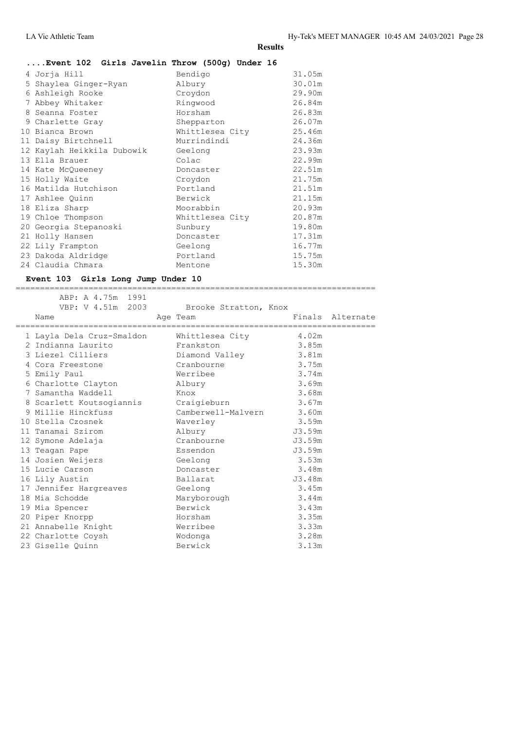**Results**

### ....Event 102 Girls Javelin Throw (500g) Under 16

| Place | Name | Team | Finals |
|---|---|---|---|
| 4 | Jorja Hill | Bendigo | 31.05m |
| 5 | Shaylea Ginger-Ryan | Albury | 30.01m |
| 6 | Ashleigh Rooke | Croydon | 29.90m |
| 7 | Abbey Whitaker | Ringwood | 26.84m |
| 8 | Seanna Foster | Horsham | 26.83m |
| 9 | Charlette Gray | Shepparton | 26.07m |
| 10 | Bianca Brown | Whittlesea City | 25.46m |
| 11 | Daisy Birtchnell | Murrindindi | 24.36m |
| 12 | Kaylah Heikkila Dubowik | Geelong | 23.93m |
| 13 | Ella Brauer | Colac | 22.99m |
| 14 | Kate McQueeney | Doncaster | 22.51m |
| 15 | Holly Waite | Croydon | 21.75m |
| 16 | Matilda Hutchison | Portland | 21.51m |
| 17 | Ashlee Quinn | Berwick | 21.15m |
| 18 | Eliza Sharp | Moorabbin | 20.93m |
| 19 | Chloe Thompson | Whittlesea City | 20.87m |
| 20 | Georgia Stepanoski | Sunbury | 19.80m |
| 21 | Holly Hansen | Doncaster | 17.31m |
| 22 | Lily Frampton | Geelong | 16.77m |
| 23 | Dakoda Aldridge | Portland | 15.75m |
| 24 | Claudia Chmara | Mentone | 15.30m |

### Event 103 Girls Long Jump Under 10

ABP: A 4.75m 1991
VBP: V 4.51m 2003 Brooke Stratton, Knox

| Place | Name | Age | Team | Finals | Alternate |
|---|---|---|---|---|---|
| 1 | Layla Dela Cruz-Smaldon | | Whittlesea City | 4.02m | |
| 2 | Indianna Laurito | | Frankston | 3.85m | |
| 3 | Liezel Cilliers | | Diamond Valley | 3.81m | |
| 4 | Cora Freestone | | Cranbourne | 3.75m | |
| 5 | Emily Paul | | Werribee | 3.74m | |
| 6 | Charlotte Clayton | | Albury | 3.69m | |
| 7 | Samantha Waddell | | Knox | 3.68m | |
| 8 | Scarlett Koutsogiannis | | Craigieburn | 3.67m | |
| 9 | Millie Hinckfuss | | Camberwell-Malvern | 3.60m | |
| 10 | Stella Czosnek | | Waverley | 3.59m | |
| 11 | Tanamai Szirom | | Albury | J3.59m | |
| 12 | Symone Adelaja | | Cranbourne | J3.59m | |
| 13 | Teagan Pape | | Essendon | J3.59m | |
| 14 | Josien Weijers | | Geelong | 3.53m | |
| 15 | Lucie Carson | | Doncaster | 3.48m | |
| 16 | Lily Austin | | Ballarat | J3.48m | |
| 17 | Jennifer Hargreaves | | Geelong | 3.45m | |
| 18 | Mia Schodde | | Maryborough | 3.44m | |
| 19 | Mia Spencer | | Berwick | 3.43m | |
| 20 | Piper Knorpp | | Horsham | 3.35m | |
| 21 | Annabelle Knight | | Werribee | 3.33m | |
| 22 | Charlotte Coysh | | Wodonga | 3.28m | |
| 23 | Giselle Quinn | | Berwick | 3.13m | |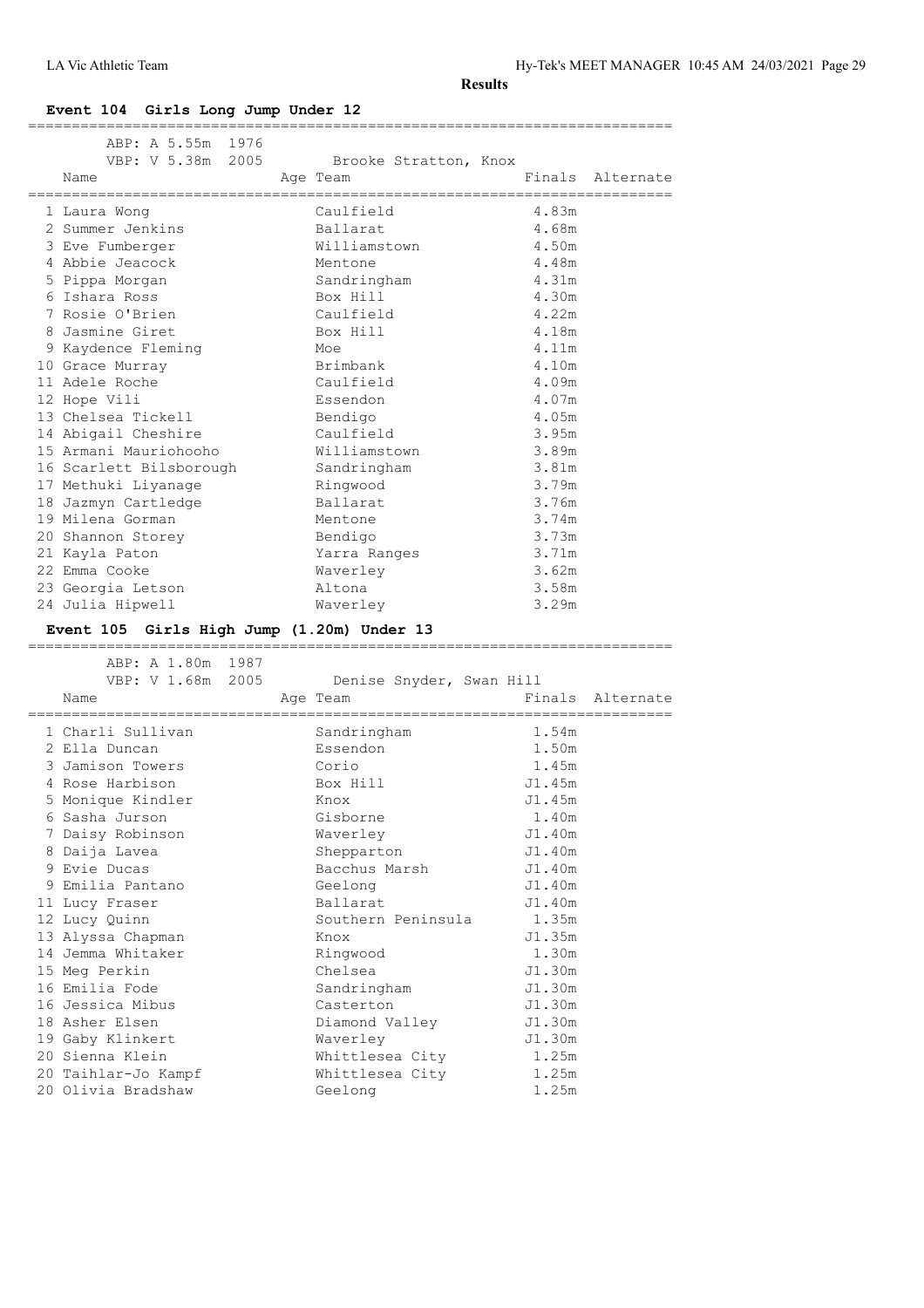**Results**

## Event 104 Girls Long Jump Under 12

ABP: A 5.55m 1976
VBP: V 5.38m 2005 Brooke Stratton, Knox

| | Name | Age | Team | Finals | Alternate |
|---|---|---|---|---|---|
| 1 | Laura Wong | | Caulfield | 4.83m | |
| 2 | Summer Jenkins | | Ballarat | 4.68m | |
| 3 | Eve Fumberger | | Williamstown | 4.50m | |
| 4 | Abbie Jeacock | | Mentone | 4.48m | |
| 5 | Pippa Morgan | | Sandringham | 4.31m | |
| 6 | Ishara Ross | | Box Hill | 4.30m | |
| 7 | Rosie O'Brien | | Caulfield | 4.22m | |
| 8 | Jasmine Giret | | Box Hill | 4.18m | |
| 9 | Kaydence Fleming | | Moe | 4.11m | |
| 10 | Grace Murray | | Brimbank | 4.10m | |
| 11 | Adele Roche | | Caulfield | 4.09m | |
| 12 | Hope Vili | | Essendon | 4.07m | |
| 13 | Chelsea Tickell | | Bendigo | 4.05m | |
| 14 | Abigail Cheshire | | Caulfield | 3.95m | |
| 15 | Armani Mauriohooho | | Williamstown | 3.89m | |
| 16 | Scarlett Bilsborough | | Sandringham | 3.81m | |
| 17 | Methuki Liyanage | | Ringwood | 3.79m | |
| 18 | Jazmyn Cartledge | | Ballarat | 3.76m | |
| 19 | Milena Gorman | | Mentone | 3.74m | |
| 20 | Shannon Storey | | Bendigo | 3.73m | |
| 21 | Kayla Paton | | Yarra Ranges | 3.71m | |
| 22 | Emma Cooke | | Waverley | 3.62m | |
| 23 | Georgia Letson | | Altona | 3.58m | |
| 24 | Julia Hipwell | | Waverley | 3.29m | |

## Event 105 Girls High Jump (1.20m) Under 13

ABP: A 1.80m 1987
VBP: V 1.68m 2005 Denise Snyder, Swan Hill

| | Name | Age | Team | Finals | Alternate |
|---|---|---|---|---|---|
| 1 | Charli Sullivan | | Sandringham | 1.54m | |
| 2 | Ella Duncan | | Essendon | 1.50m | |
| 3 | Jamison Towers | | Corio | 1.45m | |
| 4 | Rose Harbison | | Box Hill | J1.45m | |
| 5 | Monique Kindler | | Knox | J1.45m | |
| 6 | Sasha Jurson | | Gisborne | 1.40m | |
| 7 | Daisy Robinson | | Waverley | J1.40m | |
| 8 | Daija Lavea | | Shepparton | J1.40m | |
| 9 | Evie Ducas | | Bacchus Marsh | J1.40m | |
| 9 | Emilia Pantano | | Geelong | J1.40m | |
| 11 | Lucy Fraser | | Ballarat | J1.40m | |
| 12 | Lucy Quinn | | Southern Peninsula | 1.35m | |
| 13 | Alyssa Chapman | | Knox | J1.35m | |
| 14 | Jemma Whitaker | | Ringwood | 1.30m | |
| 15 | Meg Perkin | | Chelsea | J1.30m | |
| 16 | Emilia Fode | | Sandringham | J1.30m | |
| 16 | Jessica Mibus | | Casterton | J1.30m | |
| 18 | Asher Elsen | | Diamond Valley | J1.30m | |
| 19 | Gaby Klinkert | | Waverley | J1.30m | |
| 20 | Sienna Klein | | Whittlesea City | 1.25m | |
| 20 | Taihlar-Jo Kampf | | Whittlesea City | 1.25m | |
| 20 | Olivia Bradshaw | | Geelong | 1.25m | |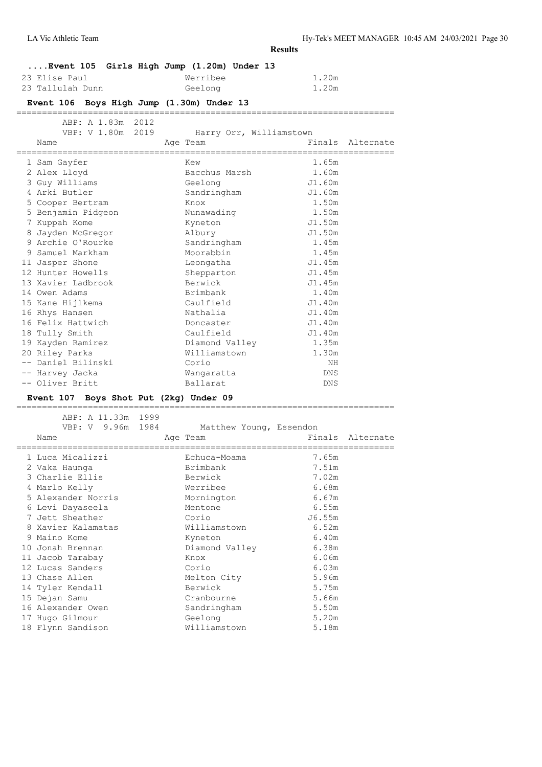**Results**

### ....Event 105 Girls High Jump (1.20m) Under 13

| Place | Name | Age | Team | Finals | Alternate |
|---|---|---|---|---|---|
| 23 | Elise Paul | | Werribee | 1.20m | |
| 23 | Tallulah Dunn | | Geelong | 1.20m | |

### Event 106 Boys High Jump (1.30m) Under 13

ABP: A 1.83m 2012
VBP: V 1.80m 2019 Harry Orr, Williamstown

| Place | Name | Age | Team | Finals | Alternate |
|---|---|---|---|---|---|
| 1 | Sam Gayfer | | Kew | 1.65m | |
| 2 | Alex Lloyd | | Bacchus Marsh | 1.60m | |
| 3 | Guy Williams | | Geelong | J1.60m | |
| 4 | Arki Butler | | Sandringham | J1.60m | |
| 5 | Cooper Bertram | | Knox | 1.50m | |
| 5 | Benjamin Pidgeon | | Nunawading | 1.50m | |
| 7 | Kuppah Kome | | Kyneton | J1.50m | |
| 8 | Jayden McGregor | | Albury | J1.50m | |
| 9 | Archie O'Rourke | | Sandringham | 1.45m | |
| 9 | Samuel Markham | | Moorabbin | 1.45m | |
| 11 | Jasper Shone | | Leongatha | J1.45m | |
| 12 | Hunter Howells | | Shepparton | J1.45m | |
| 13 | Xavier Ladbrook | | Berwick | J1.45m | |
| 14 | Owen Adams | | Brimbank | 1.40m | |
| 15 | Kane Hijlkema | | Caulfield | J1.40m | |
| 16 | Rhys Hansen | | Nathalia | J1.40m | |
| 16 | Felix Hattwich | | Doncaster | J1.40m | |
| 18 | Tully Smith | | Caulfield | J1.40m | |
| 19 | Kayden Ramirez | | Diamond Valley | 1.35m | |
| 20 | Riley Parks | | Williamstown | 1.30m | |
| -- | Daniel Bilinski | | Corio | NH | |
| -- | Harvey Jacka | | Wangaratta | DNS | |
| -- | Oliver Britt | | Ballarat | DNS | |

### Event 107 Boys Shot Put (2kg) Under 09

ABP: A 11.33m 1999
VBP: V 9.96m 1984 Matthew Young, Essendon

| Place | Name | Age | Team | Finals | Alternate |
|---|---|---|---|---|---|
| 1 | Luca Micalizzi | | Echuca-Moama | 7.65m | |
| 2 | Vaka Haunga | | Brimbank | 7.51m | |
| 3 | Charlie Ellis | | Berwick | 7.02m | |
| 4 | Marlo Kelly | | Werribee | 6.68m | |
| 5 | Alexander Norris | | Mornington | 6.67m | |
| 6 | Levi Dayaseela | | Mentone | 6.55m | |
| 7 | Jett Sheather | | Corio | J6.55m | |
| 8 | Xavier Kalamatas | | Williamstown | 6.52m | |
| 9 | Maino Kome | | Kyneton | 6.40m | |
| 10 | Jonah Brennan | | Diamond Valley | 6.38m | |
| 11 | Jacob Tarabay | | Knox | 6.06m | |
| 12 | Lucas Sanders | | Corio | 6.03m | |
| 13 | Chase Allen | | Melton City | 5.96m | |
| 14 | Tyler Kendall | | Berwick | 5.75m | |
| 15 | Dejan Samu | | Cranbourne | 5.66m | |
| 16 | Alexander Owen | | Sandringham | 5.50m | |
| 17 | Hugo Gilmour | | Geelong | 5.20m | |
| 18 | Flynn Sandison | | Williamstown | 5.18m | |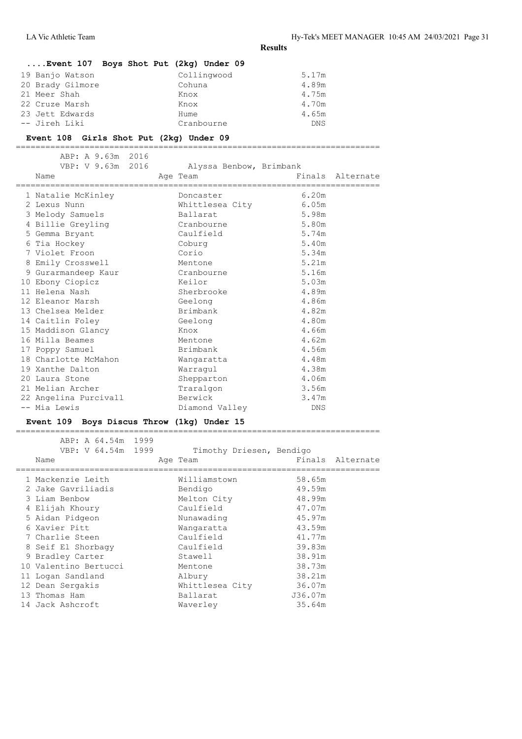**Results**

### ....Event 107 Boys Shot Put (2kg) Under 09

| | Name | Age | Team | Finals |
|---|---|---|---|---|
| 19 | Banjo Watson | | Collingwood | 5.17m |
| 20 | Brady Gilmore | | Cohuna | 4.89m |
| 21 | Meer Shah | | Knox | 4.75m |
| 22 | Cruze Marsh | | Knox | 4.70m |
| 23 | Jett Edwards | | Hume | 4.65m |
| -- | Jireh Liki | | Cranbourne | DNS |

### Event 108 Girls Shot Put (2kg) Under 09

ABP: A 9.63m 2016
VBP: V 9.63m 2016 Alyssa Benbow, Brimbank

| | Name | Age | Team | Finals | Alternate |
|---|---|---|---|---|---|
| 1 | Natalie McKinley | | Doncaster | 6.20m | |
| 2 | Lexus Nunn | | Whittlesea City | 6.05m | |
| 3 | Melody Samuels | | Ballarat | 5.98m | |
| 4 | Billie Greyling | | Cranbourne | 5.80m | |
| 5 | Gemma Bryant | | Caulfield | 5.74m | |
| 6 | Tia Hockey | | Coburg | 5.40m | |
| 7 | Violet Froon | | Corio | 5.34m | |
| 8 | Emily Crosswell | | Mentone | 5.21m | |
| 9 | Gurarmandeep Kaur | | Cranbourne | 5.16m | |
| 10 | Ebony Ciopicz | | Keilor | 5.03m | |
| 11 | Helena Nash | | Sherbrooke | 4.89m | |
| 12 | Eleanor Marsh | | Geelong | 4.86m | |
| 13 | Chelsea Melder | | Brimbank | 4.82m | |
| 14 | Caitlin Foley | | Geelong | 4.80m | |
| 15 | Maddison Glancy | | Knox | 4.66m | |
| 16 | Milla Beames | | Mentone | 4.62m | |
| 17 | Poppy Samuel | | Brimbank | 4.56m | |
| 18 | Charlotte McMahon | | Wangaratta | 4.48m | |
| 19 | Xanthe Dalton | | Warragul | 4.38m | |
| 20 | Laura Stone | | Shepparton | 4.06m | |
| 21 | Melian Archer | | Traralgon | 3.56m | |
| 22 | Angelina Purcivall | | Berwick | 3.47m | |
| -- | Mia Lewis | | Diamond Valley | DNS | |

### Event 109 Boys Discus Throw (1kg) Under 15

ABP: A 64.54m 1999
VBP: V 64.54m 1999 Timothy Driesen, Bendigo

| | Name | Age | Team | Finals | Alternate |
|---|---|---|---|---|---|
| 1 | Mackenzie Leith | | Williamstown | 58.65m | |
| 2 | Jake Gavriliadis | | Bendigo | 49.59m | |
| 3 | Liam Benbow | | Melton City | 48.99m | |
| 4 | Elijah Khoury | | Caulfield | 47.07m | |
| 5 | Aidan Pidgeon | | Nunawading | 45.97m | |
| 6 | Xavier Pitt | | Wangaratta | 43.59m | |
| 7 | Charlie Steen | | Caulfield | 41.77m | |
| 8 | Seif El Shorbagy | | Caulfield | 39.83m | |
| 9 | Bradley Carter | | Stawell | 38.91m | |
| 10 | Valentino Bertucci | | Mentone | 38.73m | |
| 11 | Logan Sandland | | Albury | 38.21m | |
| 12 | Dean Sergakis | | Whittlesea City | 36.07m | |
| 13 | Thomas Ham | | Ballarat | J36.07m | |
| 14 | Jack Ashcroft | | Waverley | 35.64m | |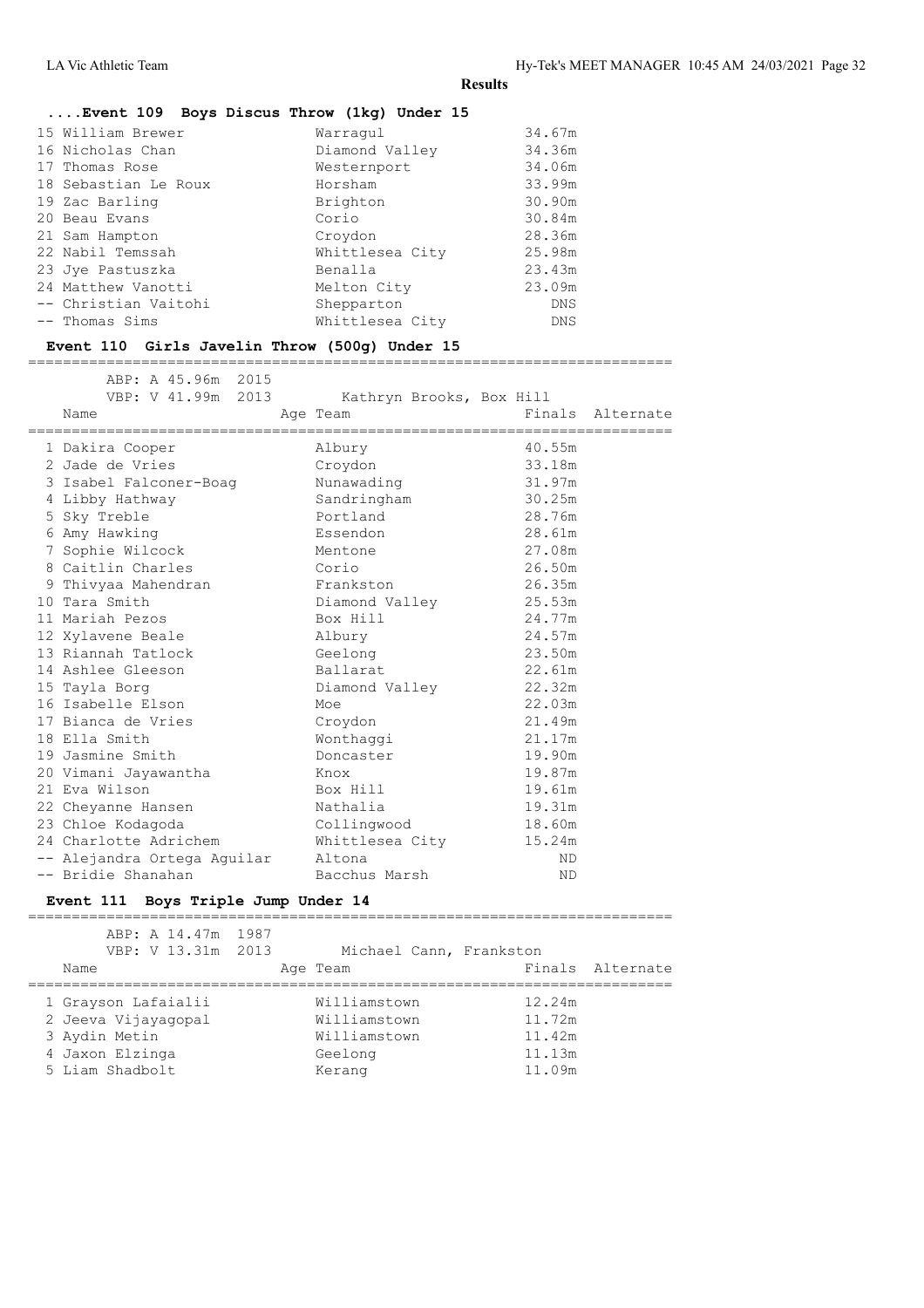**Results**

### ....Event 109 Boys Discus Throw (1kg) Under 15

| Name | Age | Team | Finals |
|---|---|---|---|
| 15 William Brewer | | Warragul | 34.67m |
| 16 Nicholas Chan | | Diamond Valley | 34.36m |
| 17 Thomas Rose | | Westernport | 34.06m |
| 18 Sebastian Le Roux | | Horsham | 33.99m |
| 19 Zac Barling | | Brighton | 30.90m |
| 20 Beau Evans | | Corio | 30.84m |
| 21 Sam Hampton | | Croydon | 28.36m |
| 22 Nabil Temssah | | Whittlesea City | 25.98m |
| 23 Jye Pastuszka | | Benalla | 23.43m |
| 24 Matthew Vanotti | | Melton City | 23.09m |
| -- Christian Vaitohi | | Shepparton | DNS |
| -- Thomas Sims | | Whittlesea City | DNS |

### Event 110 Girls Javelin Throw (500g) Under 15

ABP: A 45.96m 2015
VBP: V 41.99m 2013 Kathryn Brooks, Box Hill

| Name | Age | Team | Finals | Alternate |
|---|---|---|---|---|
| 1 Dakira Cooper | | Albury | 40.55m | |
| 2 Jade de Vries | | Croydon | 33.18m | |
| 3 Isabel Falconer-Boag | | Nunawading | 31.97m | |
| 4 Libby Hathway | | Sandringham | 30.25m | |
| 5 Sky Treble | | Portland | 28.76m | |
| 6 Amy Hawking | | Essendon | 28.61m | |
| 7 Sophie Wilcock | | Mentone | 27.08m | |
| 8 Caitlin Charles | | Corio | 26.50m | |
| 9 Thivyaa Mahendran | | Frankston | 26.35m | |
| 10 Tara Smith | | Diamond Valley | 25.53m | |
| 11 Mariah Pezos | | Box Hill | 24.77m | |
| 12 Xylavene Beale | | Albury | 24.57m | |
| 13 Riannah Tatlock | | Geelong | 23.50m | |
| 14 Ashlee Gleeson | | Ballarat | 22.61m | |
| 15 Tayla Borg | | Diamond Valley | 22.32m | |
| 16 Isabelle Elson | | Moe | 22.03m | |
| 17 Bianca de Vries | | Croydon | 21.49m | |
| 18 Ella Smith | | Wonthaggi | 21.17m | |
| 19 Jasmine Smith | | Doncaster | 19.90m | |
| 20 Vimani Jayawantha | | Knox | 19.87m | |
| 21 Eva Wilson | | Box Hill | 19.61m | |
| 22 Cheyanne Hansen | | Nathalia | 19.31m | |
| 23 Chloe Kodagoda | | Collingwood | 18.60m | |
| 24 Charlotte Adrichem | | Whittlesea City | 15.24m | |
| -- Alejandra Ortega Aguilar | | Altona | ND | |
| -- Bridie Shanahan | | Bacchus Marsh | ND | |

### Event 111 Boys Triple Jump Under 14

ABP: A 14.47m 1987
VBP: V 13.31m 2013 Michael Cann, Frankston

| Name | Age | Team | Finals | Alternate |
|---|---|---|---|---|
| 1 Grayson Lafaialii | | Williamstown | 12.24m | |
| 2 Jeeva Vijayagopal | | Williamstown | 11.72m | |
| 3 Aydin Metin | | Williamstown | 11.42m | |
| 4 Jaxon Elzinga | | Geelong | 11.13m | |
| 5 Liam Shadbolt | | Kerang | 11.09m | |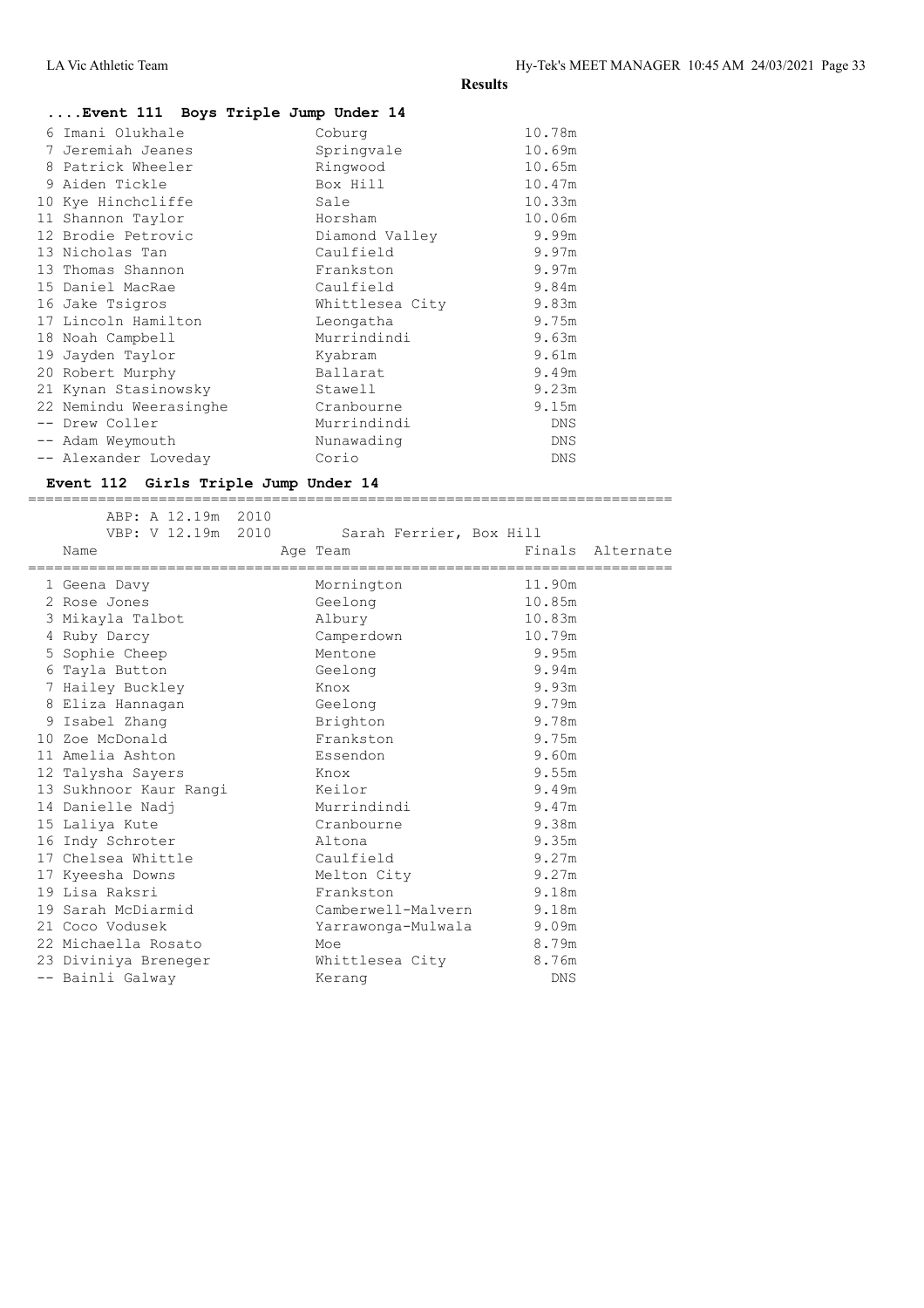**Results**

### ....Event 111 Boys Triple Jump Under 14

| Place | Name | Team | Finals |
|---|---|---|---|
| 6 | Imani Olukhale | Coburg | 10.78m |
| 7 | Jeremiah Jeanes | Springvale | 10.69m |
| 8 | Patrick Wheeler | Ringwood | 10.65m |
| 9 | Aiden Tickle | Box Hill | 10.47m |
| 10 | Kye Hinchcliffe | Sale | 10.33m |
| 11 | Shannon Taylor | Horsham | 10.06m |
| 12 | Brodie Petrovic | Diamond Valley | 9.99m |
| 13 | Nicholas Tan | Caulfield | 9.97m |
| 13 | Thomas Shannon | Frankston | 9.97m |
| 15 | Daniel MacRae | Caulfield | 9.84m |
| 16 | Jake Tsigros | Whittlesea City | 9.83m |
| 17 | Lincoln Hamilton | Leongatha | 9.75m |
| 18 | Noah Campbell | Murrindindi | 9.63m |
| 19 | Jayden Taylor | Kyabram | 9.61m |
| 20 | Robert Murphy | Ballarat | 9.49m |
| 21 | Kynan Stasinowsky | Stawell | 9.23m |
| 22 | Nemindu Weerasinghe | Cranbourne | 9.15m |
| -- | Drew Coller | Murrindindi | DNS |
| -- | Adam Weymouth | Nunawading | DNS |
| -- | Alexander Loveday | Corio | DNS |

### Event 112 Girls Triple Jump Under 14

ABP: A 12.19m 2010
VBP: V 12.19m 2010 Sarah Ferrier, Box Hill

| Place | Name | Age | Team | Finals | Alternate |
|---|---|---|---|---|---|
| 1 | Geena Davy | | Mornington | 11.90m | |
| 2 | Rose Jones | | Geelong | 10.85m | |
| 3 | Mikayla Talbot | | Albury | 10.83m | |
| 4 | Ruby Darcy | | Camperdown | 10.79m | |
| 5 | Sophie Cheep | | Mentone | 9.95m | |
| 6 | Tayla Button | | Geelong | 9.94m | |
| 7 | Hailey Buckley | | Knox | 9.93m | |
| 8 | Eliza Hannagan | | Geelong | 9.79m | |
| 9 | Isabel Zhang | | Brighton | 9.78m | |
| 10 | Zoe McDonald | | Frankston | 9.75m | |
| 11 | Amelia Ashton | | Essendon | 9.60m | |
| 12 | Talysha Sayers | | Knox | 9.55m | |
| 13 | Sukhnoor Kaur Rangi | | Keilor | 9.49m | |
| 14 | Danielle Nadj | | Murrindindi | 9.47m | |
| 15 | Laliya Kute | | Cranbourne | 9.38m | |
| 16 | Indy Schroter | | Altona | 9.35m | |
| 17 | Chelsea Whittle | | Caulfield | 9.27m | |
| 17 | Kyeesha Downs | | Melton City | 9.27m | |
| 19 | Lisa Raksri | | Frankston | 9.18m | |
| 19 | Sarah McDiarmid | | Camberwell-Malvern | 9.18m | |
| 21 | Coco Vodusek | | Yarrawonga-Mulwala | 9.09m | |
| 22 | Michaella Rosato | | Moe | 8.79m | |
| 23 | Diviniya Breneger | | Whittlesea City | 8.76m | |
| -- | Bainli Galway | | Kerang | DNS | |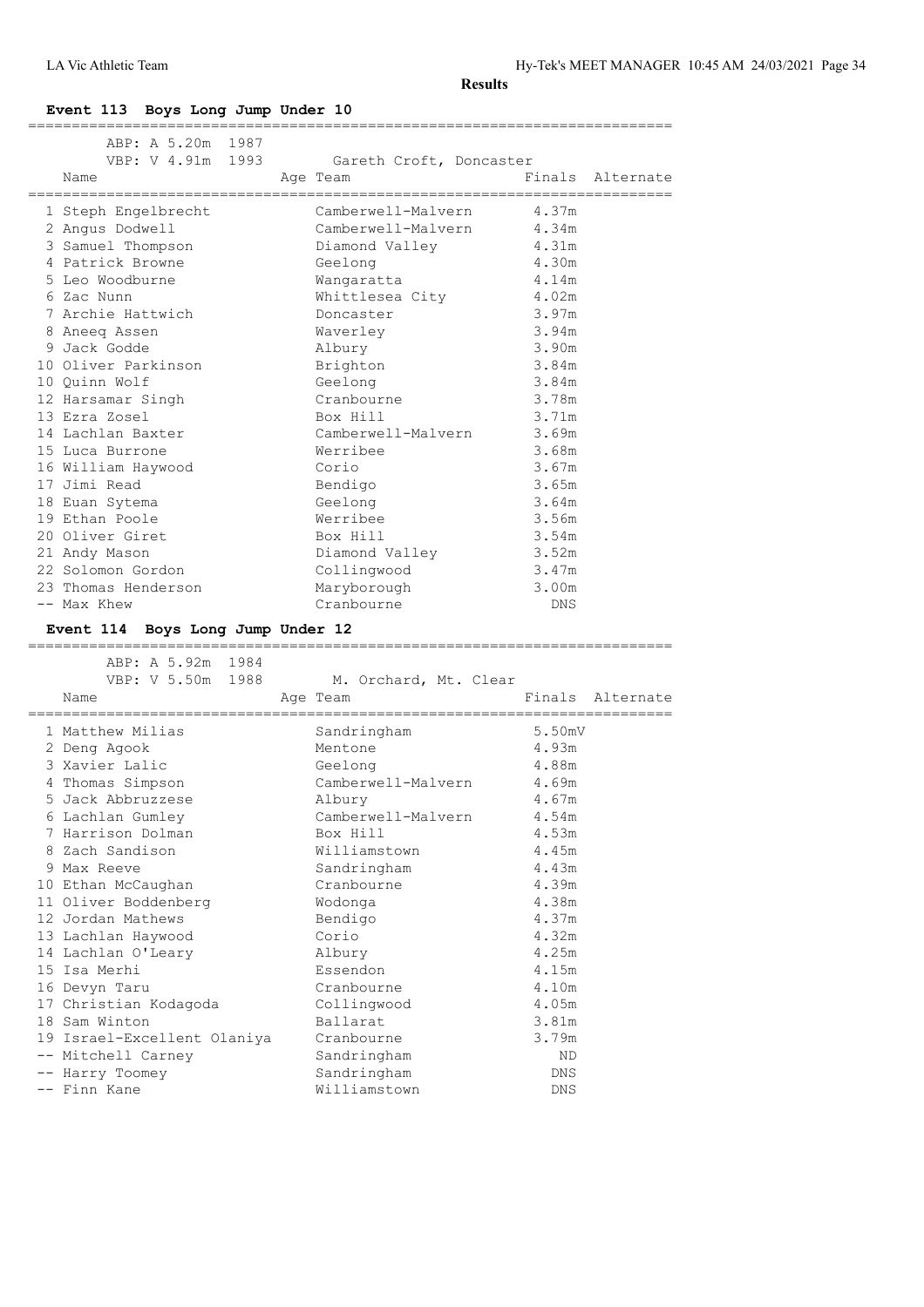**Results**

## Event 113 Boys Long Jump Under 10

ABP: A 5.20m 1987
VBP: V 4.91m 1993 Gareth Croft, Doncaster

| Name | Age | Team | Finals | Alternate |
|---|---|---|---|---|
| 1 Steph Engelbrecht | | Camberwell-Malvern | 4.37m | |
| 2 Angus Dodwell | | Camberwell-Malvern | 4.34m | |
| 3 Samuel Thompson | | Diamond Valley | 4.31m | |
| 4 Patrick Browne | | Geelong | 4.30m | |
| 5 Leo Woodburne | | Wangaratta | 4.14m | |
| 6 Zac Nunn | | Whittlesea City | 4.02m | |
| 7 Archie Hattwich | | Doncaster | 3.97m | |
| 8 Aneeq Assen | | Waverley | 3.94m | |
| 9 Jack Godde | | Albury | 3.90m | |
| 10 Oliver Parkinson | | Brighton | 3.84m | |
| 10 Quinn Wolf | | Geelong | 3.84m | |
| 12 Harsamar Singh | | Cranbourne | 3.78m | |
| 13 Ezra Zosel | | Box Hill | 3.71m | |
| 14 Lachlan Baxter | | Camberwell-Malvern | 3.69m | |
| 15 Luca Burrone | | Werribee | 3.68m | |
| 16 William Haywood | | Corio | 3.67m | |
| 17 Jimi Read | | Bendigo | 3.65m | |
| 18 Euan Sytema | | Geelong | 3.64m | |
| 19 Ethan Poole | | Werribee | 3.56m | |
| 20 Oliver Giret | | Box Hill | 3.54m | |
| 21 Andy Mason | | Diamond Valley | 3.52m | |
| 22 Solomon Gordon | | Collingwood | 3.47m | |
| 23 Thomas Henderson | | Maryborough | 3.00m | |
| -- Max Khew | | Cranbourne | DNS | |

## Event 114 Boys Long Jump Under 12

ABP: A 5.92m 1984
VBP: V 5.50m 1988 M. Orchard, Mt. Clear

| Name | Age | Team | Finals | Alternate |
|---|---|---|---|---|
| 1 Matthew Milias | | Sandringham | 5.50mV | |
| 2 Deng Agook | | Mentone | 4.93m | |
| 3 Xavier Lalic | | Geelong | 4.88m | |
| 4 Thomas Simpson | | Camberwell-Malvern | 4.69m | |
| 5 Jack Abbruzzese | | Albury | 4.67m | |
| 6 Lachlan Gumley | | Camberwell-Malvern | 4.54m | |
| 7 Harrison Dolman | | Box Hill | 4.53m | |
| 8 Zach Sandison | | Williamstown | 4.45m | |
| 9 Max Reeve | | Sandringham | 4.43m | |
| 10 Ethan McCaughan | | Cranbourne | 4.39m | |
| 11 Oliver Boddenberg | | Wodonga | 4.38m | |
| 12 Jordan Mathews | | Bendigo | 4.37m | |
| 13 Lachlan Haywood | | Corio | 4.32m | |
| 14 Lachlan O'Leary | | Albury | 4.25m | |
| 15 Isa Merhi | | Essendon | 4.15m | |
| 16 Devyn Taru | | Cranbourne | 4.10m | |
| 17 Christian Kodagoda | | Collingwood | 4.05m | |
| 18 Sam Winton | | Ballarat | 3.81m | |
| 19 Israel-Excellent Olaniya | | Cranbourne | 3.79m | |
| -- Mitchell Carney | | Sandringham | ND | |
| -- Harry Toomey | | Sandringham | DNS | |
| -- Finn Kane | | Williamstown | DNS | |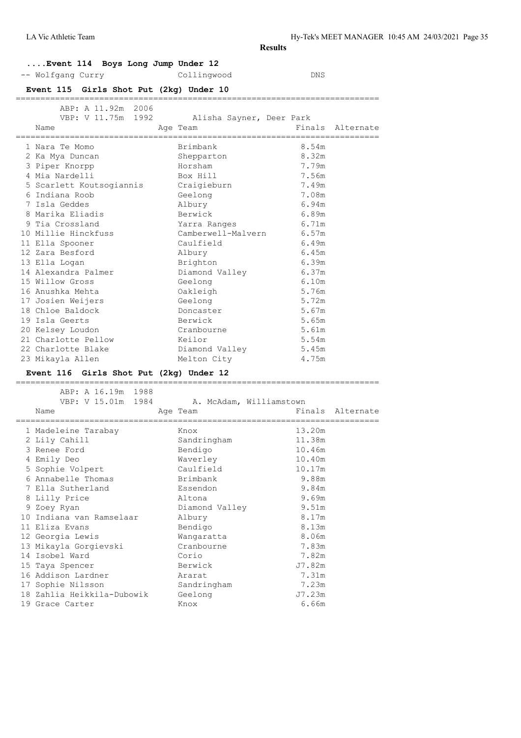**Results**

### ....Event 114 Boys Long Jump Under 12

| | Name | Team | Finals |
|---|---|---|---|
| -- | Wolfgang Curry | Collingwood | DNS |

### Event 115 Girls Shot Put (2kg) Under 10

ABP: A 11.92m 2006
VBP: V 11.75m 1992 Alisha Sayner, Deer Park

| | Name | Age Team | Finals | Alternate |
|---|---|---|---|---|
| 1 | Nara Te Momo | Brimbank | 8.54m | |
| 2 | Ka Mya Duncan | Shepparton | 8.32m | |
| 3 | Piper Knorpp | Horsham | 7.79m | |
| 4 | Mia Nardelli | Box Hill | 7.56m | |
| 5 | Scarlett Koutsogiannis | Craigieburn | 7.49m | |
| 6 | Indiana Roob | Geelong | 7.08m | |
| 7 | Isla Geddes | Albury | 6.94m | |
| 8 | Marika Eliadis | Berwick | 6.89m | |
| 9 | Tia Crossland | Yarra Ranges | 6.71m | |
| 10 | Millie Hinckfuss | Camberwell-Malvern | 6.57m | |
| 11 | Ella Spooner | Caulfield | 6.49m | |
| 12 | Zara Besford | Albury | 6.45m | |
| 13 | Ella Logan | Brighton | 6.39m | |
| 14 | Alexandra Palmer | Diamond Valley | 6.37m | |
| 15 | Willow Gross | Geelong | 6.10m | |
| 16 | Anushka Mehta | Oakleigh | 5.76m | |
| 17 | Josien Weijers | Geelong | 5.72m | |
| 18 | Chloe Baldock | Doncaster | 5.67m | |
| 19 | Isla Geerts | Berwick | 5.65m | |
| 20 | Kelsey Loudon | Cranbourne | 5.61m | |
| 21 | Charlotte Pellow | Keilor | 5.54m | |
| 22 | Charlotte Blake | Diamond Valley | 5.45m | |
| 23 | Mikayla Allen | Melton City | 4.75m | |

### Event 116 Girls Shot Put (2kg) Under 12

ABP: A 16.19m 1988
VBP: V 15.01m 1984 A. McAdam, Williamstown

| | Name | Age Team | Finals | Alternate |
|---|---|---|---|---|
| 1 | Madeleine Tarabay | Knox | 13.20m | |
| 2 | Lily Cahill | Sandringham | 11.38m | |
| 3 | Renee Ford | Bendigo | 10.46m | |
| 4 | Emily Deo | Waverley | 10.40m | |
| 5 | Sophie Volpert | Caulfield | 10.17m | |
| 6 | Annabelle Thomas | Brimbank | 9.88m | |
| 7 | Ella Sutherland | Essendon | 9.84m | |
| 8 | Lilly Price | Altona | 9.69m | |
| 9 | Zoey Ryan | Diamond Valley | 9.51m | |
| 10 | Indiana van Ramselaar | Albury | 8.17m | |
| 11 | Eliza Evans | Bendigo | 8.13m | |
| 12 | Georgia Lewis | Wangaratta | 8.06m | |
| 13 | Mikayla Gorgievski | Cranbourne | 7.83m | |
| 14 | Isobel Ward | Corio | 7.82m | |
| 15 | Taya Spencer | Berwick | J7.82m | |
| 16 | Addison Lardner | Ararat | 7.31m | |
| 17 | Sophie Nilsson | Sandringham | 7.23m | |
| 18 | Zahlia Heikkila-Dubowik | Geelong | J7.23m | |
| 19 | Grace Carter | Knox | 6.66m | |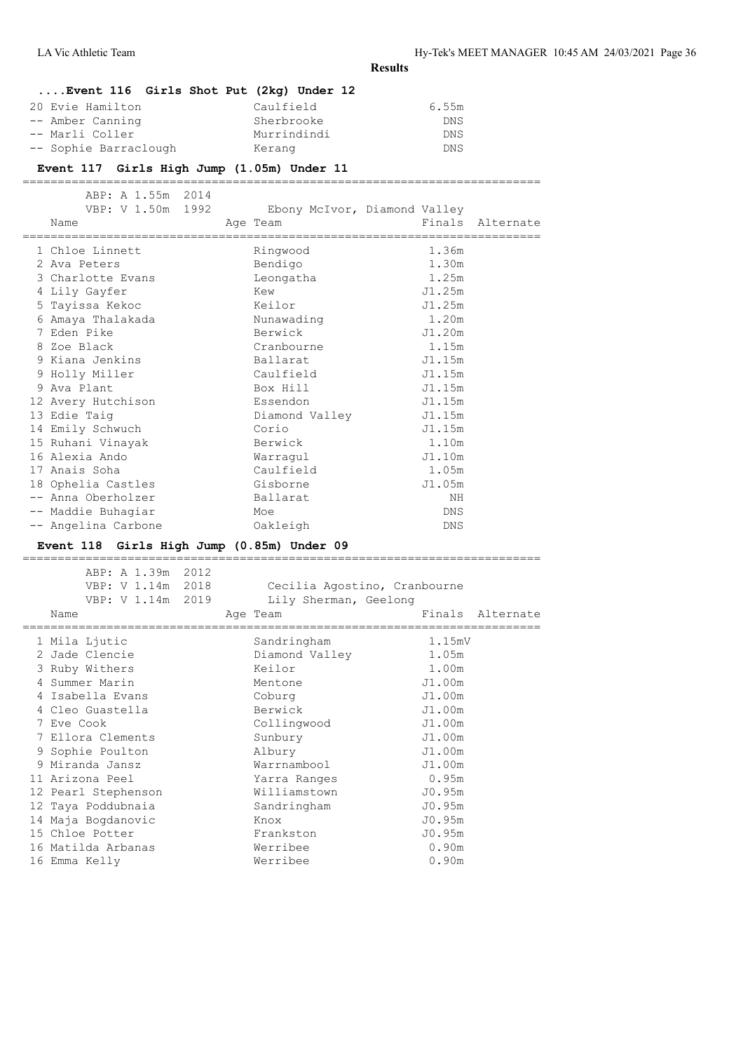**Results**

### ....Event 116 Girls Shot Put (2kg) Under 12

| Place | Name | Team | Finals |
|---|---|---|---|
| 20 | Evie Hamilton | Caulfield | 6.55m |
| -- | Amber Canning | Sherbrooke | DNS |
| -- | Marli Coller | Murrindindi | DNS |
| -- | Sophie Barraclough | Kerang | DNS |

### Event 117 Girls High Jump (1.05m) Under 11

ABP: A 1.55m 2014
VBP: V 1.50m 1992 Ebony McIvor, Diamond Valley

| Place | Name | Age Team | Finals | Alternate |
|---|---|---|---|---|
| 1 | Chloe Linnett | Ringwood | 1.36m | |
| 2 | Ava Peters | Bendigo | 1.30m | |
| 3 | Charlotte Evans | Leongatha | 1.25m | |
| 4 | Lily Gayfer | Kew | J1.25m | |
| 5 | Tayissa Kekoc | Keilor | J1.25m | |
| 6 | Amaya Thalakada | Nunawading | 1.20m | |
| 7 | Eden Pike | Berwick | J1.20m | |
| 8 | Zoe Black | Cranbourne | 1.15m | |
| 9 | Kiana Jenkins | Ballarat | J1.15m | |
| 9 | Holly Miller | Caulfield | J1.15m | |
| 9 | Ava Plant | Box Hill | J1.15m | |
| 12 | Avery Hutchison | Essendon | J1.15m | |
| 13 | Edie Taig | Diamond Valley | J1.15m | |
| 14 | Emily Schwuch | Corio | J1.15m | |
| 15 | Ruhani Vinayak | Berwick | 1.10m | |
| 16 | Alexia Ando | Warragul | J1.10m | |
| 17 | Anais Soha | Caulfield | 1.05m | |
| 18 | Ophelia Castles | Gisborne | J1.05m | |
| -- | Anna Oberholzer | Ballarat | NH | |
| -- | Maddie Buhagiar | Moe | DNS | |
| -- | Angelina Carbone | Oakleigh | DNS | |

### Event 118 Girls High Jump (0.85m) Under 09

ABP: A 1.39m 2012
VBP: V 1.14m 2018 Cecilia Agostino, Cranbourne
VBP: V 1.14m 2019 Lily Sherman, Geelong

| Place | Name | Age Team | Finals | Alternate |
|---|---|---|---|---|
| 1 | Mila Ljutic | Sandringham | 1.15mV | |
| 2 | Jade Clencie | Diamond Valley | 1.05m | |
| 3 | Ruby Withers | Keilor | 1.00m | |
| 4 | Summer Marin | Mentone | J1.00m | |
| 4 | Isabella Evans | Coburg | J1.00m | |
| 4 | Cleo Guastella | Berwick | J1.00m | |
| 7 | Eve Cook | Collingwood | J1.00m | |
| 7 | Ellora Clements | Sunbury | J1.00m | |
| 9 | Sophie Poulton | Albury | J1.00m | |
| 9 | Miranda Jansz | Warrnambool | J1.00m | |
| 11 | Arizona Peel | Yarra Ranges | 0.95m | |
| 12 | Pearl Stephenson | Williamstown | J0.95m | |
| 12 | Taya Poddubnaia | Sandringham | J0.95m | |
| 14 | Maja Bogdanovic | Knox | J0.95m | |
| 15 | Chloe Potter | Frankston | J0.95m | |
| 16 | Matilda Arbanas | Werribee | 0.90m | |
| 16 | Emma Kelly | Werribee | 0.90m | |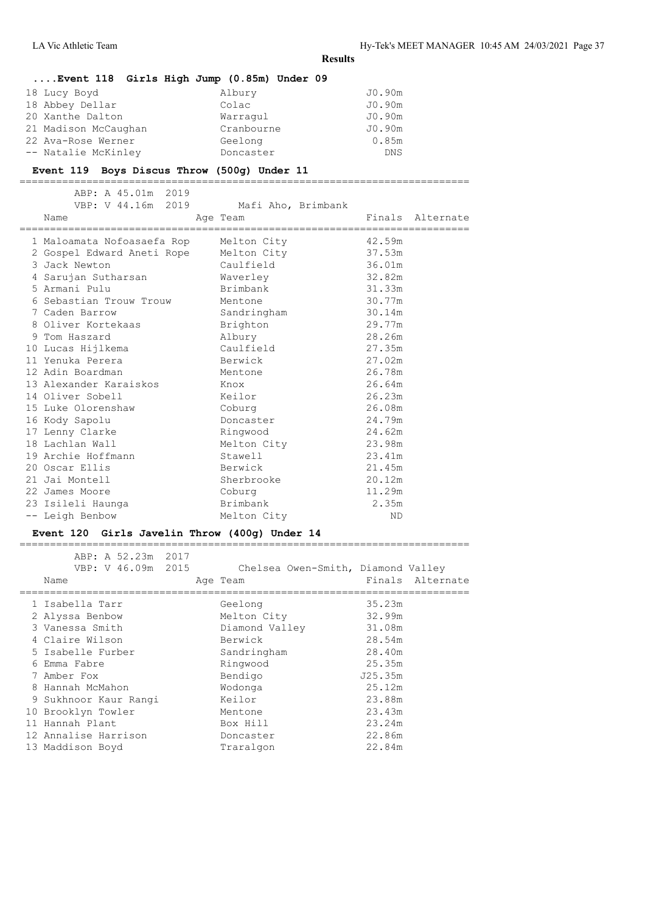**Results**

### ....Event 118 Girls High Jump (0.85m) Under 09

| Place | Name | Team | Finals |
|---|---|---|---|
| 18 | Lucy Boyd | Albury | J0.90m |
| 18 | Abbey Dellar | Colac | J0.90m |
| 20 | Xanthe Dalton | Warragul | J0.90m |
| 21 | Madison McCaughan | Cranbourne | J0.90m |
| 22 | Ava-Rose Werner | Geelong | 0.85m |
| -- | Natalie McKinley | Doncaster | DNS |

### Event 119 Boys Discus Throw (500g) Under 11

ABP: A 45.01m 2019
VBP: V 44.16m 2019 Mafi Aho, Brimbank

| Place | Name | Age | Team | Finals | Alternate |
|---|---|---|---|---|---|
| 1 | Maloamata Nofoasaefa Rop | | Melton City | 42.59m | |
| 2 | Gospel Edward Aneti Rope | | Melton City | 37.53m | |
| 3 | Jack Newton | | Caulfield | 36.01m | |
| 4 | Sarujan Sutharsan | | Waverley | 32.82m | |
| 5 | Armani Pulu | | Brimbank | 31.33m | |
| 6 | Sebastian Trouw Trouw | | Mentone | 30.77m | |
| 7 | Caden Barrow | | Sandringham | 30.14m | |
| 8 | Oliver Kortekaas | | Brighton | 29.77m | |
| 9 | Tom Haszard | | Albury | 28.26m | |
| 10 | Lucas Hijlkema | | Caulfield | 27.35m | |
| 11 | Yenuka Perera | | Berwick | 27.02m | |
| 12 | Adin Boardman | | Mentone | 26.78m | |
| 13 | Alexander Karaiskos | | Knox | 26.64m | |
| 14 | Oliver Sobell | | Keilor | 26.23m | |
| 15 | Luke Olorenshaw | | Coburg | 26.08m | |
| 16 | Kody Sapolu | | Doncaster | 24.79m | |
| 17 | Lenny Clarke | | Ringwood | 24.62m | |
| 18 | Lachlan Wall | | Melton City | 23.98m | |
| 19 | Archie Hoffmann | | Stawell | 23.41m | |
| 20 | Oscar Ellis | | Berwick | 21.45m | |
| 21 | Jai Montell | | Sherbrooke | 20.12m | |
| 22 | James Moore | | Coburg | 11.29m | |
| 23 | Isileli Haunga | | Brimbank | 2.35m | |
| -- | Leigh Benbow | | Melton City | ND | |

### Event 120 Girls Javelin Throw (400g) Under 14

ABP: A 52.23m 2017
VBP: V 46.09m 2015 Chelsea Owen-Smith, Diamond Valley

| Place | Name | Age | Team | Finals | Alternate |
|---|---|---|---|---|---|
| 1 | Isabella Tarr | | Geelong | 35.23m | |
| 2 | Alyssa Benbow | | Melton City | 32.99m | |
| 3 | Vanessa Smith | | Diamond Valley | 31.08m | |
| 4 | Claire Wilson | | Berwick | 28.54m | |
| 5 | Isabelle Furber | | Sandringham | 28.40m | |
| 6 | Emma Fabre | | Ringwood | 25.35m | |
| 7 | Amber Fox | | Bendigo | J25.35m | |
| 8 | Hannah McMahon | | Wodonga | 25.12m | |
| 9 | Sukhnoor Kaur Rangi | | Keilor | 23.88m | |
| 10 | Brooklyn Towler | | Mentone | 23.43m | |
| 11 | Hannah Plant | | Box Hill | 23.24m | |
| 12 | Annalise Harrison | | Doncaster | 22.86m | |
| 13 | Maddison Boyd | | Traralgon | 22.84m | |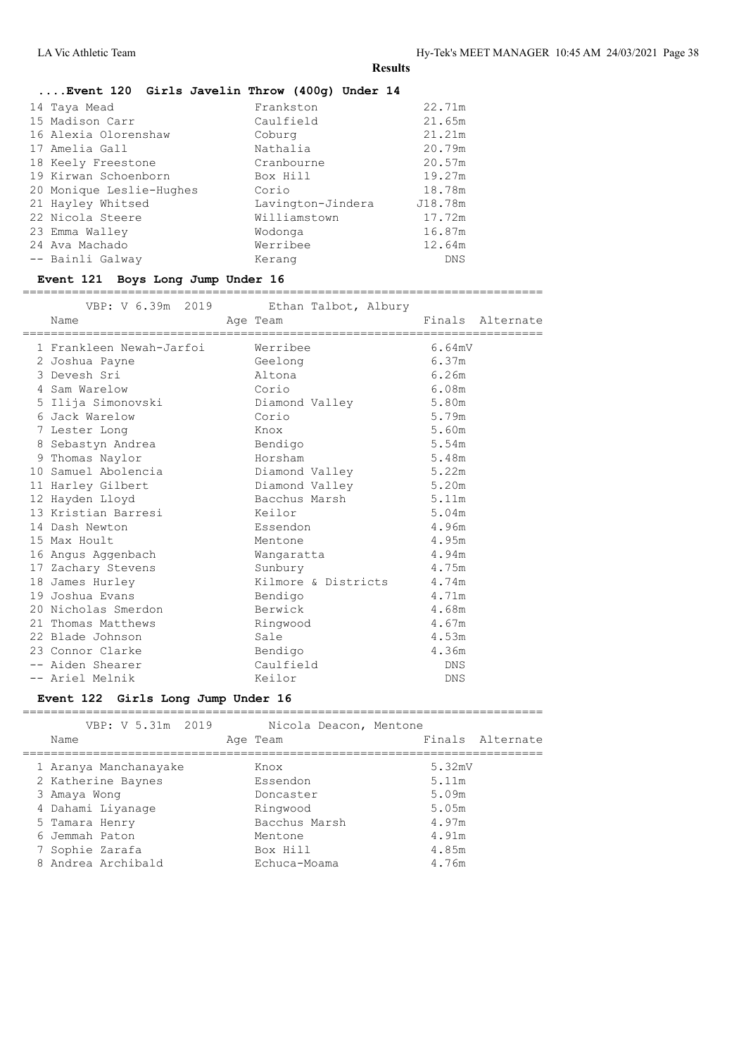**Results**

### ....Event 120 Girls Javelin Throw (400g) Under 14

| Place | Name | Team | Finals |
|---|---|---|---|
| 14 | Taya Mead | Frankston | 22.71m |
| 15 | Madison Carr | Caulfield | 21.65m |
| 16 | Alexia Olorenshaw | Coburg | 21.21m |
| 17 | Amelia Gall | Nathalia | 20.79m |
| 18 | Keely Freestone | Cranbourne | 20.57m |
| 19 | Kirwan Schoenborn | Box Hill | 19.27m |
| 20 | Monique Leslie-Hughes | Corio | 18.78m |
| 21 | Hayley Whitsed | Lavington-Jindera | J18.78m |
| 22 | Nicola Steere | Williamstown | 17.72m |
| 23 | Emma Walley | Wodonga | 16.87m |
| 24 | Ava Machado | Werribee | 12.64m |
| -- | Bainli Galway | Kerang | DNS |

### Event 121 Boys Long Jump Under 16

VBP: V 6.39m 2019 Ethan Talbot, Albury

| Place | Name | Age Team | Finals | Alternate |
|---|---|---|---|---|
| 1 | Frankleen Newah-Jarfoi | Werribee | 6.64mV | |
| 2 | Joshua Payne | Geelong | 6.37m | |
| 3 | Devesh Sri | Altona | 6.26m | |
| 4 | Sam Warelow | Corio | 6.08m | |
| 5 | Ilija Simonovski | Diamond Valley | 5.80m | |
| 6 | Jack Warelow | Corio | 5.79m | |
| 7 | Lester Long | Knox | 5.60m | |
| 8 | Sebastyn Andrea | Bendigo | 5.54m | |
| 9 | Thomas Naylor | Horsham | 5.48m | |
| 10 | Samuel Abolencia | Diamond Valley | 5.22m | |
| 11 | Harley Gilbert | Diamond Valley | 5.20m | |
| 12 | Hayden Lloyd | Bacchus Marsh | 5.11m | |
| 13 | Kristian Barresi | Keilor | 5.04m | |
| 14 | Dash Newton | Essendon | 4.96m | |
| 15 | Max Hoult | Mentone | 4.95m | |
| 16 | Angus Aggenbach | Wangaratta | 4.94m | |
| 17 | Zachary Stevens | Sunbury | 4.75m | |
| 18 | James Hurley | Kilmore & Districts | 4.74m | |
| 19 | Joshua Evans | Bendigo | 4.71m | |
| 20 | Nicholas Smerdon | Berwick | 4.68m | |
| 21 | Thomas Matthews | Ringwood | 4.67m | |
| 22 | Blade Johnson | Sale | 4.53m | |
| 23 | Connor Clarke | Bendigo | 4.36m | |
| -- | Aiden Shearer | Caulfield | DNS | |
| -- | Ariel Melnik | Keilor | DNS | |

### Event 122 Girls Long Jump Under 16

VBP: V 5.31m 2019 Nicola Deacon, Mentone

| Place | Name | Age Team | Finals | Alternate |
|---|---|---|---|---|
| 1 | Aranya Manchanayake | Knox | 5.32mV | |
| 2 | Katherine Baynes | Essendon | 5.11m | |
| 3 | Amaya Wong | Doncaster | 5.09m | |
| 4 | Dahami Liyanage | Ringwood | 5.05m | |
| 5 | Tamara Henry | Bacchus Marsh | 4.97m | |
| 6 | Jemmah Paton | Mentone | 4.91m | |
| 7 | Sophie Zarafa | Box Hill | 4.85m | |
| 8 | Andrea Archibald | Echuca-Moama | 4.76m | |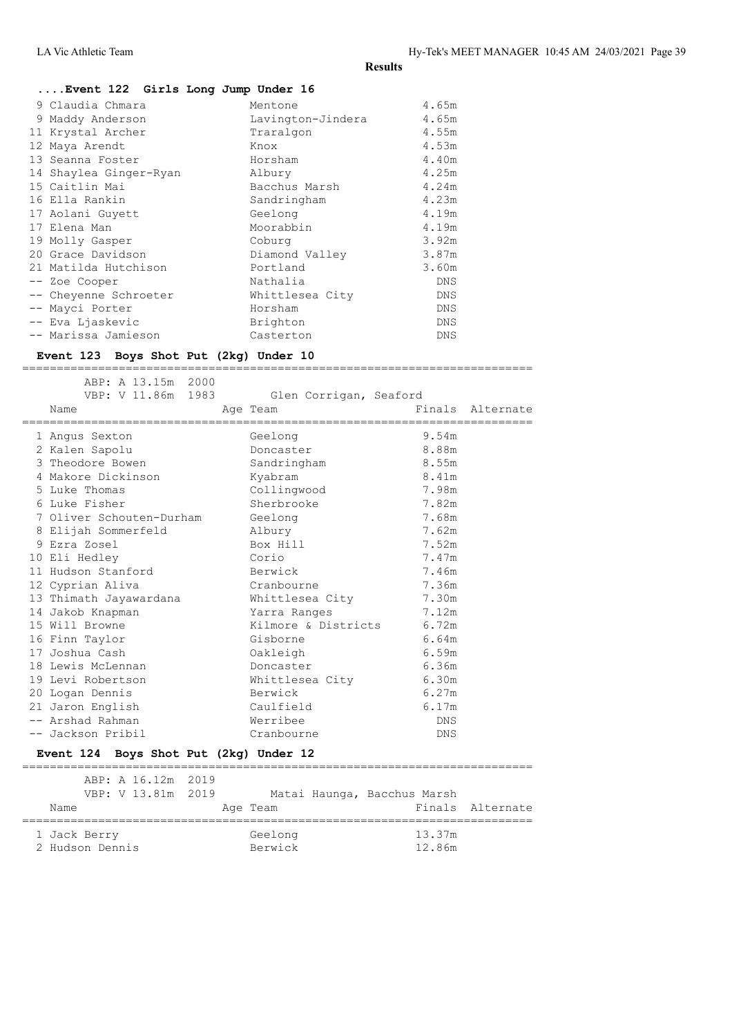## Results

### ....Event 122 Girls Long Jump Under 16

| Place | Name | Team | Finals |
|---|---|---|---|
| 9 | Claudia Chmara | Mentone | 4.65m |
| 9 | Maddy Anderson | Lavington-Jindera | 4.65m |
| 11 | Krystal Archer | Traralgon | 4.55m |
| 12 | Maya Arendt | Knox | 4.53m |
| 13 | Seanna Foster | Horsham | 4.40m |
| 14 | Shaylea Ginger-Ryan | Albury | 4.25m |
| 15 | Caitlin Mai | Bacchus Marsh | 4.24m |
| 16 | Ella Rankin | Sandringham | 4.23m |
| 17 | Aolani Guyett | Geelong | 4.19m |
| 17 | Elena Man | Moorabbin | 4.19m |
| 19 | Molly Gasper | Coburg | 3.92m |
| 20 | Grace Davidson | Diamond Valley | 3.87m |
| 21 | Matilda Hutchison | Portland | 3.60m |
| -- | Zoe Cooper | Nathalia | DNS |
| -- | Cheyenne Schroeter | Whittlesea City | DNS |
| -- | Mayci Porter | Horsham | DNS |
| -- | Eva Ljaskevic | Brighton | DNS |
| -- | Marissa Jamieson | Casterton | DNS |

### Event 123 Boys Shot Put (2kg) Under 10

ABP: A 13.15m 2000
VBP: V 11.86m 1983 Glen Corrigan, Seaford

| Place | Name | Age | Team | Finals | Alternate |
|---|---|---|---|---|---|
| 1 | Angus Sexton | | Geelong | 9.54m | |
| 2 | Kalen Sapolu | | Doncaster | 8.88m | |
| 3 | Theodore Bowen | | Sandringham | 8.55m | |
| 4 | Makore Dickinson | | Kyabram | 8.41m | |
| 5 | Luke Thomas | | Collingwood | 7.98m | |
| 6 | Luke Fisher | | Sherbrooke | 7.82m | |
| 7 | Oliver Schouten-Durham | | Geelong | 7.68m | |
| 8 | Elijah Sommerfeld | | Albury | 7.62m | |
| 9 | Ezra Zosel | | Box Hill | 7.52m | |
| 10 | Eli Hedley | | Corio | 7.47m | |
| 11 | Hudson Stanford | | Berwick | 7.46m | |
| 12 | Cyprian Aliva | | Cranbourne | 7.36m | |
| 13 | Thimath Jayawardana | | Whittlesea City | 7.30m | |
| 14 | Jakob Knapman | | Yarra Ranges | 7.12m | |
| 15 | Will Browne | | Kilmore & Districts | 6.72m | |
| 16 | Finn Taylor | | Gisborne | 6.64m | |
| 17 | Joshua Cash | | Oakleigh | 6.59m | |
| 18 | Lewis McLennan | | Doncaster | 6.36m | |
| 19 | Levi Robertson | | Whittlesea City | 6.30m | |
| 20 | Logan Dennis | | Berwick | 6.27m | |
| 21 | Jaron English | | Caulfield | 6.17m | |
| -- | Arshad Rahman | | Werribee | DNS | |
| -- | Jackson Pribil | | Cranbourne | DNS | |

### Event 124 Boys Shot Put (2kg) Under 12

ABP: A 16.12m 2019
VBP: V 13.81m 2019 Matai Haunga, Bacchus Marsh

| Place | Name | Age | Team | Finals | Alternate |
|---|---|---|---|---|---|
| 1 | Jack Berry | | Geelong | 13.37m | |
| 2 | Hudson Dennis | | Berwick | 12.86m | |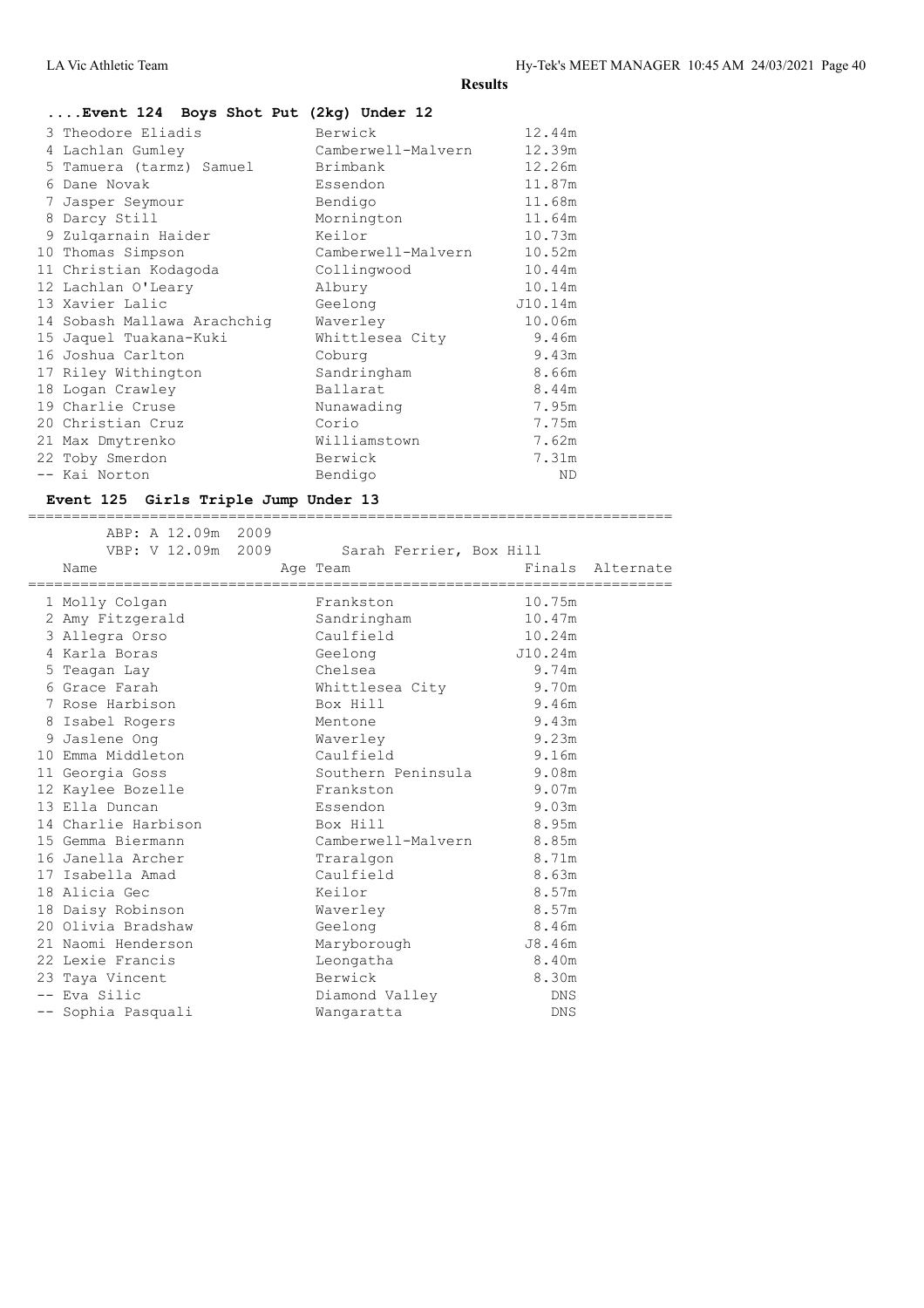**Results**

### ....Event 124 Boys Shot Put (2kg) Under 12

| Place | Name | Team | Finals |
|---|---|---|---|
| 3 | Theodore Eliadis | Berwick | 12.44m |
| 4 | Lachlan Gumley | Camberwell-Malvern | 12.39m |
| 5 | Tamuera (tarmz) Samuel | Brimbank | 12.26m |
| 6 | Dane Novak | Essendon | 11.87m |
| 7 | Jasper Seymour | Bendigo | 11.68m |
| 8 | Darcy Still | Mornington | 11.64m |
| 9 | Zulqarnain Haider | Keilor | 10.73m |
| 10 | Thomas Simpson | Camberwell-Malvern | 10.52m |
| 11 | Christian Kodagoda | Collingwood | 10.44m |
| 12 | Lachlan O'Leary | Albury | 10.14m |
| 13 | Xavier Lalic | Geelong | J10.14m |
| 14 | Sobash Mallawa Arachchig | Waverley | 10.06m |
| 15 | Jaquel Tuakana-Kuki | Whittlesea City | 9.46m |
| 16 | Joshua Carlton | Coburg | 9.43m |
| 17 | Riley Withington | Sandringham | 8.66m |
| 18 | Logan Crawley | Ballarat | 8.44m |
| 19 | Charlie Cruse | Nunawading | 7.95m |
| 20 | Christian Cruz | Corio | 7.75m |
| 21 | Max Dmytrenko | Williamstown | 7.62m |
| 22 | Toby Smerdon | Berwick | 7.31m |
| -- | Kai Norton | Bendigo | ND |

### Event 125 Girls Triple Jump Under 13

ABP: A 12.09m 2009
VBP: V 12.09m 2009 Sarah Ferrier, Box Hill

| Place | Name | Age | Team | Finals | Alternate |
|---|---|---|---|---|---|
| 1 | Molly Colgan | | Frankston | 10.75m | |
| 2 | Amy Fitzgerald | | Sandringham | 10.47m | |
| 3 | Allegra Orso | | Caulfield | 10.24m | |
| 4 | Karla Boras | | Geelong | J10.24m | |
| 5 | Teagan Lay | | Chelsea | 9.74m | |
| 6 | Grace Farah | | Whittlesea City | 9.70m | |
| 7 | Rose Harbison | | Box Hill | 9.46m | |
| 8 | Isabel Rogers | | Mentone | 9.43m | |
| 9 | Jaslene Ong | | Waverley | 9.23m | |
| 10 | Emma Middleton | | Caulfield | 9.16m | |
| 11 | Georgia Goss | | Southern Peninsula | 9.08m | |
| 12 | Kaylee Bozelle | | Frankston | 9.07m | |
| 13 | Ella Duncan | | Essendon | 9.03m | |
| 14 | Charlie Harbison | | Box Hill | 8.95m | |
| 15 | Gemma Biermann | | Camberwell-Malvern | 8.85m | |
| 16 | Janella Archer | | Traralgon | 8.71m | |
| 17 | Isabella Amad | | Caulfield | 8.63m | |
| 18 | Alicia Gec | | Keilor | 8.57m | |
| 18 | Daisy Robinson | | Waverley | 8.57m | |
| 20 | Olivia Bradshaw | | Geelong | 8.46m | |
| 21 | Naomi Henderson | | Maryborough | J8.46m | |
| 22 | Lexie Francis | | Leongatha | 8.40m | |
| 23 | Taya Vincent | | Berwick | 8.30m | |
| -- | Eva Silic | | Diamond Valley | DNS | |
| -- | Sophia Pasquali | | Wangaratta | DNS | |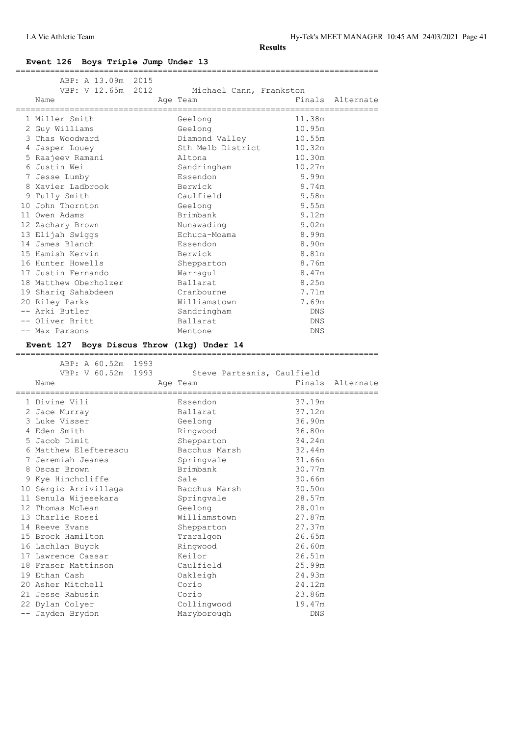**Results**

## Event 126 Boys Triple Jump Under 13

ABP: A 13.09m 2015
VBP: V 12.65m 2012 Michael Cann, Frankston

| Name | Age | Team | Finals | Alternate |
|---|---|---|---|---|
| 1 Miller Smith | | Geelong | 11.38m | |
| 2 Guy Williams | | Geelong | 10.95m | |
| 3 Chas Woodward | | Diamond Valley | 10.55m | |
| 4 Jasper Louey | | Sth Melb District | 10.32m | |
| 5 Raajeev Ramani | | Altona | 10.30m | |
| 6 Justin Wei | | Sandringham | 10.27m | |
| 7 Jesse Lumby | | Essendon | 9.99m | |
| 8 Xavier Ladbrook | | Berwick | 9.74m | |
| 9 Tully Smith | | Caulfield | 9.58m | |
| 10 John Thornton | | Geelong | 9.55m | |
| 11 Owen Adams | | Brimbank | 9.12m | |
| 12 Zachary Brown | | Nunawading | 9.02m | |
| 13 Elijah Swiggs | | Echuca-Moama | 8.99m | |
| 14 James Blanch | | Essendon | 8.90m | |
| 15 Hamish Kervin | | Berwick | 8.81m | |
| 16 Hunter Howells | | Shepparton | 8.76m | |
| 17 Justin Fernando | | Warragul | 8.47m | |
| 18 Matthew Oberholzer | | Ballarat | 8.25m | |
| 19 Shariq Sahabdeen | | Cranbourne | 7.71m | |
| 20 Riley Parks | | Williamstown | 7.69m | |
| -- Arki Butler | | Sandringham | DNS | |
| -- Oliver Britt | | Ballarat | DNS | |
| -- Max Parsons | | Mentone | DNS | |

## Event 127 Boys Discus Throw (1kg) Under 14

ABP: A 60.52m 1993
VBP: V 60.52m 1993 Steve Partsanis, Caulfield

| Name | Age | Team | Finals | Alternate |
|---|---|---|---|---|
| 1 Divine Vili | | Essendon | 37.19m | |
| 2 Jace Murray | | Ballarat | 37.12m | |
| 3 Luke Visser | | Geelong | 36.90m | |
| 4 Eden Smith | | Ringwood | 36.80m | |
| 5 Jacob Dimit | | Shepparton | 34.24m | |
| 6 Matthew Elefterescu | | Bacchus Marsh | 32.44m | |
| 7 Jeremiah Jeanes | | Springvale | 31.66m | |
| 8 Oscar Brown | | Brimbank | 30.77m | |
| 9 Kye Hinchcliffe | | Sale | 30.66m | |
| 10 Sergio Arrivillaga | | Bacchus Marsh | 30.50m | |
| 11 Senula Wijesekara | | Springvale | 28.57m | |
| 12 Thomas McLean | | Geelong | 28.01m | |
| 13 Charlie Rossi | | Williamstown | 27.87m | |
| 14 Reeve Evans | | Shepparton | 27.37m | |
| 15 Brock Hamilton | | Traralgon | 26.65m | |
| 16 Lachlan Buyck | | Ringwood | 26.60m | |
| 17 Lawrence Cassar | | Keilor | 26.51m | |
| 18 Fraser Mattinson | | Caulfield | 25.99m | |
| 19 Ethan Cash | | Oakleigh | 24.93m | |
| 20 Asher Mitchell | | Corio | 24.12m | |
| 21 Jesse Rabusin | | Corio | 23.86m | |
| 22 Dylan Colyer | | Collingwood | 19.47m | |
| -- Jayden Brydon | | Maryborough | DNS | |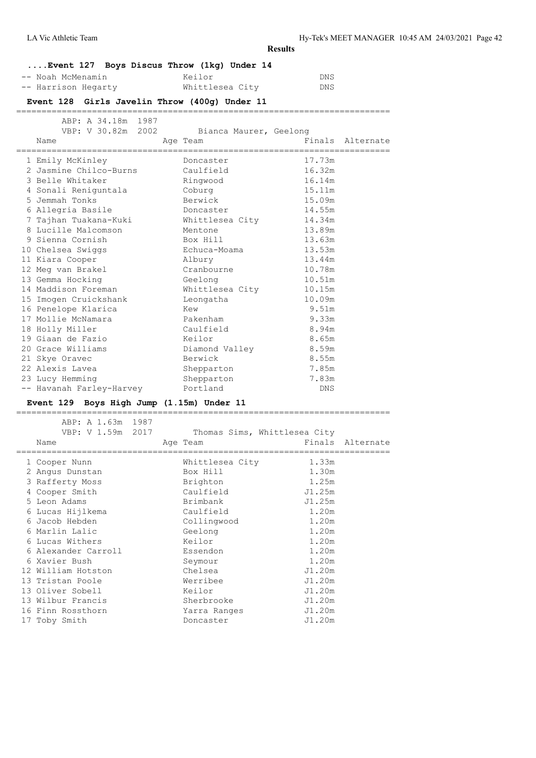**Results**

### ....Event 127 Boys Discus Throw (1kg) Under 14

| Place | Name | Age | Team | Finals | Alternate |
|---|---|---|---|---|---|
| -- | Noah McMenamin | | Keilor | DNS | |
| -- | Harrison Hegarty | | Whittlesea City | DNS | |

### Event 128 Girls Javelin Throw (400g) Under 11

ABP: A 34.18m 1987
VBP: V 30.82m 2002 Bianca Maurer, Geelong

| Place | Name | Age | Team | Finals | Alternate |
|---|---|---|---|---|---|
| 1 | Emily McKinley | | Doncaster | 17.73m | |
| 2 | Jasmine Chilco-Burns | | Caulfield | 16.32m | |
| 3 | Belle Whitaker | | Ringwood | 16.14m | |
| 4 | Sonali Reniguntala | | Coburg | 15.11m | |
| 5 | Jemmah Tonks | | Berwick | 15.09m | |
| 6 | Allegria Basile | | Doncaster | 14.55m | |
| 7 | Tajhan Tuakana-Kuki | | Whittlesea City | 14.34m | |
| 8 | Lucille Malcomson | | Mentone | 13.89m | |
| 9 | Sienna Cornish | | Box Hill | 13.63m | |
| 10 | Chelsea Swiggs | | Echuca-Moama | 13.53m | |
| 11 | Kiara Cooper | | Albury | 13.44m | |
| 12 | Meg van Brakel | | Cranbourne | 10.78m | |
| 13 | Gemma Hocking | | Geelong | 10.51m | |
| 14 | Maddison Foreman | | Whittlesea City | 10.15m | |
| 15 | Imogen Cruickshank | | Leongatha | 10.09m | |
| 16 | Penelope Klarica | | Kew | 9.51m | |
| 17 | Mollie McNamara | | Pakenham | 9.33m | |
| 18 | Holly Miller | | Caulfield | 8.94m | |
| 19 | Giaan de Fazio | | Keilor | 8.65m | |
| 20 | Grace Williams | | Diamond Valley | 8.59m | |
| 21 | Skye Oravec | | Berwick | 8.55m | |
| 22 | Alexis Lavea | | Shepparton | 7.85m | |
| 23 | Lucy Hemming | | Shepparton | 7.83m | |
| -- | Havanah Farley-Harvey | | Portland | DNS | |

### Event 129 Boys High Jump (1.15m) Under 11

ABP: A 1.63m 1987
VBP: V 1.59m 2017 Thomas Sims, Whittlesea City

| Place | Name | Age | Team | Finals | Alternate |
|---|---|---|---|---|---|
| 1 | Cooper Nunn | | Whittlesea City | 1.33m | |
| 2 | Angus Dunstan | | Box Hill | 1.30m | |
| 3 | Rafferty Moss | | Brighton | 1.25m | |
| 4 | Cooper Smith | | Caulfield | J1.25m | |
| 5 | Leon Adams | | Brimbank | J1.25m | |
| 6 | Lucas Hijlkema | | Caulfield | 1.20m | |
| 6 | Jacob Hebden | | Collingwood | 1.20m | |
| 6 | Marlin Lalic | | Geelong | 1.20m | |
| 6 | Lucas Withers | | Keilor | 1.20m | |
| 6 | Alexander Carroll | | Essendon | 1.20m | |
| 6 | Xavier Bush | | Seymour | 1.20m | |
| 12 | William Hotston | | Chelsea | J1.20m | |
| 13 | Tristan Poole | | Werribee | J1.20m | |
| 13 | Oliver Sobell | | Keilor | J1.20m | |
| 13 | Wilbur Francis | | Sherbrooke | J1.20m | |
| 16 | Finn Rossthorn | | Yarra Ranges | J1.20m | |
| 17 | Toby Smith | | Doncaster | J1.20m | |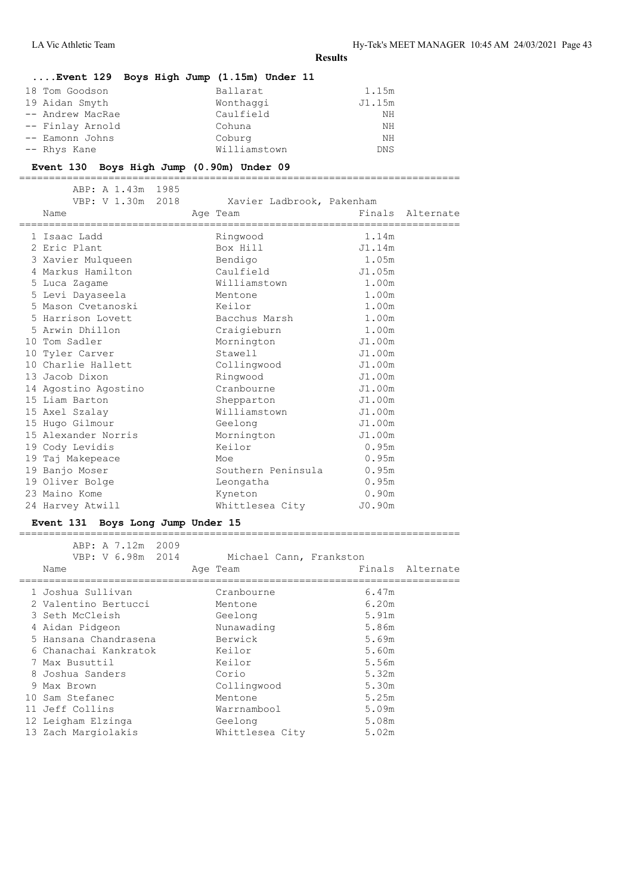**Results**

### ....Event 129 Boys High Jump (1.15m) Under 11

| Place | Name | Team | Finals |
|---|---|---|---|
| 18 | Tom Goodson | Ballarat | 1.15m |
| 19 | Aidan Smyth | Wonthaggi | J1.15m |
| -- | Andrew MacRae | Caulfield | NH |
| -- | Finlay Arnold | Cohuna | NH |
| -- | Eamonn Johns | Coburg | NH |
| -- | Rhys Kane | Williamstown | DNS |

### Event 130 Boys High Jump (0.90m) Under 09

ABP: A 1.43m 1985
VBP: V 1.30m 2018 Xavier Ladbrook, Pakenham

| Place | Name | Age | Team | Finals | Alternate |
|---|---|---|---|---|---|
| 1 | Isaac Ladd | | Ringwood | 1.14m | |
| 2 | Eric Plant | | Box Hill | J1.14m | |
| 3 | Xavier Mulqueen | | Bendigo | 1.05m | |
| 4 | Markus Hamilton | | Caulfield | J1.05m | |
| 5 | Luca Zagame | | Williamstown | 1.00m | |
| 5 | Levi Dayaseela | | Mentone | 1.00m | |
| 5 | Mason Cvetanoski | | Keilor | 1.00m | |
| 5 | Harrison Lovett | | Bacchus Marsh | 1.00m | |
| 5 | Arwin Dhillon | | Craigieburn | 1.00m | |
| 10 | Tom Sadler | | Mornington | J1.00m | |
| 10 | Tyler Carver | | Stawell | J1.00m | |
| 10 | Charlie Hallett | | Collingwood | J1.00m | |
| 13 | Jacob Dixon | | Ringwood | J1.00m | |
| 14 | Agostino Agostino | | Cranbourne | J1.00m | |
| 15 | Liam Barton | | Shepparton | J1.00m | |
| 15 | Axel Szalay | | Williamstown | J1.00m | |
| 15 | Hugo Gilmour | | Geelong | J1.00m | |
| 15 | Alexander Norris | | Mornington | J1.00m | |
| 19 | Cody Levidis | | Keilor | 0.95m | |
| 19 | Taj Makepeace | | Moe | 0.95m | |
| 19 | Banjo Moser | | Southern Peninsula | 0.95m | |
| 19 | Oliver Bolge | | Leongatha | 0.95m | |
| 23 | Maino Kome | | Kyneton | 0.90m | |
| 24 | Harvey Atwill | | Whittlesea City | J0.90m | |

### Event 131 Boys Long Jump Under 15

ABP: A 7.12m 2009
VBP: V 6.98m 2014 Michael Cann, Frankston

| Place | Name | Age | Team | Finals | Alternate |
|---|---|---|---|---|---|
| 1 | Joshua Sullivan | | Cranbourne | 6.47m | |
| 2 | Valentino Bertucci | | Mentone | 6.20m | |
| 3 | Seth McCleish | | Geelong | 5.91m | |
| 4 | Aidan Pidgeon | | Nunawading | 5.86m | |
| 5 | Hansana Chandrasena | | Berwick | 5.69m | |
| 6 | Chanachai Kankratok | | Keilor | 5.60m | |
| 7 | Max Busuttil | | Keilor | 5.56m | |
| 8 | Joshua Sanders | | Corio | 5.32m | |
| 9 | Max Brown | | Collingwood | 5.30m | |
| 10 | Sam Stefanec | | Mentone | 5.25m | |
| 11 | Jeff Collins | | Warrnambool | 5.09m | |
| 12 | Leigham Elzinga | | Geelong | 5.08m | |
| 13 | Zach Margiolakis | | Whittlesea City | 5.02m | |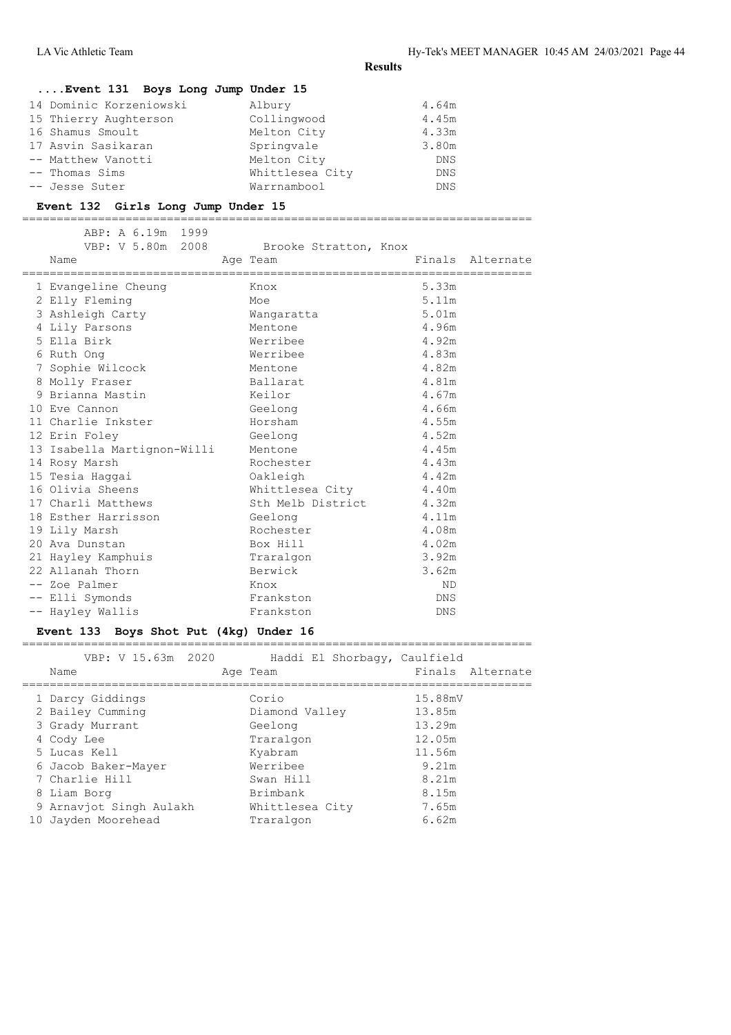## Results

### ....Event 131 Boys Long Jump Under 15

| Place | Name | Team | Finals |
|---|---|---|---|
| 14 | Dominic Korzeniowski | Albury | 4.64m |
| 15 | Thierry Aughterson | Collingwood | 4.45m |
| 16 | Shamus Smoult | Melton City | 4.33m |
| 17 | Asvin Sasikaran | Springvale | 3.80m |
| -- | Matthew Vanotti | Melton City | DNS |
| -- | Thomas Sims | Whittlesea City | DNS |
| -- | Jesse Suter | Warrnambool | DNS |

### Event 132 Girls Long Jump Under 15

ABP: A 6.19m 1999
VBP: V 5.80m 2008 Brooke Stratton, Knox

| Place | Name | Age | Team | Finals | Alternate |
|---|---|---|---|---|---|
| 1 | Evangeline Cheung | | Knox | 5.33m | |
| 2 | Elly Fleming | | Moe | 5.11m | |
| 3 | Ashleigh Carty | | Wangaratta | 5.01m | |
| 4 | Lily Parsons | | Mentone | 4.96m | |
| 5 | Ella Birk | | Werribee | 4.92m | |
| 6 | Ruth Ong | | Werribee | 4.83m | |
| 7 | Sophie Wilcock | | Mentone | 4.82m | |
| 8 | Molly Fraser | | Ballarat | 4.81m | |
| 9 | Brianna Mastin | | Keilor | 4.67m | |
| 10 | Eve Cannon | | Geelong | 4.66m | |
| 11 | Charlie Inkster | | Horsham | 4.55m | |
| 12 | Erin Foley | | Geelong | 4.52m | |
| 13 | Isabella Martignon-Willi | | Mentone | 4.45m | |
| 14 | Rosy Marsh | | Rochester | 4.43m | |
| 15 | Tesia Haggai | | Oakleigh | 4.42m | |
| 16 | Olivia Sheens | | Whittlesea City | 4.40m | |
| 17 | Charli Matthews | | Sth Melb District | 4.32m | |
| 18 | Esther Harrisson | | Geelong | 4.11m | |
| 19 | Lily Marsh | | Rochester | 4.08m | |
| 20 | Ava Dunstan | | Box Hill | 4.02m | |
| 21 | Hayley Kamphuis | | Traralgon | 3.92m | |
| 22 | Allanah Thorn | | Berwick | 3.62m | |
| -- | Zoe Palmer | | Knox | ND | |
| -- | Elli Symonds | | Frankston | DNS | |
| -- | Hayley Wallis | | Frankston | DNS | |

### Event 133 Boys Shot Put (4kg) Under 16

VBP: V 15.63m 2020 Haddi El Shorbagy, Caulfield

| Place | Name | Age | Team | Finals | Alternate |
|---|---|---|---|---|---|
| 1 | Darcy Giddings | | Corio | 15.88mV | |
| 2 | Bailey Cumming | | Diamond Valley | 13.85m | |
| 3 | Grady Murrant | | Geelong | 13.29m | |
| 4 | Cody Lee | | Traralgon | 12.05m | |
| 5 | Lucas Kell | | Kyabram | 11.56m | |
| 6 | Jacob Baker-Mayer | | Werribee | 9.21m | |
| 7 | Charlie Hill | | Swan Hill | 8.21m | |
| 8 | Liam Borg | | Brimbank | 8.15m | |
| 9 | Arnavjot Singh Aulakh | | Whittlesea City | 7.65m | |
| 10 | Jayden Moorehead | | Traralgon | 6.62m | |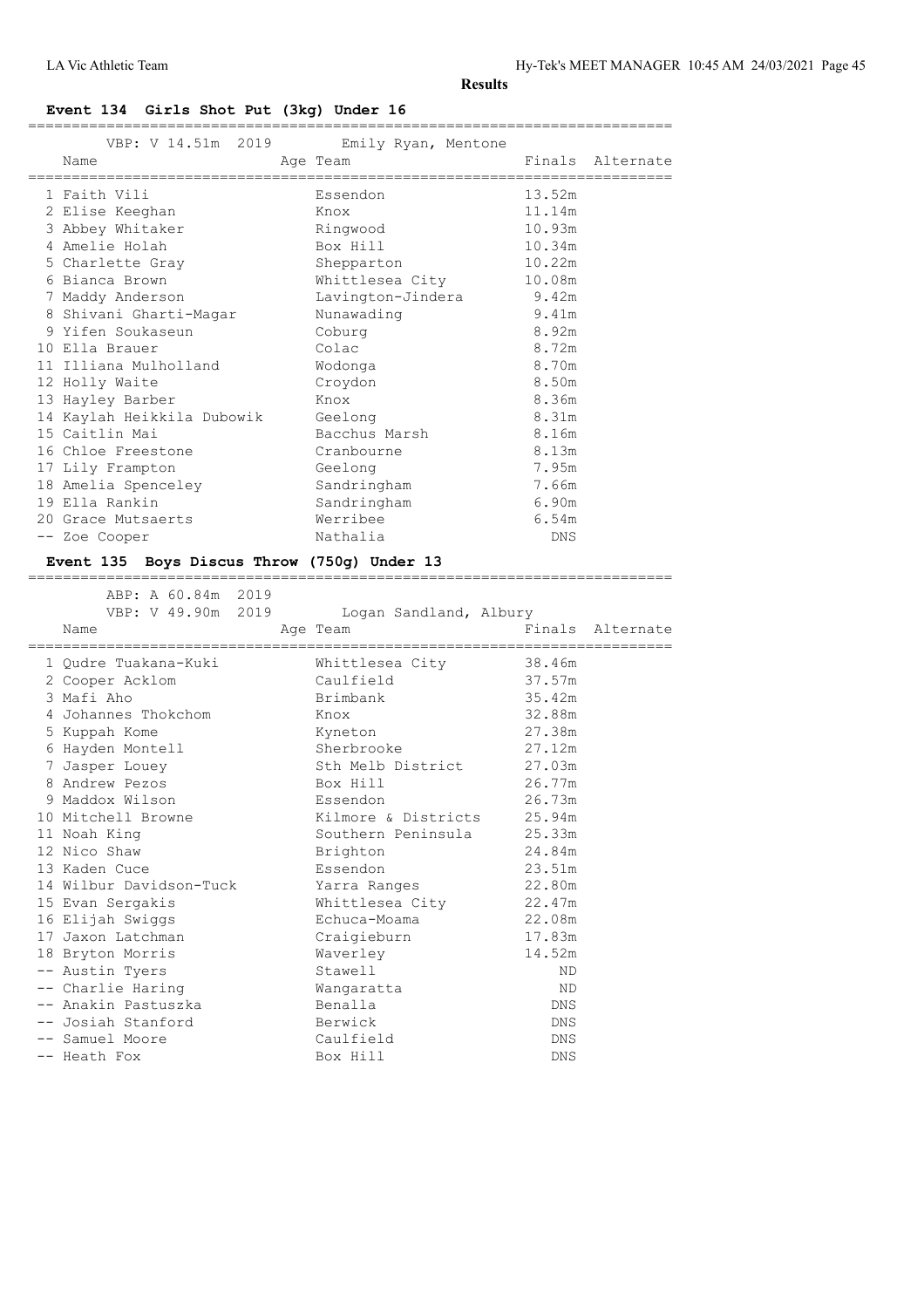**Results**

### Event 134 Girls Shot Put (3kg) Under 16

VBP: V 14.51m 2019 Emily Ryan, Mentone

| Name | Age | Team | Finals | Alternate |
|---|---|---|---|---|
| 1 Faith Vili | | Essendon | 13.52m | |
| 2 Elise Keeghan | | Knox | 11.14m | |
| 3 Abbey Whitaker | | Ringwood | 10.93m | |
| 4 Amelie Holah | | Box Hill | 10.34m | |
| 5 Charlette Gray | | Shepparton | 10.22m | |
| 6 Bianca Brown | | Whittlesea City | 10.08m | |
| 7 Maddy Anderson | | Lavington-Jindera | 9.42m | |
| 8 Shivani Gharti-Magar | | Nunawading | 9.41m | |
| 9 Yifen Soukaseun | | Coburg | 8.92m | |
| 10 Ella Brauer | | Colac | 8.72m | |
| 11 Illiana Mulholland | | Wodonga | 8.70m | |
| 12 Holly Waite | | Croydon | 8.50m | |
| 13 Hayley Barber | | Knox | 8.36m | |
| 14 Kaylah Heikkila Dubowik | | Geelong | 8.31m | |
| 15 Caitlin Mai | | Bacchus Marsh | 8.16m | |
| 16 Chloe Freestone | | Cranbourne | 8.13m | |
| 17 Lily Frampton | | Geelong | 7.95m | |
| 18 Amelia Spenceley | | Sandringham | 7.66m | |
| 19 Ella Rankin | | Sandringham | 6.90m | |
| 20 Grace Mutsaerts | | Werribee | 6.54m | |
| -- Zoe Cooper | | Nathalia | DNS | |

### Event 135 Boys Discus Throw (750g) Under 13

ABP: A 60.84m 2019
VBP: V 49.90m 2019 Logan Sandland, Albury

| Name | Age | Team | Finals | Alternate |
|---|---|---|---|---|
| 1 Qudre Tuakana-Kuki | | Whittlesea City | 38.46m | |
| 2 Cooper Acklom | | Caulfield | 37.57m | |
| 3 Mafi Aho | | Brimbank | 35.42m | |
| 4 Johannes Thokchom | | Knox | 32.88m | |
| 5 Kuppah Kome | | Kyneton | 27.38m | |
| 6 Hayden Montell | | Sherbrooke | 27.12m | |
| 7 Jasper Louey | | Sth Melb District | 27.03m | |
| 8 Andrew Pezos | | Box Hill | 26.77m | |
| 9 Maddox Wilson | | Essendon | 26.73m | |
| 10 Mitchell Browne | | Kilmore & Districts | 25.94m | |
| 11 Noah King | | Southern Peninsula | 25.33m | |
| 12 Nico Shaw | | Brighton | 24.84m | |
| 13 Kaden Cuce | | Essendon | 23.51m | |
| 14 Wilbur Davidson-Tuck | | Yarra Ranges | 22.80m | |
| 15 Evan Sergakis | | Whittlesea City | 22.47m | |
| 16 Elijah Swiggs | | Echuca-Moama | 22.08m | |
| 17 Jaxon Latchman | | Craigieburn | 17.83m | |
| 18 Bryton Morris | | Waverley | 14.52m | |
| -- Austin Tyers | | Stawell | ND | |
| -- Charlie Haring | | Wangaratta | ND | |
| -- Anakin Pastuszka | | Benalla | DNS | |
| -- Josiah Stanford | | Berwick | DNS | |
| -- Samuel Moore | | Caulfield | DNS | |
| -- Heath Fox | | Box Hill | DNS | |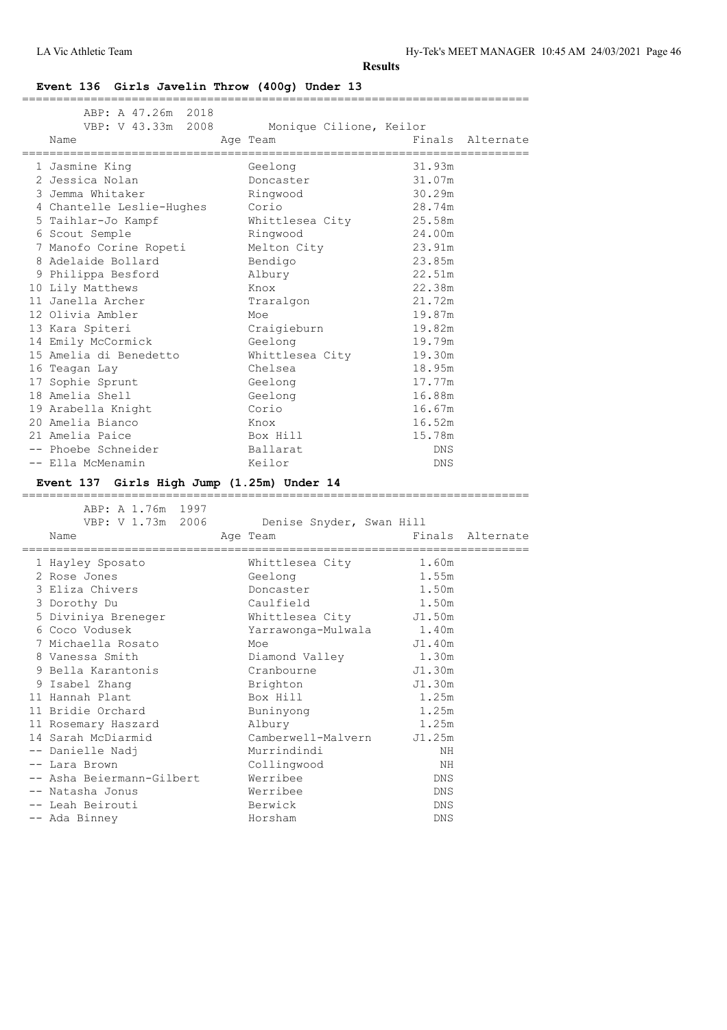**Results**

### Event 136 Girls Javelin Throw (400g) Under 13

ABP: A 47.26m 2018
VBP: V 43.33m 2008 Monique Cilione, Keilor

| | Name | Age | Team | Finals | Alternate |
|---|---|---|---|---|---|
| 1 | Jasmine King | | Geelong | 31.93m | |
| 2 | Jessica Nolan | | Doncaster | 31.07m | |
| 3 | Jemma Whitaker | | Ringwood | 30.29m | |
| 4 | Chantelle Leslie-Hughes | | Corio | 28.74m | |
| 5 | Taihlar-Jo Kampf | | Whittlesea City | 25.58m | |
| 6 | Scout Semple | | Ringwood | 24.00m | |
| 7 | Manofo Corine Ropeti | | Melton City | 23.91m | |
| 8 | Adelaide Bollard | | Bendigo | 23.85m | |
| 9 | Philippa Besford | | Albury | 22.51m | |
| 10 | Lily Matthews | | Knox | 22.38m | |
| 11 | Janella Archer | | Traralgon | 21.72m | |
| 12 | Olivia Ambler | | Moe | 19.87m | |
| 13 | Kara Spiteri | | Craigieburn | 19.82m | |
| 14 | Emily McCormick | | Geelong | 19.79m | |
| 15 | Amelia di Benedetto | | Whittlesea City | 19.30m | |
| 16 | Teagan Lay | | Chelsea | 18.95m | |
| 17 | Sophie Sprunt | | Geelong | 17.77m | |
| 18 | Amelia Shell | | Geelong | 16.88m | |
| 19 | Arabella Knight | | Corio | 16.67m | |
| 20 | Amelia Bianco | | Knox | 16.52m | |
| 21 | Amelia Paice | | Box Hill | 15.78m | |
| -- | Phoebe Schneider | | Ballarat | DNS | |
| -- | Ella McMenamin | | Keilor | DNS | |

### Event 137 Girls High Jump (1.25m) Under 14

ABP: A 1.76m 1997
VBP: V 1.73m 2006 Denise Snyder, Swan Hill

| | Name | Age | Team | Finals | Alternate |
|---|---|---|---|---|---|
| 1 | Hayley Sposato | | Whittlesea City | 1.60m | |
| 2 | Rose Jones | | Geelong | 1.55m | |
| 3 | Eliza Chivers | | Doncaster | 1.50m | |
| 3 | Dorothy Du | | Caulfield | 1.50m | |
| 5 | Diviniya Breneger | | Whittlesea City | J1.50m | |
| 6 | Coco Vodusek | | Yarrawonga-Mulwala | 1.40m | |
| 7 | Michaella Rosato | | Moe | J1.40m | |
| 8 | Vanessa Smith | | Diamond Valley | 1.30m | |
| 9 | Bella Karantonis | | Cranbourne | J1.30m | |
| 9 | Isabel Zhang | | Brighton | J1.30m | |
| 11 | Hannah Plant | | Box Hill | 1.25m | |
| 11 | Bridie Orchard | | Buninyong | 1.25m | |
| 11 | Rosemary Haszard | | Albury | 1.25m | |
| 14 | Sarah McDiarmid | | Camberwell-Malvern | J1.25m | |
| -- | Danielle Nadj | | Murrindindi | NH | |
| -- | Lara Brown | | Collingwood | NH | |
| -- | Asha Beiermann-Gilbert | | Werribee | DNS | |
| -- | Natasha Jonus | | Werribee | DNS | |
| -- | Leah Beirouti | | Berwick | DNS | |
| -- | Ada Binney | | Horsham | DNS | |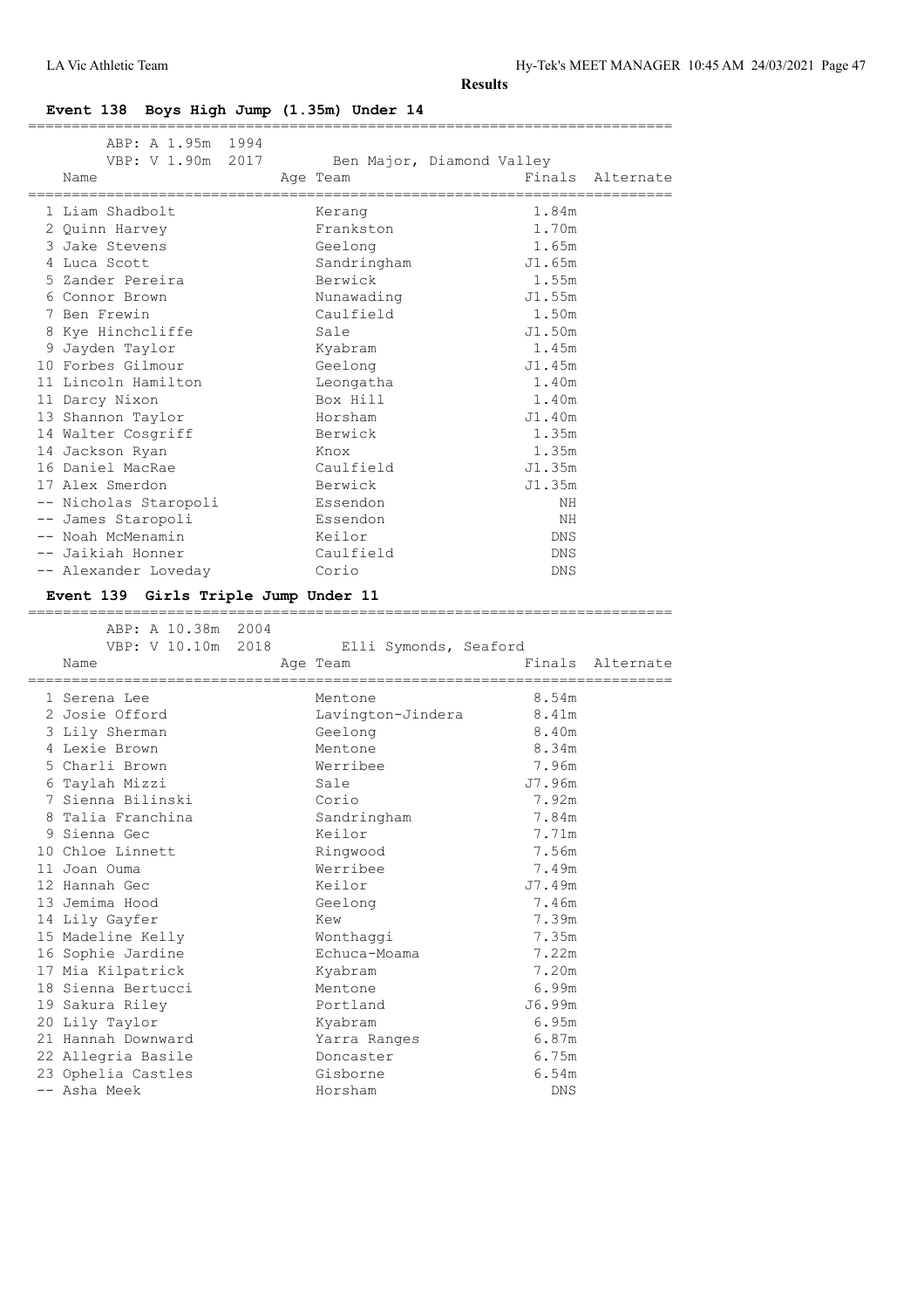**Results**

## Event 138 Boys High Jump (1.35m) Under 14

ABP: A 1.95m 1994
VBP: V 1.90m 2017 Ben Major, Diamond Valley

| | Name | Age Team | Finals | Alternate |
|---|---|---|---|---|
| 1 | Liam Shadbolt | Kerang | 1.84m | |
| 2 | Quinn Harvey | Frankston | 1.70m | |
| 3 | Jake Stevens | Geelong | 1.65m | |
| 4 | Luca Scott | Sandringham | J1.65m | |
| 5 | Zander Pereira | Berwick | 1.55m | |
| 6 | Connor Brown | Nunawading | J1.55m | |
| 7 | Ben Frewin | Caulfield | 1.50m | |
| 8 | Kye Hinchcliffe | Sale | J1.50m | |
| 9 | Jayden Taylor | Kyabram | 1.45m | |
| 10 | Forbes Gilmour | Geelong | J1.45m | |
| 11 | Lincoln Hamilton | Leongatha | 1.40m | |
| 11 | Darcy Nixon | Box Hill | 1.40m | |
| 13 | Shannon Taylor | Horsham | J1.40m | |
| 14 | Walter Cosgriff | Berwick | 1.35m | |
| 14 | Jackson Ryan | Knox | 1.35m | |
| 16 | Daniel MacRae | Caulfield | J1.35m | |
| 17 | Alex Smerdon | Berwick | J1.35m | |
| -- | Nicholas Staropoli | Essendon | NH | |
| -- | James Staropoli | Essendon | NH | |
| -- | Noah McMenamin | Keilor | DNS | |
| -- | Jaikiah Honner | Caulfield | DNS | |
| -- | Alexander Loveday | Corio | DNS | |

## Event 139 Girls Triple Jump Under 11

ABP: A 10.38m 2004
VBP: V 10.10m 2018 Elli Symonds, Seaford

| | Name | Age Team | Finals | Alternate |
|---|---|---|---|---|
| 1 | Serena Lee | Mentone | 8.54m | |
| 2 | Josie Offord | Lavington-Jindera | 8.41m | |
| 3 | Lily Sherman | Geelong | 8.40m | |
| 4 | Lexie Brown | Mentone | 8.34m | |
| 5 | Charli Brown | Werribee | 7.96m | |
| 6 | Taylah Mizzi | Sale | J7.96m | |
| 7 | Sienna Bilinski | Corio | 7.92m | |
| 8 | Talia Franchina | Sandringham | 7.84m | |
| 9 | Sienna Gec | Keilor | 7.71m | |
| 10 | Chloe Linnett | Ringwood | 7.56m | |
| 11 | Joan Ouma | Werribee | 7.49m | |
| 12 | Hannah Gec | Keilor | J7.49m | |
| 13 | Jemima Hood | Geelong | 7.46m | |
| 14 | Lily Gayfer | Kew | 7.39m | |
| 15 | Madeline Kelly | Wonthaggi | 7.35m | |
| 16 | Sophie Jardine | Echuca-Moama | 7.22m | |
| 17 | Mia Kilpatrick | Kyabram | 7.20m | |
| 18 | Sienna Bertucci | Mentone | 6.99m | |
| 19 | Sakura Riley | Portland | J6.99m | |
| 20 | Lily Taylor | Kyabram | 6.95m | |
| 21 | Hannah Downward | Yarra Ranges | 6.87m | |
| 22 | Allegria Basile | Doncaster | 6.75m | |
| 23 | Ophelia Castles | Gisborne | 6.54m | |
| -- | Asha Meek | Horsham | DNS | |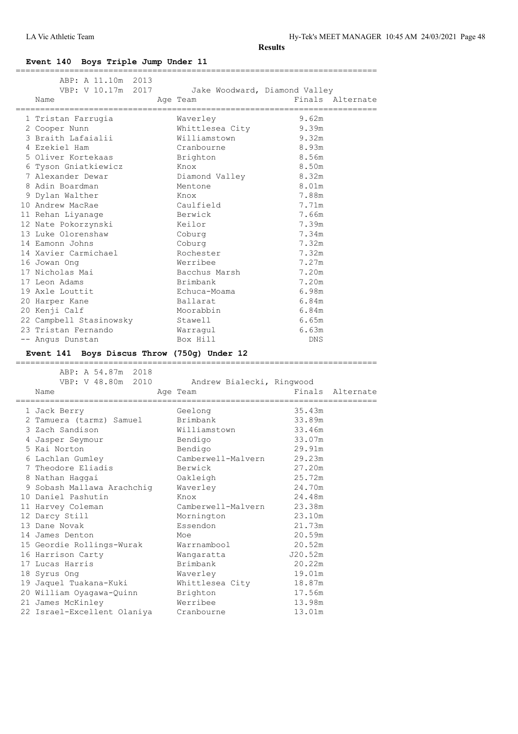**Results**

## Event 140 Boys Triple Jump Under 11

ABP: A 11.10m 2013
VBP: V 10.17m 2017 Jake Woodward, Diamond Valley

| | Name | Age | Team | Finals | Alternate |
|---|---|---|---|---|---|
| 1 | Tristan Farrugia | | Waverley | 9.62m | |
| 2 | Cooper Nunn | | Whittlesea City | 9.39m | |
| 3 | Braith Lafaialii | | Williamstown | 9.32m | |
| 4 | Ezekiel Ham | | Cranbourne | 8.93m | |
| 5 | Oliver Kortekaas | | Brighton | 8.56m | |
| 6 | Tyson Gniatkiewicz | | Knox | 8.50m | |
| 7 | Alexander Dewar | | Diamond Valley | 8.32m | |
| 8 | Adin Boardman | | Mentone | 8.01m | |
| 9 | Dylan Walther | | Knox | 7.88m | |
| 10 | Andrew MacRae | | Caulfield | 7.71m | |
| 11 | Rehan Liyanage | | Berwick | 7.66m | |
| 12 | Nate Pokorzynski | | Keilor | 7.39m | |
| 13 | Luke Olorenshaw | | Coburg | 7.34m | |
| 14 | Eamonn Johns | | Coburg | 7.32m | |
| 14 | Xavier Carmichael | | Rochester | 7.32m | |
| 16 | Jowan Ong | | Werribee | 7.27m | |
| 17 | Nicholas Mai | | Bacchus Marsh | 7.20m | |
| 17 | Leon Adams | | Brimbank | 7.20m | |
| 19 | Axle Louttit | | Echuca-Moama | 6.98m | |
| 20 | Harper Kane | | Ballarat | 6.84m | |
| 20 | Kenji Calf | | Moorabbin | 6.84m | |
| 22 | Campbell Stasinowsky | | Stawell | 6.65m | |
| 23 | Tristan Fernando | | Warragul | 6.63m | |
| -- | Angus Dunstan | | Box Hill | DNS | |

## Event 141 Boys Discus Throw (750g) Under 12

ABP: A 54.87m 2018
VBP: V 48.80m 2010 Andrew Bialecki, Ringwood

| | Name | Age | Team | Finals | Alternate |
|---|---|---|---|---|---|
| 1 | Jack Berry | | Geelong | 35.43m | |
| 2 | Tamuera (tarmz) Samuel | | Brimbank | 33.89m | |
| 3 | Zach Sandison | | Williamstown | 33.46m | |
| 4 | Jasper Seymour | | Bendigo | 33.07m | |
| 5 | Kai Norton | | Bendigo | 29.91m | |
| 6 | Lachlan Gumley | | Camberwell-Malvern | 29.23m | |
| 7 | Theodore Eliadis | | Berwick | 27.20m | |
| 8 | Nathan Haggai | | Oakleigh | 25.72m | |
| 9 | Sobash Mallawa Arachchig | | Waverley | 24.70m | |
| 10 | Daniel Pashutin | | Knox | 24.48m | |
| 11 | Harvey Coleman | | Camberwell-Malvern | 23.38m | |
| 12 | Darcy Still | | Mornington | 23.10m | |
| 13 | Dane Novak | | Essendon | 21.73m | |
| 14 | James Denton | | Moe | 20.59m | |
| 15 | Geordie Rollings-Wurak | | Warrnambool | 20.52m | |
| 16 | Harrison Carty | | Wangaratta | J20.52m | |
| 17 | Lucas Harris | | Brimbank | 20.22m | |
| 18 | Syrus Ong | | Waverley | 19.01m | |
| 19 | Jaquel Tuakana-Kuki | | Whittlesea City | 18.87m | |
| 20 | William Oyagawa-Quinn | | Brighton | 17.56m | |
| 21 | James McKinley | | Werribee | 13.98m | |
| 22 | Israel-Excellent Olaniya | | Cranbourne | 13.01m | |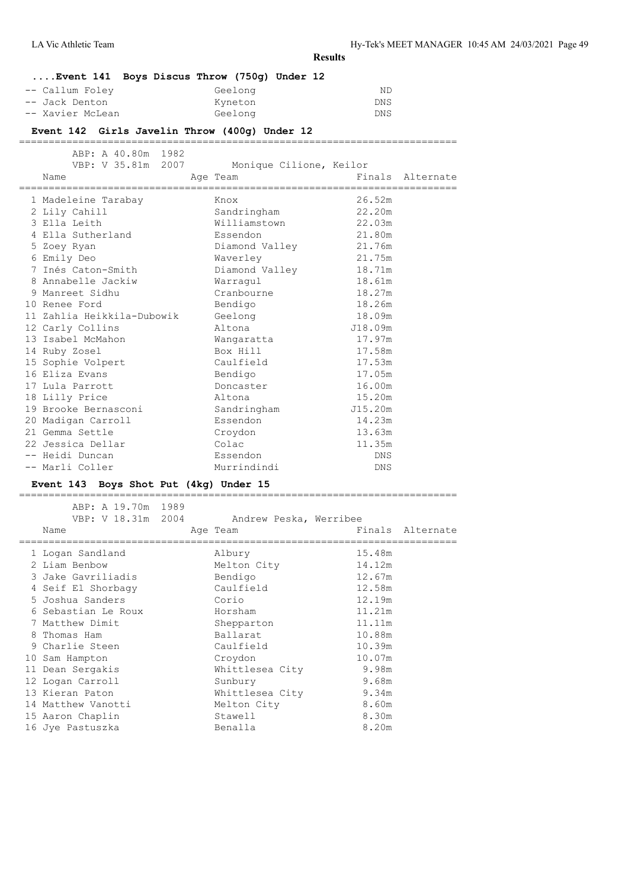**Results**

## ....Event 141 Boys Discus Throw (750g) Under 12

| Place | Name | Age | Team | Finals | Alternate |
|---|---|---|---|---|---|
| -- | Callum Foley | | Geelong | ND | |
| -- | Jack Denton | | Kyneton | DNS | |
| -- | Xavier McLean | | Geelong | DNS | |

## Event 142 Girls Javelin Throw (400g) Under 12

ABP: A 40.80m 1982
VBP: V 35.81m 2007 Monique Cilione, Keilor

| Place | Name | Age | Team | Finals | Alternate |
|---|---|---|---|---|---|
| 1 | Madeleine Tarabay | | Knox | 26.52m | |
| 2 | Lily Cahill | | Sandringham | 22.20m | |
| 3 | Ella Leith | | Williamstown | 22.03m | |
| 4 | Ella Sutherland | | Essendon | 21.80m | |
| 5 | Zoey Ryan | | Diamond Valley | 21.76m | |
| 6 | Emily Deo | | Waverley | 21.75m | |
| 7 | Inés Caton-Smith | | Diamond Valley | 18.71m | |
| 8 | Annabelle Jackiw | | Warragul | 18.61m | |
| 9 | Manreet Sidhu | | Cranbourne | 18.27m | |
| 10 | Renee Ford | | Bendigo | 18.26m | |
| 11 | Zahlia Heikkila-Dubowik | | Geelong | 18.09m | |
| 12 | Carly Collins | | Altona | J18.09m | |
| 13 | Isabel McMahon | | Wangaratta | 17.97m | |
| 14 | Ruby Zosel | | Box Hill | 17.58m | |
| 15 | Sophie Volpert | | Caulfield | 17.53m | |
| 16 | Eliza Evans | | Bendigo | 17.05m | |
| 17 | Lula Parrott | | Doncaster | 16.00m | |
| 18 | Lilly Price | | Altona | 15.20m | |
| 19 | Brooke Bernasconi | | Sandringham | J15.20m | |
| 20 | Madigan Carroll | | Essendon | 14.23m | |
| 21 | Gemma Settle | | Croydon | 13.63m | |
| 22 | Jessica Dellar | | Colac | 11.35m | |
| -- | Heidi Duncan | | Essendon | DNS | |
| -- | Marli Coller | | Murrindindi | DNS | |

## Event 143 Boys Shot Put (4kg) Under 15

ABP: A 19.70m 1989
VBP: V 18.31m 2004 Andrew Peska, Werribee

| Place | Name | Age | Team | Finals | Alternate |
|---|---|---|---|---|---|
| 1 | Logan Sandland | | Albury | 15.48m | |
| 2 | Liam Benbow | | Melton City | 14.12m | |
| 3 | Jake Gavriliadis | | Bendigo | 12.67m | |
| 4 | Seif El Shorbagy | | Caulfield | 12.58m | |
| 5 | Joshua Sanders | | Corio | 12.19m | |
| 6 | Sebastian Le Roux | | Horsham | 11.21m | |
| 7 | Matthew Dimit | | Shepparton | 11.11m | |
| 8 | Thomas Ham | | Ballarat | 10.88m | |
| 9 | Charlie Steen | | Caulfield | 10.39m | |
| 10 | Sam Hampton | | Croydon | 10.07m | |
| 11 | Dean Sergakis | | Whittlesea City | 9.98m | |
| 12 | Logan Carroll | | Sunbury | 9.68m | |
| 13 | Kieran Paton | | Whittlesea City | 9.34m | |
| 14 | Matthew Vanotti | | Melton City | 8.60m | |
| 15 | Aaron Chaplin | | Stawell | 8.30m | |
| 16 | Jye Pastuszka | | Benalla | 8.20m | |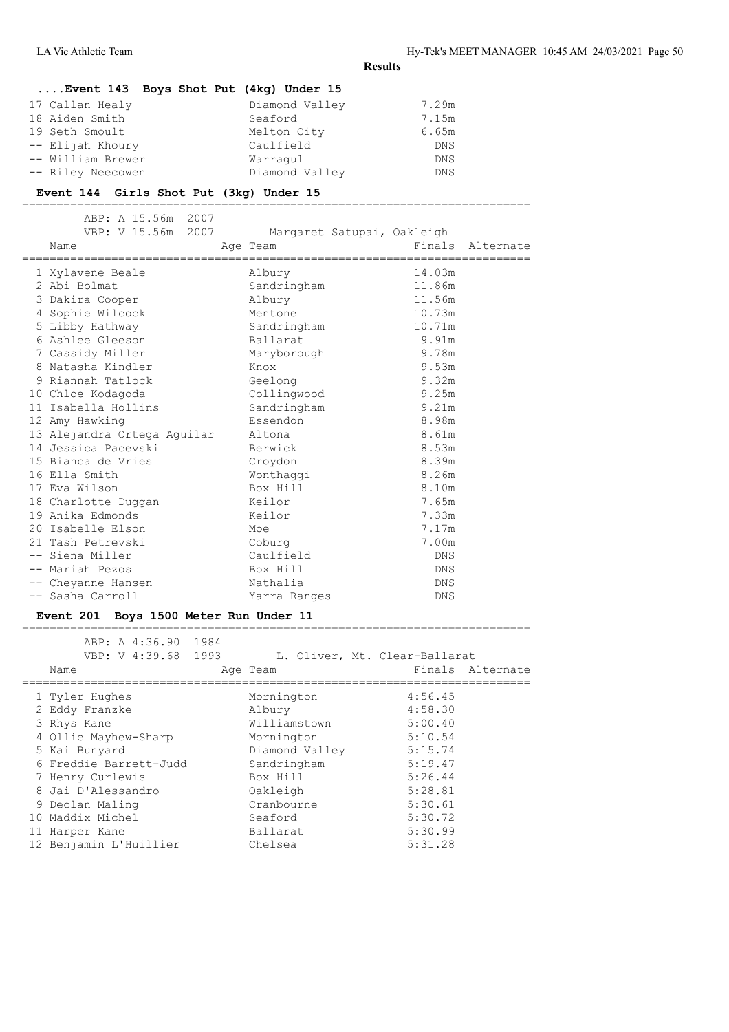**Results**

### ....Event 143 Boys Shot Put (4kg) Under 15

| Place | Name | Team | Finals |
|---|---|---|---|
| 17 | Callan Healy | Diamond Valley | 7.29m |
| 18 | Aiden Smith | Seaford | 7.15m |
| 19 | Seth Smoult | Melton City | 6.65m |
| -- | Elijah Khoury | Caulfield | DNS |
| -- | William Brewer | Warragul | DNS |
| -- | Riley Neecowen | Diamond Valley | DNS |

### Event 144 Girls Shot Put (3kg) Under 15

ABP: A 15.56m 2007
VBP: V 15.56m 2007 Margaret Satupai, Oakleigh

| Place | Name | Age Team | Finals | Alternate |
|---|---|---|---|---|
| 1 | Xylavene Beale | Albury | 14.03m | |
| 2 | Abi Bolmat | Sandringham | 11.86m | |
| 3 | Dakira Cooper | Albury | 11.56m | |
| 4 | Sophie Wilcock | Mentone | 10.73m | |
| 5 | Libby Hathway | Sandringham | 10.71m | |
| 6 | Ashlee Gleeson | Ballarat | 9.91m | |
| 7 | Cassidy Miller | Maryborough | 9.78m | |
| 8 | Natasha Kindler | Knox | 9.53m | |
| 9 | Riannah Tatlock | Geelong | 9.32m | |
| 10 | Chloe Kodagoda | Collingwood | 9.25m | |
| 11 | Isabella Hollins | Sandringham | 9.21m | |
| 12 | Amy Hawking | Essendon | 8.98m | |
| 13 | Alejandra Ortega Aguilar | Altona | 8.61m | |
| 14 | Jessica Pacevski | Berwick | 8.53m | |
| 15 | Bianca de Vries | Croydon | 8.39m | |
| 16 | Ella Smith | Wonthaggi | 8.26m | |
| 17 | Eva Wilson | Box Hill | 8.10m | |
| 18 | Charlotte Duggan | Keilor | 7.65m | |
| 19 | Anika Edmonds | Keilor | 7.33m | |
| 20 | Isabelle Elson | Moe | 7.17m | |
| 21 | Tash Petrevski | Coburg | 7.00m | |
| -- | Siena Miller | Caulfield | DNS | |
| -- | Mariah Pezos | Box Hill | DNS | |
| -- | Cheyanne Hansen | Nathalia | DNS | |
| -- | Sasha Carroll | Yarra Ranges | DNS | |

### Event 201 Boys 1500 Meter Run Under 11

ABP: A 4:36.90 1984
VBP: V 4:39.68 1993 L. Oliver, Mt. Clear-Ballarat

| Place | Name | Age Team | Finals | Alternate |
|---|---|---|---|---|
| 1 | Tyler Hughes | Mornington | 4:56.45 | |
| 2 | Eddy Franzke | Albury | 4:58.30 | |
| 3 | Rhys Kane | Williamstown | 5:00.40 | |
| 4 | Ollie Mayhew-Sharp | Mornington | 5:10.54 | |
| 5 | Kai Bunyard | Diamond Valley | 5:15.74 | |
| 6 | Freddie Barrett-Judd | Sandringham | 5:19.47 | |
| 7 | Henry Curlewis | Box Hill | 5:26.44 | |
| 8 | Jai D'Alessandro | Oakleigh | 5:28.81 | |
| 9 | Declan Maling | Cranbourne | 5:30.61 | |
| 10 | Maddix Michel | Seaford | 5:30.72 | |
| 11 | Harper Kane | Ballarat | 5:30.99 | |
| 12 | Benjamin L'Huillier | Chelsea | 5:31.28 | |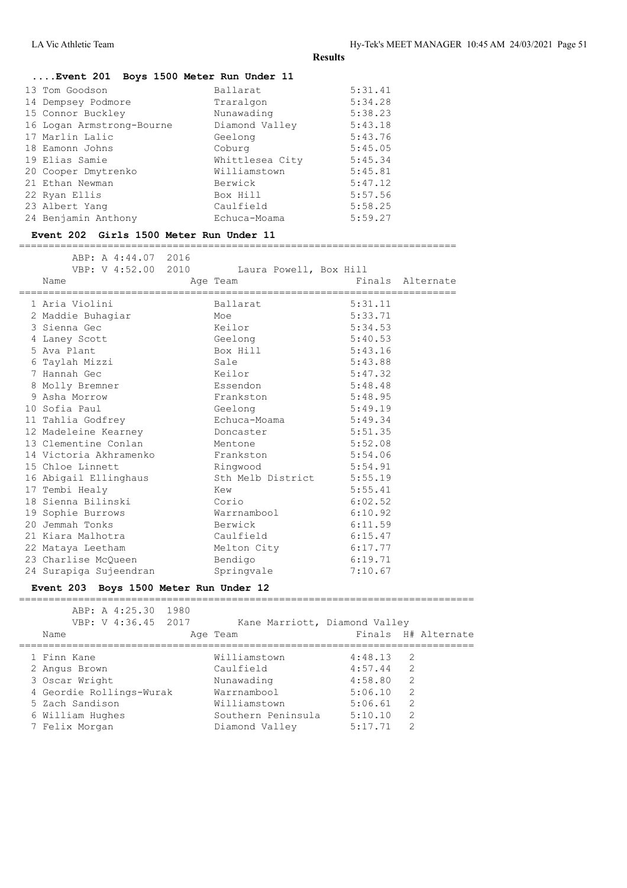**Results**

### ....Event 201 Boys 1500 Meter Run Under 11

| Place | Name | Team | Finals |
|---|---|---|---|
| 13 | Tom Goodson | Ballarat | 5:31.41 |
| 14 | Dempsey Podmore | Traralgon | 5:34.28 |
| 15 | Connor Buckley | Nunawading | 5:38.23 |
| 16 | Logan Armstrong-Bourne | Diamond Valley | 5:43.18 |
| 17 | Marlin Lalic | Geelong | 5:43.76 |
| 18 | Eamonn Johns | Coburg | 5:45.05 |
| 19 | Elias Samie | Whittlesea City | 5:45.34 |
| 20 | Cooper Dmytrenko | Williamstown | 5:45.81 |
| 21 | Ethan Newman | Berwick | 5:47.12 |
| 22 | Ryan Ellis | Box Hill | 5:57.56 |
| 23 | Albert Yang | Caulfield | 5:58.25 |
| 24 | Benjamin Anthony | Echuca-Moama | 5:59.27 |

### Event 202 Girls 1500 Meter Run Under 11

ABP: A 4:44.07 2016
VBP: V 4:52.00 2010 Laura Powell, Box Hill

| Place | Name | Age Team | Finals | Alternate |
|---|---|---|---|---|
| 1 | Aria Violini | Ballarat | 5:31.11 | |
| 2 | Maddie Buhagiar | Moe | 5:33.71 | |
| 3 | Sienna Gec | Keilor | 5:34.53 | |
| 4 | Laney Scott | Geelong | 5:40.53 | |
| 5 | Ava Plant | Box Hill | 5:43.16 | |
| 6 | Taylah Mizzi | Sale | 5:43.88 | |
| 7 | Hannah Gec | Keilor | 5:47.32 | |
| 8 | Molly Bremner | Essendon | 5:48.48 | |
| 9 | Asha Morrow | Frankston | 5:48.95 | |
| 10 | Sofia Paul | Geelong | 5:49.19 | |
| 11 | Tahlia Godfrey | Echuca-Moama | 5:49.34 | |
| 12 | Madeleine Kearney | Doncaster | 5:51.35 | |
| 13 | Clementine Conlan | Mentone | 5:52.08 | |
| 14 | Victoria Akhramenko | Frankston | 5:54.06 | |
| 15 | Chloe Linnett | Ringwood | 5:54.91 | |
| 16 | Abigail Ellinghaus | Sth Melb District | 5:55.19 | |
| 17 | Tembi Healy | Kew | 5:55.41 | |
| 18 | Sienna Bilinski | Corio | 6:02.52 | |
| 19 | Sophie Burrows | Warrnambool | 6:10.92 | |
| 20 | Jemmah Tonks | Berwick | 6:11.59 | |
| 21 | Kiara Malhotra | Caulfield | 6:15.47 | |
| 22 | Mataya Leetham | Melton City | 6:17.77 | |
| 23 | Charlise McQueen | Bendigo | 6:19.71 | |
| 24 | Surapiga Sujeendran | Springvale | 7:10.67 | |

### Event 203 Boys 1500 Meter Run Under 12

ABP: A 4:25.30 1980
VBP: V 4:36.45 2017 Kane Marriott, Diamond Valley

| Place | Name | Age Team | Finals | H# | Alternate |
|---|---|---|---|---|---|
| 1 | Finn Kane | Williamstown | 4:48.13 | 2 | |
| 2 | Angus Brown | Caulfield | 4:57.44 | 2 | |
| 3 | Oscar Wright | Nunawading | 4:58.80 | 2 | |
| 4 | Geordie Rollings-Wurak | Warrnambool | 5:06.10 | 2 | |
| 5 | Zach Sandison | Williamstown | 5:06.61 | 2 | |
| 6 | William Hughes | Southern Peninsula | 5:10.10 | 2 | |
| 7 | Felix Morgan | Diamond Valley | 5:17.71 | 2 | |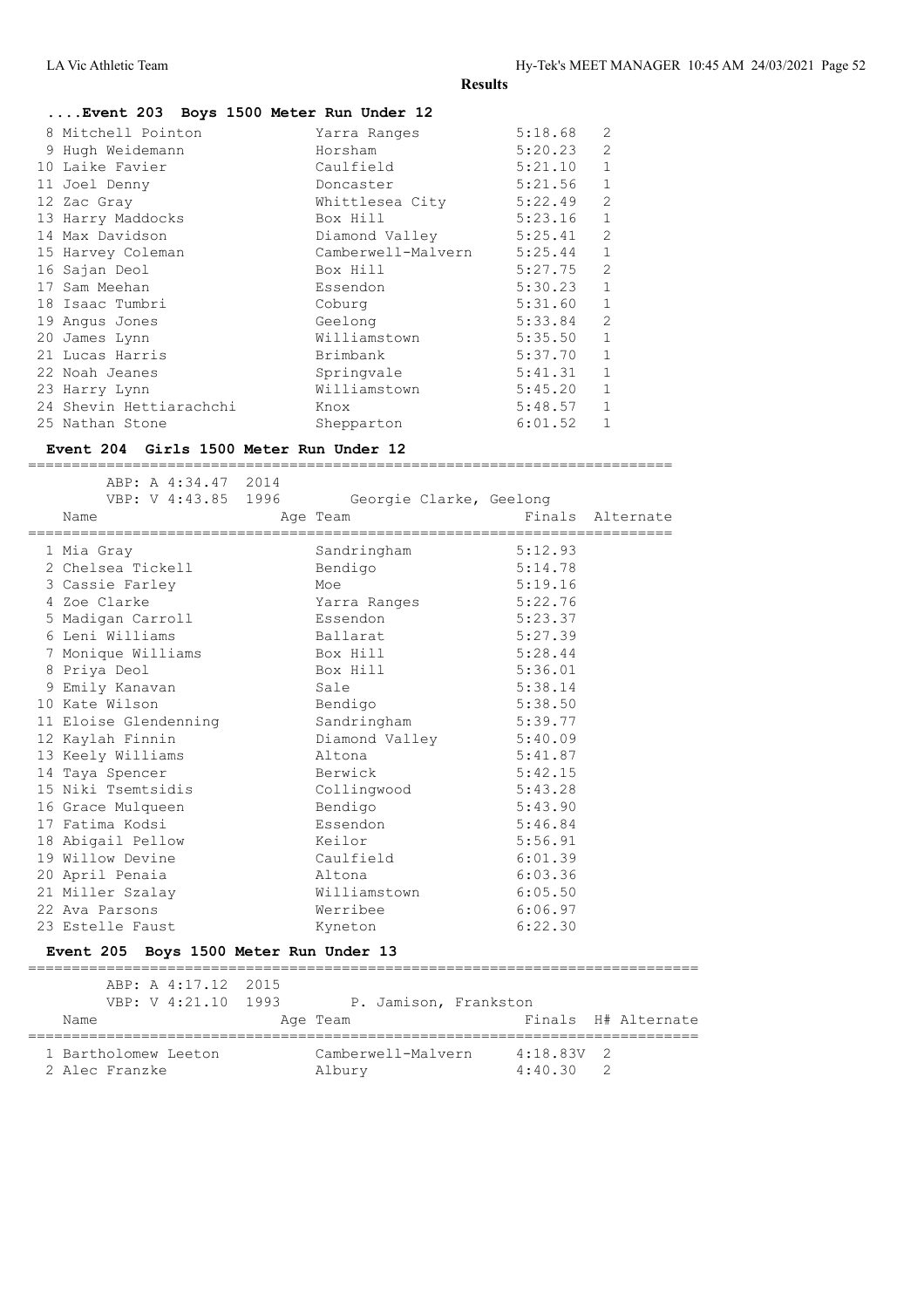**Results**

### ....Event 203 Boys 1500 Meter Run Under 12

| Place | Name | Age | Team | Finals | H# |
|---|---|---|---|---|---|
| 8 | Mitchell Pointon | | Yarra Ranges | 5:18.68 | 2 |
| 9 | Hugh Weidemann | | Horsham | 5:20.23 | 2 |
| 10 | Laike Favier | | Caulfield | 5:21.10 | 1 |
| 11 | Joel Denny | | Doncaster | 5:21.56 | 1 |
| 12 | Zac Gray | | Whittlesea City | 5:22.49 | 2 |
| 13 | Harry Maddocks | | Box Hill | 5:23.16 | 1 |
| 14 | Max Davidson | | Diamond Valley | 5:25.41 | 2 |
| 15 | Harvey Coleman | | Camberwell-Malvern | 5:25.44 | 1 |
| 16 | Sajan Deol | | Box Hill | 5:27.75 | 2 |
| 17 | Sam Meehan | | Essendon | 5:30.23 | 1 |
| 18 | Isaac Tumbri | | Coburg | 5:31.60 | 1 |
| 19 | Angus Jones | | Geelong | 5:33.84 | 2 |
| 20 | James Lynn | | Williamstown | 5:35.50 | 1 |
| 21 | Lucas Harris | | Brimbank | 5:37.70 | 1 |
| 22 | Noah Jeanes | | Springvale | 5:41.31 | 1 |
| 23 | Harry Lynn | | Williamstown | 5:45.20 | 1 |
| 24 | Shevin Hettiarachchi | | Knox | 5:48.57 | 1 |
| 25 | Nathan Stone | | Shepparton | 6:01.52 | 1 |

### Event 204 Girls 1500 Meter Run Under 12

ABP: A 4:34.47 2014
VBP: V 4:43.85 1996 Georgie Clarke, Geelong

| Place | Name | Age | Team | Finals | Alternate |
|---|---|---|---|---|---|
| 1 | Mia Gray | | Sandringham | 5:12.93 | |
| 2 | Chelsea Tickell | | Bendigo | 5:14.78 | |
| 3 | Cassie Farley | | Moe | 5:19.16 | |
| 4 | Zoe Clarke | | Yarra Ranges | 5:22.76 | |
| 5 | Madigan Carroll | | Essendon | 5:23.37 | |
| 6 | Leni Williams | | Ballarat | 5:27.39 | |
| 7 | Monique Williams | | Box Hill | 5:28.44 | |
| 8 | Priya Deol | | Box Hill | 5:36.01 | |
| 9 | Emily Kanavan | | Sale | 5:38.14 | |
| 10 | Kate Wilson | | Bendigo | 5:38.50 | |
| 11 | Eloise Glendenning | | Sandringham | 5:39.77 | |
| 12 | Kaylah Finnin | | Diamond Valley | 5:40.09 | |
| 13 | Keely Williams | | Altona | 5:41.87 | |
| 14 | Taya Spencer | | Berwick | 5:42.15 | |
| 15 | Niki Tsemtsidis | | Collingwood | 5:43.28 | |
| 16 | Grace Mulqueen | | Bendigo | 5:43.90 | |
| 17 | Fatima Kodsi | | Essendon | 5:46.84 | |
| 18 | Abigail Pellow | | Keilor | 5:56.91 | |
| 19 | Willow Devine | | Caulfield | 6:01.39 | |
| 20 | April Penaia | | Altona | 6:03.36 | |
| 21 | Miller Szalay | | Williamstown | 6:05.50 | |
| 22 | Ava Parsons | | Werribee | 6:06.97 | |
| 23 | Estelle Faust | | Kyneton | 6:22.30 | |

### Event 205 Boys 1500 Meter Run Under 13

ABP: A 4:17.12 2015
VBP: V 4:21.10 1993 P. Jamison, Frankston

| Place | Name | Age | Team | Finals | H# | Alternate |
|---|---|---|---|---|---|---|
| 1 | Bartholomew Leeton | | Camberwell-Malvern | 4:18.83V | 2 | |
| 2 | Alec Franzke | | Albury | 4:40.30 | 2 | |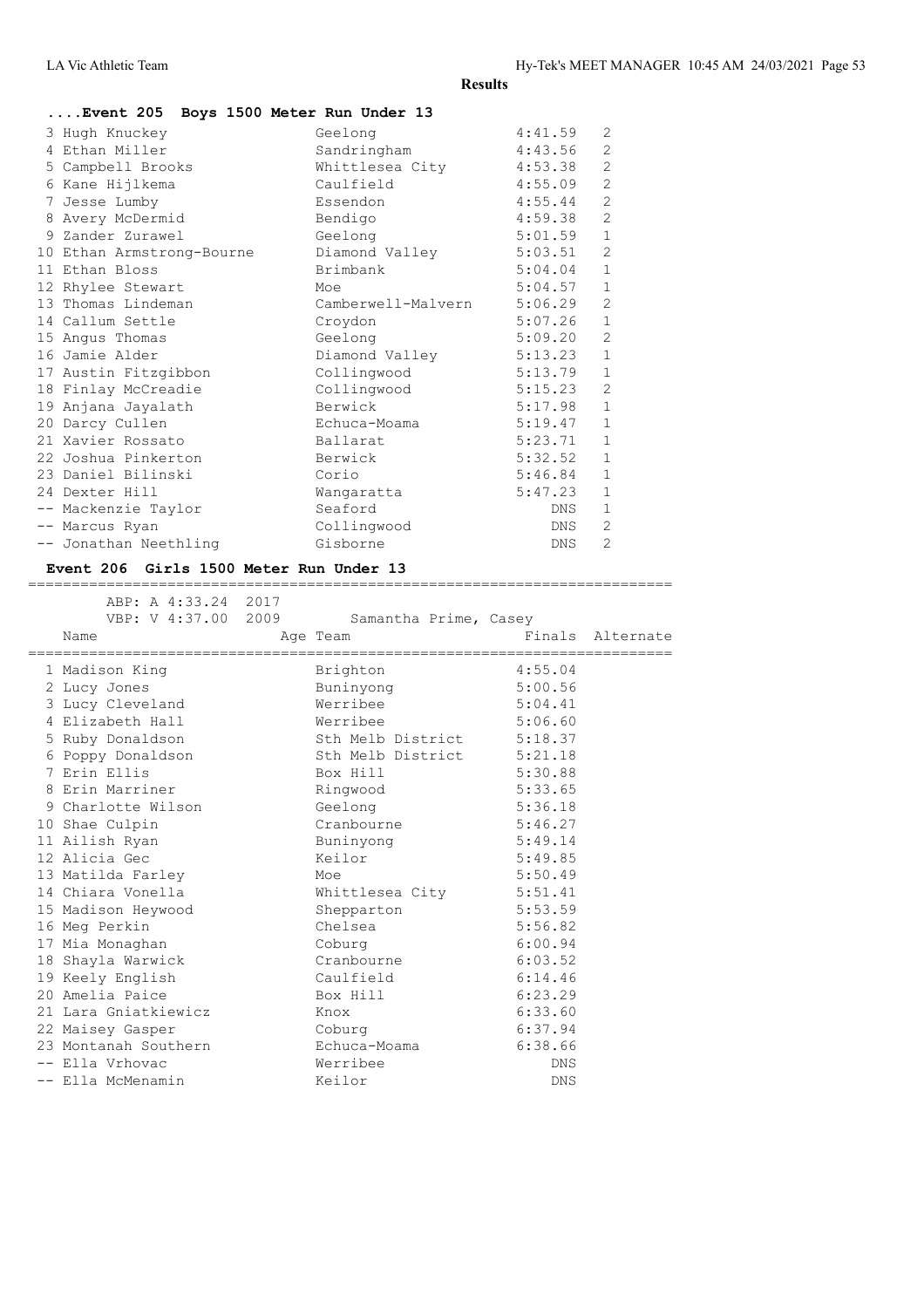**Results**

### ....Event 205 Boys 1500 Meter Run Under 13

| Place | Name | Team | Finals | Heat |
|---|---|---|---|---|
| 3 | Hugh Knuckey | Geelong | 4:41.59 | 2 |
| 4 | Ethan Miller | Sandringham | 4:43.56 | 2 |
| 5 | Campbell Brooks | Whittlesea City | 4:53.38 | 2 |
| 6 | Kane Hijlkema | Caulfield | 4:55.09 | 2 |
| 7 | Jesse Lumby | Essendon | 4:55.44 | 2 |
| 8 | Avery McDermid | Bendigo | 4:59.38 | 2 |
| 9 | Zander Zurawel | Geelong | 5:01.59 | 1 |
| 10 | Ethan Armstrong-Bourne | Diamond Valley | 5:03.51 | 2 |
| 11 | Ethan Bloss | Brimbank | 5:04.04 | 1 |
| 12 | Rhylee Stewart | Moe | 5:04.57 | 1 |
| 13 | Thomas Lindeman | Camberwell-Malvern | 5:06.29 | 2 |
| 14 | Callum Settle | Croydon | 5:07.26 | 1 |
| 15 | Angus Thomas | Geelong | 5:09.20 | 2 |
| 16 | Jamie Alder | Diamond Valley | 5:13.23 | 1 |
| 17 | Austin Fitzgibbon | Collingwood | 5:13.79 | 1 |
| 18 | Finlay McCreadie | Collingwood | 5:15.23 | 2 |
| 19 | Anjana Jayalath | Berwick | 5:17.98 | 1 |
| 20 | Darcy Cullen | Echuca-Moama | 5:19.47 | 1 |
| 21 | Xavier Rossato | Ballarat | 5:23.71 | 1 |
| 22 | Joshua Pinkerton | Berwick | 5:32.52 | 1 |
| 23 | Daniel Bilinski | Corio | 5:46.84 | 1 |
| 24 | Dexter Hill | Wangaratta | 5:47.23 | 1 |
| -- | Mackenzie Taylor | Seaford | DNS | 1 |
| -- | Marcus Ryan | Collingwood | DNS | 2 |
| -- | Jonathan Neethling | Gisborne | DNS | 2 |

### Event 206 Girls 1500 Meter Run Under 13

ABP: A 4:33.24 2017
VBP: V 4:37.00 2009 Samantha Prime, Casey

| Place | Name | Age | Team | Finals | Alternate |
|---|---|---|---|---|---|
| 1 | Madison King | | Brighton | 4:55.04 | |
| 2 | Lucy Jones | | Buninyong | 5:00.56 | |
| 3 | Lucy Cleveland | | Werribee | 5:04.41 | |
| 4 | Elizabeth Hall | | Werribee | 5:06.60 | |
| 5 | Ruby Donaldson | | Sth Melb District | 5:18.37 | |
| 6 | Poppy Donaldson | | Sth Melb District | 5:21.18 | |
| 7 | Erin Ellis | | Box Hill | 5:30.88 | |
| 8 | Erin Marriner | | Ringwood | 5:33.65 | |
| 9 | Charlotte Wilson | | Geelong | 5:36.18 | |
| 10 | Shae Culpin | | Cranbourne | 5:46.27 | |
| 11 | Ailish Ryan | | Buninyong | 5:49.14 | |
| 12 | Alicia Gec | | Keilor | 5:49.85 | |
| 13 | Matilda Farley | | Moe | 5:50.49 | |
| 14 | Chiara Vonella | | Whittlesea City | 5:51.41 | |
| 15 | Madison Heywood | | Shepparton | 5:53.59 | |
| 16 | Meg Perkin | | Chelsea | 5:56.82 | |
| 17 | Mia Monaghan | | Coburg | 6:00.94 | |
| 18 | Shayla Warwick | | Cranbourne | 6:03.52 | |
| 19 | Keely English | | Caulfield | 6:14.46 | |
| 20 | Amelia Paice | | Box Hill | 6:23.29 | |
| 21 | Lara Gniatkiewicz | | Knox | 6:33.60 | |
| 22 | Maisey Gasper | | Coburg | 6:37.94 | |
| 23 | Montanah Southern | | Echuca-Moama | 6:38.66 | |
| -- | Ella Vrhovac | | Werribee | DNS | |
| -- | Ella McMenamin | | Keilor | DNS | |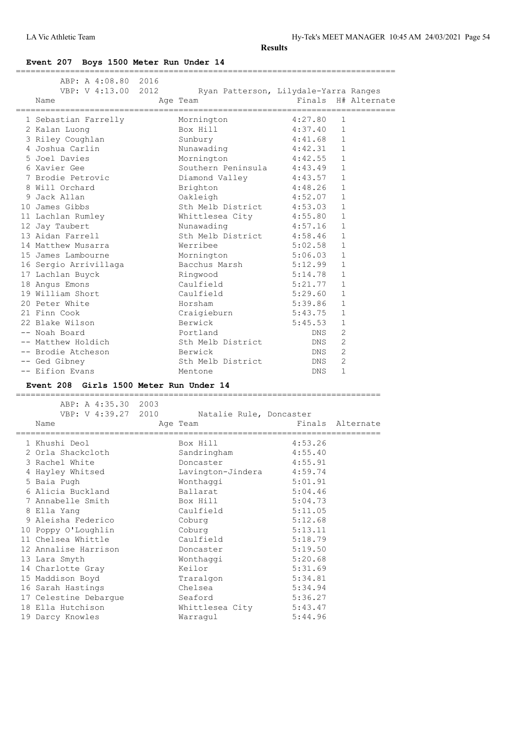**Results**

## Event 207 Boys 1500 Meter Run Under 14

ABP: A 4:08.80 2016
VBP: V 4:13.00 2012 Ryan Patterson, Lilydale-Yarra Ranges

| | Name | Age | Team | Finals | H# | Alternate |
|---|---|---|---|---|---|---|
| 1 | Sebastian Farrelly | | Mornington | 4:27.80 | 1 | |
| 2 | Kalan Luong | | Box Hill | 4:37.40 | 1 | |
| 3 | Riley Coughlan | | Sunbury | 4:41.68 | 1 | |
| 4 | Joshua Carlin | | Nunawading | 4:42.31 | 1 | |
| 5 | Joel Davies | | Mornington | 4:42.55 | 1 | |
| 6 | Xavier Gee | | Southern Peninsula | 4:43.49 | 1 | |
| 7 | Brodie Petrovic | | Diamond Valley | 4:43.57 | 1 | |
| 8 | Will Orchard | | Brighton | 4:48.26 | 1 | |
| 9 | Jack Allan | | Oakleigh | 4:52.07 | 1 | |
| 10 | James Gibbs | | Sth Melb District | 4:53.03 | 1 | |
| 11 | Lachlan Rumley | | Whittlesea City | 4:55.80 | 1 | |
| 12 | Jay Taubert | | Nunawading | 4:57.16 | 1 | |
| 13 | Aidan Farrell | | Sth Melb District | 4:58.46 | 1 | |
| 14 | Matthew Musarra | | Werribee | 5:02.58 | 1 | |
| 15 | James Lambourne | | Mornington | 5:06.03 | 1 | |
| 16 | Sergio Arrivillaga | | Bacchus Marsh | 5:12.99 | 1 | |
| 17 | Lachlan Buyck | | Ringwood | 5:14.78 | 1 | |
| 18 | Angus Emons | | Caulfield | 5:21.77 | 1 | |
| 19 | William Short | | Caulfield | 5:29.60 | 1 | |
| 20 | Peter White | | Horsham | 5:39.86 | 1 | |
| 21 | Finn Cook | | Craigieburn | 5:43.75 | 1 | |
| 22 | Blake Wilson | | Berwick | 5:45.53 | 1 | |
| -- | Noah Board | | Portland | DNS | 2 | |
| -- | Matthew Holdich | | Sth Melb District | DNS | 2 | |
| -- | Brodie Atcheson | | Berwick | DNS | 2 | |
| -- | Ged Gibney | | Sth Melb District | DNS | 2 | |
| -- | Eifion Evans | | Mentone | DNS | 1 | |

## Event 208 Girls 1500 Meter Run Under 14

ABP: A 4:35.30 2003
VBP: V 4:39.27 2010 Natalie Rule, Doncaster

| | Name | Age | Team | Finals | Alternate |
|---|---|---|---|---|---|
| 1 | Khushi Deol | | Box Hill | 4:53.26 | |
| 2 | Orla Shackcloth | | Sandringham | 4:55.40 | |
| 3 | Rachel White | | Doncaster | 4:55.91 | |
| 4 | Hayley Whitsed | | Lavington-Jindera | 4:59.74 | |
| 5 | Baia Pugh | | Wonthaggi | 5:01.91 | |
| 6 | Alicia Buckland | | Ballarat | 5:04.46 | |
| 7 | Annabelle Smith | | Box Hill | 5:04.73 | |
| 8 | Ella Yang | | Caulfield | 5:11.05 | |
| 9 | Aleisha Federico | | Coburg | 5:12.68 | |
| 10 | Poppy O'Loughlin | | Coburg | 5:13.11 | |
| 11 | Chelsea Whittle | | Caulfield | 5:18.79 | |
| 12 | Annalise Harrison | | Doncaster | 5:19.50 | |
| 13 | Lara Smyth | | Wonthaggi | 5:20.68 | |
| 14 | Charlotte Gray | | Keilor | 5:31.69 | |
| 15 | Maddison Boyd | | Traralgon | 5:34.81 | |
| 16 | Sarah Hastings | | Chelsea | 5:34.94 | |
| 17 | Celestine Debargue | | Seaford | 5:36.27 | |
| 18 | Ella Hutchison | | Whittlesea City | 5:43.47 | |
| 19 | Darcy Knowles | | Warragul | 5:44.96 | |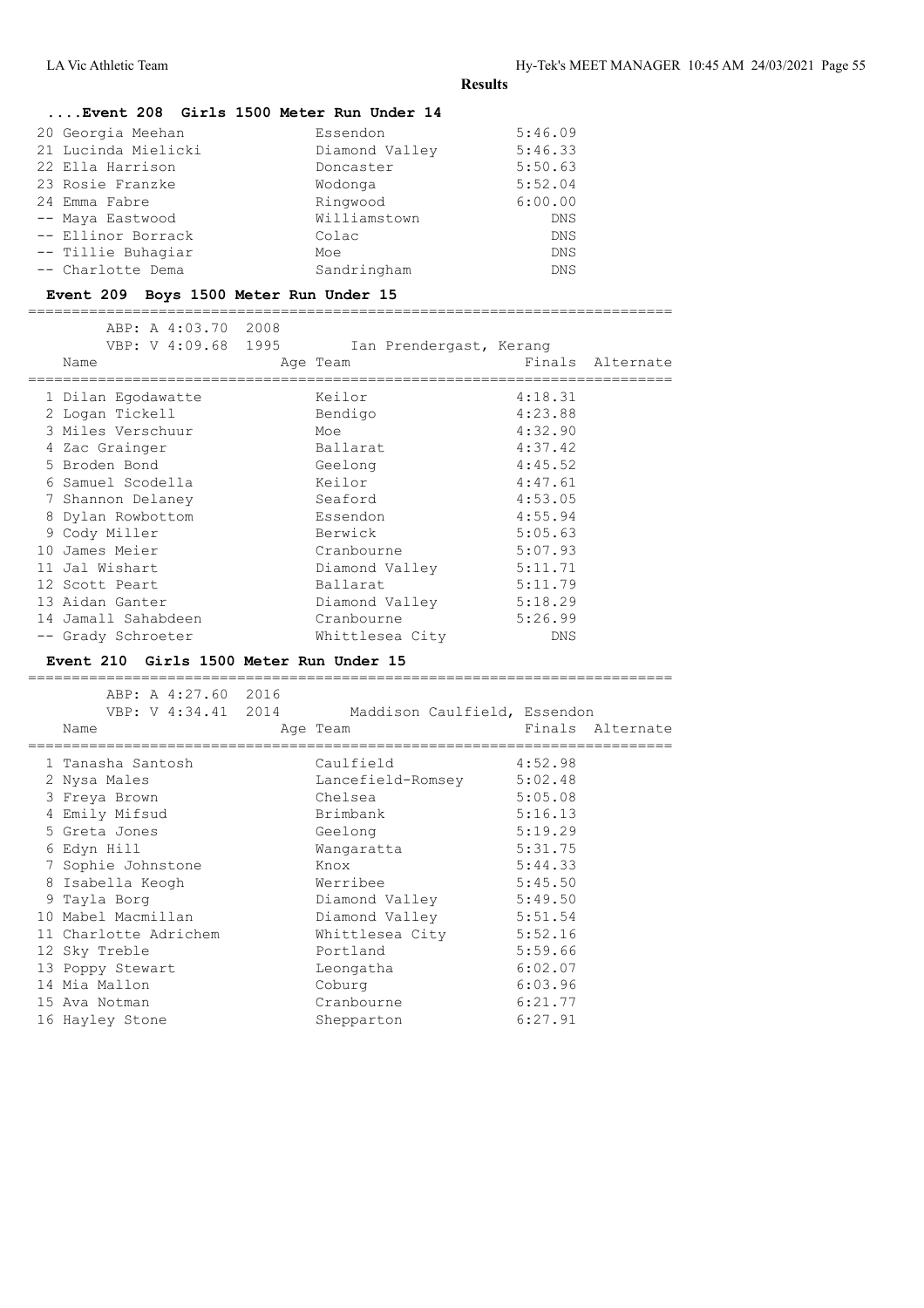**Results**

### ....Event 208 Girls 1500 Meter Run Under 14

| Place | Name | Team | Finals |
|---|---|---|---|
| 20 | Georgia Meehan | Essendon | 5:46.09 |
| 21 | Lucinda Mielicki | Diamond Valley | 5:46.33 |
| 22 | Ella Harrison | Doncaster | 5:50.63 |
| 23 | Rosie Franzke | Wodonga | 5:52.04 |
| 24 | Emma Fabre | Ringwood | 6:00.00 |
| -- | Maya Eastwood | Williamstown | DNS |
| -- | Ellinor Borrack | Colac | DNS |
| -- | Tillie Buhagiar | Moe | DNS |
| -- | Charlotte Dema | Sandringham | DNS |

### Event 209 Boys 1500 Meter Run Under 15

ABP: A 4:03.70 2008
VBP: V 4:09.68 1995 Ian Prendergast, Kerang

| Place | Name | Age | Team | Finals | Alternate |
|---|---|---|---|---|---|
| 1 | Dilan Egodawatte | | Keilor | 4:18.31 | |
| 2 | Logan Tickell | | Bendigo | 4:23.88 | |
| 3 | Miles Verschuur | | Moe | 4:32.90 | |
| 4 | Zac Grainger | | Ballarat | 4:37.42 | |
| 5 | Broden Bond | | Geelong | 4:45.52 | |
| 6 | Samuel Scodella | | Keilor | 4:47.61 | |
| 7 | Shannon Delaney | | Seaford | 4:53.05 | |
| 8 | Dylan Rowbottom | | Essendon | 4:55.94 | |
| 9 | Cody Miller | | Berwick | 5:05.63 | |
| 10 | James Meier | | Cranbourne | 5:07.93 | |
| 11 | Jal Wishart | | Diamond Valley | 5:11.71 | |
| 12 | Scott Peart | | Ballarat | 5:11.79 | |
| 13 | Aidan Ganter | | Diamond Valley | 5:18.29 | |
| 14 | Jamall Sahabdeen | | Cranbourne | 5:26.99 | |
| -- | Grady Schroeter | | Whittlesea City | DNS | |

### Event 210 Girls 1500 Meter Run Under 15

ABP: A 4:27.60 2016
VBP: V 4:34.41 2014 Maddison Caulfield, Essendon

| Place | Name | Age | Team | Finals | Alternate |
|---|---|---|---|---|---|
| 1 | Tanasha Santosh | | Caulfield | 4:52.98 | |
| 2 | Nysa Males | | Lancefield-Romsey | 5:02.48 | |
| 3 | Freya Brown | | Chelsea | 5:05.08 | |
| 4 | Emily Mifsud | | Brimbank | 5:16.13 | |
| 5 | Greta Jones | | Geelong | 5:19.29 | |
| 6 | Edyn Hill | | Wangaratta | 5:31.75 | |
| 7 | Sophie Johnstone | | Knox | 5:44.33 | |
| 8 | Isabella Keogh | | Werribee | 5:45.50 | |
| 9 | Tayla Borg | | Diamond Valley | 5:49.50 | |
| 10 | Mabel Macmillan | | Diamond Valley | 5:51.54 | |
| 11 | Charlotte Adrichem | | Whittlesea City | 5:52.16 | |
| 12 | Sky Treble | | Portland | 5:59.66 | |
| 13 | Poppy Stewart | | Leongatha | 6:02.07 | |
| 14 | Mia Mallon | | Coburg | 6:03.96 | |
| 15 | Ava Notman | | Cranbourne | 6:21.77 | |
| 16 | Hayley Stone | | Shepparton | 6:27.91 | |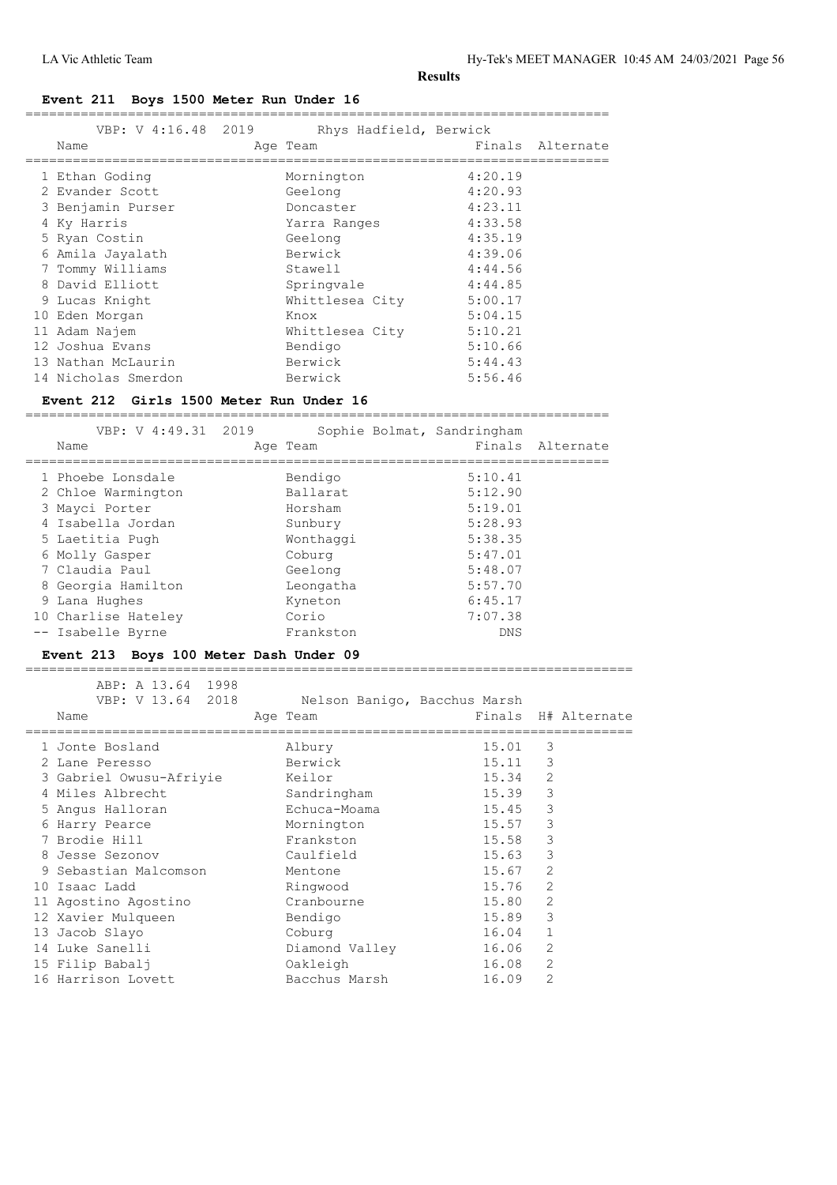**Results**

### Event 211 Boys 1500 Meter Run Under 16

VBP: V 4:16.48 2019 Rhys Hadfield, Berwick

| Name | Age | Team | Finals | Alternate |
|---|---|---|---|---|
| 1 Ethan Goding | | Mornington | 4:20.19 | |
| 2 Evander Scott | | Geelong | 4:20.93 | |
| 3 Benjamin Purser | | Doncaster | 4:23.11 | |
| 4 Ky Harris | | Yarra Ranges | 4:33.58 | |
| 5 Ryan Costin | | Geelong | 4:35.19 | |
| 6 Amila Jayalath | | Berwick | 4:39.06 | |
| 7 Tommy Williams | | Stawell | 4:44.56 | |
| 8 David Elliott | | Springvale | 4:44.85 | |
| 9 Lucas Knight | | Whittlesea City | 5:00.17 | |
| 10 Eden Morgan | | Knox | 5:04.15 | |
| 11 Adam Najem | | Whittlesea City | 5:10.21 | |
| 12 Joshua Evans | | Bendigo | 5:10.66 | |
| 13 Nathan McLaurin | | Berwick | 5:44.43 | |
| 14 Nicholas Smerdon | | Berwick | 5:56.46 | |

### Event 212 Girls 1500 Meter Run Under 16

VBP: V 4:49.31 2019 Sophie Bolmat, Sandringham

| Name | Age | Team | Finals | Alternate |
|---|---|---|---|---|
| 1 Phoebe Lonsdale | | Bendigo | 5:10.41 | |
| 2 Chloe Warmington | | Ballarat | 5:12.90 | |
| 3 Mayci Porter | | Horsham | 5:19.01 | |
| 4 Isabella Jordan | | Sunbury | 5:28.93 | |
| 5 Laetitia Pugh | | Wonthaggi | 5:38.35 | |
| 6 Molly Gasper | | Coburg | 5:47.01 | |
| 7 Claudia Paul | | Geelong | 5:48.07 | |
| 8 Georgia Hamilton | | Leongatha | 5:57.70 | |
| 9 Lana Hughes | | Kyneton | 6:45.17 | |
| 10 Charlise Hateley | | Corio | 7:07.38 | |
| -- Isabelle Byrne | | Frankston | DNS | |

### Event 213 Boys 100 Meter Dash Under 09

ABP: A 13.64 1998
VBP: V 13.64 2018 Nelson Banigo, Bacchus Marsh

| Name | Age | Team | Finals | H# | Alternate |
|---|---|---|---|---|---|
| 1 Jonte Bosland | | Albury | 15.01 | 3 | |
| 2 Lane Peresso | | Berwick | 15.11 | 3 | |
| 3 Gabriel Owusu-Afriyie | | Keilor | 15.34 | 2 | |
| 4 Miles Albrecht | | Sandringham | 15.39 | 3 | |
| 5 Angus Halloran | | Echuca-Moama | 15.45 | 3 | |
| 6 Harry Pearce | | Mornington | 15.57 | 3 | |
| 7 Brodie Hill | | Frankston | 15.58 | 3 | |
| 8 Jesse Sezonov | | Caulfield | 15.63 | 3 | |
| 9 Sebastian Malcomson | | Mentone | 15.67 | 2 | |
| 10 Isaac Ladd | | Ringwood | 15.76 | 2 | |
| 11 Agostino Agostino | | Cranbourne | 15.80 | 2 | |
| 12 Xavier Mulqueen | | Bendigo | 15.89 | 3 | |
| 13 Jacob Slayo | | Coburg | 16.04 | 1 | |
| 14 Luke Sanelli | | Diamond Valley | 16.06 | 2 | |
| 15 Filip Babalj | | Oakleigh | 16.08 | 2 | |
| 16 Harrison Lovett | | Bacchus Marsh | 16.09 | 2 | |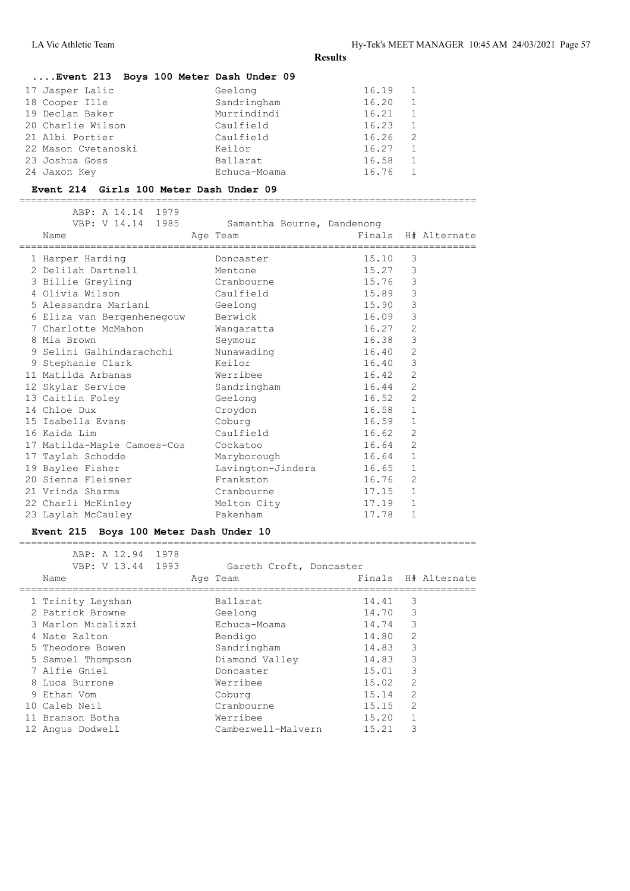**Results**

## ....Event 213 Boys 100 Meter Dash Under 09

| Place | Name | Team | Finals | H# |
|---|---|---|---|---|
| 17 | Jasper Lalic | Geelong | 16.19 | 1 |
| 18 | Cooper Ille | Sandringham | 16.20 | 1 |
| 19 | Declan Baker | Murrindindi | 16.21 | 1 |
| 20 | Charlie Wilson | Caulfield | 16.23 | 1 |
| 21 | Albi Portier | Caulfield | 16.26 | 2 |
| 22 | Mason Cvetanoski | Keilor | 16.27 | 1 |
| 23 | Joshua Goss | Ballarat | 16.58 | 1 |
| 24 | Jaxon Key | Echuca-Moama | 16.76 | 1 |

## Event 214 Girls 100 Meter Dash Under 09

ABP: A 14.14 1979
VBP: V 14.14 1985 Samantha Bourne, Dandenong

| Place | Name | Age Team | Finals | H# | Alternate |
|---|---|---|---|---|---|
| 1 | Harper Harding | Doncaster | 15.10 | 3 | |
| 2 | Delilah Dartnell | Mentone | 15.27 | 3 | |
| 3 | Billie Greyling | Cranbourne | 15.76 | 3 | |
| 4 | Olivia Wilson | Caulfield | 15.89 | 3 | |
| 5 | Alessandra Mariani | Geelong | 15.90 | 3 | |
| 6 | Eliza van Bergenhenegouw | Berwick | 16.09 | 3 | |
| 7 | Charlotte McMahon | Wangaratta | 16.27 | 2 | |
| 8 | Mia Brown | Seymour | 16.38 | 3 | |
| 9 | Selini Galhindarachchi | Nunawading | 16.40 | 2 | |
| 9 | Stephanie Clark | Keilor | 16.40 | 3 | |
| 11 | Matilda Arbanas | Werribee | 16.42 | 2 | |
| 12 | Skylar Service | Sandringham | 16.44 | 2 | |
| 13 | Caitlin Foley | Geelong | 16.52 | 2 | |
| 14 | Chloe Dux | Croydon | 16.58 | 1 | |
| 15 | Isabella Evans | Coburg | 16.59 | 1 | |
| 16 | Kaida Lim | Caulfield | 16.62 | 2 | |
| 17 | Matilda-Maple Camoes-Cos | Cockatoo | 16.64 | 2 | |
| 17 | Taylah Schodde | Maryborough | 16.64 | 1 | |
| 19 | Baylee Fisher | Lavington-Jindera | 16.65 | 1 | |
| 20 | Sienna Fleisner | Frankston | 16.76 | 2 | |
| 21 | Vrinda Sharma | Cranbourne | 17.15 | 1 | |
| 22 | Charli McKinley | Melton City | 17.19 | 1 | |
| 23 | Laylah McCauley | Pakenham | 17.78 | 1 | |

## Event 215 Boys 100 Meter Dash Under 10

ABP: A 12.94 1978
VBP: V 13.44 1993 Gareth Croft, Doncaster

| Place | Name | Age Team | Finals | H# | Alternate |
|---|---|---|---|---|---|
| 1 | Trinity Leyshan | Ballarat | 14.41 | 3 | |
| 2 | Patrick Browne | Geelong | 14.70 | 3 | |
| 3 | Marlon Micalizzi | Echuca-Moama | 14.74 | 3 | |
| 4 | Nate Ralton | Bendigo | 14.80 | 2 | |
| 5 | Theodore Bowen | Sandringham | 14.83 | 3 | |
| 5 | Samuel Thompson | Diamond Valley | 14.83 | 3 | |
| 7 | Alfie Gniel | Doncaster | 15.01 | 3 | |
| 8 | Luca Burrone | Werribee | 15.02 | 2 | |
| 9 | Ethan Vom | Coburg | 15.14 | 2 | |
| 10 | Caleb Neil | Cranbourne | 15.15 | 2 | |
| 11 | Branson Botha | Werribee | 15.20 | 1 | |
| 12 | Angus Dodwell | Camberwell-Malvern | 15.21 | 3 | |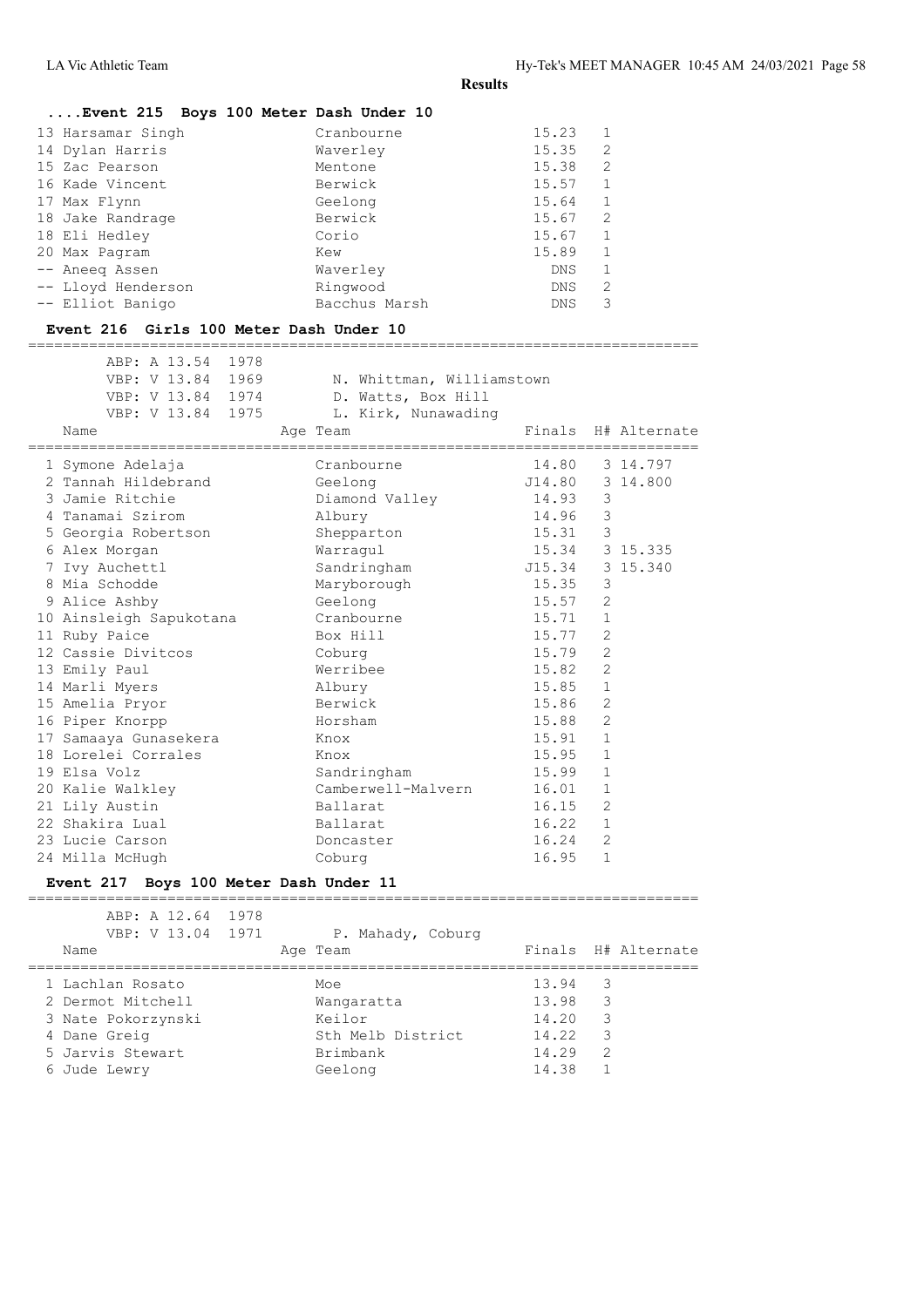**Results**

## ....Event 215 Boys 100 Meter Dash Under 10

| Name | Team | Finals | H# |
|---|---|---|---|
| 13 Harsamar Singh | Cranbourne | 15.23 | 1 |
| 14 Dylan Harris | Waverley | 15.35 | 2 |
| 15 Zac Pearson | Mentone | 15.38 | 2 |
| 16 Kade Vincent | Berwick | 15.57 | 1 |
| 17 Max Flynn | Geelong | 15.64 | 1 |
| 18 Jake Randrage | Berwick | 15.67 | 2 |
| 18 Eli Hedley | Corio | 15.67 | 1 |
| 20 Max Pagram | Kew | 15.89 | 1 |
| -- Aneeq Assen | Waverley | DNS | 1 |
| -- Lloyd Henderson | Ringwood | DNS | 2 |
| -- Elliot Banigo | Bacchus Marsh | DNS | 3 |

## Event 216 Girls 100 Meter Dash Under 10

ABP: A 13.54 1978
VBP: V 13.84 1969 N. Whittman, Williamstown
VBP: V 13.84 1974 D. Watts, Box Hill
VBP: V 13.84 1975 L. Kirk, Nunawading

| Name | Age Team | Finals | H# | Alternate |
|---|---|---|---|---|
| 1 Symone Adelaja | Cranbourne | 14.80 | 3 | 14.797 |
| 2 Tannah Hildebrand | Geelong | J14.80 | 3 | 14.800 |
| 3 Jamie Ritchie | Diamond Valley | 14.93 | 3 | |
| 4 Tanamai Szirom | Albury | 14.96 | 3 | |
| 5 Georgia Robertson | Shepparton | 15.31 | 3 | |
| 6 Alex Morgan | Warragul | 15.34 | 3 | 15.335 |
| 7 Ivy Auchettl | Sandringham | J15.34 | 3 | 15.340 |
| 8 Mia Schodde | Maryborough | 15.35 | 3 | |
| 9 Alice Ashby | Geelong | 15.57 | 2 | |
| 10 Ainsleigh Sapukotana | Cranbourne | 15.71 | 1 | |
| 11 Ruby Paice | Box Hill | 15.77 | 2 | |
| 12 Cassie Divitcos | Coburg | 15.79 | 2 | |
| 13 Emily Paul | Werribee | 15.82 | 2 | |
| 14 Marli Myers | Albury | 15.85 | 1 | |
| 15 Amelia Pryor | Berwick | 15.86 | 2 | |
| 16 Piper Knorpp | Horsham | 15.88 | 2 | |
| 17 Samaaya Gunasekera | Knox | 15.91 | 1 | |
| 18 Lorelei Corrales | Knox | 15.95 | 1 | |
| 19 Elsa Volz | Sandringham | 15.99 | 1 | |
| 20 Kalie Walkley | Camberwell-Malvern | 16.01 | 1 | |
| 21 Lily Austin | Ballarat | 16.15 | 2 | |
| 22 Shakira Lual | Ballarat | 16.22 | 1 | |
| 23 Lucie Carson | Doncaster | 16.24 | 2 | |
| 24 Milla McHugh | Coburg | 16.95 | 1 | |

## Event 217 Boys 100 Meter Dash Under 11

ABP: A 12.64 1978
VBP: V 13.04 1971 P. Mahady, Coburg

| Name | Age Team | Finals | H# | Alternate |
|---|---|---|---|---|
| 1 Lachlan Rosato | Moe | 13.94 | 3 | |
| 2 Dermot Mitchell | Wangaratta | 13.98 | 3 | |
| 3 Nate Pokorzynski | Keilor | 14.20 | 3 | |
| 4 Dane Greig | Sth Melb District | 14.22 | 3 | |
| 5 Jarvis Stewart | Brimbank | 14.29 | 2 | |
| 6 Jude Lewry | Geelong | 14.38 | 1 | |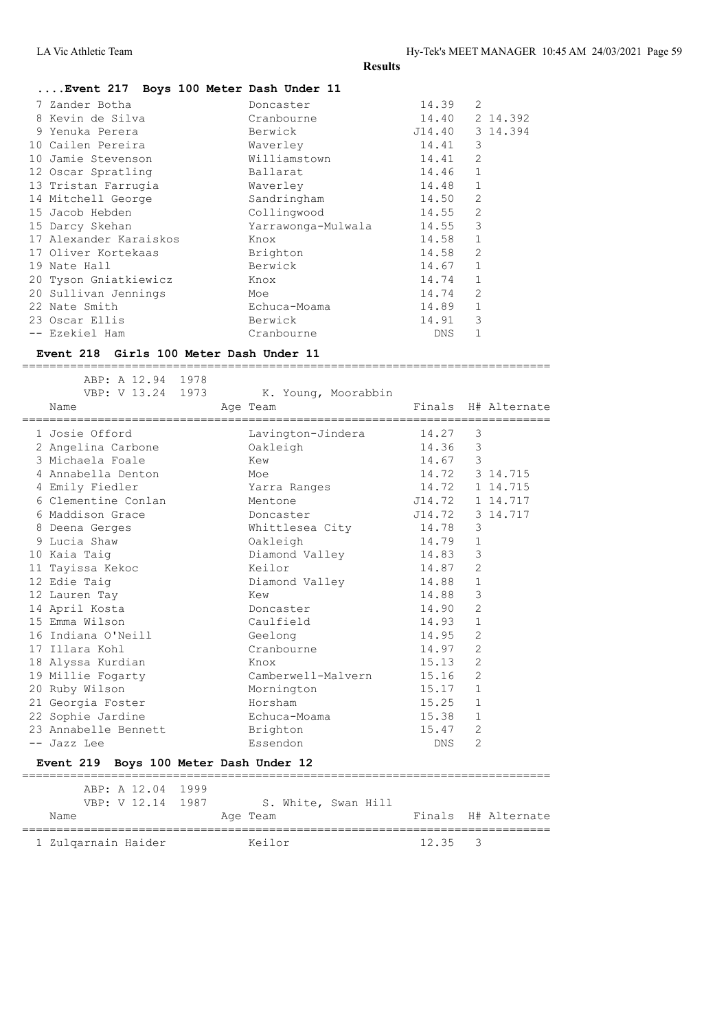## Results

### ....Event 217 Boys 100 Meter Dash Under 11

| Place | Name | Team | Finals | H# | Alternate |
|---|---|---|---|---|---|
| 7 | Zander Botha | Doncaster | 14.39 | 2 | |
| 8 | Kevin de Silva | Cranbourne | 14.40 | 2 | 14.392 |
| 9 | Yenuka Perera | Berwick | J14.40 | 3 | 14.394 |
| 10 | Cailen Pereira | Waverley | 14.41 | 3 | |
| 10 | Jamie Stevenson | Williamstown | 14.41 | 2 | |
| 12 | Oscar Spratling | Ballarat | 14.46 | 1 | |
| 13 | Tristan Farrugia | Waverley | 14.48 | 1 | |
| 14 | Mitchell George | Sandringham | 14.50 | 2 | |
| 15 | Jacob Hebden | Collingwood | 14.55 | 2 | |
| 15 | Darcy Skehan | Yarrawonga-Mulwala | 14.55 | 3 | |
| 17 | Alexander Karaiskos | Knox | 14.58 | 1 | |
| 17 | Oliver Kortekaas | Brighton | 14.58 | 2 | |
| 19 | Nate Hall | Berwick | 14.67 | 1 | |
| 20 | Tyson Gniatkiewicz | Knox | 14.74 | 1 | |
| 20 | Sullivan Jennings | Moe | 14.74 | 2 | |
| 22 | Nate Smith | Echuca-Moama | 14.89 | 1 | |
| 23 | Oscar Ellis | Berwick | 14.91 | 3 | |
| -- | Ezekiel Ham | Cranbourne | DNS | 1 | |

### Event 218 Girls 100 Meter Dash Under 11

ABP: A 12.94 1978
VBP: V 13.24 1973 K. Young, Moorabbin

| Place | Name | Age Team | Finals | H# | Alternate |
|---|---|---|---|---|---|
| 1 | Josie Offord | Lavington-Jindera | 14.27 | 3 | |
| 2 | Angelina Carbone | Oakleigh | 14.36 | 3 | |
| 3 | Michaela Foale | Kew | 14.67 | 3 | |
| 4 | Annabella Denton | Moe | 14.72 | 3 | 14.715 |
| 4 | Emily Fiedler | Yarra Ranges | 14.72 | 1 | 14.715 |
| 6 | Clementine Conlan | Mentone | J14.72 | 1 | 14.717 |
| 6 | Maddison Grace | Doncaster | J14.72 | 3 | 14.717 |
| 8 | Deena Gerges | Whittlesea City | 14.78 | 3 | |
| 9 | Lucia Shaw | Oakleigh | 14.79 | 1 | |
| 10 | Kaia Taig | Diamond Valley | 14.83 | 3 | |
| 11 | Tayissa Kekoc | Keilor | 14.87 | 2 | |
| 12 | Edie Taig | Diamond Valley | 14.88 | 1 | |
| 12 | Lauren Tay | Kew | 14.88 | 3 | |
| 14 | April Kosta | Doncaster | 14.90 | 2 | |
| 15 | Emma Wilson | Caulfield | 14.93 | 1 | |
| 16 | Indiana O'Neill | Geelong | 14.95 | 2 | |
| 17 | Illara Kohl | Cranbourne | 14.97 | 2 | |
| 18 | Alyssa Kurdian | Knox | 15.13 | 2 | |
| 19 | Millie Fogarty | Camberwell-Malvern | 15.16 | 2 | |
| 20 | Ruby Wilson | Mornington | 15.17 | 1 | |
| 21 | Georgia Foster | Horsham | 15.25 | 1 | |
| 22 | Sophie Jardine | Echuca-Moama | 15.38 | 1 | |
| 23 | Annabelle Bennett | Brighton | 15.47 | 2 | |
| -- | Jazz Lee | Essendon | DNS | 2 | |

### Event 219 Boys 100 Meter Dash Under 12

ABP: A 12.04 1999
VBP: V 12.14 1987 S. White, Swan Hill

| Place | Name | Age Team | Finals | H# | Alternate |
|---|---|---|---|---|---|
| 1 | Zulqarnain Haider | Keilor | 12.35 | 3 | |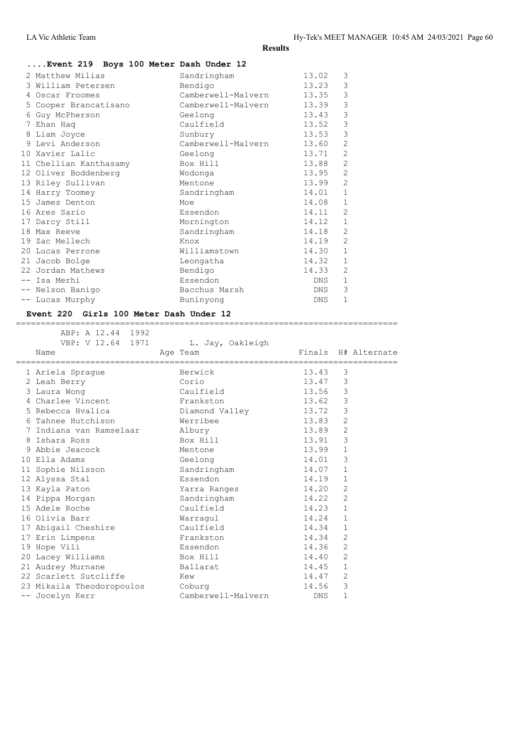**Results**

## ....Event 219 Boys 100 Meter Dash Under 12

| Place | Name | Age | Team | Finals | H# |
|---|---|---|---|---|---|
| 2 | Matthew Milias | | Sandringham | 13.02 | 3 |
| 3 | William Petersen | | Bendigo | 13.23 | 3 |
| 4 | Oscar Froomes | | Camberwell-Malvern | 13.35 | 3 |
| 5 | Cooper Brancatisano | | Camberwell-Malvern | 13.39 | 3 |
| 6 | Guy McPherson | | Geelong | 13.43 | 3 |
| 7 | Ehan Haq | | Caulfield | 13.52 | 3 |
| 8 | Liam Joyce | | Sunbury | 13.53 | 3 |
| 9 | Levi Anderson | | Camberwell-Malvern | 13.60 | 2 |
| 10 | Xavier Lalic | | Geelong | 13.71 | 2 |
| 11 | Chellian Kanthasamy | | Box Hill | 13.88 | 2 |
| 12 | Oliver Boddenberg | | Wodonga | 13.95 | 2 |
| 13 | Riley Sullivan | | Mentone | 13.99 | 2 |
| 14 | Harry Toomey | | Sandringham | 14.01 | 1 |
| 15 | James Denton | | Moe | 14.08 | 1 |
| 16 | Ares Sario | | Essendon | 14.11 | 2 |
| 17 | Darcy Still | | Mornington | 14.12 | 1 |
| 18 | Max Reeve | | Sandringham | 14.18 | 2 |
| 19 | Zac Mellech | | Knox | 14.19 | 2 |
| 20 | Lucas Perrone | | Williamstown | 14.30 | 1 |
| 21 | Jacob Bolge | | Leongatha | 14.32 | 1 |
| 22 | Jordan Mathews | | Bendigo | 14.33 | 2 |
| -- | Isa Merhi | | Essendon | DNS | 1 |
| -- | Nelson Banigo | | Bacchus Marsh | DNS | 3 |
| -- | Lucas Murphy | | Buninyong | DNS | 1 |

## Event 220 Girls 100 Meter Dash Under 12

ABP: A 12.44 1992
VBP: V 12.64 1971 L. Jay, Oakleigh

| Place | Name | Age | Team | Finals | H# | Alternate |
|---|---|---|---|---|---|---|
| 1 | Ariela Sprague | | Berwick | 13.43 | 3 | |
| 2 | Leah Berry | | Corio | 13.47 | 3 | |
| 3 | Laura Wong | | Caulfield | 13.56 | 3 | |
| 4 | Charlee Vincent | | Frankston | 13.62 | 3 | |
| 5 | Rebecca Hvalica | | Diamond Valley | 13.72 | 3 | |
| 6 | Tahnee Hutchison | | Werribee | 13.83 | 2 | |
| 7 | Indiana van Ramselaar | | Albury | 13.89 | 2 | |
| 8 | Ishara Ross | | Box Hill | 13.91 | 3 | |
| 9 | Abbie Jeacock | | Mentone | 13.99 | 1 | |
| 10 | Ella Adams | | Geelong | 14.01 | 3 | |
| 11 | Sophie Nilsson | | Sandringham | 14.07 | 1 | |
| 12 | Alyssa Stal | | Essendon | 14.19 | 1 | |
| 13 | Kayla Paton | | Yarra Ranges | 14.20 | 2 | |
| 14 | Pippa Morgan | | Sandringham | 14.22 | 2 | |
| 15 | Adele Roche | | Caulfield | 14.23 | 1 | |
| 16 | Olivia Barr | | Warragul | 14.24 | 1 | |
| 17 | Abigail Cheshire | | Caulfield | 14.34 | 1 | |
| 17 | Erin Limpens | | Frankston | 14.34 | 2 | |
| 19 | Hope Vili | | Essendon | 14.36 | 2 | |
| 20 | Lacey Williams | | Box Hill | 14.40 | 2 | |
| 21 | Audrey Murnane | | Ballarat | 14.45 | 1 | |
| 22 | Scarlett Sutcliffe | | Kew | 14.47 | 2 | |
| 23 | Mikaila Theodoropoulos | | Coburg | 14.56 | 3 | |
| -- | Jocelyn Kerr | | Camberwell-Malvern | DNS | 1 | |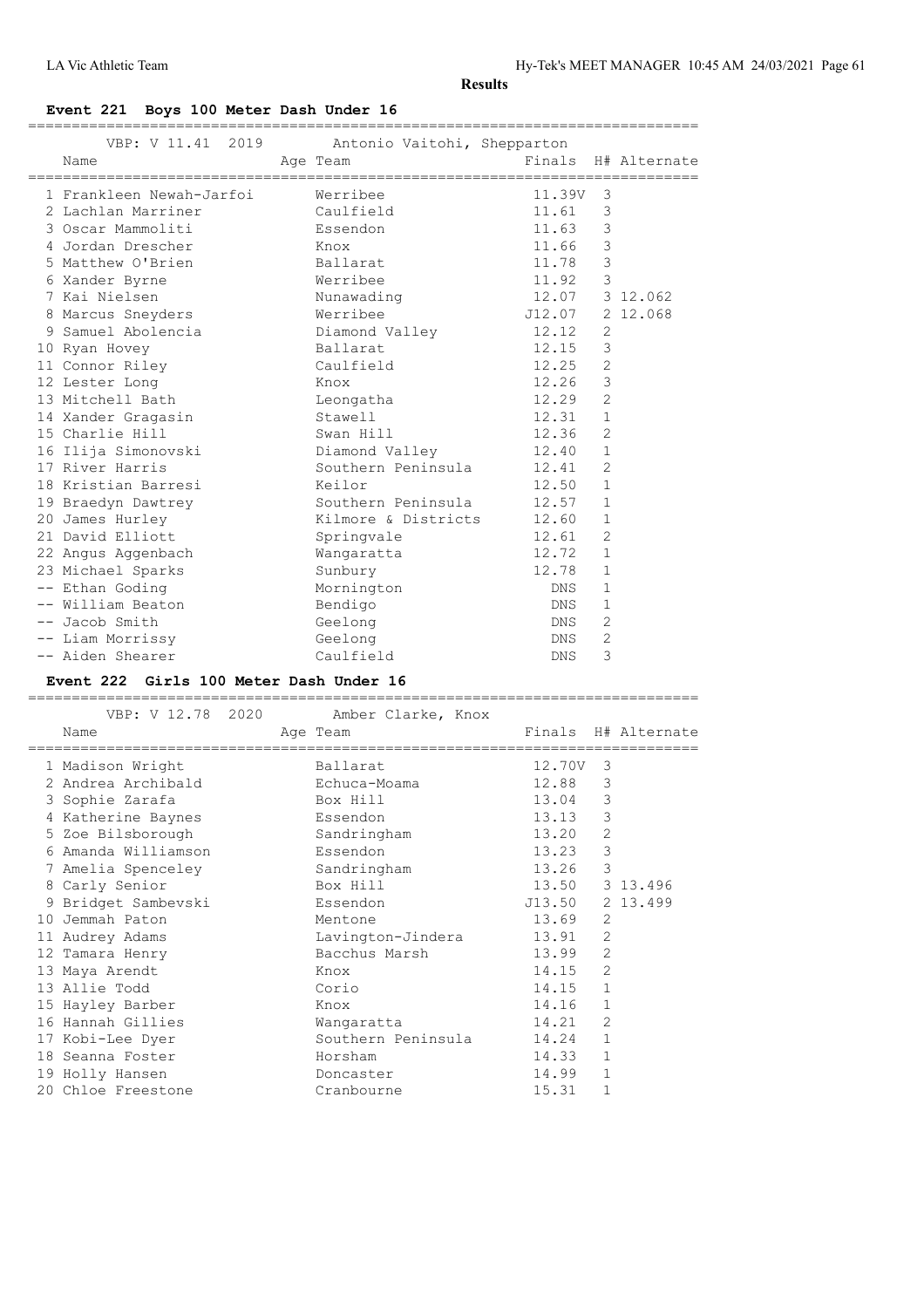## Results

### Event 221 Boys 100 Meter Dash Under 16

VBP: V 11.41 2019 Antonio Vaitohi, Shepparton

| | Name | Age | Team | Finals | H# | Alternate |
|---|---|---|---|---|---|---|
| 1 | Frankleen Newah-Jarfoi | | Werribee | 11.39V | 3 | |
| 2 | Lachlan Marriner | | Caulfield | 11.61 | 3 | |
| 3 | Oscar Mammoliti | | Essendon | 11.63 | 3 | |
| 4 | Jordan Drescher | | Knox | 11.66 | 3 | |
| 5 | Matthew O'Brien | | Ballarat | 11.78 | 3 | |
| 6 | Xander Byrne | | Werribee | 11.92 | 3 | |
| 7 | Kai Nielsen | | Nunawading | 12.07 | 3 | 12.062 |
| 8 | Marcus Sneyders | | Werribee | J12.07 | 2 | 12.068 |
| 9 | Samuel Abolencia | | Diamond Valley | 12.12 | 2 | |
| 10 | Ryan Hovey | | Ballarat | 12.15 | 3 | |
| 11 | Connor Riley | | Caulfield | 12.25 | 2 | |
| 12 | Lester Long | | Knox | 12.26 | 3 | |
| 13 | Mitchell Bath | | Leongatha | 12.29 | 2 | |
| 14 | Xander Gragasin | | Stawell | 12.31 | 1 | |
| 15 | Charlie Hill | | Swan Hill | 12.36 | 2 | |
| 16 | Ilija Simonovski | | Diamond Valley | 12.40 | 1 | |
| 17 | River Harris | | Southern Peninsula | 12.41 | 2 | |
| 18 | Kristian Barresi | | Keilor | 12.50 | 1 | |
| 19 | Braedyn Dawtrey | | Southern Peninsula | 12.57 | 1 | |
| 20 | James Hurley | | Kilmore & Districts | 12.60 | 1 | |
| 21 | David Elliott | | Springvale | 12.61 | 2 | |
| 22 | Angus Aggenbach | | Wangaratta | 12.72 | 1 | |
| 23 | Michael Sparks | | Sunbury | 12.78 | 1 | |
| -- | Ethan Goding | | Mornington | DNS | 1 | |
| -- | William Beaton | | Bendigo | DNS | 1 | |
| -- | Jacob Smith | | Geelong | DNS | 2 | |
| -- | Liam Morrissy | | Geelong | DNS | 2 | |
| -- | Aiden Shearer | | Caulfield | DNS | 3 | |

### Event 222 Girls 100 Meter Dash Under 16

VBP: V 12.78 2020 Amber Clarke, Knox

| | Name | Age | Team | Finals | H# | Alternate |
|---|---|---|---|---|---|---|
| 1 | Madison Wright | | Ballarat | 12.70V | 3 | |
| 2 | Andrea Archibald | | Echuca-Moama | 12.88 | 3 | |
| 3 | Sophie Zarafa | | Box Hill | 13.04 | 3 | |
| 4 | Katherine Baynes | | Essendon | 13.13 | 3 | |
| 5 | Zoe Bilsborough | | Sandringham | 13.20 | 2 | |
| 6 | Amanda Williamson | | Essendon | 13.23 | 3 | |
| 7 | Amelia Spenceley | | Sandringham | 13.26 | 3 | |
| 8 | Carly Senior | | Box Hill | 13.50 | 3 | 13.496 |
| 9 | Bridget Sambevski | | Essendon | J13.50 | 2 | 13.499 |
| 10 | Jemmah Paton | | Mentone | 13.69 | 2 | |
| 11 | Audrey Adams | | Lavington-Jindera | 13.91 | 2 | |
| 12 | Tamara Henry | | Bacchus Marsh | 13.99 | 2 | |
| 13 | Maya Arendt | | Knox | 14.15 | 2 | |
| 13 | Allie Todd | | Corio | 14.15 | 1 | |
| 15 | Hayley Barber | | Knox | 14.16 | 1 | |
| 16 | Hannah Gillies | | Wangaratta | 14.21 | 2 | |
| 17 | Kobi-Lee Dyer | | Southern Peninsula | 14.24 | 1 | |
| 18 | Seanna Foster | | Horsham | 14.33 | 1 | |
| 19 | Holly Hansen | | Doncaster | 14.99 | 1 | |
| 20 | Chloe Freestone | | Cranbourne | 15.31 | 1 | |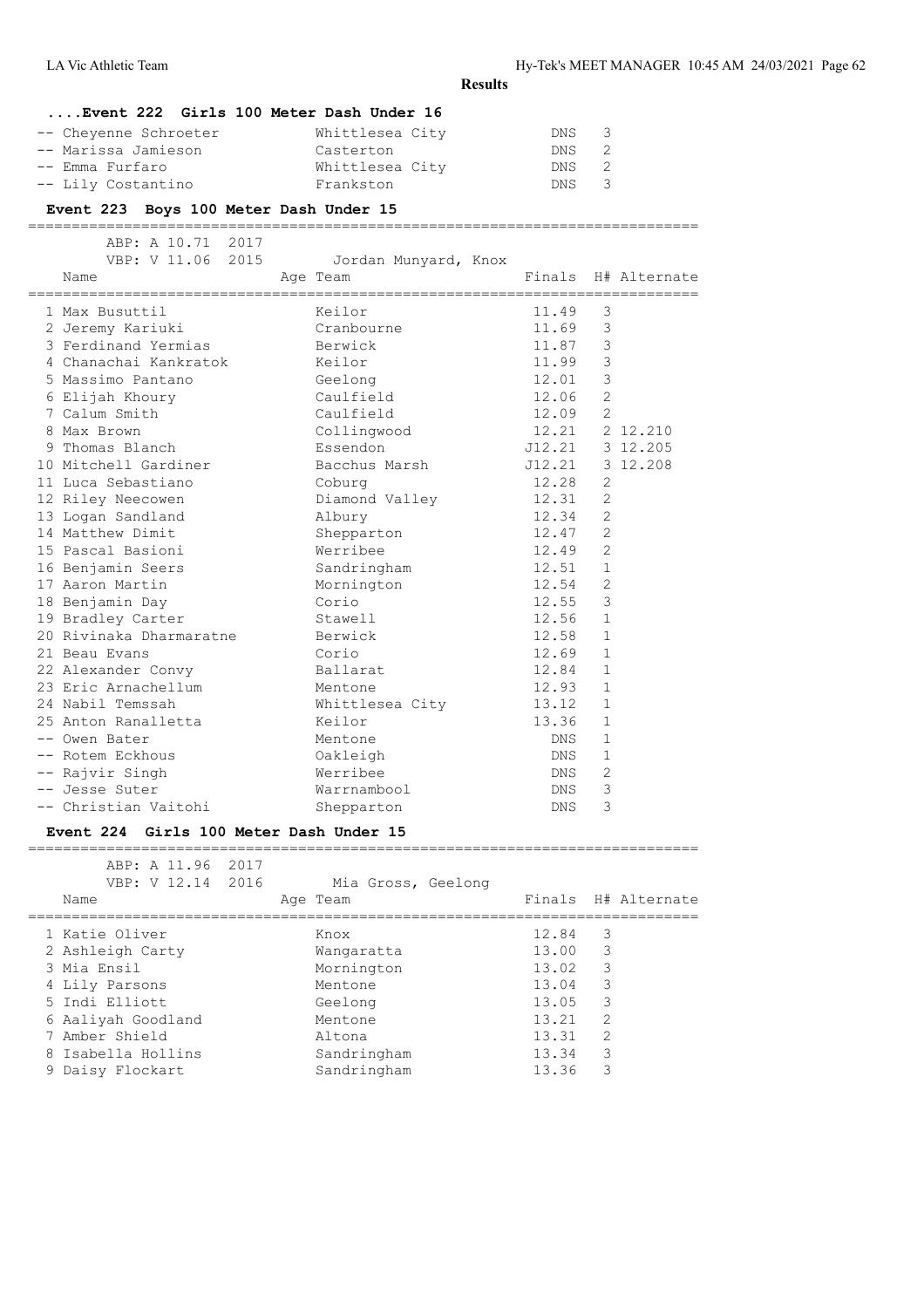**Results**

### ....Event 222 Girls 100 Meter Dash Under 16

| Place | Name | Age | Team | Finals | H# | Alternate |
|---|---|---|---|---|---|---|
| -- | Cheyenne Schroeter | | Whittlesea City | DNS | 3 | |
| -- | Marissa Jamieson | | Casterton | DNS | 2 | |
| -- | Emma Furfaro | | Whittlesea City | DNS | 2 | |
| -- | Lily Costantino | | Frankston | DNS | 3 | |

### Event 223 Boys 100 Meter Dash Under 15

ABP: A 10.71 2017
VBP: V 11.06 2015 Jordan Munyard, Knox

| Place | Name | Age | Team | Finals | H# | Alternate |
|---|---|---|---|---|---|---|
| 1 | Max Busuttil | | Keilor | 11.49 | 3 | |
| 2 | Jeremy Kariuki | | Cranbourne | 11.69 | 3 | |
| 3 | Ferdinand Yermias | | Berwick | 11.87 | 3 | |
| 4 | Chanachai Kankratok | | Keilor | 11.99 | 3 | |
| 5 | Massimo Pantano | | Geelong | 12.01 | 3 | |
| 6 | Elijah Khoury | | Caulfield | 12.06 | 2 | |
| 7 | Calum Smith | | Caulfield | 12.09 | 2 | |
| 8 | Max Brown | | Collingwood | 12.21 | 2 | 12.210 |
| 9 | Thomas Blanch | | Essendon | J12.21 | 3 | 12.205 |
| 10 | Mitchell Gardiner | | Bacchus Marsh | J12.21 | 3 | 12.208 |
| 11 | Luca Sebastiano | | Coburg | 12.28 | 2 | |
| 12 | Riley Neecowen | | Diamond Valley | 12.31 | 2 | |
| 13 | Logan Sandland | | Albury | 12.34 | 2 | |
| 14 | Matthew Dimit | | Shepparton | 12.47 | 2 | |
| 15 | Pascal Basioni | | Werribee | 12.49 | 2 | |
| 16 | Benjamin Seers | | Sandringham | 12.51 | 1 | |
| 17 | Aaron Martin | | Mornington | 12.54 | 2 | |
| 18 | Benjamin Day | | Corio | 12.55 | 3 | |
| 19 | Bradley Carter | | Stawell | 12.56 | 1 | |
| 20 | Rivinaka Dharmaratne | | Berwick | 12.58 | 1 | |
| 21 | Beau Evans | | Corio | 12.69 | 1 | |
| 22 | Alexander Convy | | Ballarat | 12.84 | 1 | |
| 23 | Eric Arnachellum | | Mentone | 12.93 | 1 | |
| 24 | Nabil Temssah | | Whittlesea City | 13.12 | 1 | |
| 25 | Anton Ranalletta | | Keilor | 13.36 | 1 | |
| -- | Owen Bater | | Mentone | DNS | 1 | |
| -- | Rotem Eckhous | | Oakleigh | DNS | 1 | |
| -- | Rajvir Singh | | Werribee | DNS | 2 | |
| -- | Jesse Suter | | Warrnambool | DNS | 3 | |
| -- | Christian Vaitohi | | Shepparton | DNS | 3 | |

### Event 224 Girls 100 Meter Dash Under 15

ABP: A 11.96 2017
VBP: V 12.14 2016 Mia Gross, Geelong

| Place | Name | Age | Team | Finals | H# | Alternate |
|---|---|---|---|---|---|---|
| 1 | Katie Oliver | | Knox | 12.84 | 3 | |
| 2 | Ashleigh Carty | | Wangaratta | 13.00 | 3 | |
| 3 | Mia Ensil | | Mornington | 13.02 | 3 | |
| 4 | Lily Parsons | | Mentone | 13.04 | 3 | |
| 5 | Indi Elliott | | Geelong | 13.05 | 3 | |
| 6 | Aaliyah Goodland | | Mentone | 13.21 | 2 | |
| 7 | Amber Shield | | Altona | 13.31 | 2 | |
| 8 | Isabella Hollins | | Sandringham | 13.34 | 3 | |
| 9 | Daisy Flockart | | Sandringham | 13.36 | 3 | |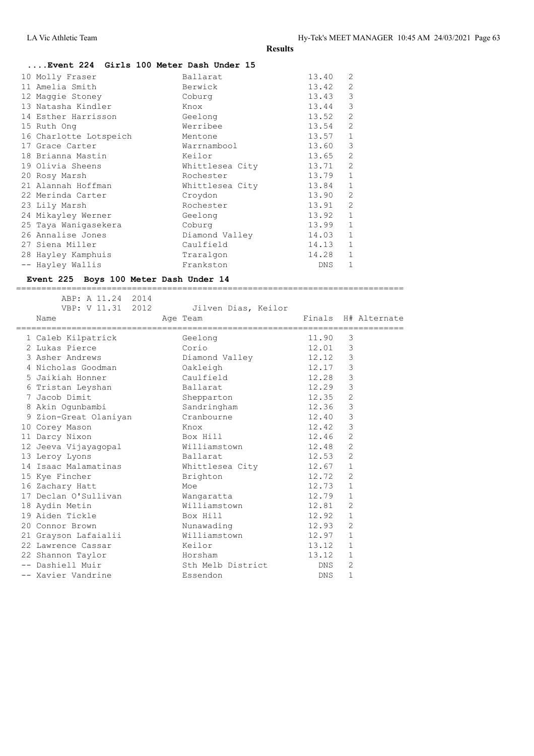**Results**

## ....Event 224 Girls 100 Meter Dash Under 15

| Place | Name | Team | Finals | H# |
|---|---|---|---|---|
| 10 | Molly Fraser | Ballarat | 13.40 | 2 |
| 11 | Amelia Smith | Berwick | 13.42 | 2 |
| 12 | Maggie Stoney | Coburg | 13.43 | 3 |
| 13 | Natasha Kindler | Knox | 13.44 | 3 |
| 14 | Esther Harrisson | Geelong | 13.52 | 2 |
| 15 | Ruth Ong | Werribee | 13.54 | 2 |
| 16 | Charlotte Lotspeich | Mentone | 13.57 | 1 |
| 17 | Grace Carter | Warrnambool | 13.60 | 3 |
| 18 | Brianna Mastin | Keilor | 13.65 | 2 |
| 19 | Olivia Sheens | Whittlesea City | 13.71 | 2 |
| 20 | Rosy Marsh | Rochester | 13.79 | 1 |
| 21 | Alannah Hoffman | Whittlesea City | 13.84 | 1 |
| 22 | Merinda Carter | Croydon | 13.90 | 2 |
| 23 | Lily Marsh | Rochester | 13.91 | 2 |
| 24 | Mikayley Werner | Geelong | 13.92 | 1 |
| 25 | Taya Wanigasekera | Coburg | 13.99 | 1 |
| 26 | Annalise Jones | Diamond Valley | 14.03 | 1 |
| 27 | Siena Miller | Caulfield | 14.13 | 1 |
| 28 | Hayley Kamphuis | Traralgon | 14.28 | 1 |
| -- | Hayley Wallis | Frankston | DNS | 1 |

## Event 225 Boys 100 Meter Dash Under 14

ABP: A 11.24 2014
VBP: V 11.31 2012 Jilven Dias, Keilor

| Place | Name | Age | Team | Finals | H# | Alternate |
|---|---|---|---|---|---|---|
| 1 | Caleb Kilpatrick | | Geelong | 11.90 | 3 | |
| 2 | Lukas Pierce | | Corio | 12.01 | 3 | |
| 3 | Asher Andrews | | Diamond Valley | 12.12 | 3 | |
| 4 | Nicholas Goodman | | Oakleigh | 12.17 | 3 | |
| 5 | Jaikiah Honner | | Caulfield | 12.28 | 3 | |
| 6 | Tristan Leyshan | | Ballarat | 12.29 | 3 | |
| 7 | Jacob Dimit | | Shepparton | 12.35 | 2 | |
| 8 | Akin Ogunbambi | | Sandringham | 12.36 | 3 | |
| 9 | Zion-Great Olaniyan | | Cranbourne | 12.40 | 3 | |
| 10 | Corey Mason | | Knox | 12.42 | 3 | |
| 11 | Darcy Nixon | | Box Hill | 12.46 | 2 | |
| 12 | Jeeva Vijayagopal | | Williamstown | 12.48 | 2 | |
| 13 | Leroy Lyons | | Ballarat | 12.53 | 2 | |
| 14 | Isaac Malamatinas | | Whittlesea City | 12.67 | 1 | |
| 15 | Kye Fincher | | Brighton | 12.72 | 2 | |
| 16 | Zachary Hatt | | Moe | 12.73 | 1 | |
| 17 | Declan O'Sullivan | | Wangaratta | 12.79 | 1 | |
| 18 | Aydin Metin | | Williamstown | 12.81 | 2 | |
| 19 | Aiden Tickle | | Box Hill | 12.92 | 1 | |
| 20 | Connor Brown | | Nunawading | 12.93 | 2 | |
| 21 | Grayson Lafaialii | | Williamstown | 12.97 | 1 | |
| 22 | Lawrence Cassar | | Keilor | 13.12 | 1 | |
| 22 | Shannon Taylor | | Horsham | 13.12 | 1 | |
| -- | Dashiell Muir | | Sth Melb District | DNS | 2 | |
| -- | Xavier Vandrine | | Essendon | DNS | 1 | |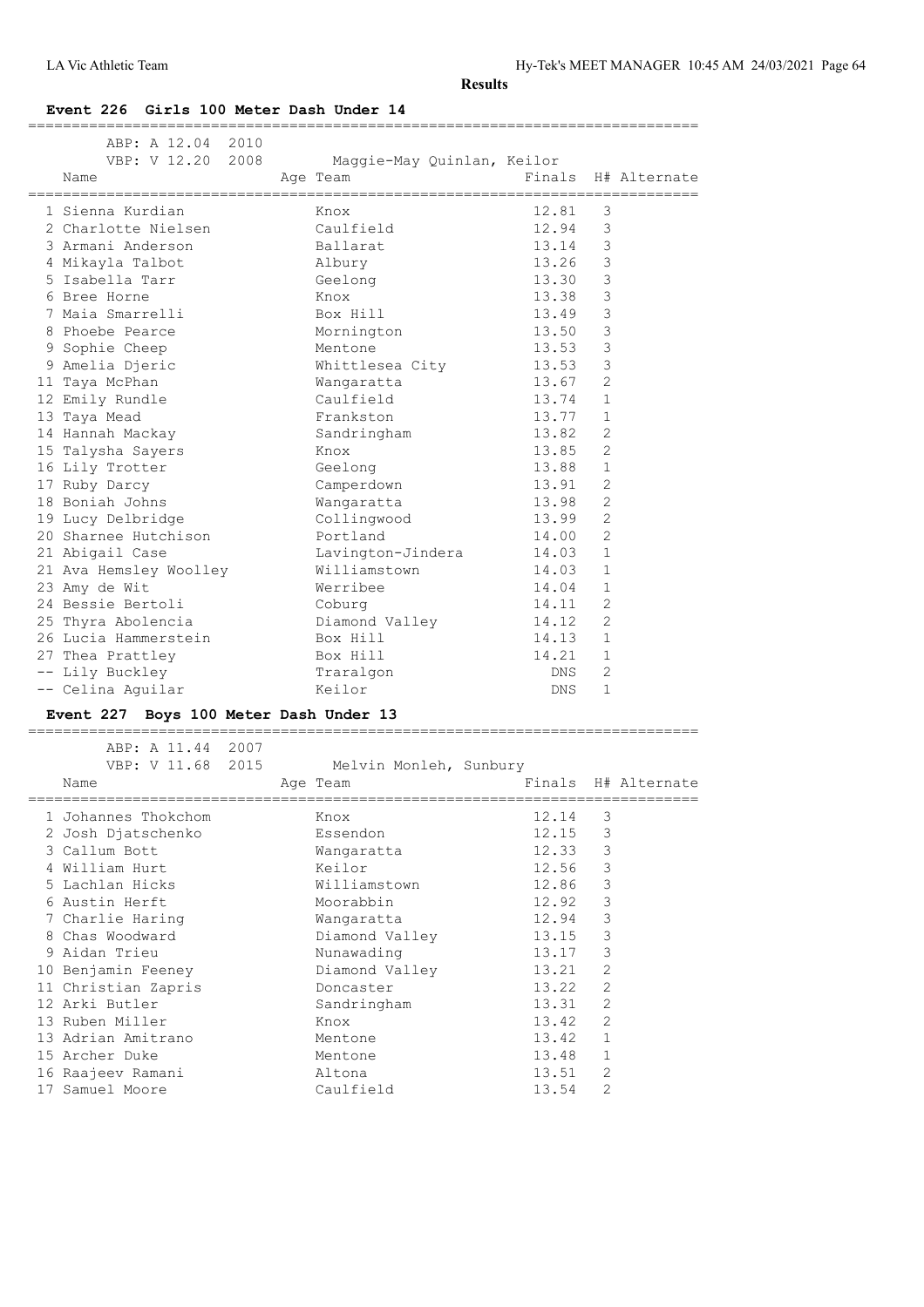**Results**

### Event 226 Girls 100 Meter Dash Under 14

ABP: A 12.04 2010
VBP: V 12.20 2008 Maggie-May Quinlan, Keilor

| | Name | Age | Team | Finals | H# | Alternate |
|---|---|---|---|---|---|---|
| 1 | Sienna Kurdian | | Knox | 12.81 | 3 | |
| 2 | Charlotte Nielsen | | Caulfield | 12.94 | 3 | |
| 3 | Armani Anderson | | Ballarat | 13.14 | 3 | |
| 4 | Mikayla Talbot | | Albury | 13.26 | 3 | |
| 5 | Isabella Tarr | | Geelong | 13.30 | 3 | |
| 6 | Bree Horne | | Knox | 13.38 | 3 | |
| 7 | Maia Smarrelli | | Box Hill | 13.49 | 3 | |
| 8 | Phoebe Pearce | | Mornington | 13.50 | 3 | |
| 9 | Sophie Cheep | | Mentone | 13.53 | 3 | |
| 9 | Amelia Djeric | | Whittlesea City | 13.53 | 3 | |
| 11 | Taya McPhan | | Wangaratta | 13.67 | 2 | |
| 12 | Emily Rundle | | Caulfield | 13.74 | 1 | |
| 13 | Taya Mead | | Frankston | 13.77 | 1 | |
| 14 | Hannah Mackay | | Sandringham | 13.82 | 2 | |
| 15 | Talysha Sayers | | Knox | 13.85 | 2 | |
| 16 | Lily Trotter | | Geelong | 13.88 | 1 | |
| 17 | Ruby Darcy | | Camperdown | 13.91 | 2 | |
| 18 | Boniah Johns | | Wangaratta | 13.98 | 2 | |
| 19 | Lucy Delbridge | | Collingwood | 13.99 | 2 | |
| 20 | Sharnee Hutchison | | Portland | 14.00 | 2 | |
| 21 | Abigail Case | | Lavington-Jindera | 14.03 | 1 | |
| 21 | Ava Hemsley Woolley | | Williamstown | 14.03 | 1 | |
| 23 | Amy de Wit | | Werribee | 14.04 | 1 | |
| 24 | Bessie Bertoli | | Coburg | 14.11 | 2 | |
| 25 | Thyra Abolencia | | Diamond Valley | 14.12 | 2 | |
| 26 | Lucia Hammerstein | | Box Hill | 14.13 | 1 | |
| 27 | Thea Prattley | | Box Hill | 14.21 | 1 | |
| -- | Lily Buckley | | Traralgon | DNS | 2 | |
| -- | Celina Aguilar | | Keilor | DNS | 1 | |

### Event 227 Boys 100 Meter Dash Under 13

ABP: A 11.44 2007
VBP: V 11.68 2015 Melvin Monleh, Sunbury

| | Name | Age | Team | Finals | H# | Alternate |
|---|---|---|---|---|---|---|
| 1 | Johannes Thokchom | | Knox | 12.14 | 3 | |
| 2 | Josh Djatschenko | | Essendon | 12.15 | 3 | |
| 3 | Callum Bott | | Wangaratta | 12.33 | 3 | |
| 4 | William Hurt | | Keilor | 12.56 | 3 | |
| 5 | Lachlan Hicks | | Williamstown | 12.86 | 3 | |
| 6 | Austin Herft | | Moorabbin | 12.92 | 3 | |
| 7 | Charlie Haring | | Wangaratta | 12.94 | 3 | |
| 8 | Chas Woodward | | Diamond Valley | 13.15 | 3 | |
| 9 | Aidan Trieu | | Nunawading | 13.17 | 3 | |
| 10 | Benjamin Feeney | | Diamond Valley | 13.21 | 2 | |
| 11 | Christian Zapris | | Doncaster | 13.22 | 2 | |
| 12 | Arki Butler | | Sandringham | 13.31 | 2 | |
| 13 | Ruben Miller | | Knox | 13.42 | 2 | |
| 13 | Adrian Amitrano | | Mentone | 13.42 | 1 | |
| 15 | Archer Duke | | Mentone | 13.48 | 1 | |
| 16 | Raajeev Ramani | | Altona | 13.51 | 2 | |
| 17 | Samuel Moore | | Caulfield | 13.54 | 2 | |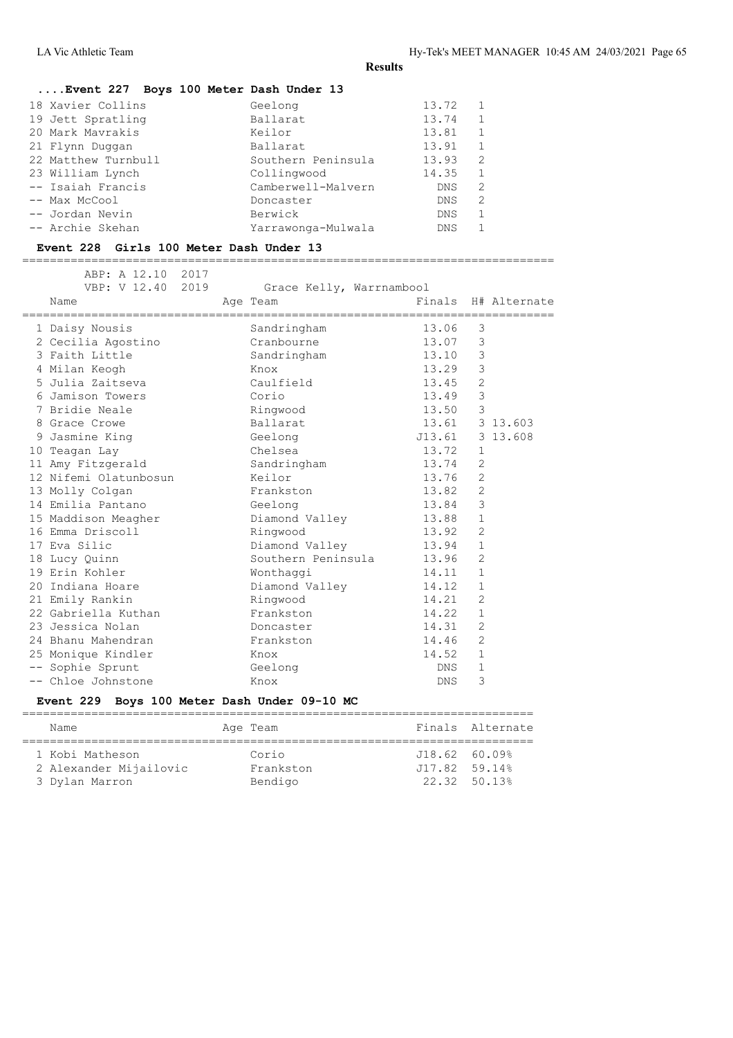## Results

### ....Event 227 Boys 100 Meter Dash Under 13

| Place | Name | Team | Finals | H# |
|---|---|---|---|---|
| 18 | Xavier Collins | Geelong | 13.72 | 1 |
| 19 | Jett Spratling | Ballarat | 13.74 | 1 |
| 20 | Mark Mavrakis | Keilor | 13.81 | 1 |
| 21 | Flynn Duggan | Ballarat | 13.91 | 1 |
| 22 | Matthew Turnbull | Southern Peninsula | 13.93 | 2 |
| 23 | William Lynch | Collingwood | 14.35 | 1 |
| -- | Isaiah Francis | Camberwell-Malvern | DNS | 2 |
| -- | Max McCool | Doncaster | DNS | 2 |
| -- | Jordan Nevin | Berwick | DNS | 1 |
| -- | Archie Skehan | Yarrawonga-Mulwala | DNS | 1 |

### Event 228 Girls 100 Meter Dash Under 13

ABP: A 12.10 2017
VBP: V 12.40 2019 Grace Kelly, Warrnambool

| Place | Name | Age | Team | Finals | H# | Alternate |
|---|---|---|---|---|---|---|
| 1 | Daisy Nousis | | Sandringham | 13.06 | 3 | |
| 2 | Cecilia Agostino | | Cranbourne | 13.07 | 3 | |
| 3 | Faith Little | | Sandringham | 13.10 | 3 | |
| 4 | Milan Keogh | | Knox | 13.29 | 3 | |
| 5 | Julia Zaitseva | | Caulfield | 13.45 | 2 | |
| 6 | Jamison Towers | | Corio | 13.49 | 3 | |
| 7 | Bridie Neale | | Ringwood | 13.50 | 3 | |
| 8 | Grace Crowe | | Ballarat | 13.61 | 3 | 13.603 |
| 9 | Jasmine King | | Geelong | J13.61 | 3 | 13.608 |
| 10 | Teagan Lay | | Chelsea | 13.72 | 1 | |
| 11 | Amy Fitzgerald | | Sandringham | 13.74 | 2 | |
| 12 | Nifemi Olatunbosun | | Keilor | 13.76 | 2 | |
| 13 | Molly Colgan | | Frankston | 13.82 | 2 | |
| 14 | Emilia Pantano | | Geelong | 13.84 | 3 | |
| 15 | Maddison Meagher | | Diamond Valley | 13.88 | 1 | |
| 16 | Emma Driscoll | | Ringwood | 13.92 | 2 | |
| 17 | Eva Silic | | Diamond Valley | 13.94 | 1 | |
| 18 | Lucy Quinn | | Southern Peninsula | 13.96 | 2 | |
| 19 | Erin Kohler | | Wonthaggi | 14.11 | 1 | |
| 20 | Indiana Hoare | | Diamond Valley | 14.12 | 1 | |
| 21 | Emily Rankin | | Ringwood | 14.21 | 2 | |
| 22 | Gabriella Kuthan | | Frankston | 14.22 | 1 | |
| 23 | Jessica Nolan | | Doncaster | 14.31 | 2 | |
| 24 | Bhanu Mahendran | | Frankston | 14.46 | 2 | |
| 25 | Monique Kindler | | Knox | 14.52 | 1 | |
| -- | Sophie Sprunt | | Geelong | DNS | 1 | |
| -- | Chloe Johnstone | | Knox | DNS | 3 | |

### Event 229 Boys 100 Meter Dash Under 09-10 MC

| Place | Name | Age | Team | Finals | Alternate |
|---|---|---|---|---|---|
| 1 | Kobi Matheson | | Corio | J18.62 | 60.09% |
| 2 | Alexander Mijailovic | | Frankston | J17.82 | 59.14% |
| 3 | Dylan Marron | | Bendigo | 22.32 | 50.13% |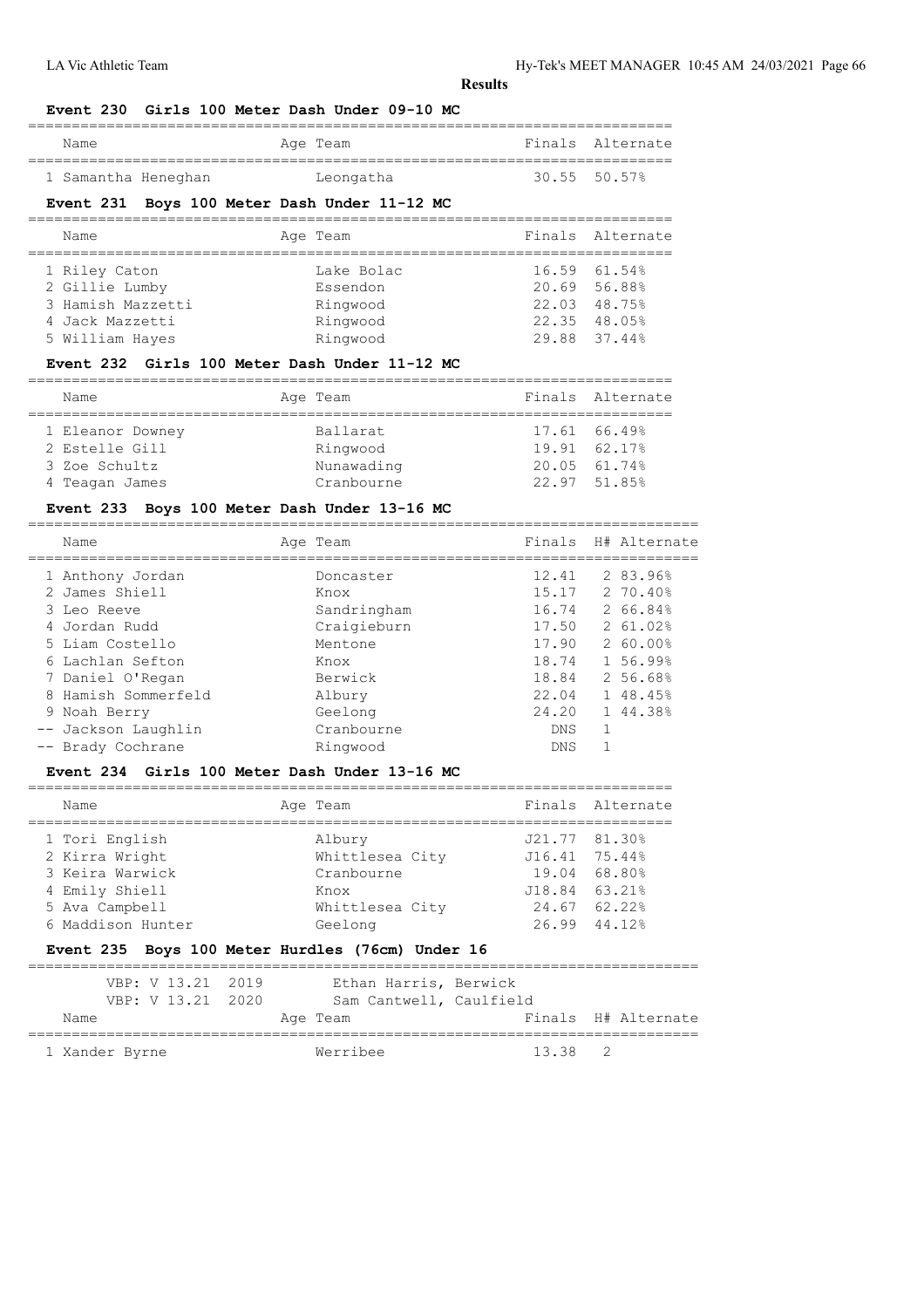**Results**

### Event 230 Girls 100 Meter Dash Under 09-10 MC

| Name | Age | Team | Finals | Alternate |
|---|---|---|---|---|
| 1 Samantha Heneghan | | Leongatha | 30.55 | 50.57% |

### Event 231 Boys 100 Meter Dash Under 11-12 MC

| Name | Age | Team | Finals | Alternate |
|---|---|---|---|---|
| 1 Riley Caton | | Lake Bolac | 16.59 | 61.54% |
| 2 Gillie Lumby | | Essendon | 20.69 | 56.88% |
| 3 Hamish Mazzetti | | Ringwood | 22.03 | 48.75% |
| 4 Jack Mazzetti | | Ringwood | 22.35 | 48.05% |
| 5 William Hayes | | Ringwood | 29.88 | 37.44% |

### Event 232 Girls 100 Meter Dash Under 11-12 MC

| Name | Age | Team | Finals | Alternate |
|---|---|---|---|---|
| 1 Eleanor Downey | | Ballarat | 17.61 | 66.49% |
| 2 Estelle Gill | | Ringwood | 19.91 | 62.17% |
| 3 Zoe Schultz | | Nunawading | 20.05 | 61.74% |
| 4 Teagan James | | Cranbourne | 22.97 | 51.85% |

### Event 233 Boys 100 Meter Dash Under 13-16 MC

| Name | Age | Team | Finals | H# | Alternate |
|---|---|---|---|---|---|
| 1 Anthony Jordan | | Doncaster | 12.41 | 2 | 83.96% |
| 2 James Shiell | | Knox | 15.17 | 2 | 70.40% |
| 3 Leo Reeve | | Sandringham | 16.74 | 2 | 66.84% |
| 4 Jordan Rudd | | Craigieburn | 17.50 | 2 | 61.02% |
| 5 Liam Costello | | Mentone | 17.90 | 2 | 60.00% |
| 6 Lachlan Sefton | | Knox | 18.74 | 1 | 56.99% |
| 7 Daniel O'Regan | | Berwick | 18.84 | 2 | 56.68% |
| 8 Hamish Sommerfeld | | Albury | 22.04 | 1 | 48.45% |
| 9 Noah Berry | | Geelong | 24.20 | 1 | 44.38% |
| -- Jackson Laughlin | | Cranbourne | DNS | 1 | |
| -- Brady Cochrane | | Ringwood | DNS | 1 | |

### Event 234 Girls 100 Meter Dash Under 13-16 MC

| Name | Age | Team | Finals | Alternate |
|---|---|---|---|---|
| 1 Tori English | | Albury | J21.77 | 81.30% |
| 2 Kirra Wright | | Whittlesea City | J16.41 | 75.44% |
| 3 Keira Warwick | | Cranbourne | 19.04 | 68.80% |
| 4 Emily Shiell | | Knox | J18.84 | 63.21% |
| 5 Ava Campbell | | Whittlesea City | 24.67 | 62.22% |
| 6 Maddison Hunter | | Geelong | 26.99 | 44.12% |

### Event 235 Boys 100 Meter Hurdles (76cm) Under 16

VBP: V 13.21 2019 Ethan Harris, Berwick
VBP: V 13.21 2020 Sam Cantwell, Caulfield

| Name | Age | Team | Finals | H# | Alternate |
|---|---|---|---|---|---|
| 1 Xander Byrne | | Werribee | 13.38 | 2 | |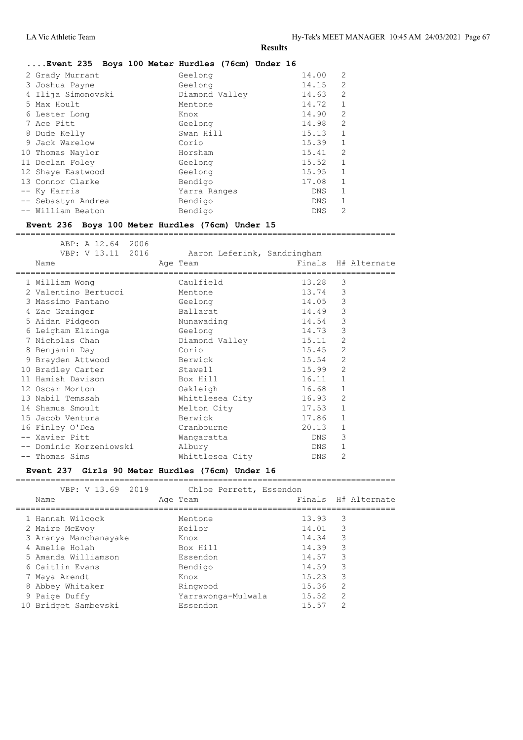**Results**

### ....Event 235 Boys 100 Meter Hurdles (76cm) Under 16

| Place | Name | Team | Finals | H# |
|---|---|---|---|---|
| 2 | Grady Murrant | Geelong | 14.00 | 2 |
| 3 | Joshua Payne | Geelong | 14.15 | 2 |
| 4 | Ilija Simonovski | Diamond Valley | 14.63 | 2 |
| 5 | Max Hoult | Mentone | 14.72 | 1 |
| 6 | Lester Long | Knox | 14.90 | 2 |
| 7 | Ace Pitt | Geelong | 14.98 | 2 |
| 8 | Dude Kelly | Swan Hill | 15.13 | 1 |
| 9 | Jack Warelow | Corio | 15.39 | 1 |
| 10 | Thomas Naylor | Horsham | 15.41 | 2 |
| 11 | Declan Foley | Geelong | 15.52 | 1 |
| 12 | Shaye Eastwood | Geelong | 15.95 | 1 |
| 13 | Connor Clarke | Bendigo | 17.08 | 1 |
| -- | Ky Harris | Yarra Ranges | DNS | 1 |
| -- | Sebastyn Andrea | Bendigo | DNS | 1 |
| -- | William Beaton | Bendigo | DNS | 2 |

### Event 236 Boys 100 Meter Hurdles (76cm) Under 15

ABP: A 12.64 2006
VBP: V 13.11 2016 Aaron Leferink, Sandringham

| Place | Name | Age | Team | Finals | H# | Alternate |
|---|---|---|---|---|---|---|
| 1 | William Wong | | Caulfield | 13.28 | 3 | |
| 2 | Valentino Bertucci | | Mentone | 13.74 | 3 | |
| 3 | Massimo Pantano | | Geelong | 14.05 | 3 | |
| 4 | Zac Grainger | | Ballarat | 14.49 | 3 | |
| 5 | Aidan Pidgeon | | Nunawading | 14.54 | 3 | |
| 6 | Leigham Elzinga | | Geelong | 14.73 | 3 | |
| 7 | Nicholas Chan | | Diamond Valley | 15.11 | 2 | |
| 8 | Benjamin Day | | Corio | 15.45 | 2 | |
| 9 | Brayden Attwood | | Berwick | 15.54 | 2 | |
| 10 | Bradley Carter | | Stawell | 15.99 | 2 | |
| 11 | Hamish Davison | | Box Hill | 16.11 | 1 | |
| 12 | Oscar Morton | | Oakleigh | 16.68 | 1 | |
| 13 | Nabil Temssah | | Whittlesea City | 16.93 | 2 | |
| 14 | Shamus Smoult | | Melton City | 17.53 | 1 | |
| 15 | Jacob Ventura | | Berwick | 17.86 | 1 | |
| 16 | Finley O'Dea | | Cranbourne | 20.13 | 1 | |
| -- | Xavier Pitt | | Wangaratta | DNS | 3 | |
| -- | Dominic Korzeniowski | | Albury | DNS | 1 | |
| -- | Thomas Sims | | Whittlesea City | DNS | 2 | |

### Event 237 Girls 90 Meter Hurdles (76cm) Under 16

VBP: V 13.69 2019 Chloe Perrett, Essendon

| Place | Name | Age | Team | Finals | H# | Alternate |
|---|---|---|---|---|---|---|
| 1 | Hannah Wilcock | | Mentone | 13.93 | 3 | |
| 2 | Maire McEvoy | | Keilor | 14.01 | 3 | |
| 3 | Aranya Manchanayake | | Knox | 14.34 | 3 | |
| 4 | Amelie Holah | | Box Hill | 14.39 | 3 | |
| 5 | Amanda Williamson | | Essendon | 14.57 | 3 | |
| 6 | Caitlin Evans | | Bendigo | 14.59 | 3 | |
| 7 | Maya Arendt | | Knox | 15.23 | 3 | |
| 8 | Abbey Whitaker | | Ringwood | 15.36 | 2 | |
| 9 | Paige Duffy | | Yarrawonga-Mulwala | 15.52 | 2 | |
| 10 | Bridget Sambevski | | Essendon | 15.57 | 2 | |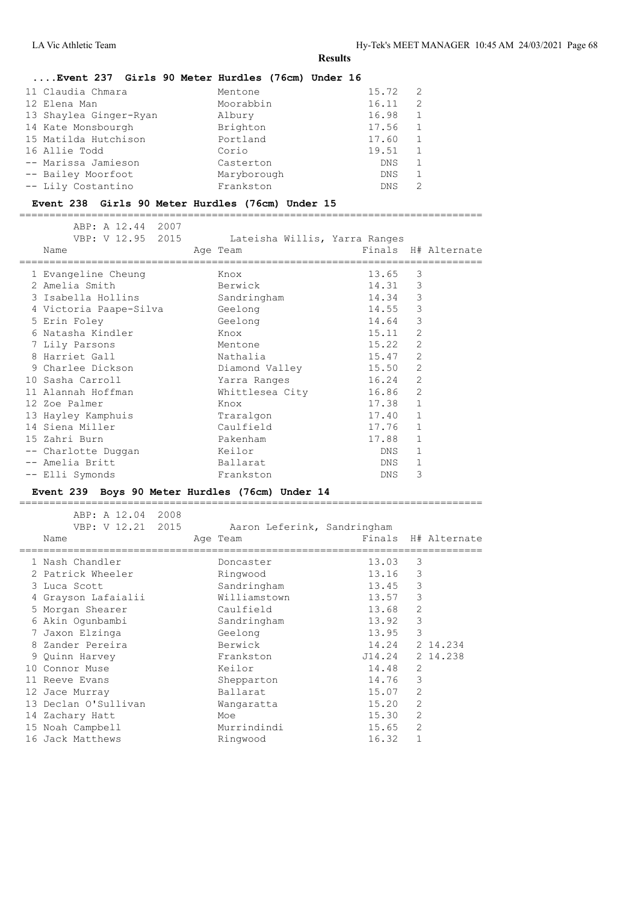**Results**

### ....Event 237 Girls 90 Meter Hurdles (76cm) Under 16

| Place | Name | Age | Team | Finals | H# | Alternate |
|---|---|---|---|---|---|---|
| 11 | Claudia Chmara | | Mentone | 15.72 | 2 | |
| 12 | Elena Man | | Moorabbin | 16.11 | 2 | |
| 13 | Shaylea Ginger-Ryan | | Albury | 16.98 | 1 | |
| 14 | Kate Monsbourgh | | Brighton | 17.56 | 1 | |
| 15 | Matilda Hutchison | | Portland | 17.60 | 1 | |
| 16 | Allie Todd | | Corio | 19.51 | 1 | |
| -- | Marissa Jamieson | | Casterton | DNS | 1 | |
| -- | Bailey Moorfoot | | Maryborough | DNS | 1 | |
| -- | Lily Costantino | | Frankston | DNS | 2 | |

### Event 238 Girls 90 Meter Hurdles (76cm) Under 15

ABP: A 12.44 2007
VBP: V 12.95 2015 Lateisha Willis, Yarra Ranges

| Place | Name | Age | Team | Finals | H# | Alternate |
|---|---|---|---|---|---|---|
| 1 | Evangeline Cheung | | Knox | 13.65 | 3 | |
| 2 | Amelia Smith | | Berwick | 14.31 | 3 | |
| 3 | Isabella Hollins | | Sandringham | 14.34 | 3 | |
| 4 | Victoria Paape-Silva | | Geelong | 14.55 | 3 | |
| 5 | Erin Foley | | Geelong | 14.64 | 3 | |
| 6 | Natasha Kindler | | Knox | 15.11 | 2 | |
| 7 | Lily Parsons | | Mentone | 15.22 | 2 | |
| 8 | Harriet Gall | | Nathalia | 15.47 | 2 | |
| 9 | Charlee Dickson | | Diamond Valley | 15.50 | 2 | |
| 10 | Sasha Carroll | | Yarra Ranges | 16.24 | 2 | |
| 11 | Alannah Hoffman | | Whittlesea City | 16.86 | 2 | |
| 12 | Zoe Palmer | | Knox | 17.38 | 1 | |
| 13 | Hayley Kamphuis | | Traralgon | 17.40 | 1 | |
| 14 | Siena Miller | | Caulfield | 17.76 | 1 | |
| 15 | Zahri Burn | | Pakenham | 17.88 | 1 | |
| -- | Charlotte Duggan | | Keilor | DNS | 1 | |
| -- | Amelia Britt | | Ballarat | DNS | 1 | |
| -- | Elli Symonds | | Frankston | DNS | 3 | |

### Event 239 Boys 90 Meter Hurdles (76cm) Under 14

ABP: A 12.04 2008
VBP: V 12.21 2015 Aaron Leferink, Sandringham

| Place | Name | Age | Team | Finals | H# | Alternate |
|---|---|---|---|---|---|---|
| 1 | Nash Chandler | | Doncaster | 13.03 | 3 | |
| 2 | Patrick Wheeler | | Ringwood | 13.16 | 3 | |
| 3 | Luca Scott | | Sandringham | 13.45 | 3 | |
| 4 | Grayson Lafaialii | | Williamstown | 13.57 | 3 | |
| 5 | Morgan Shearer | | Caulfield | 13.68 | 2 | |
| 6 | Akin Ogunbambi | | Sandringham | 13.92 | 3 | |
| 7 | Jaxon Elzinga | | Geelong | 13.95 | 3 | |
| 8 | Zander Pereira | | Berwick | 14.24 | 2 | 14.234 |
| 9 | Quinn Harvey | | Frankston | J14.24 | 2 | 14.238 |
| 10 | Connor Muse | | Keilor | 14.48 | 2 | |
| 11 | Reeve Evans | | Shepparton | 14.76 | 3 | |
| 12 | Jace Murray | | Ballarat | 15.07 | 2 | |
| 13 | Declan O'Sullivan | | Wangaratta | 15.20 | 2 | |
| 14 | Zachary Hatt | | Moe | 15.30 | 2 | |
| 15 | Noah Campbell | | Murrindindi | 15.65 | 2 | |
| 16 | Jack Matthews | | Ringwood | 16.32 | 1 | |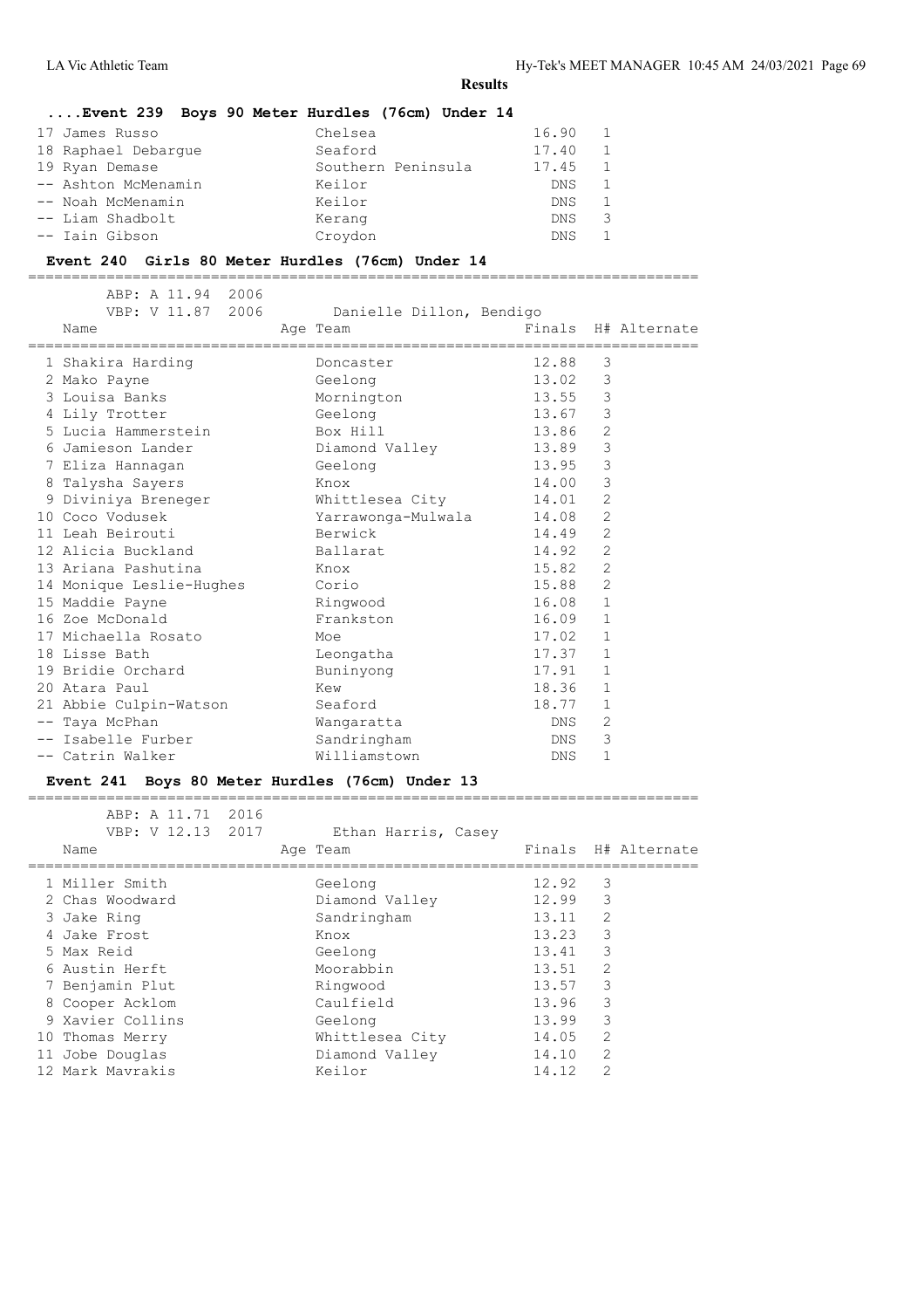**Results**

#### ....Event 239 Boys 90 Meter Hurdles (76cm) Under 14

| Name | Age Team | Finals | H# | Alternate |
|---|---|---|---|---|
| 17 James Russo | Chelsea | 16.90 | 1 | |
| 18 Raphael Debargue | Seaford | 17.40 | 1 | |
| 19 Ryan Demase | Southern Peninsula | 17.45 | 1 | |
| -- Ashton McMenamin | Keilor | DNS | 1 | |
| -- Noah McMenamin | Keilor | DNS | 1 | |
| -- Liam Shadbolt | Kerang | DNS | 3 | |
| -- Iain Gibson | Croydon | DNS | 1 | |

#### Event 240 Girls 80 Meter Hurdles (76cm) Under 14

ABP: A 11.94 2006
VBP: V 11.87 2006 Danielle Dillon, Bendigo

| Name | Age Team | Finals | H# | Alternate |
|---|---|---|---|---|
| 1 Shakira Harding | Doncaster | 12.88 | 3 | |
| 2 Mako Payne | Geelong | 13.02 | 3 | |
| 3 Louisa Banks | Mornington | 13.55 | 3 | |
| 4 Lily Trotter | Geelong | 13.67 | 3 | |
| 5 Lucia Hammerstein | Box Hill | 13.86 | 2 | |
| 6 Jamieson Lander | Diamond Valley | 13.89 | 3 | |
| 7 Eliza Hannagan | Geelong | 13.95 | 3 | |
| 8 Talysha Sayers | Knox | 14.00 | 3 | |
| 9 Diviniya Breneger | Whittlesea City | 14.01 | 2 | |
| 10 Coco Vodusek | Yarrawonga-Mulwala | 14.08 | 2 | |
| 11 Leah Beirouti | Berwick | 14.49 | 2 | |
| 12 Alicia Buckland | Ballarat | 14.92 | 2 | |
| 13 Ariana Pashutina | Knox | 15.82 | 2 | |
| 14 Monique Leslie-Hughes | Corio | 15.88 | 2 | |
| 15 Maddie Payne | Ringwood | 16.08 | 1 | |
| 16 Zoe McDonald | Frankston | 16.09 | 1 | |
| 17 Michaella Rosato | Moe | 17.02 | 1 | |
| 18 Lisse Bath | Leongatha | 17.37 | 1 | |
| 19 Bridie Orchard | Buninyong | 17.91 | 1 | |
| 20 Atara Paul | Kew | 18.36 | 1 | |
| 21 Abbie Culpin-Watson | Seaford | 18.77 | 1 | |
| -- Taya McPhan | Wangaratta | DNS | 2 | |
| -- Isabelle Furber | Sandringham | DNS | 3 | |
| -- Catrin Walker | Williamstown | DNS | 1 | |

#### Event 241 Boys 80 Meter Hurdles (76cm) Under 13

ABP: A 11.71 2016
VBP: V 12.13 2017 Ethan Harris, Casey

| Name | Age Team | Finals | H# | Alternate |
|---|---|---|---|---|
| 1 Miller Smith | Geelong | 12.92 | 3 | |
| 2 Chas Woodward | Diamond Valley | 12.99 | 3 | |
| 3 Jake Ring | Sandringham | 13.11 | 2 | |
| 4 Jake Frost | Knox | 13.23 | 3 | |
| 5 Max Reid | Geelong | 13.41 | 3 | |
| 6 Austin Herft | Moorabbin | 13.51 | 2 | |
| 7 Benjamin Plut | Ringwood | 13.57 | 3 | |
| 8 Cooper Acklom | Caulfield | 13.96 | 3 | |
| 9 Xavier Collins | Geelong | 13.99 | 3 | |
| 10 Thomas Merry | Whittlesea City | 14.05 | 2 | |
| 11 Jobe Douglas | Diamond Valley | 14.10 | 2 | |
| 12 Mark Mavrakis | Keilor | 14.12 | 2 | |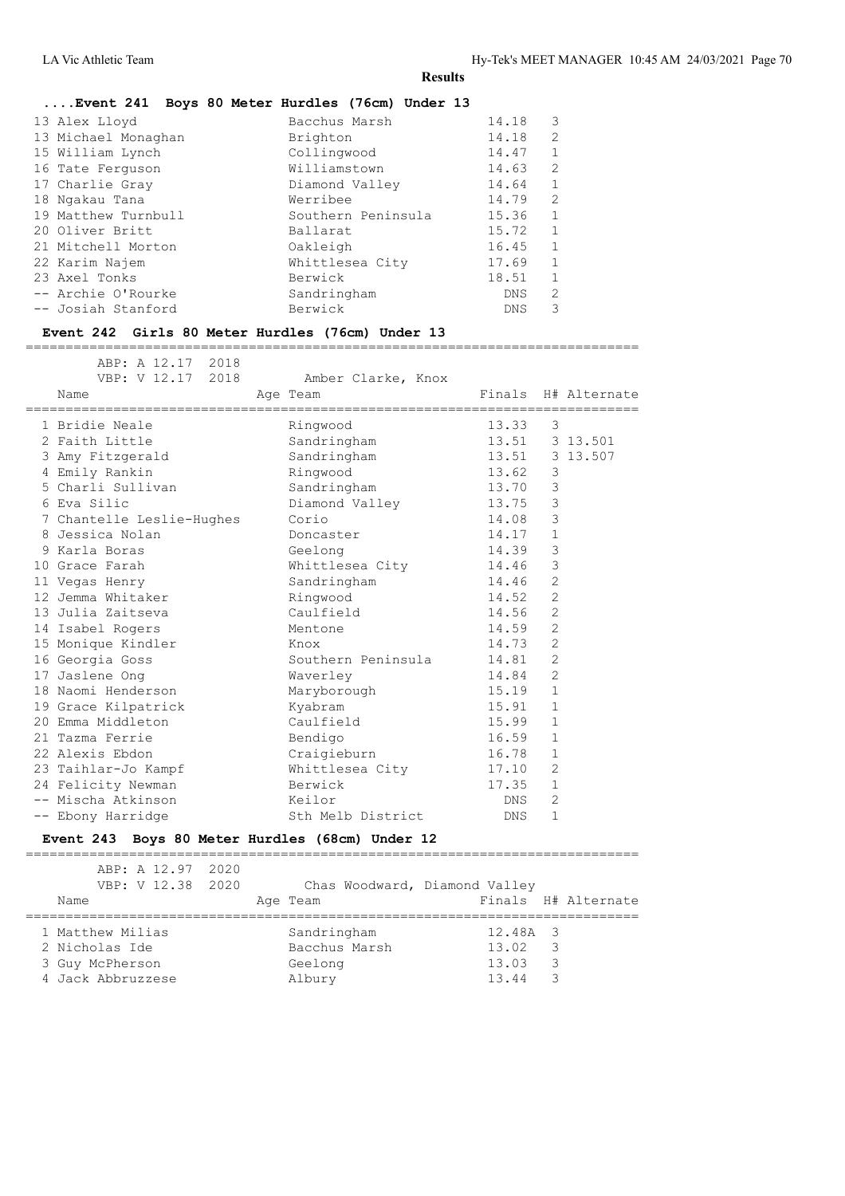**Results**

### ....Event 241 Boys 80 Meter Hurdles (76cm) Under 13

| Name | Team | Finals | H# |
|---|---|---|---|
| 13 Alex Lloyd | Bacchus Marsh | 14.18 | 3 |
| 13 Michael Monaghan | Brighton | 14.18 | 2 |
| 15 William Lynch | Collingwood | 14.47 | 1 |
| 16 Tate Ferguson | Williamstown | 14.63 | 2 |
| 17 Charlie Gray | Diamond Valley | 14.64 | 1 |
| 18 Ngakau Tana | Werribee | 14.79 | 2 |
| 19 Matthew Turnbull | Southern Peninsula | 15.36 | 1 |
| 20 Oliver Britt | Ballarat | 15.72 | 1 |
| 21 Mitchell Morton | Oakleigh | 16.45 | 1 |
| 22 Karim Najem | Whittlesea City | 17.69 | 1 |
| 23 Axel Tonks | Berwick | 18.51 | 1 |
| -- Archie O'Rourke | Sandringham | DNS | 2 |
| -- Josiah Stanford | Berwick | DNS | 3 |

### Event 242 Girls 80 Meter Hurdles (76cm) Under 13

ABP: A 12.17 2018
VBP: V 12.17 2018 Amber Clarke, Knox

| Name | Age Team | Finals | H# | Alternate |
|---|---|---|---|---|
| 1 Bridie Neale | Ringwood | 13.33 | 3 | |
| 2 Faith Little | Sandringham | 13.51 | 3 | 13.501 |
| 3 Amy Fitzgerald | Sandringham | 13.51 | 3 | 13.507 |
| 4 Emily Rankin | Ringwood | 13.62 | 3 | |
| 5 Charli Sullivan | Sandringham | 13.70 | 3 | |
| 6 Eva Silic | Diamond Valley | 13.75 | 3 | |
| 7 Chantelle Leslie-Hughes | Corio | 14.08 | 3 | |
| 8 Jessica Nolan | Doncaster | 14.17 | 1 | |
| 9 Karla Boras | Geelong | 14.39 | 3 | |
| 10 Grace Farah | Whittlesea City | 14.46 | 3 | |
| 11 Vegas Henry | Sandringham | 14.46 | 2 | |
| 12 Jemma Whitaker | Ringwood | 14.52 | 2 | |
| 13 Julia Zaitseva | Caulfield | 14.56 | 2 | |
| 14 Isabel Rogers | Mentone | 14.59 | 2 | |
| 15 Monique Kindler | Knox | 14.73 | 2 | |
| 16 Georgia Goss | Southern Peninsula | 14.81 | 2 | |
| 17 Jaslene Ong | Waverley | 14.84 | 2 | |
| 18 Naomi Henderson | Maryborough | 15.19 | 1 | |
| 19 Grace Kilpatrick | Kyabram | 15.91 | 1 | |
| 20 Emma Middleton | Caulfield | 15.99 | 1 | |
| 21 Tazma Ferrie | Bendigo | 16.59 | 1 | |
| 22 Alexis Ebdon | Craigieburn | 16.78 | 1 | |
| 23 Taihlar-Jo Kampf | Whittlesea City | 17.10 | 2 | |
| 24 Felicity Newman | Berwick | 17.35 | 1 | |
| -- Mischa Atkinson | Keilor | DNS | 2 | |
| -- Ebony Harridge | Sth Melb District | DNS | 1 | |

### Event 243 Boys 80 Meter Hurdles (68cm) Under 12

ABP: A 12.97 2020
VBP: V 12.38 2020 Chas Woodward, Diamond Valley

| Name | Age Team | Finals | H# | Alternate |
|---|---|---|---|---|
| 1 Matthew Milias | Sandringham | 12.48A | 3 | |
| 2 Nicholas Ide | Bacchus Marsh | 13.02 | 3 | |
| 3 Guy McPherson | Geelong | 13.03 | 3 | |
| 4 Jack Abbruzzese | Albury | 13.44 | 3 | |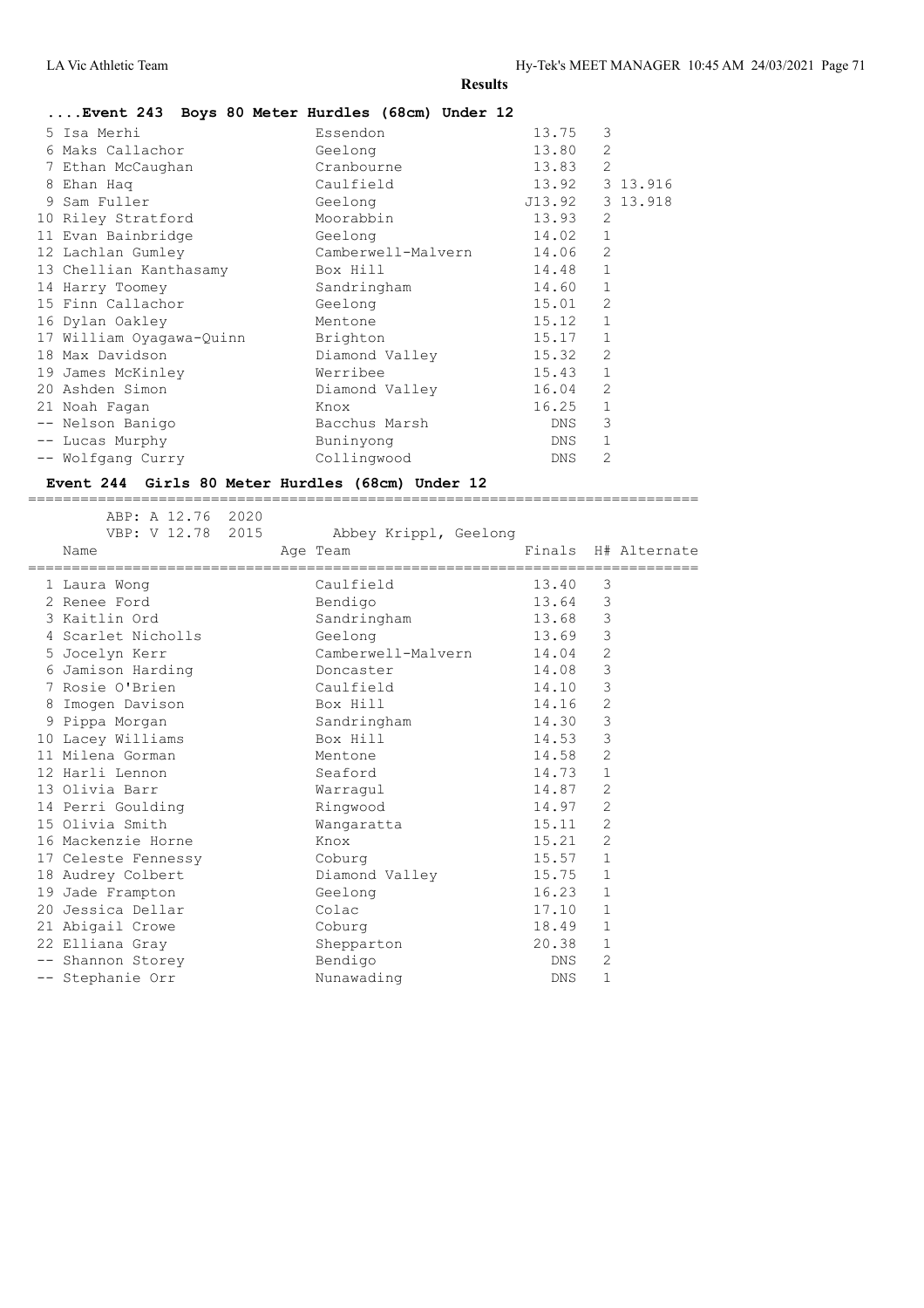## Results

### ....Event 243 Boys 80 Meter Hurdles (68cm) Under 12

| Place | Name | Team | Finals | H# | Alternate |
|---|---|---|---|---|---|
| 5 | Isa Merhi | Essendon | 13.75 | 3 | |
| 6 | Maks Callachor | Geelong | 13.80 | 2 | |
| 7 | Ethan McCaughan | Cranbourne | 13.83 | 2 | |
| 8 | Ehan Haq | Caulfield | 13.92 | 3 | 13.916 |
| 9 | Sam Fuller | Geelong | J13.92 | 3 | 13.918 |
| 10 | Riley Stratford | Moorabbin | 13.93 | 2 | |
| 11 | Evan Bainbridge | Geelong | 14.02 | 1 | |
| 12 | Lachlan Gumley | Camberwell-Malvern | 14.06 | 2 | |
| 13 | Chellian Kanthasamy | Box Hill | 14.48 | 1 | |
| 14 | Harry Toomey | Sandringham | 14.60 | 1 | |
| 15 | Finn Callachor | Geelong | 15.01 | 2 | |
| 16 | Dylan Oakley | Mentone | 15.12 | 1 | |
| 17 | William Oyagawa-Quinn | Brighton | 15.17 | 1 | |
| 18 | Max Davidson | Diamond Valley | 15.32 | 2 | |
| 19 | James McKinley | Werribee | 15.43 | 1 | |
| 20 | Ashden Simon | Diamond Valley | 16.04 | 2 | |
| 21 | Noah Fagan | Knox | 16.25 | 1 | |
| -- | Nelson Banigo | Bacchus Marsh | DNS | 3 | |
| -- | Lucas Murphy | Buninyong | DNS | 1 | |
| -- | Wolfgang Curry | Collingwood | DNS | 2 | |

### Event 244 Girls 80 Meter Hurdles (68cm) Under 12

ABP: A 12.76 2020
VBP: V 12.78 2015 Abbey Krippl, Geelong

| Place | Name | Age Team | Finals | H# | Alternate |
|---|---|---|---|---|---|
| 1 | Laura Wong | Caulfield | 13.40 | 3 | |
| 2 | Renee Ford | Bendigo | 13.64 | 3 | |
| 3 | Kaitlin Ord | Sandringham | 13.68 | 3 | |
| 4 | Scarlet Nicholls | Geelong | 13.69 | 3 | |
| 5 | Jocelyn Kerr | Camberwell-Malvern | 14.04 | 2 | |
| 6 | Jamison Harding | Doncaster | 14.08 | 3 | |
| 7 | Rosie O'Brien | Caulfield | 14.10 | 3 | |
| 8 | Imogen Davison | Box Hill | 14.16 | 2 | |
| 9 | Pippa Morgan | Sandringham | 14.30 | 3 | |
| 10 | Lacey Williams | Box Hill | 14.53 | 3 | |
| 11 | Milena Gorman | Mentone | 14.58 | 2 | |
| 12 | Harli Lennon | Seaford | 14.73 | 1 | |
| 13 | Olivia Barr | Warragul | 14.87 | 2 | |
| 14 | Perri Goulding | Ringwood | 14.97 | 2 | |
| 15 | Olivia Smith | Wangaratta | 15.11 | 2 | |
| 16 | Mackenzie Horne | Knox | 15.21 | 2 | |
| 17 | Celeste Fennessy | Coburg | 15.57 | 1 | |
| 18 | Audrey Colbert | Diamond Valley | 15.75 | 1 | |
| 19 | Jade Frampton | Geelong | 16.23 | 1 | |
| 20 | Jessica Dellar | Colac | 17.10 | 1 | |
| 21 | Abigail Crowe | Coburg | 18.49 | 1 | |
| 22 | Elliana Gray | Shepparton | 20.38 | 1 | |
| -- | Shannon Storey | Bendigo | DNS | 2 | |
| -- | Stephanie Orr | Nunawading | DNS | 1 | |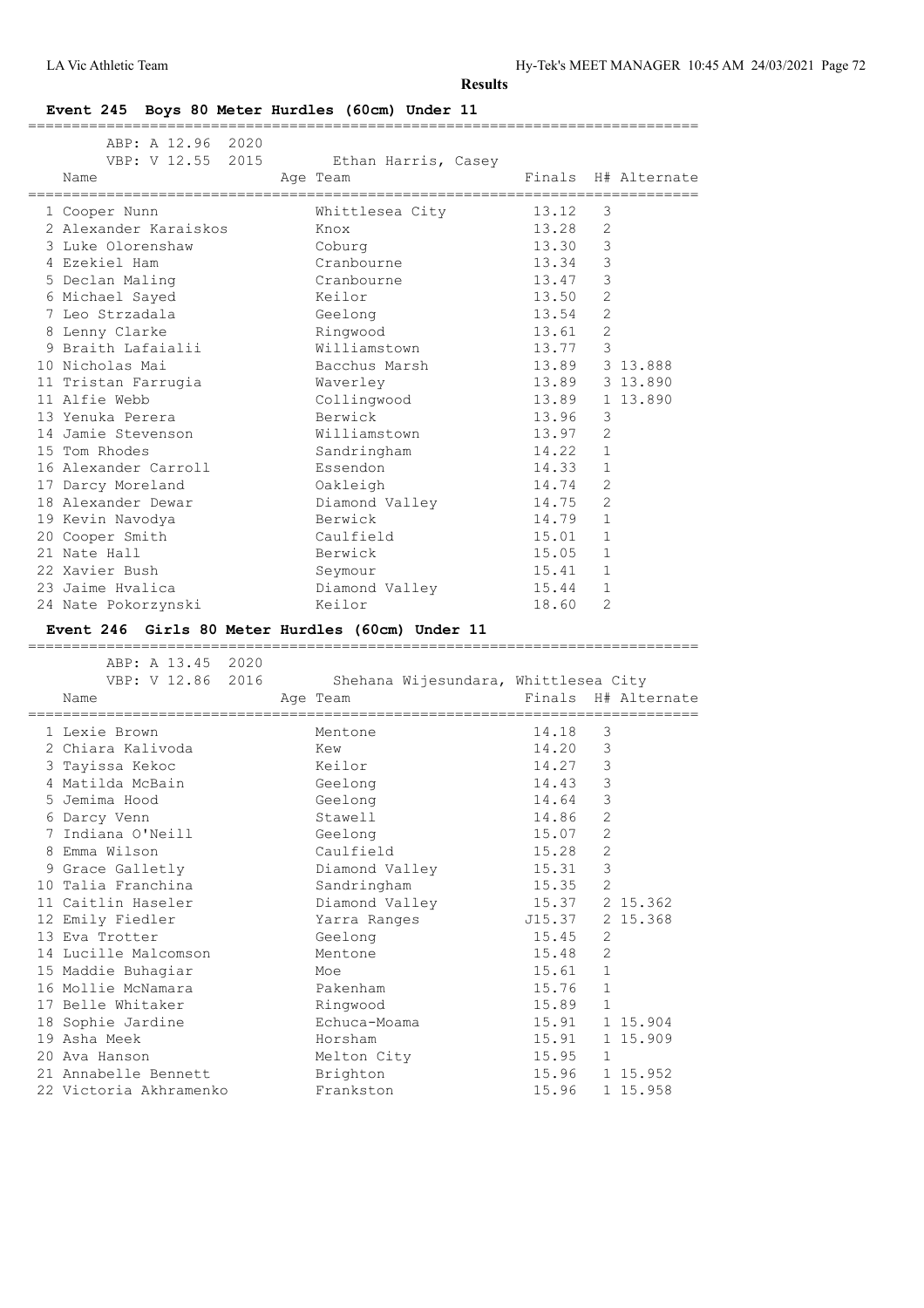**Results**

### Event 245 Boys 80 Meter Hurdles (60cm) Under 11

ABP: A 12.96 2020
VBP: V 12.55 2015 Ethan Harris, Casey

| Place | Name | Age | Team | Finals | H# | Alternate |
|---|---|---|---|---|---|---|
| 1 | Cooper Nunn | | Whittlesea City | 13.12 | 3 | |
| 2 | Alexander Karaiskos | | Knox | 13.28 | 2 | |
| 3 | Luke Olorenshaw | | Coburg | 13.30 | 3 | |
| 4 | Ezekiel Ham | | Cranbourne | 13.34 | 3 | |
| 5 | Declan Maling | | Cranbourne | 13.47 | 3 | |
| 6 | Michael Sayed | | Keilor | 13.50 | 2 | |
| 7 | Leo Strzadala | | Geelong | 13.54 | 2 | |
| 8 | Lenny Clarke | | Ringwood | 13.61 | 2 | |
| 9 | Braith Lafaialii | | Williamstown | 13.77 | 3 | |
| 10 | Nicholas Mai | | Bacchus Marsh | 13.89 | 3 | 13.888 |
| 11 | Tristan Farrugia | | Waverley | 13.89 | 3 | 13.890 |
| 11 | Alfie Webb | | Collingwood | 13.89 | 1 | 13.890 |
| 13 | Yenuka Perera | | Berwick | 13.96 | 3 | |
| 14 | Jamie Stevenson | | Williamstown | 13.97 | 2 | |
| 15 | Tom Rhodes | | Sandringham | 14.22 | 1 | |
| 16 | Alexander Carroll | | Essendon | 14.33 | 1 | |
| 17 | Darcy Moreland | | Oakleigh | 14.74 | 2 | |
| 18 | Alexander Dewar | | Diamond Valley | 14.75 | 2 | |
| 19 | Kevin Navodya | | Berwick | 14.79 | 1 | |
| 20 | Cooper Smith | | Caulfield | 15.01 | 1 | |
| 21 | Nate Hall | | Berwick | 15.05 | 1 | |
| 22 | Xavier Bush | | Seymour | 15.41 | 1 | |
| 23 | Jaime Hvalica | | Diamond Valley | 15.44 | 1 | |
| 24 | Nate Pokorzynski | | Keilor | 18.60 | 2 | |

### Event 246 Girls 80 Meter Hurdles (60cm) Under 11

ABP: A 13.45 2020
VBP: V 12.86 2016 Shehana Wijesundara, Whittlesea City

| Place | Name | Age | Team | Finals | H# | Alternate |
|---|---|---|---|---|---|---|
| 1 | Lexie Brown | | Mentone | 14.18 | 3 | |
| 2 | Chiara Kalivoda | | Kew | 14.20 | 3 | |
| 3 | Tayissa Kekoc | | Keilor | 14.27 | 3 | |
| 4 | Matilda McBain | | Geelong | 14.43 | 3 | |
| 5 | Jemima Hood | | Geelong | 14.64 | 3 | |
| 6 | Darcy Venn | | Stawell | 14.86 | 2 | |
| 7 | Indiana O'Neill | | Geelong | 15.07 | 2 | |
| 8 | Emma Wilson | | Caulfield | 15.28 | 2 | |
| 9 | Grace Galletly | | Diamond Valley | 15.31 | 3 | |
| 10 | Talia Franchina | | Sandringham | 15.35 | 2 | |
| 11 | Caitlin Haseler | | Diamond Valley | 15.37 | 2 | 15.362 |
| 12 | Emily Fiedler | | Yarra Ranges | J15.37 | 2 | 15.368 |
| 13 | Eva Trotter | | Geelong | 15.45 | 2 | |
| 14 | Lucille Malcomson | | Mentone | 15.48 | 2 | |
| 15 | Maddie Buhagiar | | Moe | 15.61 | 1 | |
| 16 | Mollie McNamara | | Pakenham | 15.76 | 1 | |
| 17 | Belle Whitaker | | Ringwood | 15.89 | 1 | |
| 18 | Sophie Jardine | | Echuca-Moama | 15.91 | 1 | 15.904 |
| 19 | Asha Meek | | Horsham | 15.91 | 1 | 15.909 |
| 20 | Ava Hanson | | Melton City | 15.95 | 1 | |
| 21 | Annabelle Bennett | | Brighton | 15.96 | 1 | 15.952 |
| 22 | Victoria Akhramenko | | Frankston | 15.96 | 1 | 15.958 |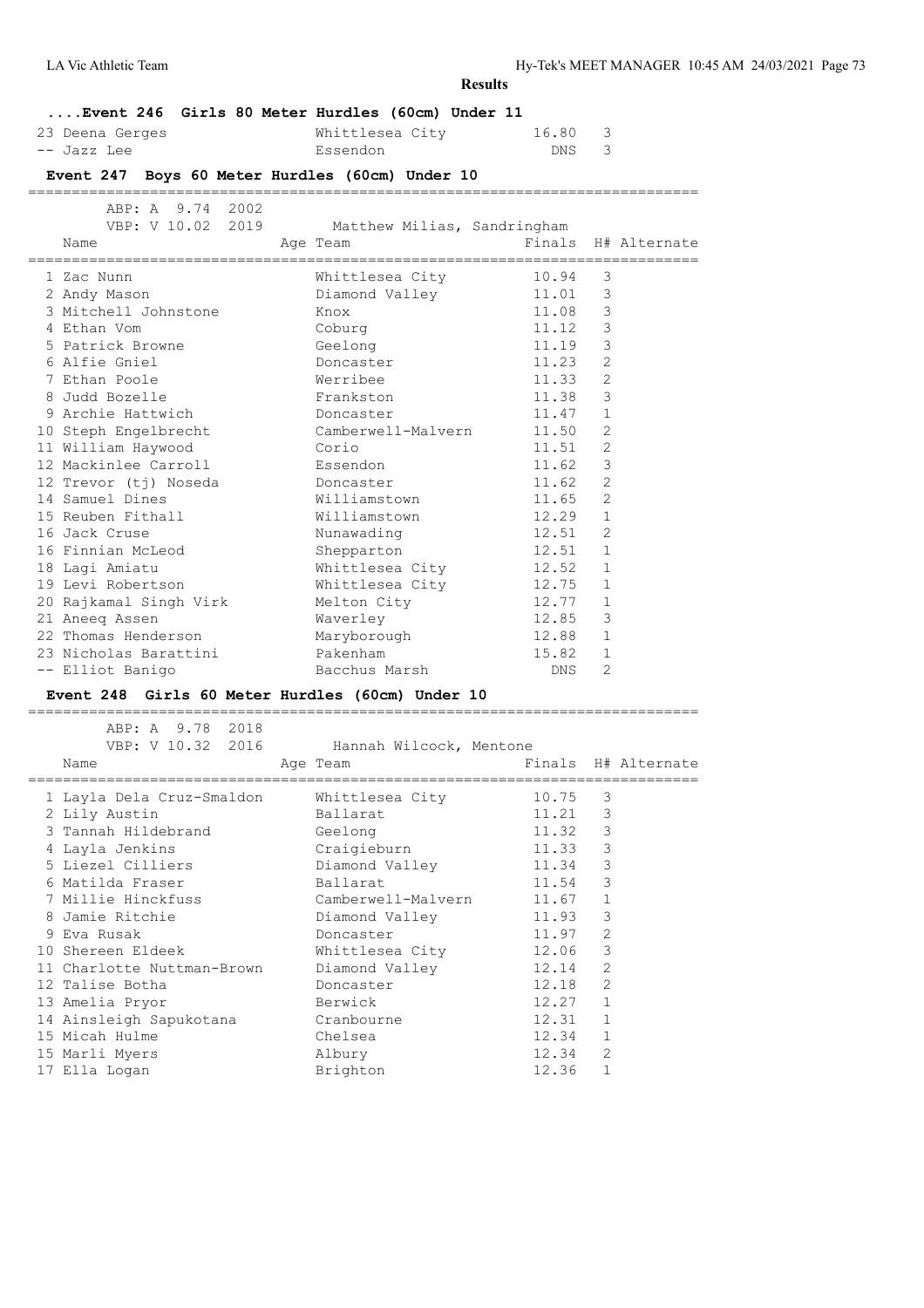**Results**

### ....Event 246 Girls 80 Meter Hurdles (60cm) Under 11

| Name | Age | Team | Finals | H# | Alternate |
|---|---|---|---|---|---|
| 23 Deena Gerges | | Whittlesea City | 16.80 | 3 | |
| -- Jazz Lee | | Essendon | DNS | 3 | |

### Event 247 Boys 60 Meter Hurdles (60cm) Under 10

ABP: A 9.74 2002
VBP: V 10.02 2019 Matthew Milias, Sandringham

| Name | Age | Team | Finals | H# | Alternate |
|---|---|---|---|---|---|
| 1 Zac Nunn | | Whittlesea City | 10.94 | 3 | |
| 2 Andy Mason | | Diamond Valley | 11.01 | 3 | |
| 3 Mitchell Johnstone | | Knox | 11.08 | 3 | |
| 4 Ethan Vom | | Coburg | 11.12 | 3 | |
| 5 Patrick Browne | | Geelong | 11.19 | 3 | |
| 6 Alfie Gniel | | Doncaster | 11.23 | 2 | |
| 7 Ethan Poole | | Werribee | 11.33 | 2 | |
| 8 Judd Bozelle | | Frankston | 11.38 | 3 | |
| 9 Archie Hattwich | | Doncaster | 11.47 | 1 | |
| 10 Steph Engelbrecht | | Camberwell-Malvern | 11.50 | 2 | |
| 11 William Haywood | | Corio | 11.51 | 2 | |
| 12 Mackinlee Carroll | | Essendon | 11.62 | 3 | |
| 12 Trevor (tj) Noseda | | Doncaster | 11.62 | 2 | |
| 14 Samuel Dines | | Williamstown | 11.65 | 2 | |
| 15 Reuben Fithall | | Williamstown | 12.29 | 1 | |
| 16 Jack Cruse | | Nunawading | 12.51 | 2 | |
| 16 Finnian McLeod | | Shepparton | 12.51 | 1 | |
| 18 Lagi Amiatu | | Whittlesea City | 12.52 | 1 | |
| 19 Levi Robertson | | Whittlesea City | 12.75 | 1 | |
| 20 Rajkamal Singh Virk | | Melton City | 12.77 | 1 | |
| 21 Aneeq Assen | | Waverley | 12.85 | 3 | |
| 22 Thomas Henderson | | Maryborough | 12.88 | 1 | |
| 23 Nicholas Barattini | | Pakenham | 15.82 | 1 | |
| -- Elliot Banigo | | Bacchus Marsh | DNS | 2 | |

### Event 248 Girls 60 Meter Hurdles (60cm) Under 10

ABP: A 9.78 2018
VBP: V 10.32 2016 Hannah Wilcock, Mentone

| Name | Age | Team | Finals | H# | Alternate |
|---|---|---|---|---|---|
| 1 Layla Dela Cruz-Smaldon | | Whittlesea City | 10.75 | 3 | |
| 2 Lily Austin | | Ballarat | 11.21 | 3 | |
| 3 Tannah Hildebrand | | Geelong | 11.32 | 3 | |
| 4 Layla Jenkins | | Craigieburn | 11.33 | 3 | |
| 5 Liezel Cilliers | | Diamond Valley | 11.34 | 3 | |
| 6 Matilda Fraser | | Ballarat | 11.54 | 3 | |
| 7 Millie Hinckfuss | | Camberwell-Malvern | 11.67 | 1 | |
| 8 Jamie Ritchie | | Diamond Valley | 11.93 | 3 | |
| 9 Eva Rusak | | Doncaster | 11.97 | 2 | |
| 10 Shereen Eldeek | | Whittlesea City | 12.06 | 3 | |
| 11 Charlotte Nuttman-Brown | | Diamond Valley | 12.14 | 2 | |
| 12 Talise Botha | | Doncaster | 12.18 | 2 | |
| 13 Amelia Pryor | | Berwick | 12.27 | 1 | |
| 14 Ainsleigh Sapukotana | | Cranbourne | 12.31 | 1 | |
| 15 Micah Hulme | | Chelsea | 12.34 | 1 | |
| 15 Marli Myers | | Albury | 12.34 | 2 | |
| 17 Ella Logan | | Brighton | 12.36 | 1 | |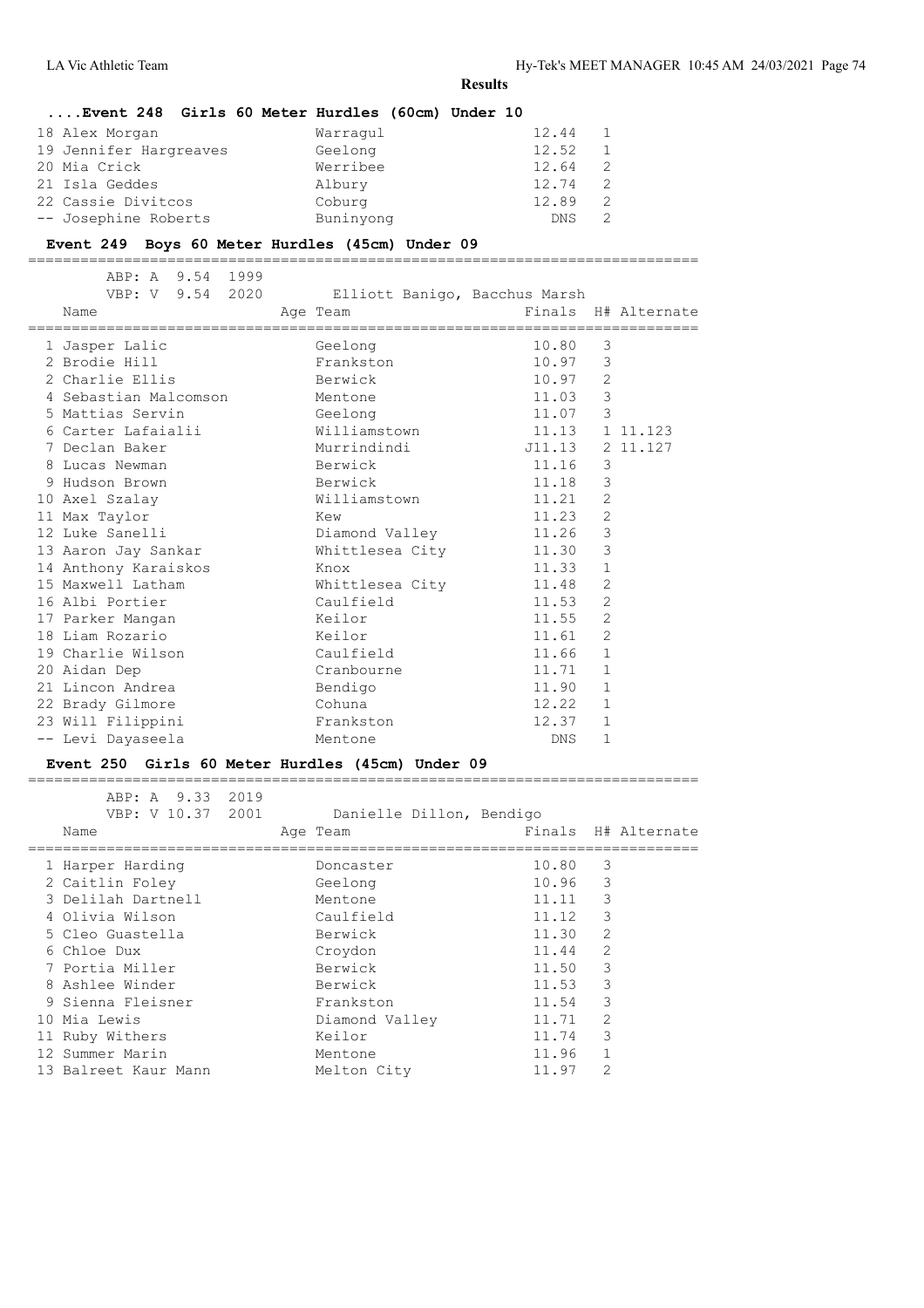**Results**

### ....Event 248 Girls 60 Meter Hurdles (60cm) Under 10

| Place | Name | Age | Team | Finals | H# |
|---|---|---|---|---|---|
| 18 | Alex Morgan | | Warragul | 12.44 | 1 |
| 19 | Jennifer Hargreaves | | Geelong | 12.52 | 1 |
| 20 | Mia Crick | | Werribee | 12.64 | 2 |
| 21 | Isla Geddes | | Albury | 12.74 | 2 |
| 22 | Cassie Divitcos | | Coburg | 12.89 | 2 |
| -- | Josephine Roberts | | Buninyong | DNS | 2 |

### Event 249 Boys 60 Meter Hurdles (45cm) Under 09

ABP: A 9.54 1999
VBP: V 9.54 2020 Elliott Banigo, Bacchus Marsh

| Place | Name | Age | Team | Finals | H# | Alternate |
|---|---|---|---|---|---|---|
| 1 | Jasper Lalic | | Geelong | 10.80 | 3 | |
| 2 | Brodie Hill | | Frankston | 10.97 | 3 | |
| 2 | Charlie Ellis | | Berwick | 10.97 | 2 | |
| 4 | Sebastian Malcomson | | Mentone | 11.03 | 3 | |
| 5 | Mattias Servin | | Geelong | 11.07 | 3 | |
| 6 | Carter Lafaialii | | Williamstown | 11.13 | 1 | 11.123 |
| 7 | Declan Baker | | Murrindindi | J11.13 | 2 | 11.127 |
| 8 | Lucas Newman | | Berwick | 11.16 | 3 | |
| 9 | Hudson Brown | | Berwick | 11.18 | 3 | |
| 10 | Axel Szalay | | Williamstown | 11.21 | 2 | |
| 11 | Max Taylor | | Kew | 11.23 | 2 | |
| 12 | Luke Sanelli | | Diamond Valley | 11.26 | 3 | |
| 13 | Aaron Jay Sankar | | Whittlesea City | 11.30 | 3 | |
| 14 | Anthony Karaiskos | | Knox | 11.33 | 1 | |
| 15 | Maxwell Latham | | Whittlesea City | 11.48 | 2 | |
| 16 | Albi Portier | | Caulfield | 11.53 | 2 | |
| 17 | Parker Mangan | | Keilor | 11.55 | 2 | |
| 18 | Liam Rozario | | Keilor | 11.61 | 2 | |
| 19 | Charlie Wilson | | Caulfield | 11.66 | 1 | |
| 20 | Aidan Dep | | Cranbourne | 11.71 | 1 | |
| 21 | Lincon Andrea | | Bendigo | 11.90 | 1 | |
| 22 | Brady Gilmore | | Cohuna | 12.22 | 1 | |
| 23 | Will Filippini | | Frankston | 12.37 | 1 | |
| -- | Levi Dayaseela | | Mentone | DNS | 1 | |

### Event 250 Girls 60 Meter Hurdles (45cm) Under 09

ABP: A 9.33 2019
VBP: V 10.37 2001 Danielle Dillon, Bendigo

| Place | Name | Age | Team | Finals | H# | Alternate |
|---|---|---|---|---|---|---|
| 1 | Harper Harding | | Doncaster | 10.80 | 3 | |
| 2 | Caitlin Foley | | Geelong | 10.96 | 3 | |
| 3 | Delilah Dartnell | | Mentone | 11.11 | 3 | |
| 4 | Olivia Wilson | | Caulfield | 11.12 | 3 | |
| 5 | Cleo Guastella | | Berwick | 11.30 | 2 | |
| 6 | Chloe Dux | | Croydon | 11.44 | 2 | |
| 7 | Portia Miller | | Berwick | 11.50 | 3 | |
| 8 | Ashlee Winder | | Berwick | 11.53 | 3 | |
| 9 | Sienna Fleisner | | Frankston | 11.54 | 3 | |
| 10 | Mia Lewis | | Diamond Valley | 11.71 | 2 | |
| 11 | Ruby Withers | | Keilor | 11.74 | 3 | |
| 12 | Summer Marin | | Mentone | 11.96 | 1 | |
| 13 | Balreet Kaur Mann | | Melton City | 11.97 | 2 | |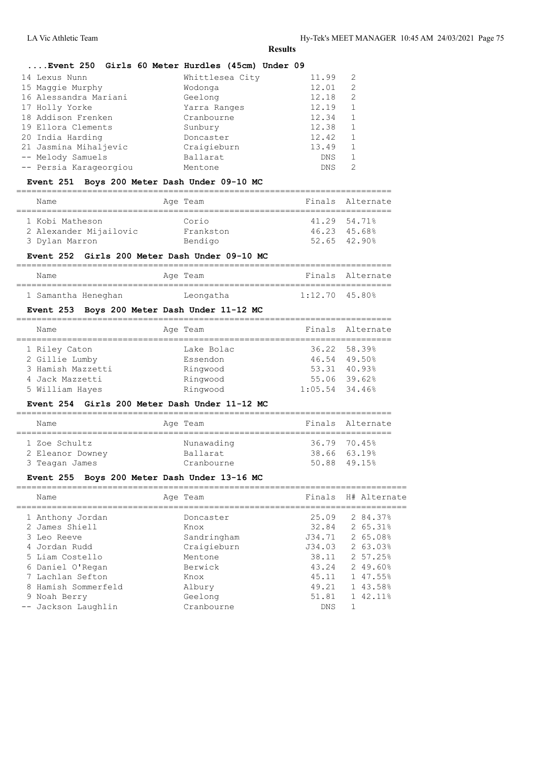## Results

### ....Event 250 Girls 60 Meter Hurdles (45cm) Under 09

| Place | Name | Team | Finals | H# |
|---|---|---|---|---|
| 14 | Lexus Nunn | Whittlesea City | 11.99 | 2 |
| 15 | Maggie Murphy | Wodonga | 12.01 | 2 |
| 16 | Alessandra Mariani | Geelong | 12.18 | 2 |
| 17 | Holly Yorke | Yarra Ranges | 12.19 | 1 |
| 18 | Addison Frenken | Cranbourne | 12.34 | 1 |
| 19 | Ellora Clements | Sunbury | 12.38 | 1 |
| 20 | India Harding | Doncaster | 12.42 | 1 |
| 21 | Jasmina Mihaljevic | Craigieburn | 13.49 | 1 |
| -- | Melody Samuels | Ballarat | DNS | 1 |
| -- | Persia Karageorgiou | Mentone | DNS | 2 |

### Event 251 Boys 200 Meter Dash Under 09-10 MC

| Place | Name | Age | Team | Finals | Alternate |
|---|---|---|---|---|---|
| 1 | Kobi Matheson | | Corio | 41.29 | 54.71% |
| 2 | Alexander Mijailovic | | Frankston | 46.23 | 45.68% |
| 3 | Dylan Marron | | Bendigo | 52.65 | 42.90% |

### Event 252 Girls 200 Meter Dash Under 09-10 MC

| Place | Name | Age | Team | Finals | Alternate |
|---|---|---|---|---|---|
| 1 | Samantha Heneghan | | Leongatha | 1:12.70 | 45.80% |

### Event 253 Boys 200 Meter Dash Under 11-12 MC

| Place | Name | Age | Team | Finals | Alternate |
|---|---|---|---|---|---|
| 1 | Riley Caton | | Lake Bolac | 36.22 | 58.39% |
| 2 | Gillie Lumby | | Essendon | 46.54 | 49.50% |
| 3 | Hamish Mazzetti | | Ringwood | 53.31 | 40.93% |
| 4 | Jack Mazzetti | | Ringwood | 55.06 | 39.62% |
| 5 | William Hayes | | Ringwood | 1:05.54 | 34.46% |

### Event 254 Girls 200 Meter Dash Under 11-12 MC

| Place | Name | Age | Team | Finals | Alternate |
|---|---|---|---|---|---|
| 1 | Zoe Schultz | | Nunawading | 36.79 | 70.45% |
| 2 | Eleanor Downey | | Ballarat | 38.66 | 63.19% |
| 3 | Teagan James | | Cranbourne | 50.88 | 49.15% |

### Event 255 Boys 200 Meter Dash Under 13-16 MC

| Place | Name | Age | Team | Finals | H# | Alternate |
|---|---|---|---|---|---|---|
| 1 | Anthony Jordan | | Doncaster | 25.09 | 2 | 84.37% |
| 2 | James Shiell | | Knox | 32.84 | 2 | 65.31% |
| 3 | Leo Reeve | | Sandringham | J34.71 | 2 | 65.08% |
| 4 | Jordan Rudd | | Craigieburn | J34.03 | 2 | 63.03% |
| 5 | Liam Costello | | Mentone | 38.11 | 2 | 57.25% |
| 6 | Daniel O'Regan | | Berwick | 43.24 | 2 | 49.60% |
| 7 | Lachlan Sefton | | Knox | 45.11 | 1 | 47.55% |
| 8 | Hamish Sommerfeld | | Albury | 49.21 | 1 | 43.58% |
| 9 | Noah Berry | | Geelong | 51.81 | 1 | 42.11% |
| -- | Jackson Laughlin | | Cranbourne | DNS | 1 | |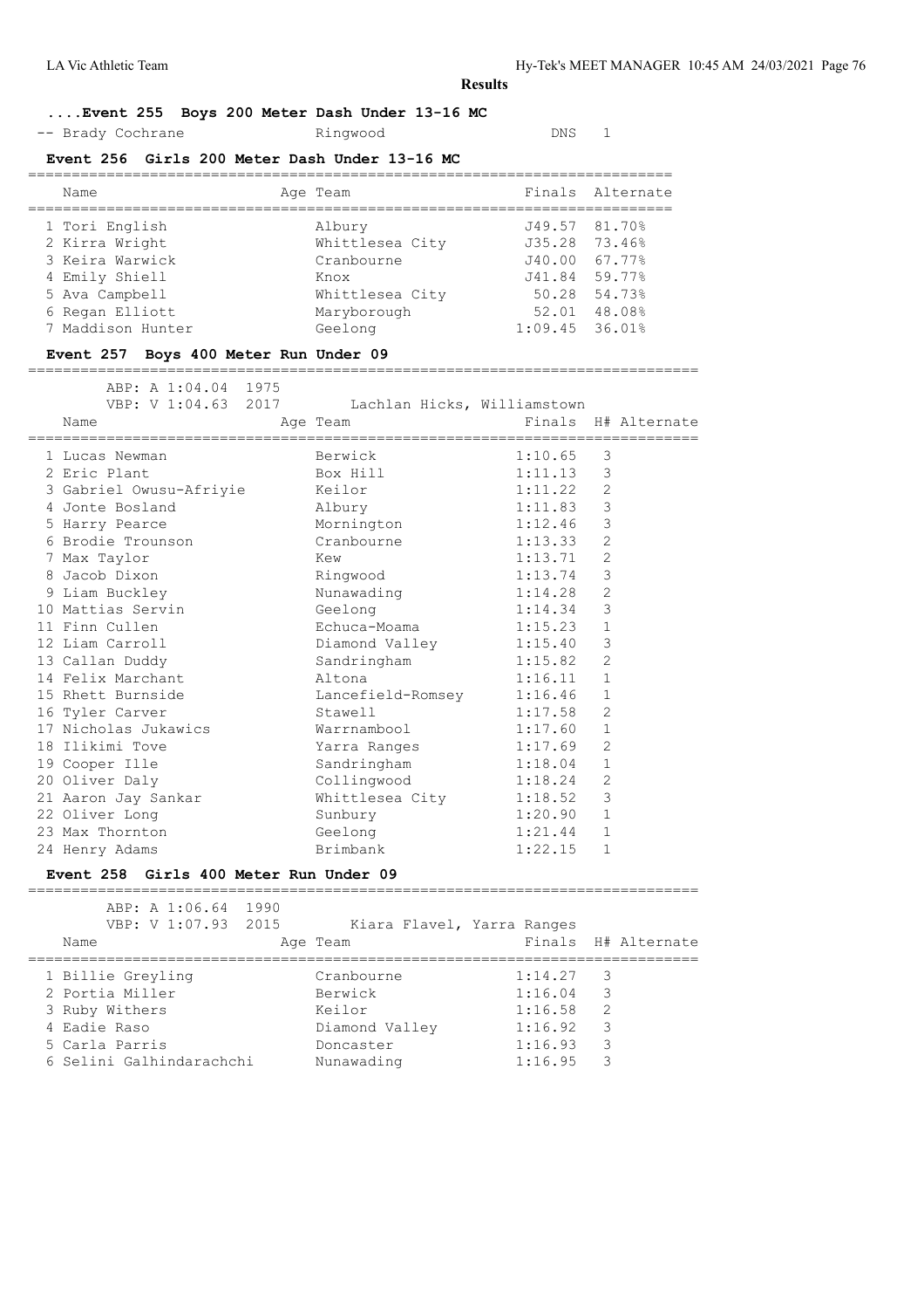**Results**

### ....Event 255 Boys 200 Meter Dash Under 13-16 MC

| Name | Age Team | Finals | H# |
|---|---|---|---|
| -- Brady Cochrane | Ringwood | DNS | 1 |

### Event 256 Girls 200 Meter Dash Under 13-16 MC

| Name | Age Team | Finals | Alternate |
|---|---|---|---|
| 1 Tori English | Albury | J49.57 | 81.70% |
| 2 Kirra Wright | Whittlesea City | J35.28 | 73.46% |
| 3 Keira Warwick | Cranbourne | J40.00 | 67.77% |
| 4 Emily Shiell | Knox | J41.84 | 59.77% |
| 5 Ava Campbell | Whittlesea City | 50.28 | 54.73% |
| 6 Regan Elliott | Maryborough | 52.01 | 48.08% |
| 7 Maddison Hunter | Geelong | 1:09.45 | 36.01% |

### Event 257 Boys 400 Meter Run Under 09

ABP: A 1:04.04 1975
VBP: V 1:04.63 2017 Lachlan Hicks, Williamstown

| Name | Age Team | Finals | H# | Alternate |
|---|---|---|---|---|
| 1 Lucas Newman | Berwick | 1:10.65 | 3 | |
| 2 Eric Plant | Box Hill | 1:11.13 | 3 | |
| 3 Gabriel Owusu-Afriyie | Keilor | 1:11.22 | 2 | |
| 4 Jonte Bosland | Albury | 1:11.83 | 3 | |
| 5 Harry Pearce | Mornington | 1:12.46 | 3 | |
| 6 Brodie Trounson | Cranbourne | 1:13.33 | 2 | |
| 7 Max Taylor | Kew | 1:13.71 | 2 | |
| 8 Jacob Dixon | Ringwood | 1:13.74 | 3 | |
| 9 Liam Buckley | Nunawading | 1:14.28 | 2 | |
| 10 Mattias Servin | Geelong | 1:14.34 | 3 | |
| 11 Finn Cullen | Echuca-Moama | 1:15.23 | 1 | |
| 12 Liam Carroll | Diamond Valley | 1:15.40 | 3 | |
| 13 Callan Duddy | Sandringham | 1:15.82 | 2 | |
| 14 Felix Marchant | Altona | 1:16.11 | 1 | |
| 15 Rhett Burnside | Lancefield-Romsey | 1:16.46 | 1 | |
| 16 Tyler Carver | Stawell | 1:17.58 | 2 | |
| 17 Nicholas Jukawics | Warrnambool | 1:17.60 | 1 | |
| 18 Ilikimi Tove | Yarra Ranges | 1:17.69 | 2 | |
| 19 Cooper Ille | Sandringham | 1:18.04 | 1 | |
| 20 Oliver Daly | Collingwood | 1:18.24 | 2 | |
| 21 Aaron Jay Sankar | Whittlesea City | 1:18.52 | 3 | |
| 22 Oliver Long | Sunbury | 1:20.90 | 1 | |
| 23 Max Thornton | Geelong | 1:21.44 | 1 | |
| 24 Henry Adams | Brimbank | 1:22.15 | 1 | |

### Event 258 Girls 400 Meter Run Under 09

ABP: A 1:06.64 1990
VBP: V 1:07.93 2015 Kiara Flavel, Yarra Ranges

| Name | Age Team | Finals | H# | Alternate |
|---|---|---|---|---|
| 1 Billie Greyling | Cranbourne | 1:14.27 | 3 | |
| 2 Portia Miller | Berwick | 1:16.04 | 3 | |
| 3 Ruby Withers | Keilor | 1:16.58 | 2 | |
| 4 Eadie Raso | Diamond Valley | 1:16.92 | 3 | |
| 5 Carla Parris | Doncaster | 1:16.93 | 3 | |
| 6 Selini Galhindarachchi | Nunawading | 1:16.95 | 3 | |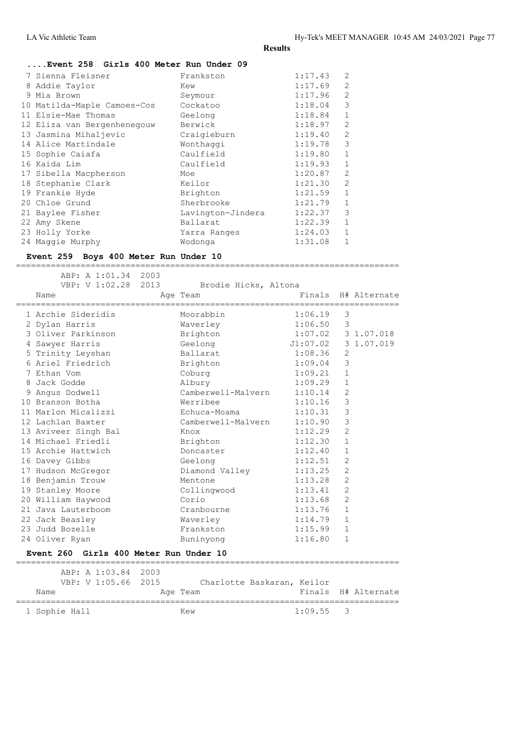**Results**

### ....Event 258 Girls 400 Meter Run Under 09

| Place | Name | Team | Finals | H# |
|---|---|---|---|---|
| 7 | Sienna Fleisner | Frankston | 1:17.43 | 2 |
| 8 | Addie Taylor | Kew | 1:17.69 | 2 |
| 9 | Mia Brown | Seymour | 1:17.96 | 2 |
| 10 | Matilda-Maple Camoes-Cos | Cockatoo | 1:18.04 | 3 |
| 11 | Elsie-Mae Thomas | Geelong | 1:18.84 | 1 |
| 12 | Eliza van Bergenhenegouw | Berwick | 1:18.97 | 2 |
| 13 | Jasmina Mihaljevic | Craigieburn | 1:19.40 | 2 |
| 14 | Alice Martindale | Wonthaggi | 1:19.78 | 3 |
| 15 | Sophie Caiafa | Caulfield | 1:19.80 | 1 |
| 16 | Kaida Lim | Caulfield | 1:19.93 | 1 |
| 17 | Sibella Macpherson | Moe | 1:20.87 | 2 |
| 18 | Stephanie Clark | Keilor | 1:21.30 | 2 |
| 19 | Frankie Hyde | Brighton | 1:21.59 | 1 |
| 20 | Chloe Grund | Sherbrooke | 1:21.79 | 1 |
| 21 | Baylee Fisher | Lavington-Jindera | 1:22.37 | 3 |
| 22 | Amy Skene | Ballarat | 1:22.39 | 1 |
| 23 | Holly Yorke | Yarra Ranges | 1:24.03 | 1 |
| 24 | Maggie Murphy | Wodonga | 1:31.08 | 1 |

### Event 259 Boys 400 Meter Run Under 10

ABP: A 1:01.34 2003
VBP: V 1:02.28 2013 Brodie Hicks, Altona

| Place | Name | Age | Team | Finals | H# | Alternate |
|---|---|---|---|---|---|---|
| 1 | Archie Sideridis | | Moorabbin | 1:06.19 | 3 | |
| 2 | Dylan Harris | | Waverley | 1:06.50 | 3 | |
| 3 | Oliver Parkinson | | Brighton | 1:07.02 | 3 | 1.07.018 |
| 4 | Sawyer Harris | | Geelong | J1:07.02 | 3 | 1.07.019 |
| 5 | Trinity Leyshan | | Ballarat | 1:08.36 | 2 | |
| 6 | Ariel Friedrich | | Brighton | 1:09.04 | 3 | |
| 7 | Ethan Vom | | Coburg | 1:09.21 | 1 | |
| 8 | Jack Godde | | Albury | 1:09.29 | 1 | |
| 9 | Angus Dodwell | | Camberwell-Malvern | 1:10.14 | 2 | |
| 10 | Branson Botha | | Werribee | 1:10.16 | 3 | |
| 11 | Marlon Micalizzi | | Echuca-Moama | 1:10.31 | 3 | |
| 12 | Lachlan Baxter | | Camberwell-Malvern | 1:10.90 | 3 | |
| 13 | Aviveer Singh Bal | | Knox | 1:12.29 | 2 | |
| 14 | Michael Friedli | | Brighton | 1:12.30 | 1 | |
| 15 | Archie Hattwich | | Doncaster | 1:12.40 | 1 | |
| 16 | Davey Gibbs | | Geelong | 1:12.51 | 2 | |
| 17 | Hudson McGregor | | Diamond Valley | 1:13.25 | 2 | |
| 18 | Benjamin Trouw | | Mentone | 1:13.28 | 2 | |
| 19 | Stanley Moore | | Collingwood | 1:13.41 | 2 | |
| 20 | William Haywood | | Corio | 1:13.68 | 2 | |
| 21 | Java Lauterboom | | Cranbourne | 1:13.76 | 1 | |
| 22 | Jack Beasley | | Waverley | 1:14.79 | 1 | |
| 23 | Judd Bozelle | | Frankston | 1:15.99 | 1 | |
| 24 | Oliver Ryan | | Buninyong | 1:16.80 | 1 | |

### Event 260 Girls 400 Meter Run Under 10

ABP: A 1:03.84 2003
VBP: V 1:05.66 2015 Charlotte Baskaran, Keilor

| Place | Name | Age | Team | Finals | H# | Alternate |
|---|---|---|---|---|---|---|
| 1 | Sophie Hall | | Kew | 1:09.55 | 3 | |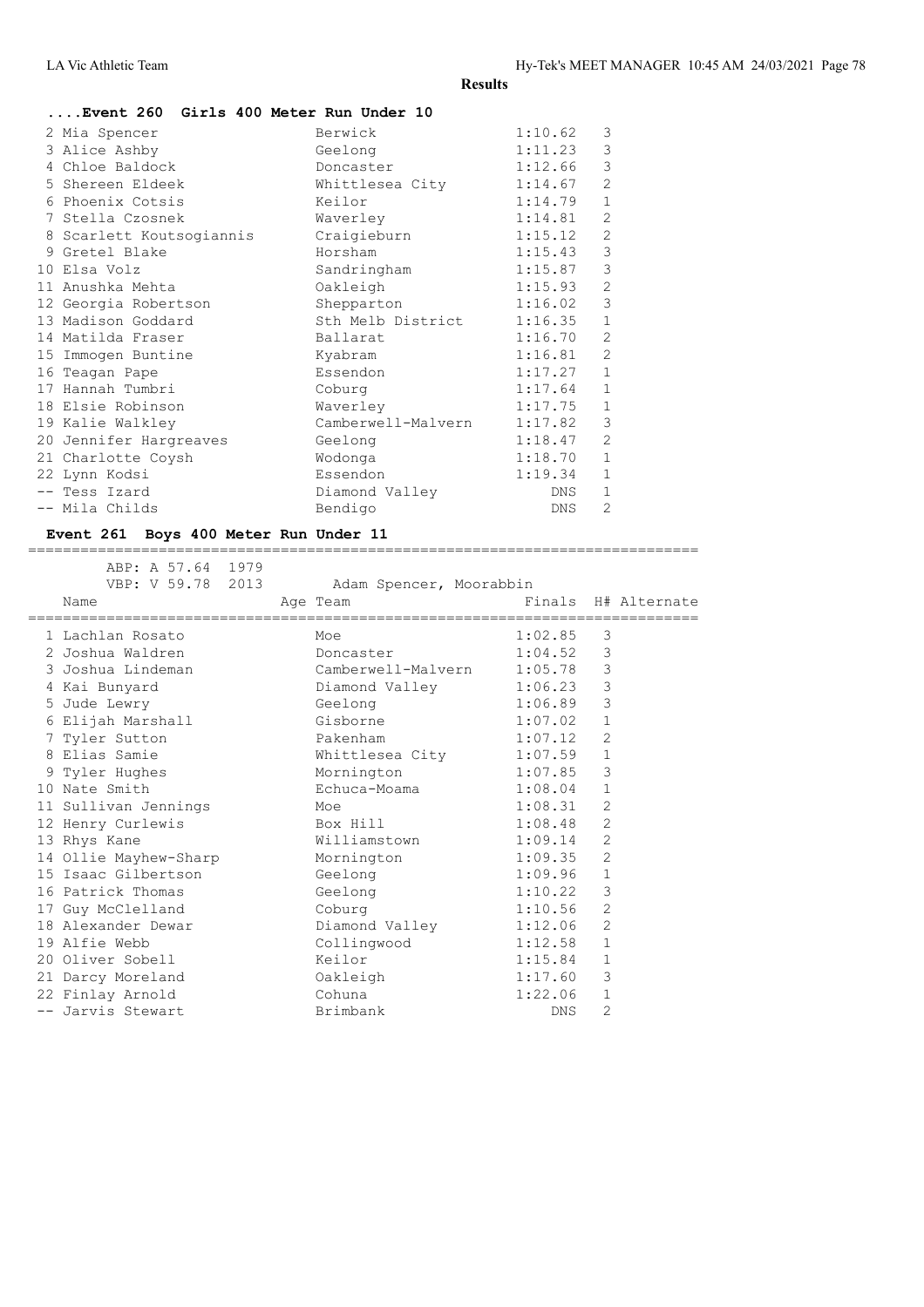**Results**

### ....Event 260 Girls 400 Meter Run Under 10

| Place | Name | Team | Finals | H# |
|---|---|---|---|---|
| 2 | Mia Spencer | Berwick | 1:10.62 | 3 |
| 3 | Alice Ashby | Geelong | 1:11.23 | 3 |
| 4 | Chloe Baldock | Doncaster | 1:12.66 | 3 |
| 5 | Shereen Eldeek | Whittlesea City | 1:14.67 | 2 |
| 6 | Phoenix Cotsis | Keilor | 1:14.79 | 1 |
| 7 | Stella Czosnek | Waverley | 1:14.81 | 2 |
| 8 | Scarlett Koutsogiannis | Craigieburn | 1:15.12 | 2 |
| 9 | Gretel Blake | Horsham | 1:15.43 | 3 |
| 10 | Elsa Volz | Sandringham | 1:15.87 | 3 |
| 11 | Anushka Mehta | Oakleigh | 1:15.93 | 2 |
| 12 | Georgia Robertson | Shepparton | 1:16.02 | 3 |
| 13 | Madison Goddard | Sth Melb District | 1:16.35 | 1 |
| 14 | Matilda Fraser | Ballarat | 1:16.70 | 2 |
| 15 | Immogen Buntine | Kyabram | 1:16.81 | 2 |
| 16 | Teagan Pape | Essendon | 1:17.27 | 1 |
| 17 | Hannah Tumbri | Coburg | 1:17.64 | 1 |
| 18 | Elsie Robinson | Waverley | 1:17.75 | 1 |
| 19 | Kalie Walkley | Camberwell-Malvern | 1:17.82 | 3 |
| 20 | Jennifer Hargreaves | Geelong | 1:18.47 | 2 |
| 21 | Charlotte Coysh | Wodonga | 1:18.70 | 1 |
| 22 | Lynn Kodsi | Essendon | 1:19.34 | 1 |
| -- | Tess Izard | Diamond Valley | DNS | 1 |
| -- | Mila Childs | Bendigo | DNS | 2 |

### Event 261 Boys 400 Meter Run Under 11

ABP: A 57.64 1979
VBP: V 59.78 2013 Adam Spencer, Moorabbin

| Name | Age | Team | Finals | H# | Alternate |
|---|---|---|---|---|---|
| 1 Lachlan Rosato | | Moe | 1:02.85 | 3 | |
| 2 Joshua Waldren | | Doncaster | 1:04.52 | 3 | |
| 3 Joshua Lindeman | | Camberwell-Malvern | 1:05.78 | 3 | |
| 4 Kai Bunyard | | Diamond Valley | 1:06.23 | 3 | |
| 5 Jude Lewry | | Geelong | 1:06.89 | 3 | |
| 6 Elijah Marshall | | Gisborne | 1:07.02 | 1 | |
| 7 Tyler Sutton | | Pakenham | 1:07.12 | 2 | |
| 8 Elias Samie | | Whittlesea City | 1:07.59 | 1 | |
| 9 Tyler Hughes | | Mornington | 1:07.85 | 3 | |
| 10 Nate Smith | | Echuca-Moama | 1:08.04 | 1 | |
| 11 Sullivan Jennings | | Moe | 1:08.31 | 2 | |
| 12 Henry Curlewis | | Box Hill | 1:08.48 | 2 | |
| 13 Rhys Kane | | Williamstown | 1:09.14 | 2 | |
| 14 Ollie Mayhew-Sharp | | Mornington | 1:09.35 | 2 | |
| 15 Isaac Gilbertson | | Geelong | 1:09.96 | 1 | |
| 16 Patrick Thomas | | Geelong | 1:10.22 | 3 | |
| 17 Guy McClelland | | Coburg | 1:10.56 | 2 | |
| 18 Alexander Dewar | | Diamond Valley | 1:12.06 | 2 | |
| 19 Alfie Webb | | Collingwood | 1:12.58 | 1 | |
| 20 Oliver Sobell | | Keilor | 1:15.84 | 1 | |
| 21 Darcy Moreland | | Oakleigh | 1:17.60 | 3 | |
| 22 Finlay Arnold | | Cohuna | 1:22.06 | 1 | |
| -- Jarvis Stewart | | Brimbank | DNS | 2 | |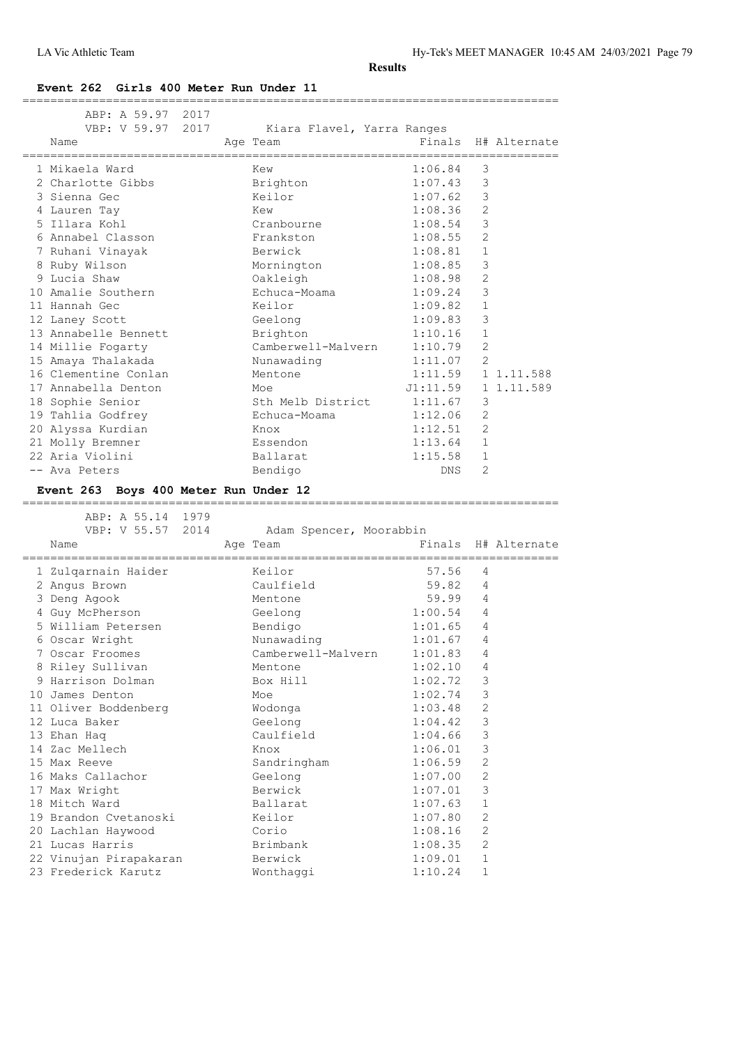**Results**

### Event 262 Girls 400 Meter Run Under 11

ABP: A 59.97 2017
VBP: V 59.97 2017 Kiara Flavel, Yarra Ranges

| | Name | Age | Team | Finals | H# | Alternate |
|---|---|---|---|---|---|---|
| 1 | Mikaela Ward | | Kew | 1:06.84 | 3 | |
| 2 | Charlotte Gibbs | | Brighton | 1:07.43 | 3 | |
| 3 | Sienna Gec | | Keilor | 1:07.62 | 3 | |
| 4 | Lauren Tay | | Kew | 1:08.36 | 2 | |
| 5 | Illara Kohl | | Cranbourne | 1:08.54 | 3 | |
| 6 | Annabel Classon | | Frankston | 1:08.55 | 2 | |
| 7 | Ruhani Vinayak | | Berwick | 1:08.81 | 1 | |
| 8 | Ruby Wilson | | Mornington | 1:08.85 | 3 | |
| 9 | Lucia Shaw | | Oakleigh | 1:08.98 | 2 | |
| 10 | Amalie Southern | | Echuca-Moama | 1:09.24 | 3 | |
| 11 | Hannah Gec | | Keilor | 1:09.82 | 1 | |
| 12 | Laney Scott | | Geelong | 1:09.83 | 3 | |
| 13 | Annabelle Bennett | | Brighton | 1:10.16 | 1 | |
| 14 | Millie Fogarty | | Camberwell-Malvern | 1:10.79 | 2 | |
| 15 | Amaya Thalakada | | Nunawading | 1:11.07 | 2 | |
| 16 | Clementine Conlan | | Mentone | 1:11.59 | 1 | 1.11.588 |
| 17 | Annabella Denton | | Moe | J1:11.59 | 1 | 1.11.589 |
| 18 | Sophie Senior | | Sth Melb District | 1:11.67 | 3 | |
| 19 | Tahlia Godfrey | | Echuca-Moama | 1:12.06 | 2 | |
| 20 | Alyssa Kurdian | | Knox | 1:12.51 | 2 | |
| 21 | Molly Bremner | | Essendon | 1:13.64 | 1 | |
| 22 | Aria Violini | | Ballarat | 1:15.58 | 1 | |
| -- | Ava Peters | | Bendigo | DNS | 2 | |

### Event 263 Boys 400 Meter Run Under 12

ABP: A 55.14 1979
VBP: V 55.57 2014 Adam Spencer, Moorabbin

| | Name | Age | Team | Finals | H# | Alternate |
|---|---|---|---|---|---|---|
| 1 | Zulqarnain Haider | | Keilor | 57.56 | 4 | |
| 2 | Angus Brown | | Caulfield | 59.82 | 4 | |
| 3 | Deng Agook | | Mentone | 59.99 | 4 | |
| 4 | Guy McPherson | | Geelong | 1:00.54 | 4 | |
| 5 | William Petersen | | Bendigo | 1:01.65 | 4 | |
| 6 | Oscar Wright | | Nunawading | 1:01.67 | 4 | |
| 7 | Oscar Froomes | | Camberwell-Malvern | 1:01.83 | 4 | |
| 8 | Riley Sullivan | | Mentone | 1:02.10 | 4 | |
| 9 | Harrison Dolman | | Box Hill | 1:02.72 | 3 | |
| 10 | James Denton | | Moe | 1:02.74 | 3 | |
| 11 | Oliver Boddenberg | | Wodonga | 1:03.48 | 2 | |
| 12 | Luca Baker | | Geelong | 1:04.42 | 3 | |
| 13 | Ehan Haq | | Caulfield | 1:04.66 | 3 | |
| 14 | Zac Mellech | | Knox | 1:06.01 | 3 | |
| 15 | Max Reeve | | Sandringham | 1:06.59 | 2 | |
| 16 | Maks Callachor | | Geelong | 1:07.00 | 2 | |
| 17 | Max Wright | | Berwick | 1:07.01 | 3 | |
| 18 | Mitch Ward | | Ballarat | 1:07.63 | 1 | |
| 19 | Brandon Cvetanoski | | Keilor | 1:07.80 | 2 | |
| 20 | Lachlan Haywood | | Corio | 1:08.16 | 2 | |
| 21 | Lucas Harris | | Brimbank | 1:08.35 | 2 | |
| 22 | Vinujan Pirapakaran | | Berwick | 1:09.01 | 1 | |
| 23 | Frederick Karutz | | Wonthaggi | 1:10.24 | 1 | |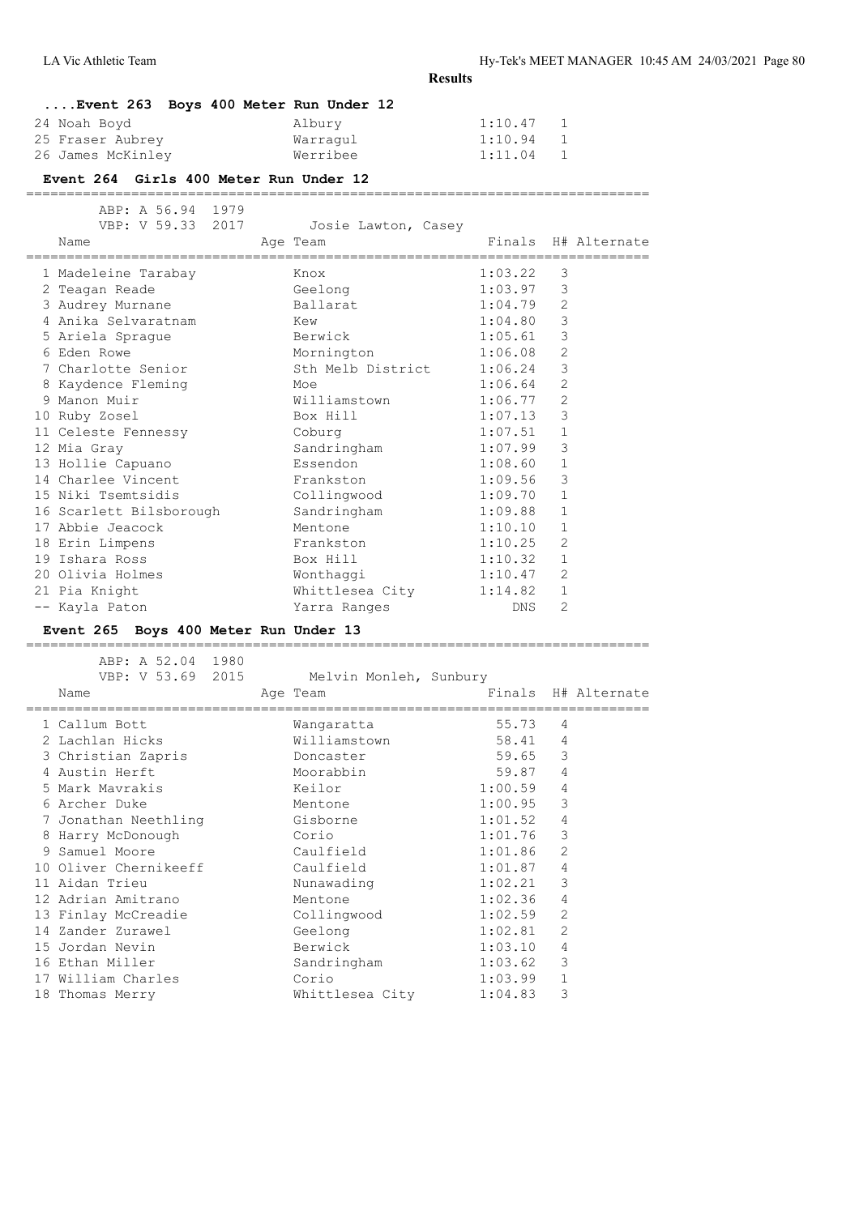**Results**

### ....Event 263 Boys 400 Meter Run Under 12

| Place | Name | Age | Team | Finals | H# | Alternate |
|---|---|---|---|---|---|---|
| 24 | Noah Boyd | | Albury | 1:10.47 | 1 | |
| 25 | Fraser Aubrey | | Warragul | 1:10.94 | 1 | |
| 26 | James McKinley | | Werribee | 1:11.04 | 1 | |

### Event 264 Girls 400 Meter Run Under 12

ABP: A 56.94 1979
VBP: V 59.33 2017 Josie Lawton, Casey

| Place | Name | Age | Team | Finals | H# | Alternate |
|---|---|---|---|---|---|---|
| 1 | Madeleine Tarabay | | Knox | 1:03.22 | 3 | |
| 2 | Teagan Reade | | Geelong | 1:03.97 | 3 | |
| 3 | Audrey Murnane | | Ballarat | 1:04.79 | 2 | |
| 4 | Anika Selvaratnam | | Kew | 1:04.80 | 3 | |
| 5 | Ariela Sprague | | Berwick | 1:05.61 | 3 | |
| 6 | Eden Rowe | | Mornington | 1:06.08 | 2 | |
| 7 | Charlotte Senior | | Sth Melb District | 1:06.24 | 3 | |
| 8 | Kaydence Fleming | | Moe | 1:06.64 | 2 | |
| 9 | Manon Muir | | Williamstown | 1:06.77 | 2 | |
| 10 | Ruby Zosel | | Box Hill | 1:07.13 | 3 | |
| 11 | Celeste Fennessy | | Coburg | 1:07.51 | 1 | |
| 12 | Mia Gray | | Sandringham | 1:07.99 | 3 | |
| 13 | Hollie Capuano | | Essendon | 1:08.60 | 1 | |
| 14 | Charlee Vincent | | Frankston | 1:09.56 | 3 | |
| 15 | Niki Tsemtsidis | | Collingwood | 1:09.70 | 1 | |
| 16 | Scarlett Bilsborough | | Sandringham | 1:09.88 | 1 | |
| 17 | Abbie Jeacock | | Mentone | 1:10.10 | 1 | |
| 18 | Erin Limpens | | Frankston | 1:10.25 | 2 | |
| 19 | Ishara Ross | | Box Hill | 1:10.32 | 1 | |
| 20 | Olivia Holmes | | Wonthaggi | 1:10.47 | 2 | |
| 21 | Pia Knight | | Whittlesea City | 1:14.82 | 1 | |
| -- | Kayla Paton | | Yarra Ranges | DNS | 2 | |

### Event 265 Boys 400 Meter Run Under 13

ABP: A 52.04 1980
VBP: V 53.69 2015 Melvin Monleh, Sunbury

| Place | Name | Age | Team | Finals | H# | Alternate |
|---|---|---|---|---|---|---|
| 1 | Callum Bott | | Wangaratta | 55.73 | 4 | |
| 2 | Lachlan Hicks | | Williamstown | 58.41 | 4 | |
| 3 | Christian Zapris | | Doncaster | 59.65 | 3 | |
| 4 | Austin Herft | | Moorabbin | 59.87 | 4 | |
| 5 | Mark Mavrakis | | Keilor | 1:00.59 | 4 | |
| 6 | Archer Duke | | Mentone | 1:00.95 | 3 | |
| 7 | Jonathan Neethling | | Gisborne | 1:01.52 | 4 | |
| 8 | Harry McDonough | | Corio | 1:01.76 | 3 | |
| 9 | Samuel Moore | | Caulfield | 1:01.86 | 2 | |
| 10 | Oliver Chernikeeff | | Caulfield | 1:01.87 | 4 | |
| 11 | Aidan Trieu | | Nunawading | 1:02.21 | 3 | |
| 12 | Adrian Amitrano | | Mentone | 1:02.36 | 4 | |
| 13 | Finlay McCreadie | | Collingwood | 1:02.59 | 2 | |
| 14 | Zander Zurawel | | Geelong | 1:02.81 | 2 | |
| 15 | Jordan Nevin | | Berwick | 1:03.10 | 4 | |
| 16 | Ethan Miller | | Sandringham | 1:03.62 | 3 | |
| 17 | William Charles | | Corio | 1:03.99 | 1 | |
| 18 | Thomas Merry | | Whittlesea City | 1:04.83 | 3 | |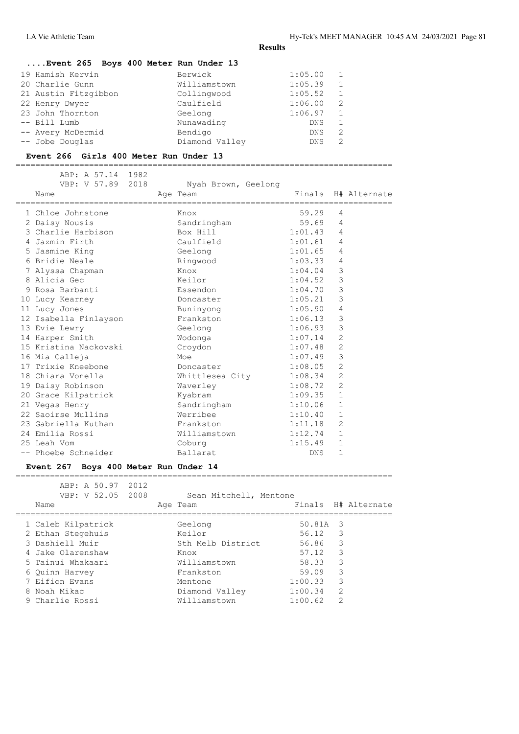## Results

### ....Event 265 Boys 400 Meter Run Under 13

| Place | Name | Age | Team | Finals | H# | Alternate |
|---|---|---|---|---|---|---|
| 19 | Hamish Kervin | | Berwick | 1:05.00 | 1 | |
| 20 | Charlie Gunn | | Williamstown | 1:05.39 | 1 | |
| 21 | Austin Fitzgibbon | | Collingwood | 1:05.52 | 1 | |
| 22 | Henry Dwyer | | Caulfield | 1:06.00 | 2 | |
| 23 | John Thornton | | Geelong | 1:06.97 | 1 | |
| -- | Bill Lumb | | Nunawading | DNS | 1 | |
| -- | Avery McDermid | | Bendigo | DNS | 2 | |
| -- | Jobe Douglas | | Diamond Valley | DNS | 2 | |

### Event 266 Girls 400 Meter Run Under 13

ABP: A 57.14 1982
VBP: V 57.89 2018 Nyah Brown, Geelong

| Place | Name | Age | Team | Finals | H# | Alternate |
|---|---|---|---|---|---|---|
| 1 | Chloe Johnstone | | Knox | 59.29 | 4 | |
| 2 | Daisy Nousis | | Sandringham | 59.69 | 4 | |
| 3 | Charlie Harbison | | Box Hill | 1:01.43 | 4 | |
| 4 | Jazmin Firth | | Caulfield | 1:01.61 | 4 | |
| 5 | Jasmine King | | Geelong | 1:01.65 | 4 | |
| 6 | Bridie Neale | | Ringwood | 1:03.33 | 4 | |
| 7 | Alyssa Chapman | | Knox | 1:04.04 | 3 | |
| 8 | Alicia Gec | | Keilor | 1:04.52 | 3 | |
| 9 | Rosa Barbanti | | Essendon | 1:04.70 | 3 | |
| 10 | Lucy Kearney | | Doncaster | 1:05.21 | 3 | |
| 11 | Lucy Jones | | Buninyong | 1:05.90 | 4 | |
| 12 | Isabella Finlayson | | Frankston | 1:06.13 | 3 | |
| 13 | Evie Lewry | | Geelong | 1:06.93 | 3 | |
| 14 | Harper Smith | | Wodonga | 1:07.14 | 2 | |
| 15 | Kristina Nackovski | | Croydon | 1:07.48 | 2 | |
| 16 | Mia Calleja | | Moe | 1:07.49 | 3 | |
| 17 | Trixie Kneebone | | Doncaster | 1:08.05 | 2 | |
| 18 | Chiara Vonella | | Whittlesea City | 1:08.34 | 2 | |
| 19 | Daisy Robinson | | Waverley | 1:08.72 | 2 | |
| 20 | Grace Kilpatrick | | Kyabram | 1:09.35 | 1 | |
| 21 | Vegas Henry | | Sandringham | 1:10.06 | 1 | |
| 22 | Saoirse Mullins | | Werribee | 1:10.40 | 1 | |
| 23 | Gabriella Kuthan | | Frankston | 1:11.18 | 2 | |
| 24 | Emilia Rossi | | Williamstown | 1:12.74 | 1 | |
| 25 | Leah Vom | | Coburg | 1:15.49 | 1 | |
| -- | Phoebe Schneider | | Ballarat | DNS | 1 | |

### Event 267 Boys 400 Meter Run Under 14

ABP: A 50.97 2012
VBP: V 52.05 2008 Sean Mitchell, Mentone

| Place | Name | Age | Team | Finals | H# | Alternate |
|---|---|---|---|---|---|---|
| 1 | Caleb Kilpatrick | | Geelong | 50.81A | 3 | |
| 2 | Ethan Stegehuis | | Keilor | 56.12 | 3 | |
| 3 | Dashiell Muir | | Sth Melb District | 56.86 | 3 | |
| 4 | Jake Olarenshaw | | Knox | 57.12 | 3 | |
| 5 | Tainui Whakaari | | Williamstown | 58.33 | 3 | |
| 6 | Quinn Harvey | | Frankston | 59.09 | 3 | |
| 7 | Eifion Evans | | Mentone | 1:00.33 | 3 | |
| 8 | Noah Mikac | | Diamond Valley | 1:00.34 | 2 | |
| 9 | Charlie Rossi | | Williamstown | 1:00.62 | 2 | |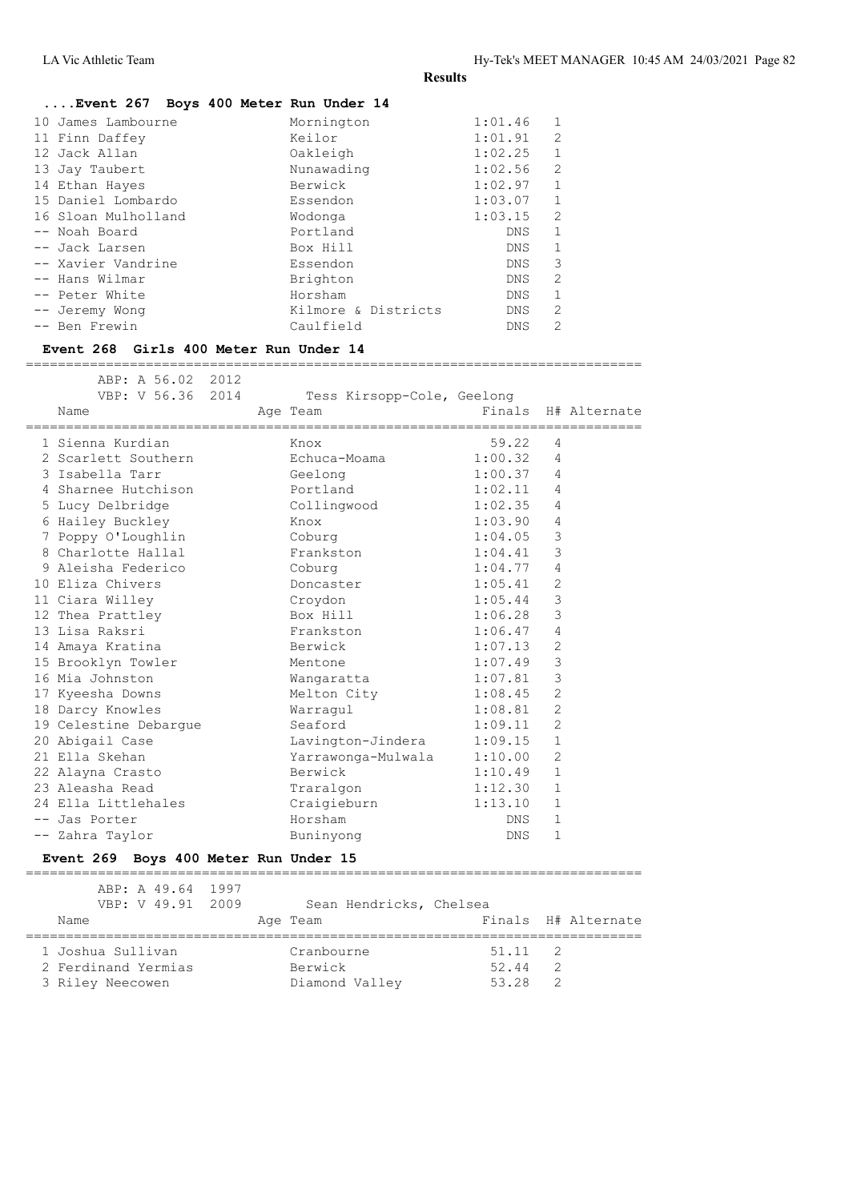**Results**

### ....Event 267 Boys 400 Meter Run Under 14

| Place | Name | Age | Team | Finals | H# | Alternate |
|---|---|---|---|---|---|---|
| 10 | James Lambourne | | Mornington | 1:01.46 | 1 | |
| 11 | Finn Daffey | | Keilor | 1:01.91 | 2 | |
| 12 | Jack Allan | | Oakleigh | 1:02.25 | 1 | |
| 13 | Jay Taubert | | Nunawading | 1:02.56 | 2 | |
| 14 | Ethan Hayes | | Berwick | 1:02.97 | 1 | |
| 15 | Daniel Lombardo | | Essendon | 1:03.07 | 1 | |
| 16 | Sloan Mulholland | | Wodonga | 1:03.15 | 2 | |
| -- | Noah Board | | Portland | DNS | 1 | |
| -- | Jack Larsen | | Box Hill | DNS | 1 | |
| -- | Xavier Vandrine | | Essendon | DNS | 3 | |
| -- | Hans Wilmar | | Brighton | DNS | 2 | |
| -- | Peter White | | Horsham | DNS | 1 | |
| -- | Jeremy Wong | | Kilmore & Districts | DNS | 2 | |
| -- | Ben Frewin | | Caulfield | DNS | 2 | |

### Event 268 Girls 400 Meter Run Under 14

ABP: A 56.02 2012
VBP: V 56.36 2014 Tess Kirsopp-Cole, Geelong

| Place | Name | Age | Team | Finals | H# | Alternate |
|---|---|---|---|---|---|---|
| 1 | Sienna Kurdian | | Knox | 59.22 | 4 | |
| 2 | Scarlett Southern | | Echuca-Moama | 1:00.32 | 4 | |
| 3 | Isabella Tarr | | Geelong | 1:00.37 | 4 | |
| 4 | Sharnee Hutchison | | Portland | 1:02.11 | 4 | |
| 5 | Lucy Delbridge | | Collingwood | 1:02.35 | 4 | |
| 6 | Hailey Buckley | | Knox | 1:03.90 | 4 | |
| 7 | Poppy O'Loughlin | | Coburg | 1:04.05 | 3 | |
| 8 | Charlotte Hallal | | Frankston | 1:04.41 | 3 | |
| 9 | Aleisha Federico | | Coburg | 1:04.77 | 4 | |
| 10 | Eliza Chivers | | Doncaster | 1:05.41 | 2 | |
| 11 | Ciara Willey | | Croydon | 1:05.44 | 3 | |
| 12 | Thea Prattley | | Box Hill | 1:06.28 | 3 | |
| 13 | Lisa Raksri | | Frankston | 1:06.47 | 4 | |
| 14 | Amaya Kratina | | Berwick | 1:07.13 | 2 | |
| 15 | Brooklyn Towler | | Mentone | 1:07.49 | 3 | |
| 16 | Mia Johnston | | Wangaratta | 1:07.81 | 3 | |
| 17 | Kyeesha Downs | | Melton City | 1:08.45 | 2 | |
| 18 | Darcy Knowles | | Warragul | 1:08.81 | 2 | |
| 19 | Celestine Debargue | | Seaford | 1:09.11 | 2 | |
| 20 | Abigail Case | | Lavington-Jindera | 1:09.15 | 1 | |
| 21 | Ella Skehan | | Yarrawonga-Mulwala | 1:10.00 | 2 | |
| 22 | Alayna Crasto | | Berwick | 1:10.49 | 1 | |
| 23 | Aleesha Read | | Traralgon | 1:12.30 | 1 | |
| 24 | Ella Littlehales | | Craigieburn | 1:13.10 | 1 | |
| -- | Jas Porter | | Horsham | DNS | 1 | |
| -- | Zahra Taylor | | Buninyong | DNS | 1 | |

### Event 269 Boys 400 Meter Run Under 15

ABP: A 49.64 1997
VBP: V 49.91 2009 Sean Hendricks, Chelsea

| Place | Name | Age | Team | Finals | H# | Alternate |
|---|---|---|---|---|---|---|
| 1 | Joshua Sullivan | | Cranbourne | 51.11 | 2 | |
| 2 | Ferdinand Yermias | | Berwick | 52.44 | 2 | |
| 3 | Riley Neecowen | | Diamond Valley | 53.28 | 2 | |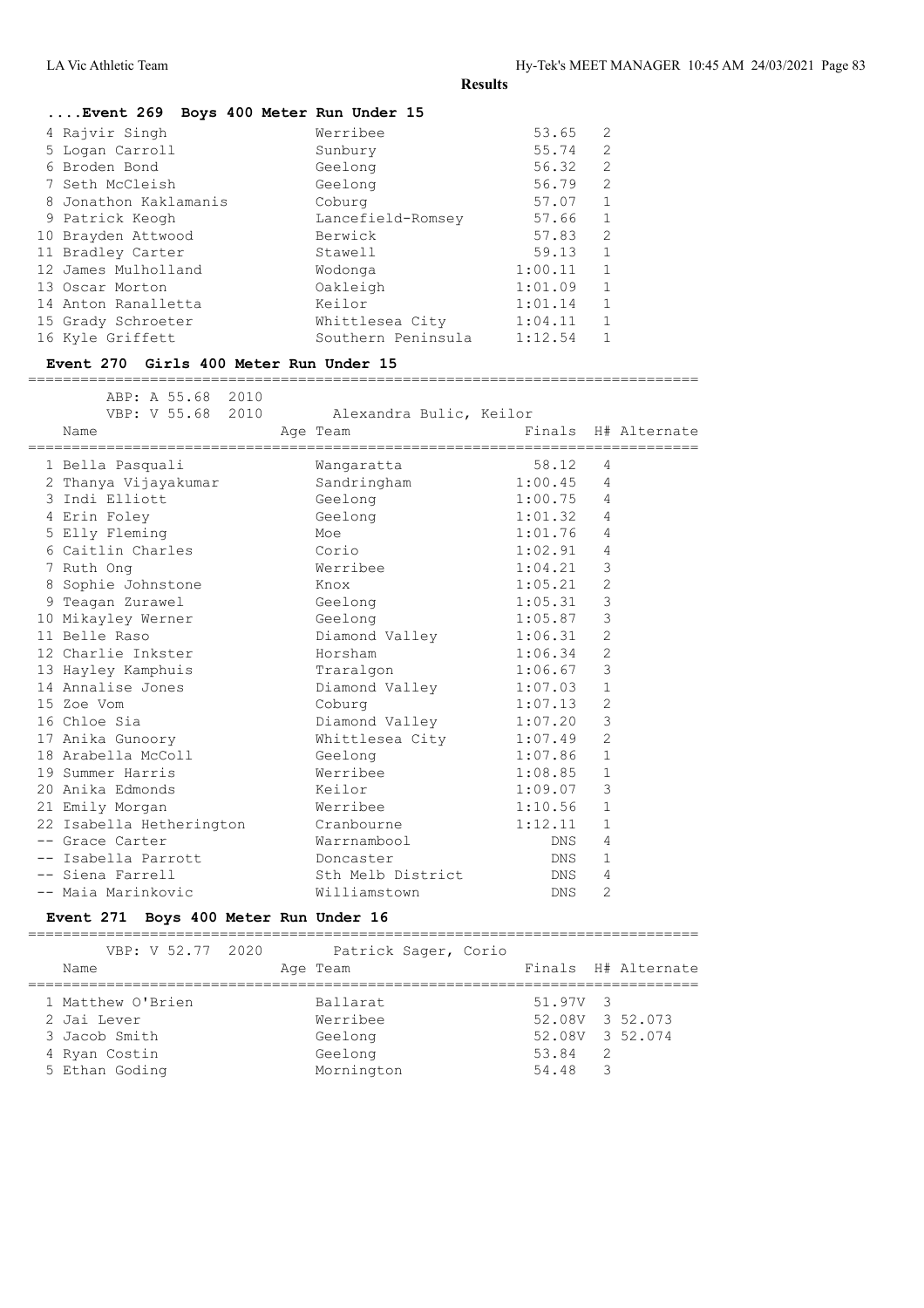## Results

### ....Event 269 Boys 400 Meter Run Under 15

| Place | Name | Team | Finals | H# |
|---|---|---|---|---|
| 4 | Rajvir Singh | Werribee | 53.65 | 2 |
| 5 | Logan Carroll | Sunbury | 55.74 | 2 |
| 6 | Broden Bond | Geelong | 56.32 | 2 |
| 7 | Seth McCleish | Geelong | 56.79 | 2 |
| 8 | Jonathon Kaklamanis | Coburg | 57.07 | 1 |
| 9 | Patrick Keogh | Lancefield-Romsey | 57.66 | 1 |
| 10 | Brayden Attwood | Berwick | 57.83 | 2 |
| 11 | Bradley Carter | Stawell | 59.13 | 1 |
| 12 | James Mulholland | Wodonga | 1:00.11 | 1 |
| 13 | Oscar Morton | Oakleigh | 1:01.09 | 1 |
| 14 | Anton Ranalletta | Keilor | 1:01.14 | 1 |
| 15 | Grady Schroeter | Whittlesea City | 1:04.11 | 1 |
| 16 | Kyle Griffett | Southern Peninsula | 1:12.54 | 1 |

### Event 270 Girls 400 Meter Run Under 15

ABP: A 55.68 2010
VBP: V 55.68 2010 Alexandra Bulic, Keilor

| Place | Name | Age | Team | Finals | H# | Alternate |
|---|---|---|---|---|---|---|
| 1 | Bella Pasquali | | Wangaratta | 58.12 | 4 | |
| 2 | Thanya Vijayakumar | | Sandringham | 1:00.45 | 4 | |
| 3 | Indi Elliott | | Geelong | 1:00.75 | 4 | |
| 4 | Erin Foley | | Geelong | 1:01.32 | 4 | |
| 5 | Elly Fleming | | Moe | 1:01.76 | 4 | |
| 6 | Caitlin Charles | | Corio | 1:02.91 | 4 | |
| 7 | Ruth Ong | | Werribee | 1:04.21 | 3 | |
| 8 | Sophie Johnstone | | Knox | 1:05.21 | 2 | |
| 9 | Teagan Zurawel | | Geelong | 1:05.31 | 3 | |
| 10 | Mikayley Werner | | Geelong | 1:05.87 | 3 | |
| 11 | Belle Raso | | Diamond Valley | 1:06.31 | 2 | |
| 12 | Charlie Inkster | | Horsham | 1:06.34 | 2 | |
| 13 | Hayley Kamphuis | | Traralgon | 1:06.67 | 3 | |
| 14 | Annalise Jones | | Diamond Valley | 1:07.03 | 1 | |
| 15 | Zoe Vom | | Coburg | 1:07.13 | 2 | |
| 16 | Chloe Sia | | Diamond Valley | 1:07.20 | 3 | |
| 17 | Anika Gunoory | | Whittlesea City | 1:07.49 | 2 | |
| 18 | Arabella McColl | | Geelong | 1:07.86 | 1 | |
| 19 | Summer Harris | | Werribee | 1:08.85 | 1 | |
| 20 | Anika Edmonds | | Keilor | 1:09.07 | 3 | |
| 21 | Emily Morgan | | Werribee | 1:10.56 | 1 | |
| 22 | Isabella Hetherington | | Cranbourne | 1:12.11 | 1 | |
| -- | Grace Carter | | Warrnambool | DNS | 4 | |
| -- | Isabella Parrott | | Doncaster | DNS | 1 | |
| -- | Siena Farrell | | Sth Melb District | DNS | 4 | |
| -- | Maia Marinkovic | | Williamstown | DNS | 2 | |

### Event 271 Boys 400 Meter Run Under 16

VBP: V 52.77 2020 Patrick Sager, Corio

| Place | Name | Age | Team | Finals | H# | Alternate |
|---|---|---|---|---|---|---|
| 1 | Matthew O'Brien | | Ballarat | 51.97V | 3 | |
| 2 | Jai Lever | | Werribee | 52.08V | 3 | 52.073 |
| 3 | Jacob Smith | | Geelong | 52.08V | 3 | 52.074 |
| 4 | Ryan Costin | | Geelong | 53.84 | 2 | |
| 5 | Ethan Goding | | Mornington | 54.48 | 3 | |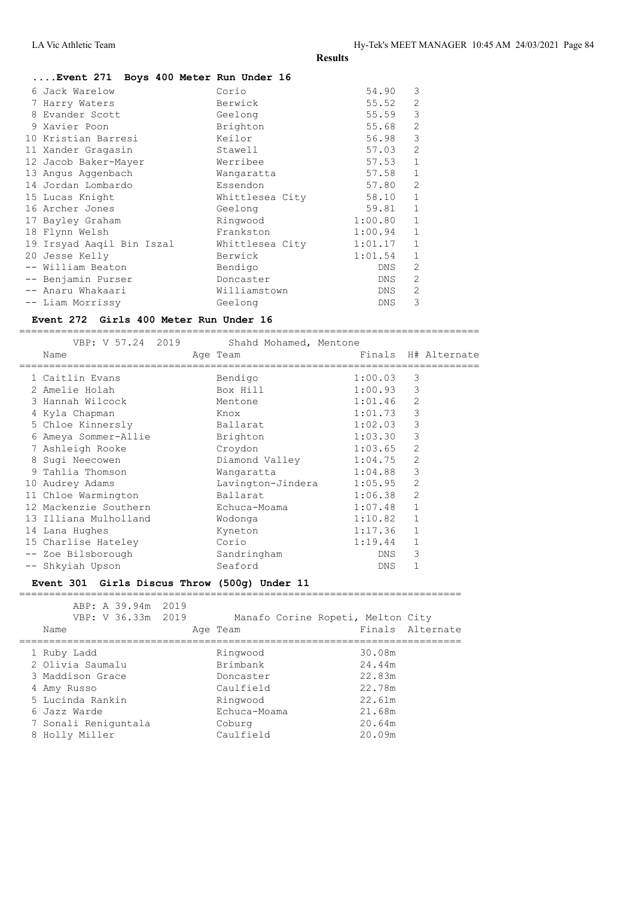**Results**

### ....Event 271 Boys 400 Meter Run Under 16

| Place | Name | Age | Team | Finals | H# | Alternate |
|---|---|---|---|---|---|---|
| 6 | Jack Warelow | | Corio | 54.90 | 3 | |
| 7 | Harry Waters | | Berwick | 55.52 | 2 | |
| 8 | Evander Scott | | Geelong | 55.59 | 3 | |
| 9 | Xavier Poon | | Brighton | 55.68 | 2 | |
| 10 | Kristian Barresi | | Keilor | 56.98 | 3 | |
| 11 | Xander Gragasin | | Stawell | 57.03 | 2 | |
| 12 | Jacob Baker-Mayer | | Werribee | 57.53 | 1 | |
| 13 | Angus Aggenbach | | Wangaratta | 57.58 | 1 | |
| 14 | Jordan Lombardo | | Essendon | 57.80 | 2 | |
| 15 | Lucas Knight | | Whittlesea City | 58.10 | 1 | |
| 16 | Archer Jones | | Geelong | 59.81 | 1 | |
| 17 | Bayley Graham | | Ringwood | 1:00.80 | 1 | |
| 18 | Flynn Welsh | | Frankston | 1:00.94 | 1 | |
| 19 | Irsyad Aaqil Bin Iszal | | Whittlesea City | 1:01.17 | 1 | |
| 20 | Jesse Kelly | | Berwick | 1:01.54 | 1 | |
| -- | William Beaton | | Bendigo | DNS | 2 | |
| -- | Benjamin Purser | | Doncaster | DNS | 2 | |
| -- | Anaru Whakaari | | Williamstown | DNS | 2 | |
| -- | Liam Morrissy | | Geelong | DNS | 3 | |

### Event 272 Girls 400 Meter Run Under 16

VBP: V 57.24 2019 Shahd Mohamed, Mentone

| Place | Name | Age | Team | Finals | H# | Alternate |
|---|---|---|---|---|---|---|
| 1 | Caitlin Evans | | Bendigo | 1:00.03 | 3 | |
| 2 | Amelie Holah | | Box Hill | 1:00.93 | 3 | |
| 3 | Hannah Wilcock | | Mentone | 1:01.46 | 2 | |
| 4 | Kyla Chapman | | Knox | 1:01.73 | 3 | |
| 5 | Chloe Kinnersly | | Ballarat | 1:02.03 | 3 | |
| 6 | Ameya Sommer-Allie | | Brighton | 1:03.30 | 3 | |
| 7 | Ashleigh Rooke | | Croydon | 1:03.65 | 2 | |
| 8 | Sugi Neecowen | | Diamond Valley | 1:04.75 | 2 | |
| 9 | Tahlia Thomson | | Wangaratta | 1:04.88 | 3 | |
| 10 | Audrey Adams | | Lavington-Jindera | 1:05.95 | 2 | |
| 11 | Chloe Warmington | | Ballarat | 1:06.38 | 2 | |
| 12 | Mackenzie Southern | | Echuca-Moama | 1:07.48 | 1 | |
| 13 | Illiana Mulholland | | Wodonga | 1:10.82 | 1 | |
| 14 | Lana Hughes | | Kyneton | 1:17.36 | 1 | |
| 15 | Charlise Hateley | | Corio | 1:19.44 | 1 | |
| -- | Zoe Bilsborough | | Sandringham | DNS | 3 | |
| -- | Shkyiah Upson | | Seaford | DNS | 1 | |

### Event 301 Girls Discus Throw (500g) Under 11

ABP: A 39.94m 2019
VBP: V 36.33m 2019 Manafo Corine Ropeti, Melton City

| Place | Name | Age | Team | Finals | Alternate |
|---|---|---|---|---|---|
| 1 | Ruby Ladd | | Ringwood | 30.08m | |
| 2 | Olivia Saumalu | | Brimbank | 24.44m | |
| 3 | Maddison Grace | | Doncaster | 22.83m | |
| 4 | Amy Russo | | Caulfield | 22.78m | |
| 5 | Lucinda Rankin | | Ringwood | 22.61m | |
| 6 | Jazz Warde | | Echuca-Moama | 21.68m | |
| 7 | Sonali Reniguntala | | Coburg | 20.64m | |
| 8 | Holly Miller | | Caulfield | 20.09m | |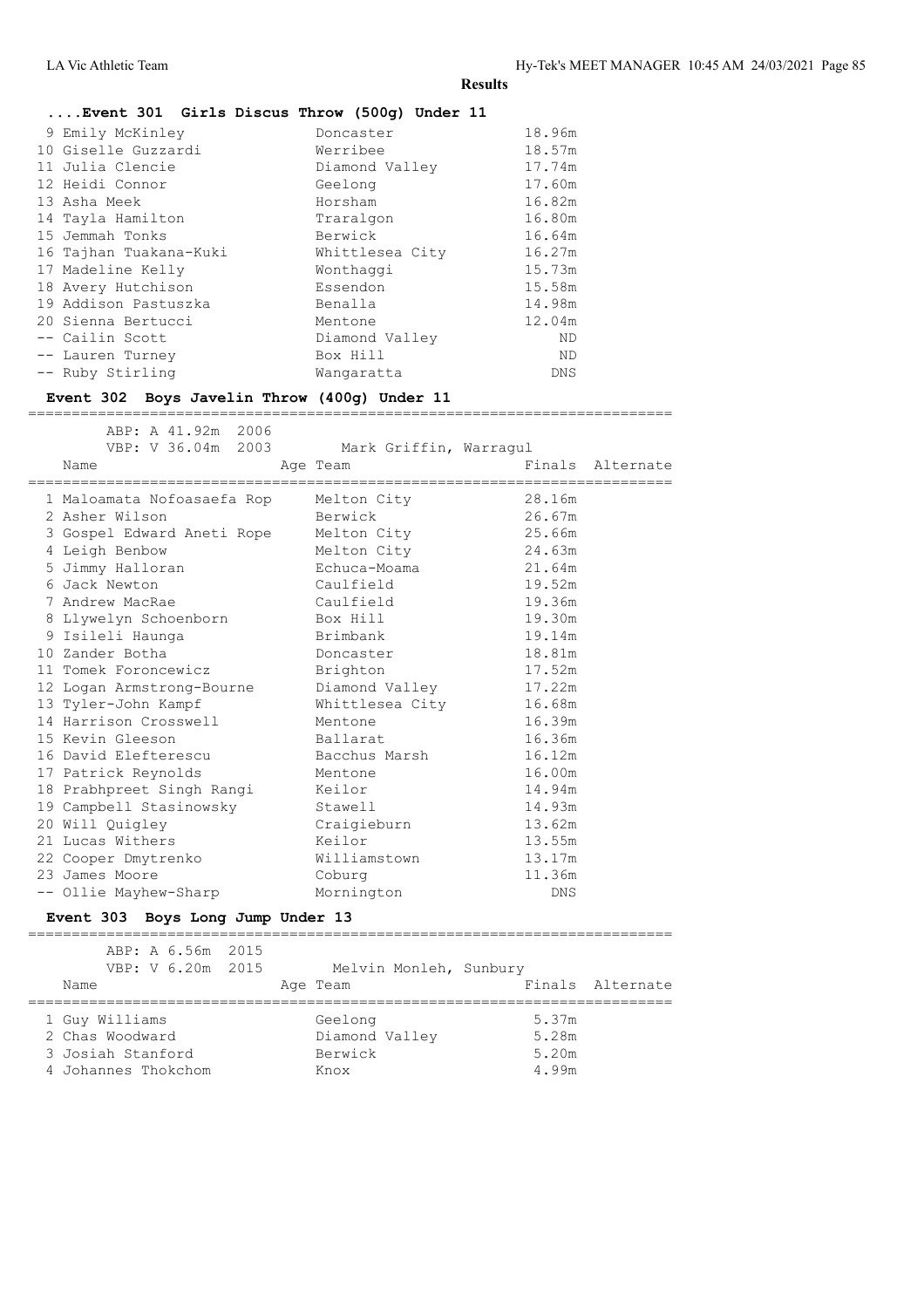## Results

### ....Event 301 Girls Discus Throw (500g) Under 11

| Place | Name | Team | Finals |
|---|---|---|---|
| 9 | Emily McKinley | Doncaster | 18.96m |
| 10 | Giselle Guzzardi | Werribee | 18.57m |
| 11 | Julia Clencie | Diamond Valley | 17.74m |
| 12 | Heidi Connor | Geelong | 17.60m |
| 13 | Asha Meek | Horsham | 16.82m |
| 14 | Tayla Hamilton | Traralgon | 16.80m |
| 15 | Jemmah Tonks | Berwick | 16.64m |
| 16 | Tajhan Tuakana-Kuki | Whittlesea City | 16.27m |
| 17 | Madeline Kelly | Wonthaggi | 15.73m |
| 18 | Avery Hutchison | Essendon | 15.58m |
| 19 | Addison Pastuszka | Benalla | 14.98m |
| 20 | Sienna Bertucci | Mentone | 12.04m |
| -- | Cailin Scott | Diamond Valley | ND |
| -- | Lauren Turney | Box Hill | ND |
| -- | Ruby Stirling | Wangaratta | DNS |

### Event 302 Boys Javelin Throw (400g) Under 11

ABP: A 41.92m 2006
VBP: V 36.04m 2003 Mark Griffin, Warragul

| Place | Name | Age | Team | Finals | Alternate |
|---|---|---|---|---|---|
| 1 | Maloamata Nofoasaefa Rop | | Melton City | 28.16m | |
| 2 | Asher Wilson | | Berwick | 26.67m | |
| 3 | Gospel Edward Aneti Rope | | Melton City | 25.66m | |
| 4 | Leigh Benbow | | Melton City | 24.63m | |
| 5 | Jimmy Halloran | | Echuca-Moama | 21.64m | |
| 6 | Jack Newton | | Caulfield | 19.52m | |
| 7 | Andrew MacRae | | Caulfield | 19.36m | |
| 8 | Llywelyn Schoenborn | | Box Hill | 19.30m | |
| 9 | Isileli Haunga | | Brimbank | 19.14m | |
| 10 | Zander Botha | | Doncaster | 18.81m | |
| 11 | Tomek Foroncewicz | | Brighton | 17.52m | |
| 12 | Logan Armstrong-Bourne | | Diamond Valley | 17.22m | |
| 13 | Tyler-John Kampf | | Whittlesea City | 16.68m | |
| 14 | Harrison Crosswell | | Mentone | 16.39m | |
| 15 | Kevin Gleeson | | Ballarat | 16.36m | |
| 16 | David Elefterescu | | Bacchus Marsh | 16.12m | |
| 17 | Patrick Reynolds | | Mentone | 16.00m | |
| 18 | Prabhpreet Singh Rangi | | Keilor | 14.94m | |
| 19 | Campbell Stasinowsky | | Stawell | 14.93m | |
| 20 | Will Quigley | | Craigieburn | 13.62m | |
| 21 | Lucas Withers | | Keilor | 13.55m | |
| 22 | Cooper Dmytrenko | | Williamstown | 13.17m | |
| 23 | James Moore | | Coburg | 11.36m | |
| -- | Ollie Mayhew-Sharp | | Mornington | DNS | |

### Event 303 Boys Long Jump Under 13

ABP: A 6.56m 2015
VBP: V 6.20m 2015 Melvin Monleh, Sunbury

| Place | Name | Age | Team | Finals | Alternate |
|---|---|---|---|---|---|
| 1 | Guy Williams | | Geelong | 5.37m | |
| 2 | Chas Woodward | | Diamond Valley | 5.28m | |
| 3 | Josiah Stanford | | Berwick | 5.20m | |
| 4 | Johannes Thokchom | | Knox | 4.99m | |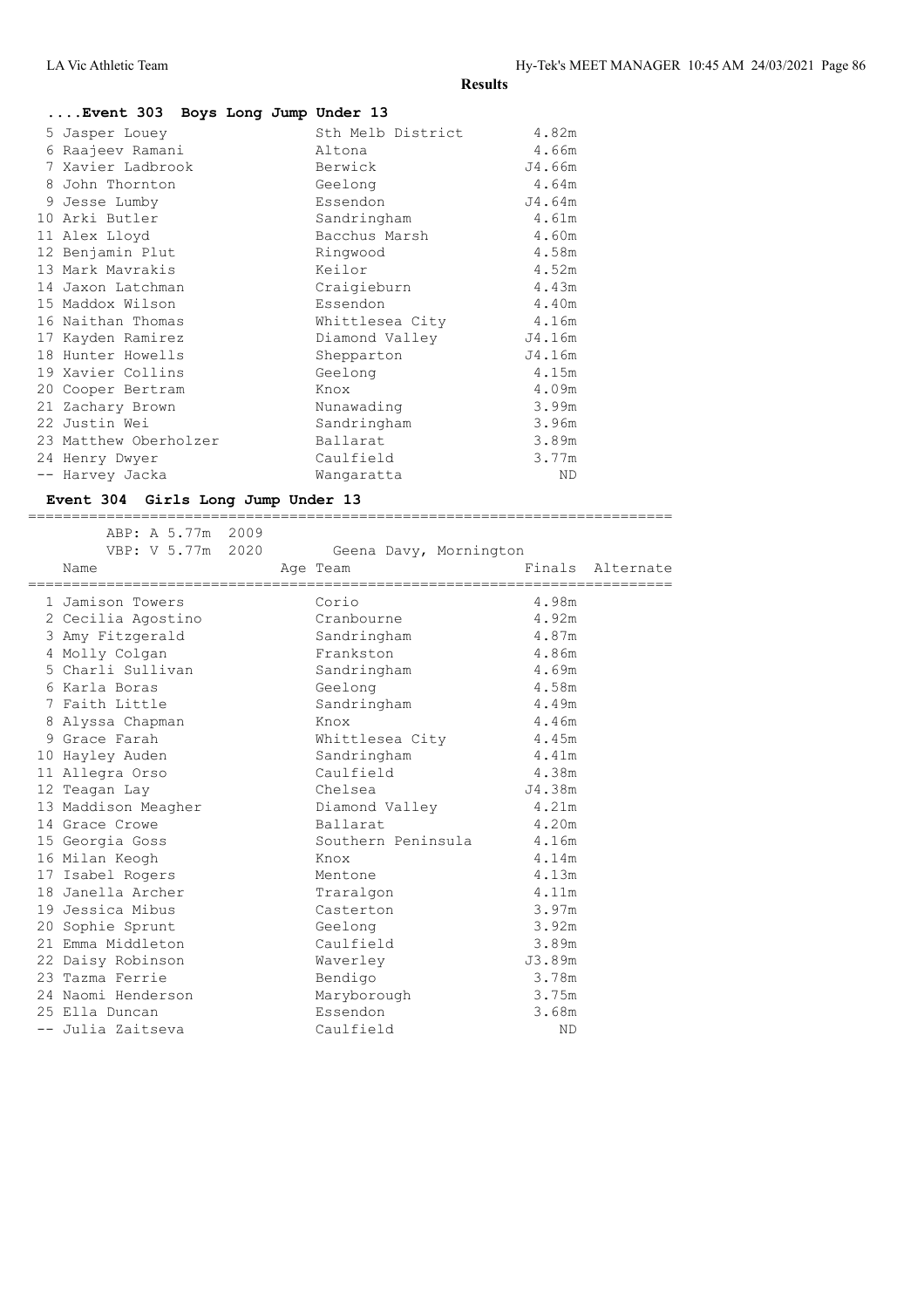**Results**

### ....Event 303 Boys Long Jump Under 13

| Place | Name | Team | Finals |
|---|---|---|---|
| 5 | Jasper Louey | Sth Melb District | 4.82m |
| 6 | Raajeev Ramani | Altona | 4.66m |
| 7 | Xavier Ladbrook | Berwick | J4.66m |
| 8 | John Thornton | Geelong | 4.64m |
| 9 | Jesse Lumby | Essendon | J4.64m |
| 10 | Arki Butler | Sandringham | 4.61m |
| 11 | Alex Lloyd | Bacchus Marsh | 4.60m |
| 12 | Benjamin Plut | Ringwood | 4.58m |
| 13 | Mark Mavrakis | Keilor | 4.52m |
| 14 | Jaxon Latchman | Craigieburn | 4.43m |
| 15 | Maddox Wilson | Essendon | 4.40m |
| 16 | Naithan Thomas | Whittlesea City | 4.16m |
| 17 | Kayden Ramirez | Diamond Valley | J4.16m |
| 18 | Hunter Howells | Shepparton | J4.16m |
| 19 | Xavier Collins | Geelong | 4.15m |
| 20 | Cooper Bertram | Knox | 4.09m |
| 21 | Zachary Brown | Nunawading | 3.99m |
| 22 | Justin Wei | Sandringham | 3.96m |
| 23 | Matthew Oberholzer | Ballarat | 3.89m |
| 24 | Henry Dwyer | Caulfield | 3.77m |
| -- | Harvey Jacka | Wangaratta | ND |

### Event 304 Girls Long Jump Under 13

ABP: A 5.77m 2009
VBP: V 5.77m 2020 Geena Davy, Mornington

| Place | Name | Age | Team | Finals | Alternate |
|---|---|---|---|---|---|
| 1 | Jamison Towers | | Corio | 4.98m | |
| 2 | Cecilia Agostino | | Cranbourne | 4.92m | |
| 3 | Amy Fitzgerald | | Sandringham | 4.87m | |
| 4 | Molly Colgan | | Frankston | 4.86m | |
| 5 | Charli Sullivan | | Sandringham | 4.69m | |
| 6 | Karla Boras | | Geelong | 4.58m | |
| 7 | Faith Little | | Sandringham | 4.49m | |
| 8 | Alyssa Chapman | | Knox | 4.46m | |
| 9 | Grace Farah | | Whittlesea City | 4.45m | |
| 10 | Hayley Auden | | Sandringham | 4.41m | |
| 11 | Allegra Orso | | Caulfield | 4.38m | |
| 12 | Teagan Lay | | Chelsea | J4.38m | |
| 13 | Maddison Meagher | | Diamond Valley | 4.21m | |
| 14 | Grace Crowe | | Ballarat | 4.20m | |
| 15 | Georgia Goss | | Southern Peninsula | 4.16m | |
| 16 | Milan Keogh | | Knox | 4.14m | |
| 17 | Isabel Rogers | | Mentone | 4.13m | |
| 18 | Janella Archer | | Traralgon | 4.11m | |
| 19 | Jessica Mibus | | Casterton | 3.97m | |
| 20 | Sophie Sprunt | | Geelong | 3.92m | |
| 21 | Emma Middleton | | Caulfield | 3.89m | |
| 22 | Daisy Robinson | | Waverley | J3.89m | |
| 23 | Tazma Ferrie | | Bendigo | 3.78m | |
| 24 | Naomi Henderson | | Maryborough | 3.75m | |
| 25 | Ella Duncan | | Essendon | 3.68m | |
| -- | Julia Zaitseva | | Caulfield | ND | |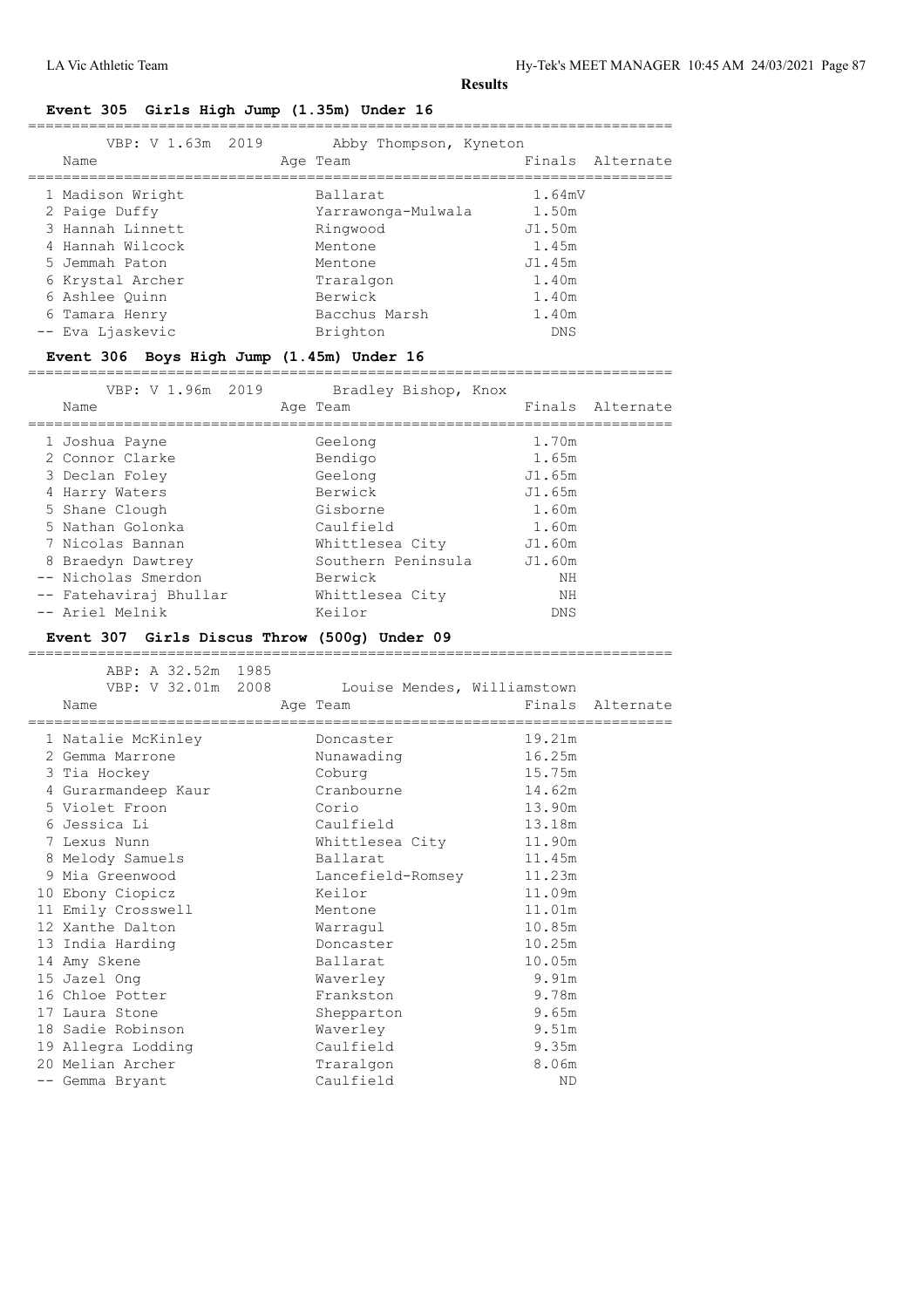**Results**

### Event 305 Girls High Jump (1.35m) Under 16

VBP: V 1.63m 2019 Abby Thompson, Kyneton

| Name | Age | Team | Finals | Alternate |
|---|---|---|---|---|
| 1 Madison Wright | | Ballarat | 1.64mV | |
| 2 Paige Duffy | | Yarrawonga-Mulwala | 1.50m | |
| 3 Hannah Linnett | | Ringwood | J1.50m | |
| 4 Hannah Wilcock | | Mentone | 1.45m | |
| 5 Jemmah Paton | | Mentone | J1.45m | |
| 6 Krystal Archer | | Traralgon | 1.40m | |
| 6 Ashlee Quinn | | Berwick | 1.40m | |
| 6 Tamara Henry | | Bacchus Marsh | 1.40m | |
| -- Eva Ljaskevic | | Brighton | DNS | |

### Event 306 Boys High Jump (1.45m) Under 16

VBP: V 1.96m 2019 Bradley Bishop, Knox

| Name | Age | Team | Finals | Alternate |
|---|---|---|---|---|
| 1 Joshua Payne | | Geelong | 1.70m | |
| 2 Connor Clarke | | Bendigo | 1.65m | |
| 3 Declan Foley | | Geelong | J1.65m | |
| 4 Harry Waters | | Berwick | J1.65m | |
| 5 Shane Clough | | Gisborne | 1.60m | |
| 5 Nathan Golonka | | Caulfield | 1.60m | |
| 7 Nicolas Bannan | | Whittlesea City | J1.60m | |
| 8 Braedyn Dawtrey | | Southern Peninsula | J1.60m | |
| -- Nicholas Smerdon | | Berwick | NH | |
| -- Fatehaviraj Bhullar | | Whittlesea City | NH | |
| -- Ariel Melnik | | Keilor | DNS | |

### Event 307 Girls Discus Throw (500g) Under 09

ABP: A 32.52m 1985
VBP: V 32.01m 2008 Louise Mendes, Williamstown

| Name | Age | Team | Finals | Alternate |
|---|---|---|---|---|
| 1 Natalie McKinley | | Doncaster | 19.21m | |
| 2 Gemma Marrone | | Nunawading | 16.25m | |
| 3 Tia Hockey | | Coburg | 15.75m | |
| 4 Gurarmandeep Kaur | | Cranbourne | 14.62m | |
| 5 Violet Froon | | Corio | 13.90m | |
| 6 Jessica Li | | Caulfield | 13.18m | |
| 7 Lexus Nunn | | Whittlesea City | 11.90m | |
| 8 Melody Samuels | | Ballarat | 11.45m | |
| 9 Mia Greenwood | | Lancefield-Romsey | 11.23m | |
| 10 Ebony Ciopicz | | Keilor | 11.09m | |
| 11 Emily Crosswell | | Mentone | 11.01m | |
| 12 Xanthe Dalton | | Warragul | 10.85m | |
| 13 India Harding | | Doncaster | 10.25m | |
| 14 Amy Skene | | Ballarat | 10.05m | |
| 15 Jazel Ong | | Waverley | 9.91m | |
| 16 Chloe Potter | | Frankston | 9.78m | |
| 17 Laura Stone | | Shepparton | 9.65m | |
| 18 Sadie Robinson | | Waverley | 9.51m | |
| 19 Allegra Lodding | | Caulfield | 9.35m | |
| 20 Melian Archer | | Traralgon | 8.06m | |
| -- Gemma Bryant | | Caulfield | ND | |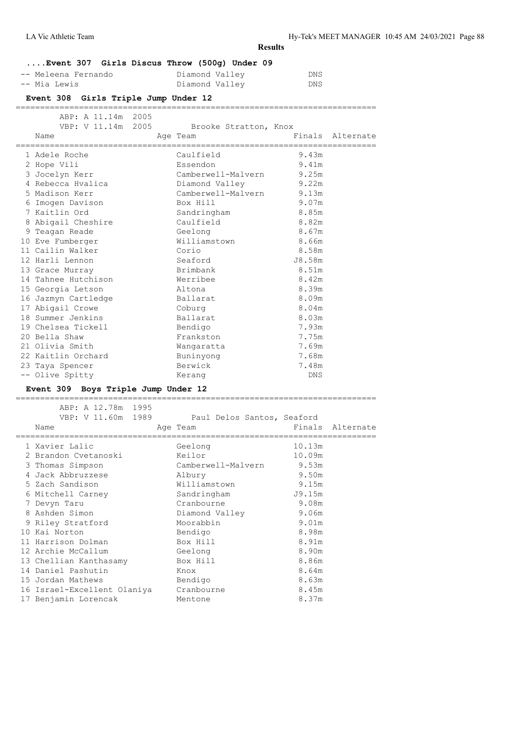**Results**

### ....Event 307 Girls Discus Throw (500g) Under 09

| Place | Name | Team | Finals |
|---|---|---|---|
| -- | Meleena Fernando | Diamond Valley | DNS |
| -- | Mia Lewis | Diamond Valley | DNS |

### Event 308 Girls Triple Jump Under 12

ABP: A 11.14m 2005
VBP: V 11.14m 2005 Brooke Stratton, Knox

| Place | Name | Age | Team | Finals | Alternate |
|---|---|---|---|---|---|
| 1 | Adele Roche | | Caulfield | 9.43m | |
| 2 | Hope Vili | | Essendon | 9.41m | |
| 3 | Jocelyn Kerr | | Camberwell-Malvern | 9.25m | |
| 4 | Rebecca Hvalica | | Diamond Valley | 9.22m | |
| 5 | Madison Kerr | | Camberwell-Malvern | 9.13m | |
| 6 | Imogen Davison | | Box Hill | 9.07m | |
| 7 | Kaitlin Ord | | Sandringham | 8.85m | |
| 8 | Abigail Cheshire | | Caulfield | 8.82m | |
| 9 | Teagan Reade | | Geelong | 8.67m | |
| 10 | Eve Fumberger | | Williamstown | 8.66m | |
| 11 | Cailin Walker | | Corio | 8.58m | |
| 12 | Harli Lennon | | Seaford | J8.58m | |
| 13 | Grace Murray | | Brimbank | 8.51m | |
| 14 | Tahnee Hutchison | | Werribee | 8.42m | |
| 15 | Georgia Letson | | Altona | 8.39m | |
| 16 | Jazmyn Cartledge | | Ballarat | 8.09m | |
| 17 | Abigail Crowe | | Coburg | 8.04m | |
| 18 | Summer Jenkins | | Ballarat | 8.03m | |
| 19 | Chelsea Tickell | | Bendigo | 7.93m | |
| 20 | Bella Shaw | | Frankston | 7.75m | |
| 21 | Olivia Smith | | Wangaratta | 7.69m | |
| 22 | Kaitlin Orchard | | Buninyong | 7.68m | |
| 23 | Taya Spencer | | Berwick | 7.48m | |
| -- | Olive Spitty | | Kerang | DNS | |

### Event 309 Boys Triple Jump Under 12

ABP: A 12.78m 1995
VBP: V 11.60m 1989 Paul Delos Santos, Seaford

| Place | Name | Age | Team | Finals | Alternate |
|---|---|---|---|---|---|
| 1 | Xavier Lalic | | Geelong | 10.13m | |
| 2 | Brandon Cvetanoski | | Keilor | 10.09m | |
| 3 | Thomas Simpson | | Camberwell-Malvern | 9.53m | |
| 4 | Jack Abbruzzese | | Albury | 9.50m | |
| 5 | Zach Sandison | | Williamstown | 9.15m | |
| 6 | Mitchell Carney | | Sandringham | J9.15m | |
| 7 | Devyn Taru | | Cranbourne | 9.08m | |
| 8 | Ashden Simon | | Diamond Valley | 9.06m | |
| 9 | Riley Stratford | | Moorabbin | 9.01m | |
| 10 | Kai Norton | | Bendigo | 8.98m | |
| 11 | Harrison Dolman | | Box Hill | 8.91m | |
| 12 | Archie McCallum | | Geelong | 8.90m | |
| 13 | Chellian Kanthasamy | | Box Hill | 8.86m | |
| 14 | Daniel Pashutin | | Knox | 8.64m | |
| 15 | Jordan Mathews | | Bendigo | 8.63m | |
| 16 | Israel-Excellent Olaniya | | Cranbourne | 8.45m | |
| 17 | Benjamin Lorencak | | Mentone | 8.37m | |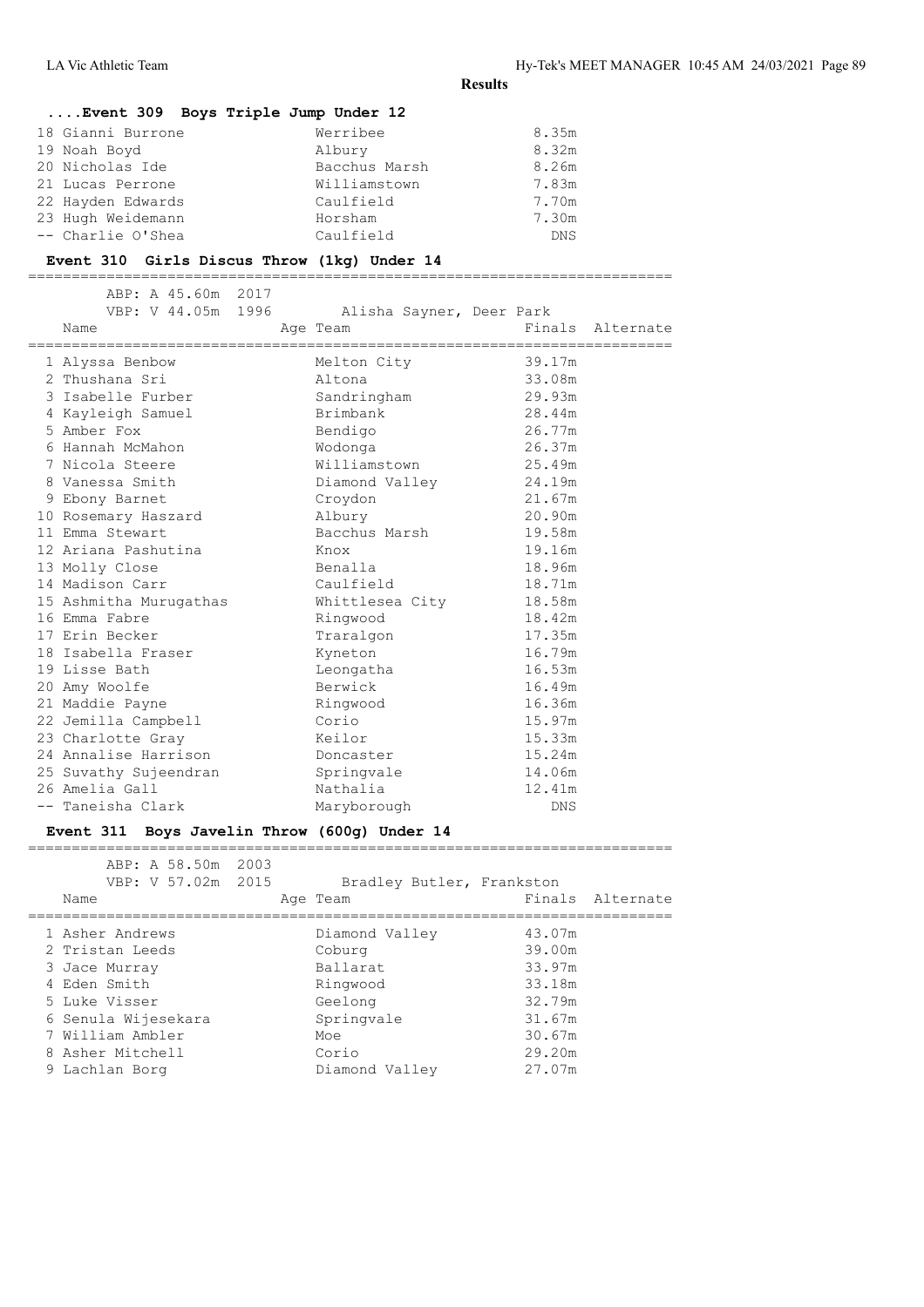**Results**

## ....Event 309 Boys Triple Jump Under 12

| Place | Name | Age | Team | Finals |
|---|---|---|---|---|
| 18 | Gianni Burrone | | Werribee | 8.35m |
| 19 | Noah Boyd | | Albury | 8.32m |
| 20 | Nicholas Ide | | Bacchus Marsh | 8.26m |
| 21 | Lucas Perrone | | Williamstown | 7.83m |
| 22 | Hayden Edwards | | Caulfield | 7.70m |
| 23 | Hugh Weidemann | | Horsham | 7.30m |
| -- | Charlie O'Shea | | Caulfield | DNS |

## Event 310 Girls Discus Throw (1kg) Under 14

ABP: A 45.60m 2017
VBP: V 44.05m 1996 Alisha Sayner, Deer Park

| Place | Name | Age | Team | Finals | Alternate |
|---|---|---|---|---|---|
| 1 | Alyssa Benbow | | Melton City | 39.17m | |
| 2 | Thushana Sri | | Altona | 33.08m | |
| 3 | Isabelle Furber | | Sandringham | 29.93m | |
| 4 | Kayleigh Samuel | | Brimbank | 28.44m | |
| 5 | Amber Fox | | Bendigo | 26.77m | |
| 6 | Hannah McMahon | | Wodonga | 26.37m | |
| 7 | Nicola Steere | | Williamstown | 25.49m | |
| 8 | Vanessa Smith | | Diamond Valley | 24.19m | |
| 9 | Ebony Barnet | | Croydon | 21.67m | |
| 10 | Rosemary Haszard | | Albury | 20.90m | |
| 11 | Emma Stewart | | Bacchus Marsh | 19.58m | |
| 12 | Ariana Pashutina | | Knox | 19.16m | |
| 13 | Molly Close | | Benalla | 18.96m | |
| 14 | Madison Carr | | Caulfield | 18.71m | |
| 15 | Ashmitha Murugathas | | Whittlesea City | 18.58m | |
| 16 | Emma Fabre | | Ringwood | 18.42m | |
| 17 | Erin Becker | | Traralgon | 17.35m | |
| 18 | Isabella Fraser | | Kyneton | 16.79m | |
| 19 | Lisse Bath | | Leongatha | 16.53m | |
| 20 | Amy Woolfe | | Berwick | 16.49m | |
| 21 | Maddie Payne | | Ringwood | 16.36m | |
| 22 | Jemilla Campbell | | Corio | 15.97m | |
| 23 | Charlotte Gray | | Keilor | 15.33m | |
| 24 | Annalise Harrison | | Doncaster | 15.24m | |
| 25 | Suvathy Sujeendran | | Springvale | 14.06m | |
| 26 | Amelia Gall | | Nathalia | 12.41m | |
| -- | Taneisha Clark | | Maryborough | DNS | |

## Event 311 Boys Javelin Throw (600g) Under 14

ABP: A 58.50m 2003
VBP: V 57.02m 2015 Bradley Butler, Frankston

| Place | Name | Age | Team | Finals | Alternate |
|---|---|---|---|---|---|
| 1 | Asher Andrews | | Diamond Valley | 43.07m | |
| 2 | Tristan Leeds | | Coburg | 39.00m | |
| 3 | Jace Murray | | Ballarat | 33.97m | |
| 4 | Eden Smith | | Ringwood | 33.18m | |
| 5 | Luke Visser | | Geelong | 32.79m | |
| 6 | Senula Wijesekara | | Springvale | 31.67m | |
| 7 | William Ambler | | Moe | 30.67m | |
| 8 | Asher Mitchell | | Corio | 29.20m | |
| 9 | Lachlan Borg | | Diamond Valley | 27.07m | |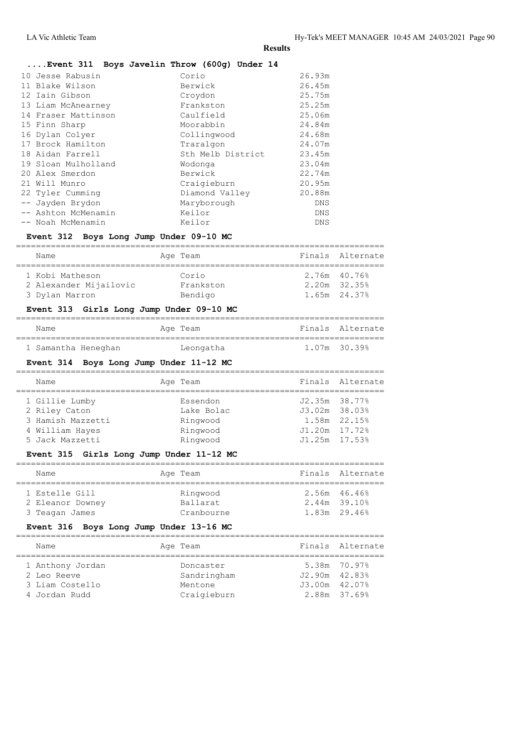**Results**

### ....Event 311 Boys Javelin Throw (600g) Under 14

| | Name | Team | Mark |
|---|---|---|---|
| 10 | Jesse Rabusin | Corio | 26.93m |
| 11 | Blake Wilson | Berwick | 26.45m |
| 12 | Iain Gibson | Croydon | 25.75m |
| 13 | Liam McAnearney | Frankston | 25.25m |
| 14 | Fraser Mattinson | Caulfield | 25.06m |
| 15 | Finn Sharp | Moorabbin | 24.84m |
| 16 | Dylan Colyer | Collingwood | 24.68m |
| 17 | Brock Hamilton | Traralgon | 24.07m |
| 18 | Aidan Farrell | Sth Melb District | 23.45m |
| 19 | Sloan Mulholland | Wodonga | 23.04m |
| 20 | Alex Smerdon | Berwick | 22.74m |
| 21 | Will Munro | Craigieburn | 20.95m |
| 22 | Tyler Cumming | Diamond Valley | 20.88m |
| -- | Jayden Brydon | Maryborough | DNS |
| -- | Ashton McMenamin | Keilor | DNS |
| -- | Noah McMenamin | Keilor | DNS |

### Event 312 Boys Long Jump Under 09-10 MC

| | Name | Age Team | Finals | Alternate |
|---|---|---|---|---|
| 1 | Kobi Matheson | Corio | 2.76m | 40.76% |
| 2 | Alexander Mijailovic | Frankston | 2.20m | 32.35% |
| 3 | Dylan Marron | Bendigo | 1.65m | 24.37% |

### Event 313 Girls Long Jump Under 09-10 MC

| | Name | Age Team | Finals | Alternate |
|---|---|---|---|---|
| 1 | Samantha Heneghan | Leongatha | 1.07m | 30.39% |

### Event 314 Boys Long Jump Under 11-12 MC

| | Name | Age Team | Finals | Alternate |
|---|---|---|---|---|
| 1 | Gillie Lumby | Essendon | J2.35m | 38.77% |
| 2 | Riley Caton | Lake Bolac | J3.02m | 38.03% |
| 3 | Hamish Mazzetti | Ringwood | 1.58m | 22.15% |
| 4 | William Hayes | Ringwood | J1.20m | 17.72% |
| 5 | Jack Mazzetti | Ringwood | J1.25m | 17.53% |

### Event 315 Girls Long Jump Under 11-12 MC

| | Name | Age Team | Finals | Alternate |
|---|---|---|---|---|
| 1 | Estelle Gill | Ringwood | 2.56m | 46.46% |
| 2 | Eleanor Downey | Ballarat | 2.44m | 39.10% |
| 3 | Teagan James | Cranbourne | 1.83m | 29.46% |

### Event 316 Boys Long Jump Under 13-16 MC

| | Name | Age Team | Finals | Alternate |
|---|---|---|---|---|
| 1 | Anthony Jordan | Doncaster | 5.38m | 70.97% |
| 2 | Leo Reeve | Sandringham | J2.90m | 42.83% |
| 3 | Liam Costello | Mentone | J3.00m | 42.07% |
| 4 | Jordan Rudd | Craigieburn | 2.88m | 37.69% |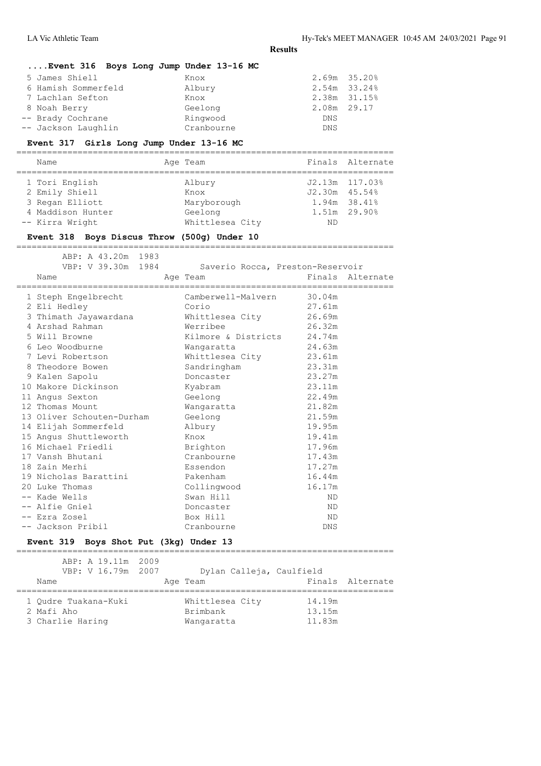## Results

### ....Event 316 Boys Long Jump Under 13-16 MC

| Name | Age Team | Finals | Alternate |
|---|---|---|---|
| 5 James Shiell | Knox | 2.69m | 35.20% |
| 6 Hamish Sommerfeld | Albury | 2.54m | 33.24% |
| 7 Lachlan Sefton | Knox | 2.38m | 31.15% |
| 8 Noah Berry | Geelong | 2.08m | 29.17 |
| -- Brady Cochrane | Ringwood | DNS | |
| -- Jackson Laughlin | Cranbourne | DNS | |

### Event 317 Girls Long Jump Under 13-16 MC

| Name | Age Team | Finals | Alternate |
|---|---|---|---|
| 1 Tori English | Albury | J2.13m | 117.03% |
| 2 Emily Shiell | Knox | J2.30m | 45.54% |
| 3 Regan Elliott | Maryborough | 1.94m | 38.41% |
| 4 Maddison Hunter | Geelong | 1.51m | 29.90% |
| -- Kirra Wright | Whittlesea City | ND | |

### Event 318 Boys Discus Throw (500g) Under 10

ABP: A 43.20m 1983
VBP: V 39.30m 1984 Saverio Rocca, Preston-Reservoir

| Name | Age Team | Finals | Alternate |
|---|---|---|---|
| 1 Steph Engelbrecht | Camberwell-Malvern | 30.04m | |
| 2 Eli Hedley | Corio | 27.61m | |
| 3 Thimath Jayawardana | Whittlesea City | 26.69m | |
| 4 Arshad Rahman | Werribee | 26.32m | |
| 5 Will Browne | Kilmore & Districts | 24.74m | |
| 6 Leo Woodburne | Wangaratta | 24.63m | |
| 7 Levi Robertson | Whittlesea City | 23.61m | |
| 8 Theodore Bowen | Sandringham | 23.31m | |
| 9 Kalen Sapolu | Doncaster | 23.27m | |
| 10 Makore Dickinson | Kyabram | 23.11m | |
| 11 Angus Sexton | Geelong | 22.49m | |
| 12 Thomas Mount | Wangaratta | 21.82m | |
| 13 Oliver Schouten-Durham | Geelong | 21.59m | |
| 14 Elijah Sommerfeld | Albury | 19.95m | |
| 15 Angus Shuttleworth | Knox | 19.41m | |
| 16 Michael Friedli | Brighton | 17.96m | |
| 17 Vansh Bhutani | Cranbourne | 17.43m | |
| 18 Zain Merhi | Essendon | 17.27m | |
| 19 Nicholas Barattini | Pakenham | 16.44m | |
| 20 Luke Thomas | Collingwood | 16.17m | |
| -- Kade Wells | Swan Hill | ND | |
| -- Alfie Gniel | Doncaster | ND | |
| -- Ezra Zosel | Box Hill | ND | |
| -- Jackson Pribil | Cranbourne | DNS | |

### Event 319 Boys Shot Put (3kg) Under 13

ABP: A 19.11m 2009
VBP: V 16.79m 2007 Dylan Calleja, Caulfield

| Name | Age Team | Finals | Alternate |
|---|---|---|---|
| 1 Qudre Tuakana-Kuki | Whittlesea City | 14.19m | |
| 2 Mafi Aho | Brimbank | 13.15m | |
| 3 Charlie Haring | Wangaratta | 11.83m | |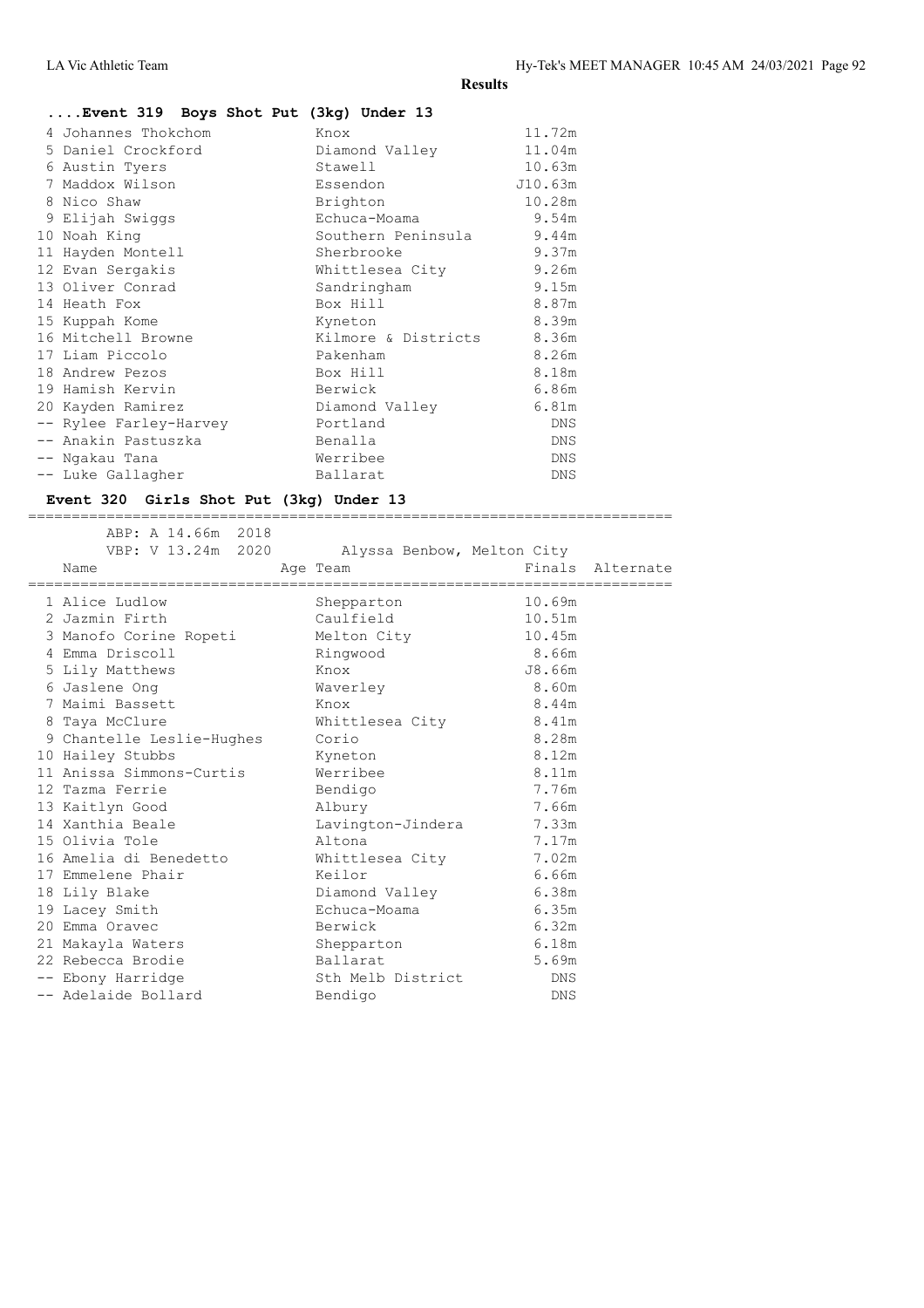## Results

### ....Event 319 Boys Shot Put (3kg) Under 13

| Place | Name | Team | Finals |
|---|---|---|---|
| 4 | Johannes Thokchom | Knox | 11.72m |
| 5 | Daniel Crockford | Diamond Valley | 11.04m |
| 6 | Austin Tyers | Stawell | 10.63m |
| 7 | Maddox Wilson | Essendon | J10.63m |
| 8 | Nico Shaw | Brighton | 10.28m |
| 9 | Elijah Swiggs | Echuca-Moama | 9.54m |
| 10 | Noah King | Southern Peninsula | 9.44m |
| 11 | Hayden Montell | Sherbrooke | 9.37m |
| 12 | Evan Sergakis | Whittlesea City | 9.26m |
| 13 | Oliver Conrad | Sandringham | 9.15m |
| 14 | Heath Fox | Box Hill | 8.87m |
| 15 | Kuppah Kome | Kyneton | 8.39m |
| 16 | Mitchell Browne | Kilmore & Districts | 8.36m |
| 17 | Liam Piccolo | Pakenham | 8.26m |
| 18 | Andrew Pezos | Box Hill | 8.18m |
| 19 | Hamish Kervin | Berwick | 6.86m |
| 20 | Kayden Ramirez | Diamond Valley | 6.81m |
| -- | Rylee Farley-Harvey | Portland | DNS |
| -- | Anakin Pastuszka | Benalla | DNS |
| -- | Ngakau Tana | Werribee | DNS |
| -- | Luke Gallagher | Ballarat | DNS |

### Event 320 Girls Shot Put (3kg) Under 13

ABP: A 14.66m 2018

VBP: V 13.24m 2020 Alyssa Benbow, Melton City

| Place | Name | Age Team | Finals | Alternate |
|---|---|---|---|---|
| 1 | Alice Ludlow | Shepparton | 10.69m | |
| 2 | Jazmin Firth | Caulfield | 10.51m | |
| 3 | Manofo Corine Ropeti | Melton City | 10.45m | |
| 4 | Emma Driscoll | Ringwood | 8.66m | |
| 5 | Lily Matthews | Knox | J8.66m | |
| 6 | Jaslene Ong | Waverley | 8.60m | |
| 7 | Maimi Bassett | Knox | 8.44m | |
| 8 | Taya McClure | Whittlesea City | 8.41m | |
| 9 | Chantelle Leslie-Hughes | Corio | 8.28m | |
| 10 | Hailey Stubbs | Kyneton | 8.12m | |
| 11 | Anissa Simmons-Curtis | Werribee | 8.11m | |
| 12 | Tazma Ferrie | Bendigo | 7.76m | |
| 13 | Kaitlyn Good | Albury | 7.66m | |
| 14 | Xanthia Beale | Lavington-Jindera | 7.33m | |
| 15 | Olivia Tole | Altona | 7.17m | |
| 16 | Amelia di Benedetto | Whittlesea City | 7.02m | |
| 17 | Emmelene Phair | Keilor | 6.66m | |
| 18 | Lily Blake | Diamond Valley | 6.38m | |
| 19 | Lacey Smith | Echuca-Moama | 6.35m | |
| 20 | Emma Oravec | Berwick | 6.32m | |
| 21 | Makayla Waters | Shepparton | 6.18m | |
| 22 | Rebecca Brodie | Ballarat | 5.69m | |
| -- | Ebony Harridge | Sth Melb District | DNS | |
| -- | Adelaide Bollard | Bendigo | DNS | |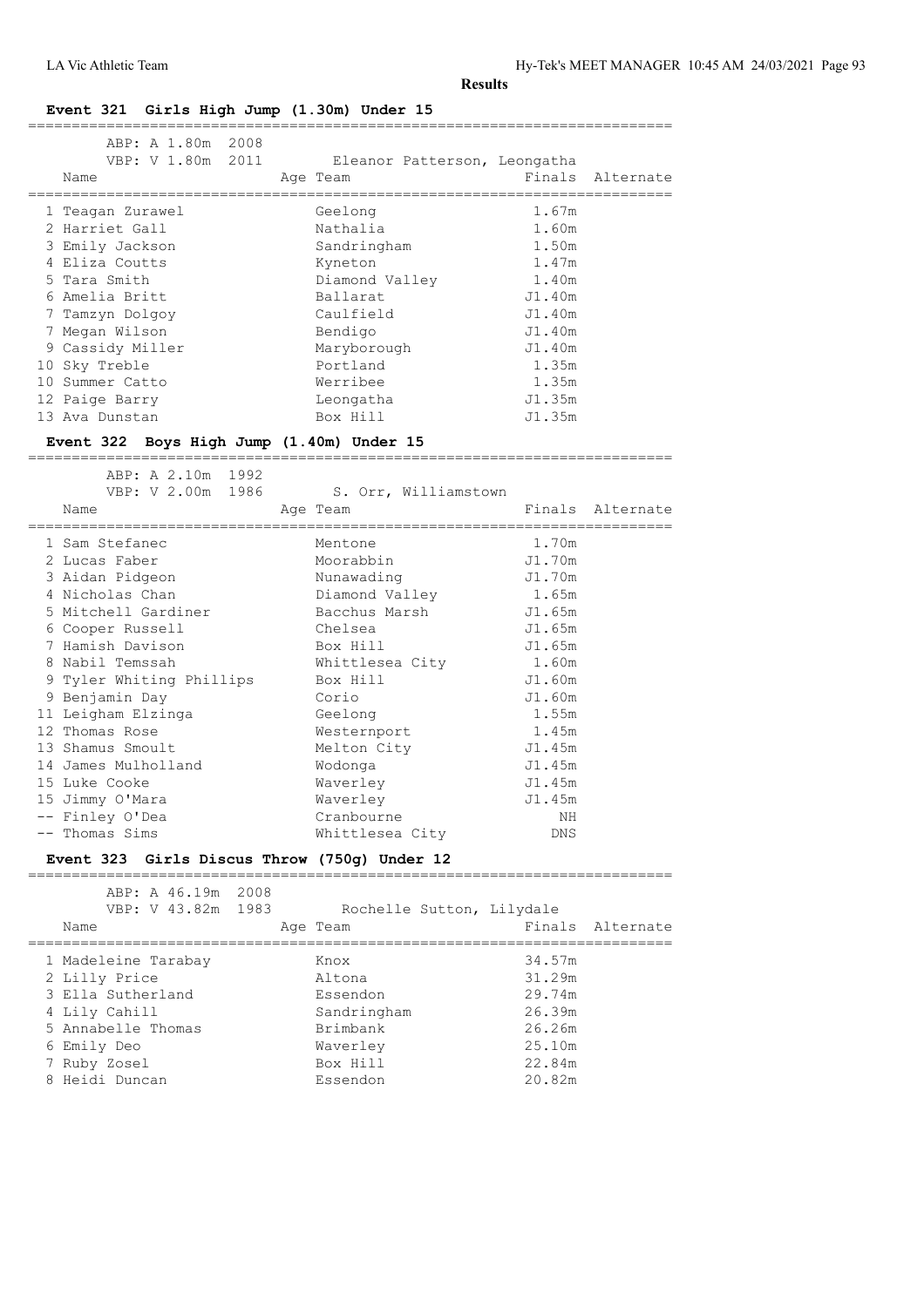**Results**

### Event 321 Girls High Jump (1.30m) Under 15

ABP: A 1.80m 2008
VBP: V 1.80m 2011 Eleanor Patterson, Leongatha

| | Name | Age | Team | Finals | Alternate |
|---|---|---|---|---|---|
| 1 | Teagan Zurawel | | Geelong | 1.67m | |
| 2 | Harriet Gall | | Nathalia | 1.60m | |
| 3 | Emily Jackson | | Sandringham | 1.50m | |
| 4 | Eliza Coutts | | Kyneton | 1.47m | |
| 5 | Tara Smith | | Diamond Valley | 1.40m | |
| 6 | Amelia Britt | | Ballarat | J1.40m | |
| 7 | Tamzyn Dolgoy | | Caulfield | J1.40m | |
| 7 | Megan Wilson | | Bendigo | J1.40m | |
| 9 | Cassidy Miller | | Maryborough | J1.40m | |
| 10 | Sky Treble | | Portland | 1.35m | |
| 10 | Summer Catto | | Werribee | 1.35m | |
| 12 | Paige Barry | | Leongatha | J1.35m | |
| 13 | Ava Dunstan | | Box Hill | J1.35m | |

### Event 322 Boys High Jump (1.40m) Under 15

ABP: A 2.10m 1992
VBP: V 2.00m 1986 S. Orr, Williamstown

| | Name | Age | Team | Finals | Alternate |
|---|---|---|---|---|---|
| 1 | Sam Stefanec | | Mentone | 1.70m | |
| 2 | Lucas Faber | | Moorabbin | J1.70m | |
| 3 | Aidan Pidgeon | | Nunawading | J1.70m | |
| 4 | Nicholas Chan | | Diamond Valley | 1.65m | |
| 5 | Mitchell Gardiner | | Bacchus Marsh | J1.65m | |
| 6 | Cooper Russell | | Chelsea | J1.65m | |
| 7 | Hamish Davison | | Box Hill | J1.65m | |
| 8 | Nabil Temssah | | Whittlesea City | 1.60m | |
| 9 | Tyler Whiting Phillips | | Box Hill | J1.60m | |
| 9 | Benjamin Day | | Corio | J1.60m | |
| 11 | Leigham Elzinga | | Geelong | 1.55m | |
| 12 | Thomas Rose | | Westernport | 1.45m | |
| 13 | Shamus Smoult | | Melton City | J1.45m | |
| 14 | James Mulholland | | Wodonga | J1.45m | |
| 15 | Luke Cooke | | Waverley | J1.45m | |
| 15 | Jimmy O'Mara | | Waverley | J1.45m | |
| -- | Finley O'Dea | | Cranbourne | NH | |
| -- | Thomas Sims | | Whittlesea City | DNS | |

### Event 323 Girls Discus Throw (750g) Under 12

ABP: A 46.19m 2008
VBP: V 43.82m 1983 Rochelle Sutton, Lilydale

| | Name | Age | Team | Finals | Alternate |
|---|---|---|---|---|---|
| 1 | Madeleine Tarabay | | Knox | 34.57m | |
| 2 | Lilly Price | | Altona | 31.29m | |
| 3 | Ella Sutherland | | Essendon | 29.74m | |
| 4 | Lily Cahill | | Sandringham | 26.39m | |
| 5 | Annabelle Thomas | | Brimbank | 26.26m | |
| 6 | Emily Deo | | Waverley | 25.10m | |
| 7 | Ruby Zosel | | Box Hill | 22.84m | |
| 8 | Heidi Duncan | | Essendon | 20.82m | |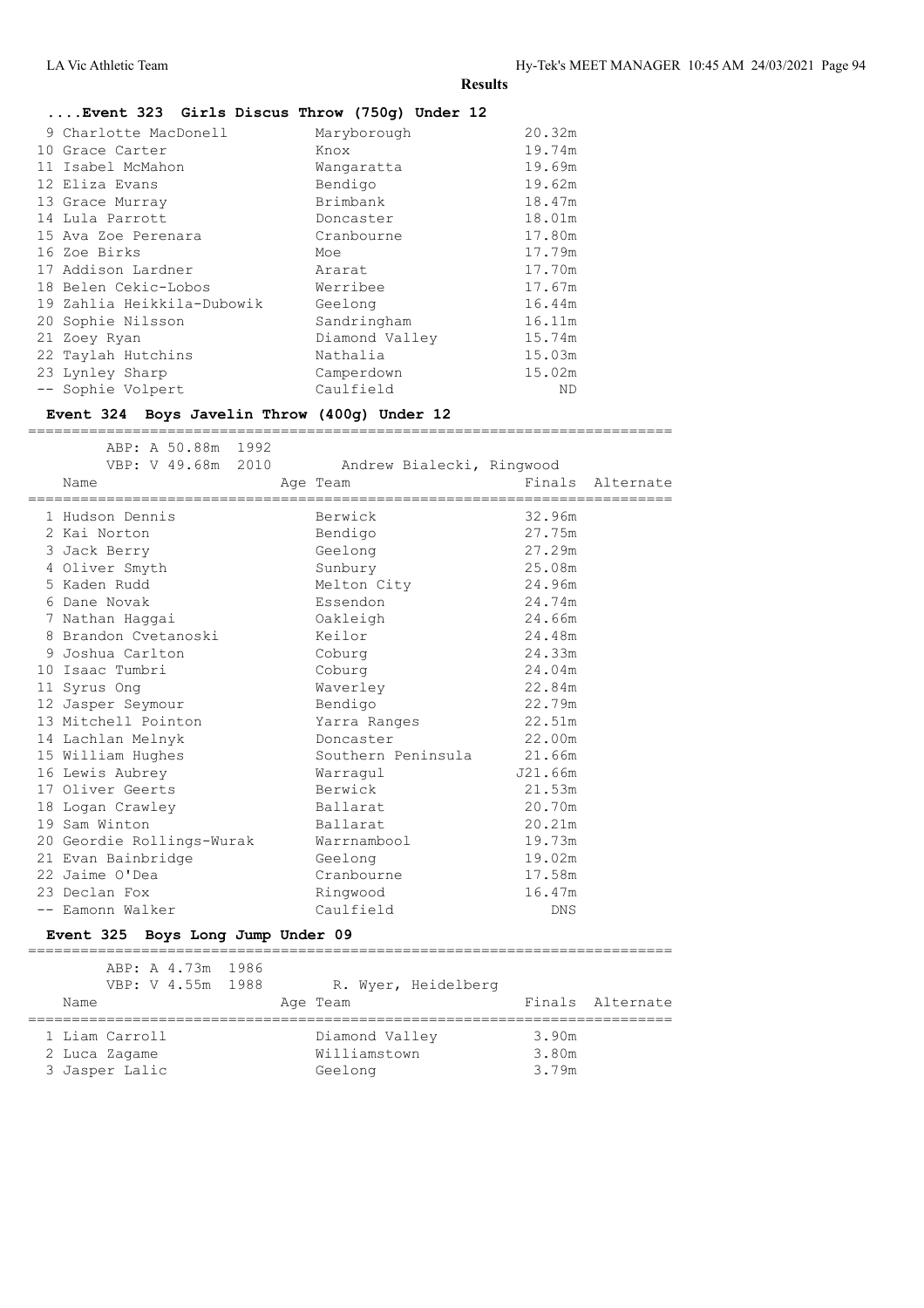**Results**

### ....Event 323 Girls Discus Throw (750g) Under 12

| Name | Team | Finals |
|---|---|---|
| 9 Charlotte MacDonell | Maryborough | 20.32m |
| 10 Grace Carter | Knox | 19.74m |
| 11 Isabel McMahon | Wangaratta | 19.69m |
| 12 Eliza Evans | Bendigo | 19.62m |
| 13 Grace Murray | Brimbank | 18.47m |
| 14 Lula Parrott | Doncaster | 18.01m |
| 15 Ava Zoe Perenara | Cranbourne | 17.80m |
| 16 Zoe Birks | Moe | 17.79m |
| 17 Addison Lardner | Ararat | 17.70m |
| 18 Belen Cekic-Lobos | Werribee | 17.67m |
| 19 Zahlia Heikkila-Dubowik | Geelong | 16.44m |
| 20 Sophie Nilsson | Sandringham | 16.11m |
| 21 Zoey Ryan | Diamond Valley | 15.74m |
| 22 Taylah Hutchins | Nathalia | 15.03m |
| 23 Lynley Sharp | Camperdown | 15.02m |
| -- Sophie Volpert | Caulfield | ND |

### Event 324 Boys Javelin Throw (400g) Under 12

ABP: A 50.88m 1992
VBP: V 49.68m 2010 Andrew Bialecki, Ringwood

| Name | Age Team | Finals | Alternate |
|---|---|---|---|
| 1 Hudson Dennis | Berwick | 32.96m | |
| 2 Kai Norton | Bendigo | 27.75m | |
| 3 Jack Berry | Geelong | 27.29m | |
| 4 Oliver Smyth | Sunbury | 25.08m | |
| 5 Kaden Rudd | Melton City | 24.96m | |
| 6 Dane Novak | Essendon | 24.74m | |
| 7 Nathan Haggai | Oakleigh | 24.66m | |
| 8 Brandon Cvetanoski | Keilor | 24.48m | |
| 9 Joshua Carlton | Coburg | 24.33m | |
| 10 Isaac Tumbri | Coburg | 24.04m | |
| 11 Syrus Ong | Waverley | 22.84m | |
| 12 Jasper Seymour | Bendigo | 22.79m | |
| 13 Mitchell Pointon | Yarra Ranges | 22.51m | |
| 14 Lachlan Melnyk | Doncaster | 22.00m | |
| 15 William Hughes | Southern Peninsula | 21.66m | |
| 16 Lewis Aubrey | Warragul | J21.66m | |
| 17 Oliver Geerts | Berwick | 21.53m | |
| 18 Logan Crawley | Ballarat | 20.70m | |
| 19 Sam Winton | Ballarat | 20.21m | |
| 20 Geordie Rollings-Wurak | Warrnambool | 19.73m | |
| 21 Evan Bainbridge | Geelong | 19.02m | |
| 22 Jaime O'Dea | Cranbourne | 17.58m | |
| 23 Declan Fox | Ringwood | 16.47m | |
| -- Eamonn Walker | Caulfield | DNS | |

### Event 325 Boys Long Jump Under 09

ABP: A 4.73m 1986
VBP: V 4.55m 1988 R. Wyer, Heidelberg

| Name | Age Team | Finals | Alternate |
|---|---|---|---|
| 1 Liam Carroll | Diamond Valley | 3.90m | |
| 2 Luca Zagame | Williamstown | 3.80m | |
| 3 Jasper Lalic | Geelong | 3.79m | |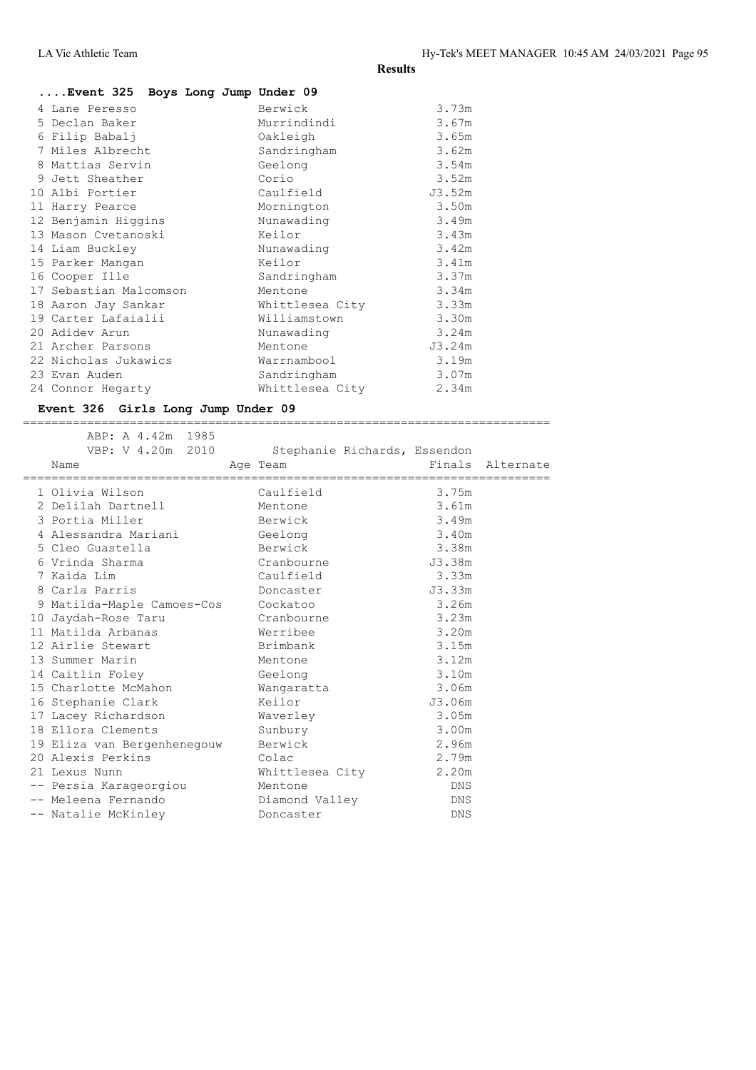**Results**

### ....Event 325 Boys Long Jump Under 09

| Place | Name | Age | Team | Finals |
|---|---|---|---|---|
| 4 | Lane Peresso | | Berwick | 3.73m |
| 5 | Declan Baker | | Murrindindi | 3.67m |
| 6 | Filip Babalj | | Oakleigh | 3.65m |
| 7 | Miles Albrecht | | Sandringham | 3.62m |
| 8 | Mattias Servin | | Geelong | 3.54m |
| 9 | Jett Sheather | | Corio | 3.52m |
| 10 | Albi Portier | | Caulfield | J3.52m |
| 11 | Harry Pearce | | Mornington | 3.50m |
| 12 | Benjamin Higgins | | Nunawading | 3.49m |
| 13 | Mason Cvetanoski | | Keilor | 3.43m |
| 14 | Liam Buckley | | Nunawading | 3.42m |
| 15 | Parker Mangan | | Keilor | 3.41m |
| 16 | Cooper Ille | | Sandringham | 3.37m |
| 17 | Sebastian Malcomson | | Mentone | 3.34m |
| 18 | Aaron Jay Sankar | | Whittlesea City | 3.33m |
| 19 | Carter Lafaialii | | Williamstown | 3.30m |
| 20 | Adidev Arun | | Nunawading | 3.24m |
| 21 | Archer Parsons | | Mentone | J3.24m |
| 22 | Nicholas Jukawics | | Warrnambool | 3.19m |
| 23 | Evan Auden | | Sandringham | 3.07m |
| 24 | Connor Hegarty | | Whittlesea City | 2.34m |

### Event 326 Girls Long Jump Under 09

ABP: A 4.42m 1985
VBP: V 4.20m 2010 Stephanie Richards, Essendon

| Place | Name | Age | Team | Finals | Alternate |
|---|---|---|---|---|---|
| 1 | Olivia Wilson | | Caulfield | 3.75m | |
| 2 | Delilah Dartnell | | Mentone | 3.61m | |
| 3 | Portia Miller | | Berwick | 3.49m | |
| 4 | Alessandra Mariani | | Geelong | 3.40m | |
| 5 | Cleo Guastella | | Berwick | 3.38m | |
| 6 | Vrinda Sharma | | Cranbourne | J3.38m | |
| 7 | Kaida Lim | | Caulfield | 3.33m | |
| 8 | Carla Parris | | Doncaster | J3.33m | |
| 9 | Matilda-Maple Camoes-Cos | | Cockatoo | 3.26m | |
| 10 | Jaydah-Rose Taru | | Cranbourne | 3.23m | |
| 11 | Matilda Arbanas | | Werribee | 3.20m | |
| 12 | Airlie Stewart | | Brimbank | 3.15m | |
| 13 | Summer Marin | | Mentone | 3.12m | |
| 14 | Caitlin Foley | | Geelong | 3.10m | |
| 15 | Charlotte McMahon | | Wangaratta | 3.06m | |
| 16 | Stephanie Clark | | Keilor | J3.06m | |
| 17 | Lacey Richardson | | Waverley | 3.05m | |
| 18 | Ellora Clements | | Sunbury | 3.00m | |
| 19 | Eliza van Bergenhenegouw | | Berwick | 2.96m | |
| 20 | Alexis Perkins | | Colac | 2.79m | |
| 21 | Lexus Nunn | | Whittlesea City | 2.20m | |
| -- | Persia Karageorgiou | | Mentone | DNS | |
| -- | Meleena Fernando | | Diamond Valley | DNS | |
| -- | Natalie McKinley | | Doncaster | DNS | |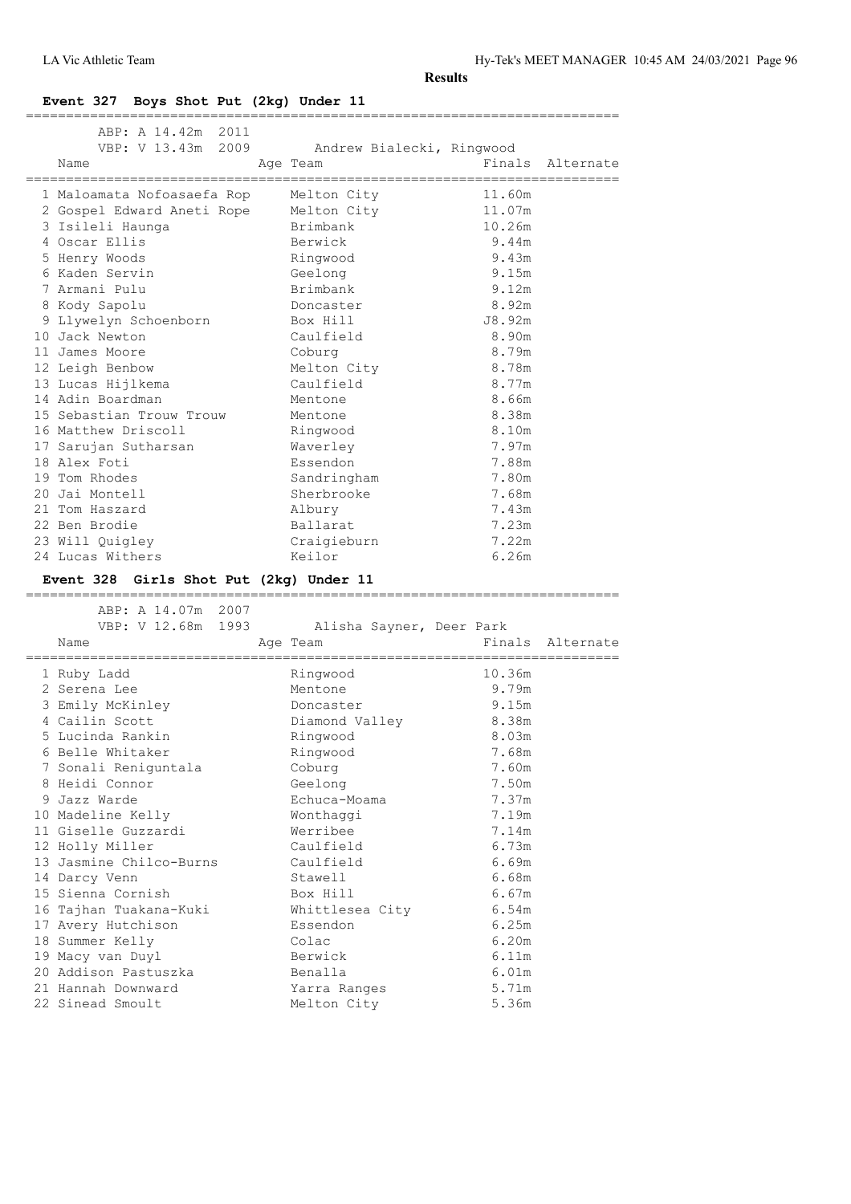**Results**

### Event 327 Boys Shot Put (2kg) Under 11

ABP: A 14.42m 2011
VBP: V 13.43m 2009 Andrew Bialecki, Ringwood

| Name | Age | Team | Finals | Alternate |
|---|---|---|---|---|
| 1 Maloamata Nofoasaefa Rop | | Melton City | 11.60m | |
| 2 Gospel Edward Aneti Rope | | Melton City | 11.07m | |
| 3 Isileli Haunga | | Brimbank | 10.26m | |
| 4 Oscar Ellis | | Berwick | 9.44m | |
| 5 Henry Woods | | Ringwood | 9.43m | |
| 6 Kaden Servin | | Geelong | 9.15m | |
| 7 Armani Pulu | | Brimbank | 9.12m | |
| 8 Kody Sapolu | | Doncaster | 8.92m | |
| 9 Llywelyn Schoenborn | | Box Hill | J8.92m | |
| 10 Jack Newton | | Caulfield | 8.90m | |
| 11 James Moore | | Coburg | 8.79m | |
| 12 Leigh Benbow | | Melton City | 8.78m | |
| 13 Lucas Hijlkema | | Caulfield | 8.77m | |
| 14 Adin Boardman | | Mentone | 8.66m | |
| 15 Sebastian Trouw Trouw | | Mentone | 8.38m | |
| 16 Matthew Driscoll | | Ringwood | 8.10m | |
| 17 Sarujan Sutharsan | | Waverley | 7.97m | |
| 18 Alex Foti | | Essendon | 7.88m | |
| 19 Tom Rhodes | | Sandringham | 7.80m | |
| 20 Jai Montell | | Sherbrooke | 7.68m | |
| 21 Tom Haszard | | Albury | 7.43m | |
| 22 Ben Brodie | | Ballarat | 7.23m | |
| 23 Will Quigley | | Craigieburn | 7.22m | |
| 24 Lucas Withers | | Keilor | 6.26m | |

### Event 328 Girls Shot Put (2kg) Under 11

ABP: A 14.07m 2007
VBP: V 12.68m 1993 Alisha Sayner, Deer Park

| Name | Age | Team | Finals | Alternate |
|---|---|---|---|---|
| 1 Ruby Ladd | | Ringwood | 10.36m | |
| 2 Serena Lee | | Mentone | 9.79m | |
| 3 Emily McKinley | | Doncaster | 9.15m | |
| 4 Cailin Scott | | Diamond Valley | 8.38m | |
| 5 Lucinda Rankin | | Ringwood | 8.03m | |
| 6 Belle Whitaker | | Ringwood | 7.68m | |
| 7 Sonali Reniguntala | | Coburg | 7.60m | |
| 8 Heidi Connor | | Geelong | 7.50m | |
| 9 Jazz Warde | | Echuca-Moama | 7.37m | |
| 10 Madeline Kelly | | Wonthaggi | 7.19m | |
| 11 Giselle Guzzardi | | Werribee | 7.14m | |
| 12 Holly Miller | | Caulfield | 6.73m | |
| 13 Jasmine Chilco-Burns | | Caulfield | 6.69m | |
| 14 Darcy Venn | | Stawell | 6.68m | |
| 15 Sienna Cornish | | Box Hill | 6.67m | |
| 16 Tajhan Tuakana-Kuki | | Whittlesea City | 6.54m | |
| 17 Avery Hutchison | | Essendon | 6.25m | |
| 18 Summer Kelly | | Colac | 6.20m | |
| 19 Macy van Duyl | | Berwick | 6.11m | |
| 20 Addison Pastuszka | | Benalla | 6.01m | |
| 21 Hannah Downward | | Yarra Ranges | 5.71m | |
| 22 Sinead Smoult | | Melton City | 5.36m | |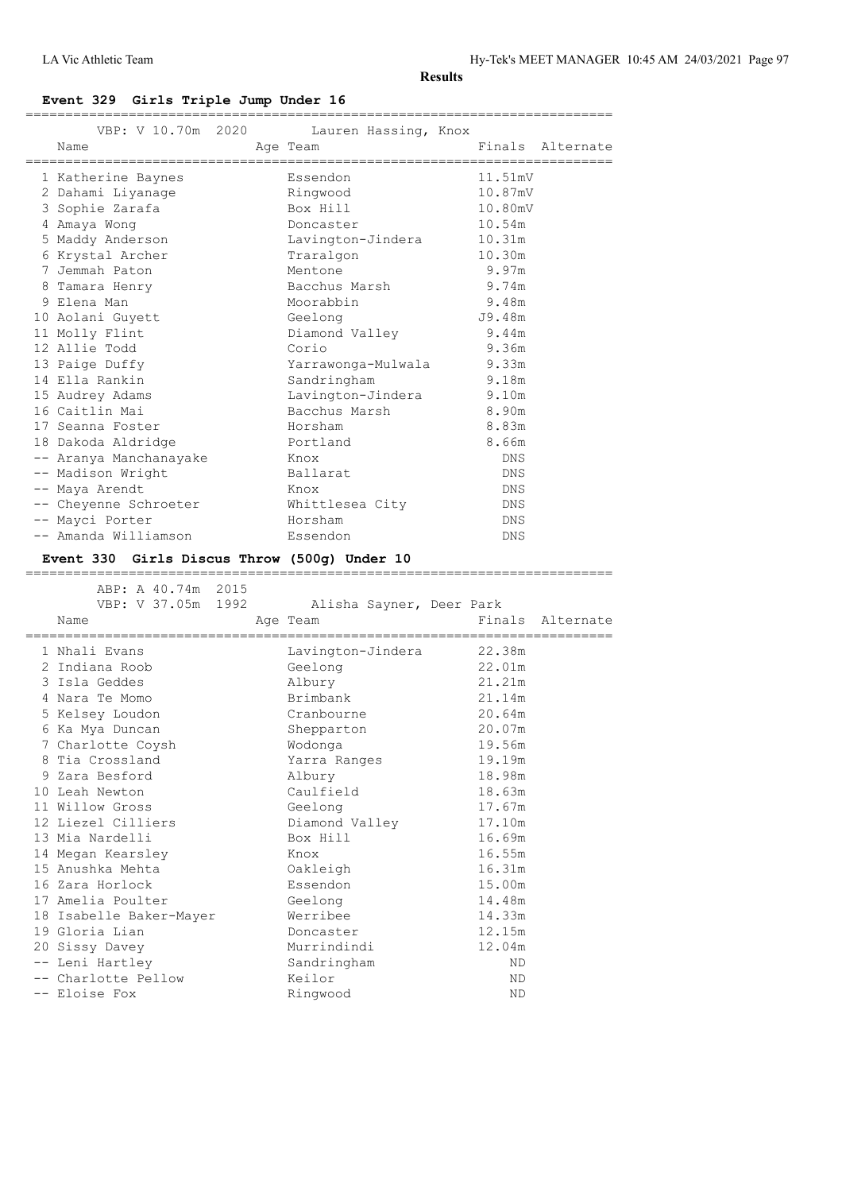**Results**

### Event 329 Girls Triple Jump Under 16

VBP: V 10.70m 2020 Lauren Hassing, Knox

| Name | Age Team | Finals | Alternate |
|---|---|---|---|
| 1 Katherine Baynes | Essendon | 11.51mV | |
| 2 Dahami Liyanage | Ringwood | 10.87mV | |
| 3 Sophie Zarafa | Box Hill | 10.80mV | |
| 4 Amaya Wong | Doncaster | 10.54m | |
| 5 Maddy Anderson | Lavington-Jindera | 10.31m | |
| 6 Krystal Archer | Traralgon | 10.30m | |
| 7 Jemmah Paton | Mentone | 9.97m | |
| 8 Tamara Henry | Bacchus Marsh | 9.74m | |
| 9 Elena Man | Moorabbin | 9.48m | |
| 10 Aolani Guyett | Geelong | J9.48m | |
| 11 Molly Flint | Diamond Valley | 9.44m | |
| 12 Allie Todd | Corio | 9.36m | |
| 13 Paige Duffy | Yarrawonga-Mulwala | 9.33m | |
| 14 Ella Rankin | Sandringham | 9.18m | |
| 15 Audrey Adams | Lavington-Jindera | 9.10m | |
| 16 Caitlin Mai | Bacchus Marsh | 8.90m | |
| 17 Seanna Foster | Horsham | 8.83m | |
| 18 Dakoda Aldridge | Portland | 8.66m | |
| -- Aranya Manchanayake | Knox | DNS | |
| -- Madison Wright | Ballarat | DNS | |
| -- Maya Arendt | Knox | DNS | |
| -- Cheyenne Schroeter | Whittlesea City | DNS | |
| -- Mayci Porter | Horsham | DNS | |
| -- Amanda Williamson | Essendon | DNS | |

### Event 330 Girls Discus Throw (500g) Under 10

ABP: A 40.74m 2015
VBP: V 37.05m 1992 Alisha Sayner, Deer Park

| Name | Age Team | Finals | Alternate |
|---|---|---|---|
| 1 Nhali Evans | Lavington-Jindera | 22.38m | |
| 2 Indiana Roob | Geelong | 22.01m | |
| 3 Isla Geddes | Albury | 21.21m | |
| 4 Nara Te Momo | Brimbank | 21.14m | |
| 5 Kelsey Loudon | Cranbourne | 20.64m | |
| 6 Ka Mya Duncan | Shepparton | 20.07m | |
| 7 Charlotte Coysh | Wodonga | 19.56m | |
| 8 Tia Crossland | Yarra Ranges | 19.19m | |
| 9 Zara Besford | Albury | 18.98m | |
| 10 Leah Newton | Caulfield | 18.63m | |
| 11 Willow Gross | Geelong | 17.67m | |
| 12 Liezel Cilliers | Diamond Valley | 17.10m | |
| 13 Mia Nardelli | Box Hill | 16.69m | |
| 14 Megan Kearsley | Knox | 16.55m | |
| 15 Anushka Mehta | Oakleigh | 16.31m | |
| 16 Zara Horlock | Essendon | 15.00m | |
| 17 Amelia Poulter | Geelong | 14.48m | |
| 18 Isabelle Baker-Mayer | Werribee | 14.33m | |
| 19 Gloria Lian | Doncaster | 12.15m | |
| 20 Sissy Davey | Murrindindi | 12.04m | |
| -- Leni Hartley | Sandringham | ND | |
| -- Charlotte Pellow | Keilor | ND | |
| -- Eloise Fox | Ringwood | ND | |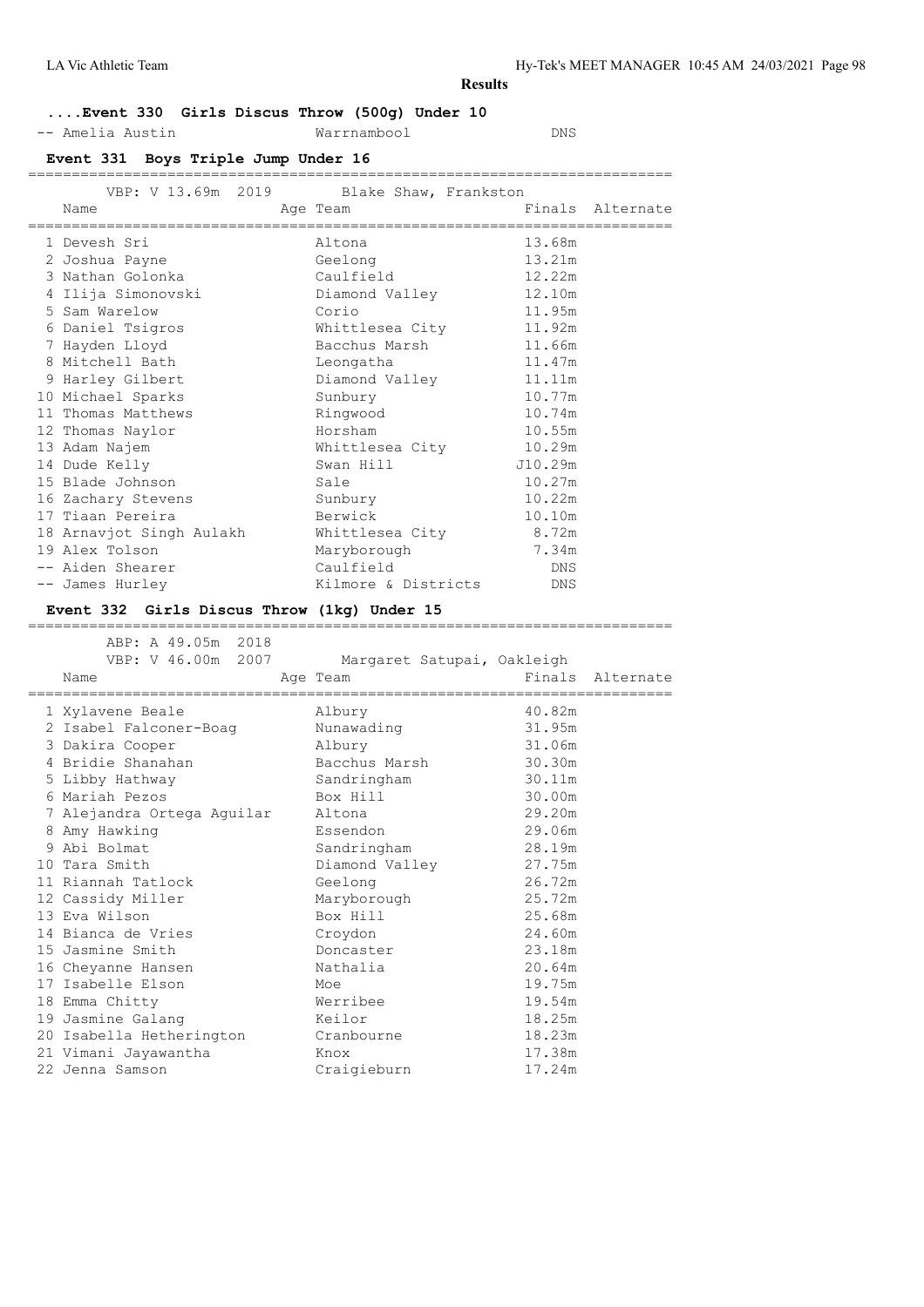**Results**

### ....Event 330 Girls Discus Throw (500g) Under 10

| Name | Age Team | Finals | Alternate |
|---|---|---|---|
| -- Amelia Austin | Warrnambool | DNS | |

### Event 331 Boys Triple Jump Under 16

VBP: V 13.69m 2019 Blake Shaw, Frankston

| Name | Age Team | Finals | Alternate |
|---|---|---|---|
| 1 Devesh Sri | Altona | 13.68m | |
| 2 Joshua Payne | Geelong | 13.21m | |
| 3 Nathan Golonka | Caulfield | 12.22m | |
| 4 Ilija Simonovski | Diamond Valley | 12.10m | |
| 5 Sam Warelow | Corio | 11.95m | |
| 6 Daniel Tsigros | Whittlesea City | 11.92m | |
| 7 Hayden Lloyd | Bacchus Marsh | 11.66m | |
| 8 Mitchell Bath | Leongatha | 11.47m | |
| 9 Harley Gilbert | Diamond Valley | 11.11m | |
| 10 Michael Sparks | Sunbury | 10.77m | |
| 11 Thomas Matthews | Ringwood | 10.74m | |
| 12 Thomas Naylor | Horsham | 10.55m | |
| 13 Adam Najem | Whittlesea City | 10.29m | |
| 14 Dude Kelly | Swan Hill | J10.29m | |
| 15 Blade Johnson | Sale | 10.27m | |
| 16 Zachary Stevens | Sunbury | 10.22m | |
| 17 Tiaan Pereira | Berwick | 10.10m | |
| 18 Arnavjot Singh Aulakh | Whittlesea City | 8.72m | |
| 19 Alex Tolson | Maryborough | 7.34m | |
| -- Aiden Shearer | Caulfield | DNS | |
| -- James Hurley | Kilmore & Districts | DNS | |

### Event 332 Girls Discus Throw (1kg) Under 15

ABP: A 49.05m 2018
VBP: V 46.00m 2007 Margaret Satupai, Oakleigh

| Name | Age Team | Finals | Alternate |
|---|---|---|---|
| 1 Xylavene Beale | Albury | 40.82m | |
| 2 Isabel Falconer-Boag | Nunawading | 31.95m | |
| 3 Dakira Cooper | Albury | 31.06m | |
| 4 Bridie Shanahan | Bacchus Marsh | 30.30m | |
| 5 Libby Hathway | Sandringham | 30.11m | |
| 6 Mariah Pezos | Box Hill | 30.00m | |
| 7 Alejandra Ortega Aguilar | Altona | 29.20m | |
| 8 Amy Hawking | Essendon | 29.06m | |
| 9 Abi Bolmat | Sandringham | 28.19m | |
| 10 Tara Smith | Diamond Valley | 27.75m | |
| 11 Riannah Tatlock | Geelong | 26.72m | |
| 12 Cassidy Miller | Maryborough | 25.72m | |
| 13 Eva Wilson | Box Hill | 25.68m | |
| 14 Bianca de Vries | Croydon | 24.60m | |
| 15 Jasmine Smith | Doncaster | 23.18m | |
| 16 Cheyanne Hansen | Nathalia | 20.64m | |
| 17 Isabelle Elson | Moe | 19.75m | |
| 18 Emma Chitty | Werribee | 19.54m | |
| 19 Jasmine Galang | Keilor | 18.25m | |
| 20 Isabella Hetherington | Cranbourne | 18.23m | |
| 21 Vimani Jayawantha | Knox | 17.38m | |
| 22 Jenna Samson | Craigieburn | 17.24m | |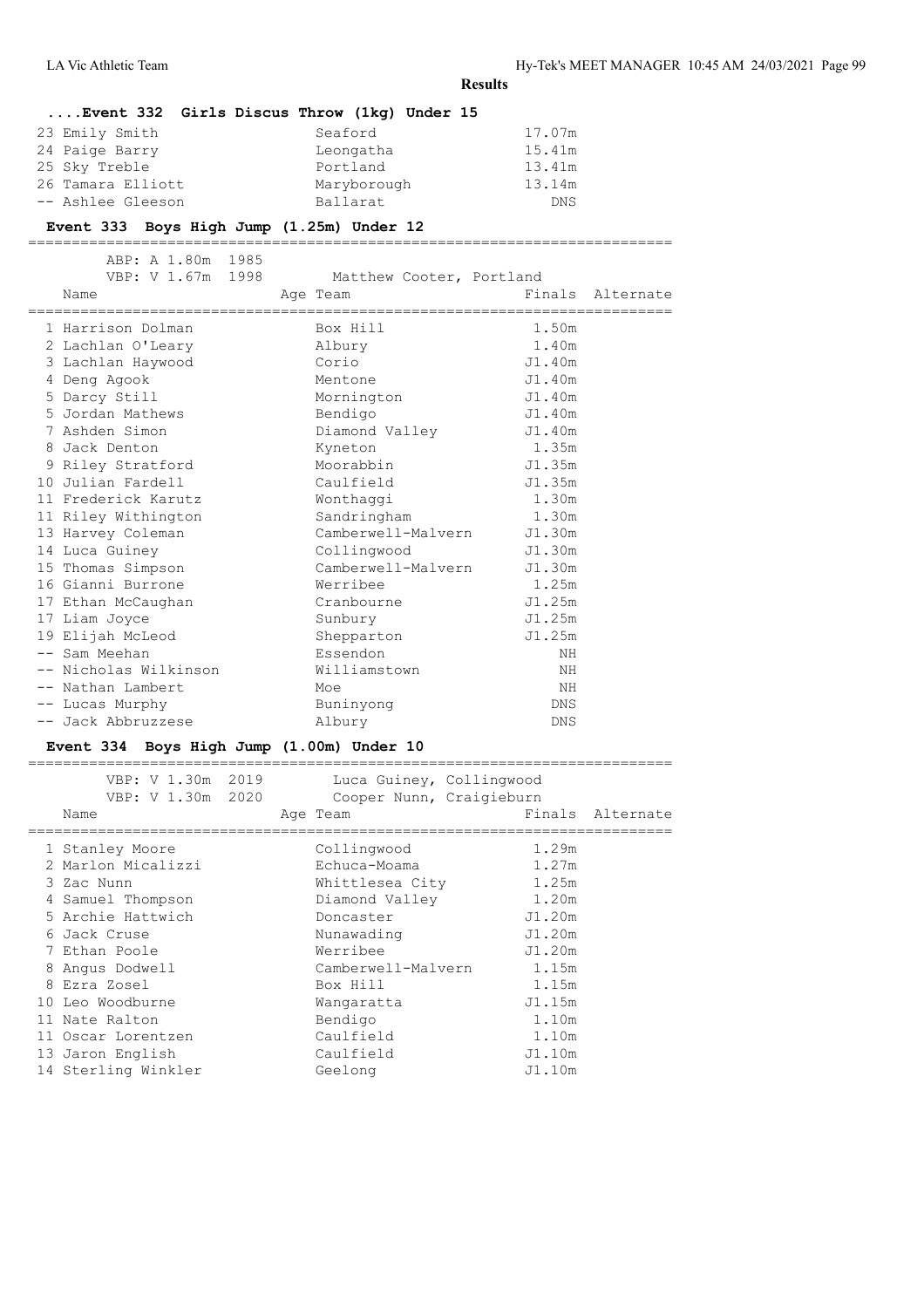**Results**

### ....Event 332 Girls Discus Throw (1kg) Under 15

| Place | Name | Team | Finals |
|---|---|---|---|
| 23 | Emily Smith | Seaford | 17.07m |
| 24 | Paige Barry | Leongatha | 15.41m |
| 25 | Sky Treble | Portland | 13.41m |
| 26 | Tamara Elliott | Maryborough | 13.14m |
| -- | Ashlee Gleeson | Ballarat | DNS |

### Event 333 Boys High Jump (1.25m) Under 12

ABP: A 1.80m 1985
VBP: V 1.67m 1998 Matthew Cooter, Portland

| Place | Name | Age | Team | Finals | Alternate |
|---|---|---|---|---|---|
| 1 | Harrison Dolman | | Box Hill | 1.50m | |
| 2 | Lachlan O'Leary | | Albury | 1.40m | |
| 3 | Lachlan Haywood | | Corio | J1.40m | |
| 4 | Deng Agook | | Mentone | J1.40m | |
| 5 | Darcy Still | | Mornington | J1.40m | |
| 5 | Jordan Mathews | | Bendigo | J1.40m | |
| 7 | Ashden Simon | | Diamond Valley | J1.40m | |
| 8 | Jack Denton | | Kyneton | 1.35m | |
| 9 | Riley Stratford | | Moorabbin | J1.35m | |
| 10 | Julian Fardell | | Caulfield | J1.35m | |
| 11 | Frederick Karutz | | Wonthaggi | 1.30m | |
| 11 | Riley Withington | | Sandringham | 1.30m | |
| 13 | Harvey Coleman | | Camberwell-Malvern | J1.30m | |
| 14 | Luca Guiney | | Collingwood | J1.30m | |
| 15 | Thomas Simpson | | Camberwell-Malvern | J1.30m | |
| 16 | Gianni Burrone | | Werribee | 1.25m | |
| 17 | Ethan McCaughan | | Cranbourne | J1.25m | |
| 17 | Liam Joyce | | Sunbury | J1.25m | |
| 19 | Elijah McLeod | | Shepparton | J1.25m | |
| -- | Sam Meehan | | Essendon | NH | |
| -- | Nicholas Wilkinson | | Williamstown | NH | |
| -- | Nathan Lambert | | Moe | NH | |
| -- | Lucas Murphy | | Buninyong | DNS | |
| -- | Jack Abbruzzese | | Albury | DNS | |

### Event 334 Boys High Jump (1.00m) Under 10

VBP: V 1.30m 2019 Luca Guiney, Collingwood
VBP: V 1.30m 2020 Cooper Nunn, Craigieburn

| Place | Name | Age | Team | Finals | Alternate |
|---|---|---|---|---|---|
| 1 | Stanley Moore | | Collingwood | 1.29m | |
| 2 | Marlon Micalizzi | | Echuca-Moama | 1.27m | |
| 3 | Zac Nunn | | Whittlesea City | 1.25m | |
| 4 | Samuel Thompson | | Diamond Valley | 1.20m | |
| 5 | Archie Hattwich | | Doncaster | J1.20m | |
| 6 | Jack Cruse | | Nunawading | J1.20m | |
| 7 | Ethan Poole | | Werribee | J1.20m | |
| 8 | Angus Dodwell | | Camberwell-Malvern | 1.15m | |
| 8 | Ezra Zosel | | Box Hill | 1.15m | |
| 10 | Leo Woodburne | | Wangaratta | J1.15m | |
| 11 | Nate Ralton | | Bendigo | 1.10m | |
| 11 | Oscar Lorentzen | | Caulfield | 1.10m | |
| 13 | Jaron English | | Caulfield | J1.10m | |
| 14 | Sterling Winkler | | Geelong | J1.10m | |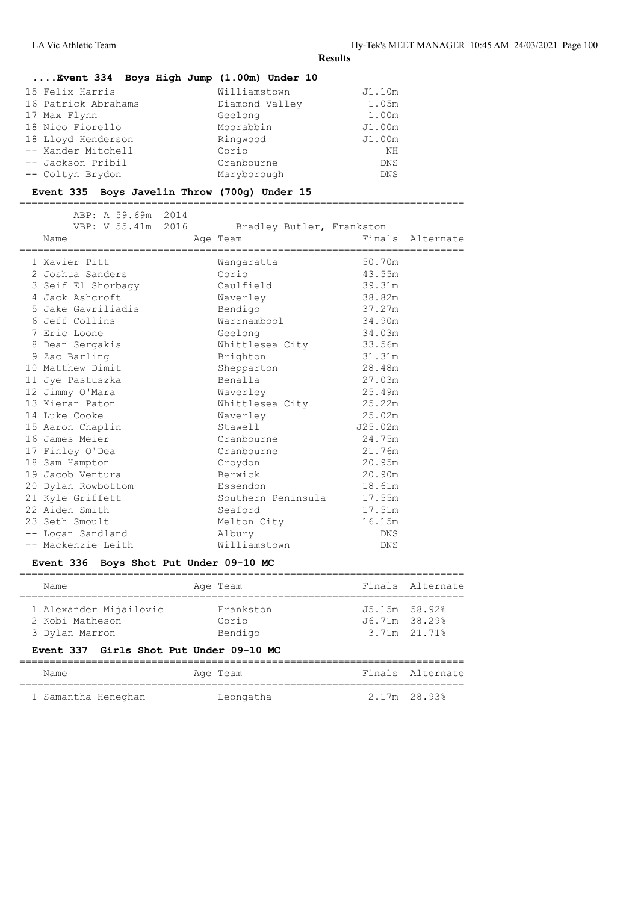**Results**

### ....Event 334 Boys High Jump (1.00m) Under 10

| Place | Name | Team | Finals |
|---|---|---|---|
| 15 | Felix Harris | Williamstown | J1.10m |
| 16 | Patrick Abrahams | Diamond Valley | 1.05m |
| 17 | Max Flynn | Geelong | 1.00m |
| 18 | Nico Fiorello | Moorabbin | J1.00m |
| 18 | Lloyd Henderson | Ringwood | J1.00m |
| -- | Xander Mitchell | Corio | NH |
| -- | Jackson Pribil | Cranbourne | DNS |
| -- | Coltyn Brydon | Maryborough | DNS |

### Event 335 Boys Javelin Throw (700g) Under 15

ABP: A 59.69m 2014
VBP: V 55.41m 2016 Bradley Butler, Frankston

| Place | Name | Age | Team | Finals | Alternate |
|---|---|---|---|---|---|
| 1 | Xavier Pitt | | Wangaratta | 50.70m | |
| 2 | Joshua Sanders | | Corio | 43.55m | |
| 3 | Seif El Shorbagy | | Caulfield | 39.31m | |
| 4 | Jack Ashcroft | | Waverley | 38.82m | |
| 5 | Jake Gavriliadis | | Bendigo | 37.27m | |
| 6 | Jeff Collins | | Warrnambool | 34.90m | |
| 7 | Eric Loone | | Geelong | 34.03m | |
| 8 | Dean Sergakis | | Whittlesea City | 33.56m | |
| 9 | Zac Barling | | Brighton | 31.31m | |
| 10 | Matthew Dimit | | Shepparton | 28.48m | |
| 11 | Jye Pastuszka | | Benalla | 27.03m | |
| 12 | Jimmy O'Mara | | Waverley | 25.49m | |
| 13 | Kieran Paton | | Whittlesea City | 25.22m | |
| 14 | Luke Cooke | | Waverley | 25.02m | |
| 15 | Aaron Chaplin | | Stawell | J25.02m | |
| 16 | James Meier | | Cranbourne | 24.75m | |
| 17 | Finley O'Dea | | Cranbourne | 21.76m | |
| 18 | Sam Hampton | | Croydon | 20.95m | |
| 19 | Jacob Ventura | | Berwick | 20.90m | |
| 20 | Dylan Rowbottom | | Essendon | 18.61m | |
| 21 | Kyle Griffett | | Southern Peninsula | 17.55m | |
| 22 | Aiden Smith | | Seaford | 17.51m | |
| 23 | Seth Smoult | | Melton City | 16.15m | |
| -- | Logan Sandland | | Albury | DNS | |
| -- | Mackenzie Leith | | Williamstown | DNS | |

### Event 336 Boys Shot Put Under 09-10 MC

| Place | Name | Age | Team | Finals | Alternate |
|---|---|---|---|---|---|
| 1 | Alexander Mijailovic | | Frankston | J5.15m | 58.92% |
| 2 | Kobi Matheson | | Corio | J6.71m | 38.29% |
| 3 | Dylan Marron | | Bendigo | 3.71m | 21.71% |

### Event 337 Girls Shot Put Under 09-10 MC

| Place | Name | Age | Team | Finals | Alternate |
|---|---|---|---|---|---|
| 1 | Samantha Heneghan | | Leongatha | 2.17m | 28.93% |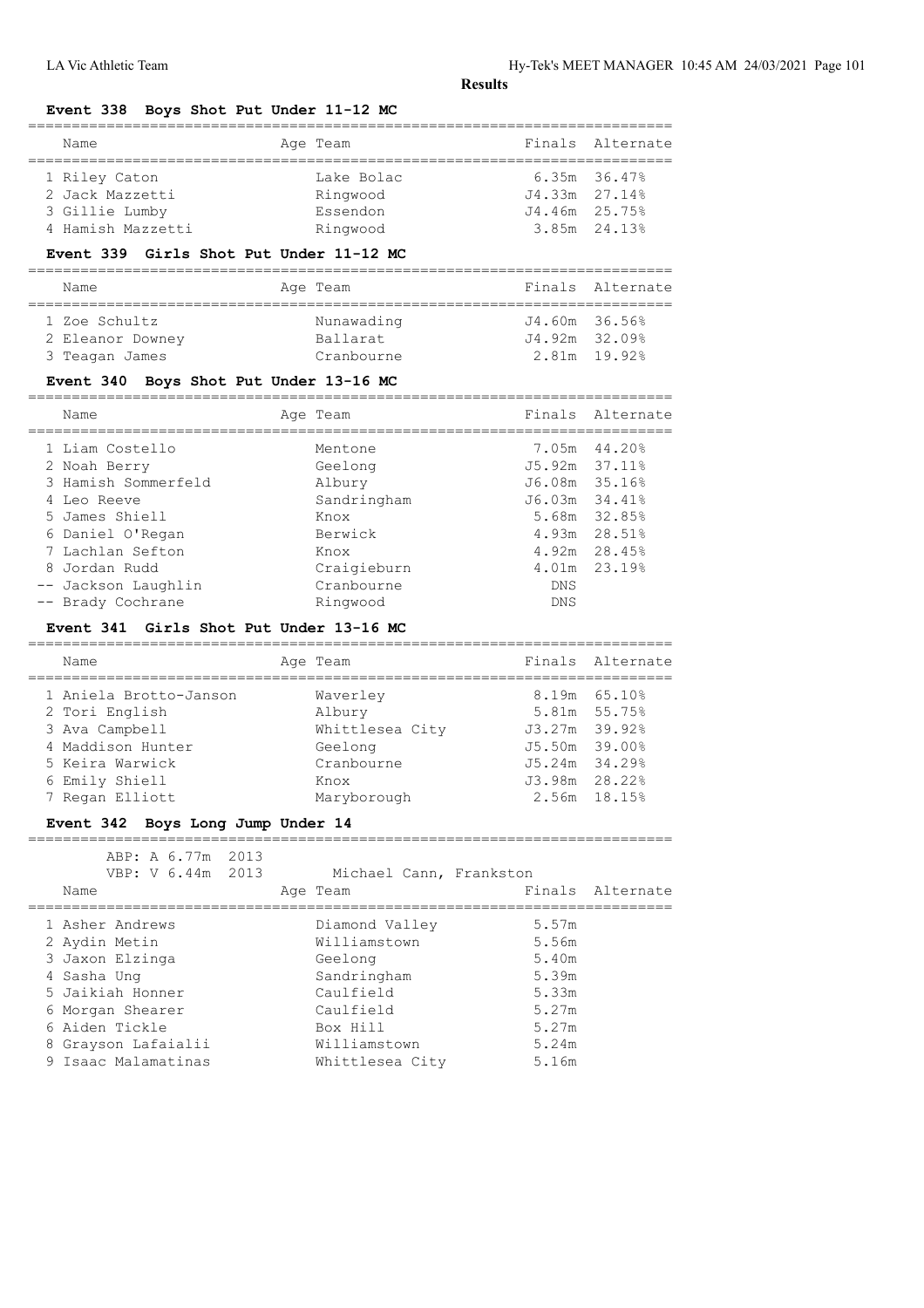## Results

### Event 338 Boys Shot Put Under 11-12 MC

| Name | Age | Team | Finals | Alternate |
|---|---|---|---|---|
| 1 Riley Caton | | Lake Bolac | 6.35m | 36.47% |
| 2 Jack Mazzetti | | Ringwood | J4.33m | 27.14% |
| 3 Gillie Lumby | | Essendon | J4.46m | 25.75% |
| 4 Hamish Mazzetti | | Ringwood | 3.85m | 24.13% |

### Event 339 Girls Shot Put Under 11-12 MC

| Name | Age | Team | Finals | Alternate |
|---|---|---|---|---|
| 1 Zoe Schultz | | Nunawading | J4.60m | 36.56% |
| 2 Eleanor Downey | | Ballarat | J4.92m | 32.09% |
| 3 Teagan James | | Cranbourne | 2.81m | 19.92% |

### Event 340 Boys Shot Put Under 13-16 MC

| Name | Age | Team | Finals | Alternate |
|---|---|---|---|---|
| 1 Liam Costello | | Mentone | 7.05m | 44.20% |
| 2 Noah Berry | | Geelong | J5.92m | 37.11% |
| 3 Hamish Sommerfeld | | Albury | J6.08m | 35.16% |
| 4 Leo Reeve | | Sandringham | J6.03m | 34.41% |
| 5 James Shiell | | Knox | 5.68m | 32.85% |
| 6 Daniel O'Regan | | Berwick | 4.93m | 28.51% |
| 7 Lachlan Sefton | | Knox | 4.92m | 28.45% |
| 8 Jordan Rudd | | Craigieburn | 4.01m | 23.19% |
| -- Jackson Laughlin | | Cranbourne | DNS | |
| -- Brady Cochrane | | Ringwood | DNS | |

### Event 341 Girls Shot Put Under 13-16 MC

| Name | Age | Team | Finals | Alternate |
|---|---|---|---|---|
| 1 Aniela Brotto-Janson | | Waverley | 8.19m | 65.10% |
| 2 Tori English | | Albury | 5.81m | 55.75% |
| 3 Ava Campbell | | Whittlesea City | J3.27m | 39.92% |
| 4 Maddison Hunter | | Geelong | J5.50m | 39.00% |
| 5 Keira Warwick | | Cranbourne | J5.24m | 34.29% |
| 6 Emily Shiell | | Knox | J3.98m | 28.22% |
| 7 Regan Elliott | | Maryborough | 2.56m | 18.15% |

### Event 342 Boys Long Jump Under 14

ABP: A 6.77m 2013
VBP: V 6.44m 2013 Michael Cann, Frankston

| Name | Age | Team | Finals | Alternate |
|---|---|---|---|---|
| 1 Asher Andrews | | Diamond Valley | 5.57m | |
| 2 Aydin Metin | | Williamstown | 5.56m | |
| 3 Jaxon Elzinga | | Geelong | 5.40m | |
| 4 Sasha Ung | | Sandringham | 5.39m | |
| 5 Jaikiah Honner | | Caulfield | 5.33m | |
| 6 Morgan Shearer | | Caulfield | 5.27m | |
| 6 Aiden Tickle | | Box Hill | 5.27m | |
| 8 Grayson Lafaialii | | Williamstown | 5.24m | |
| 9 Isaac Malamatinas | | Whittlesea City | 5.16m | |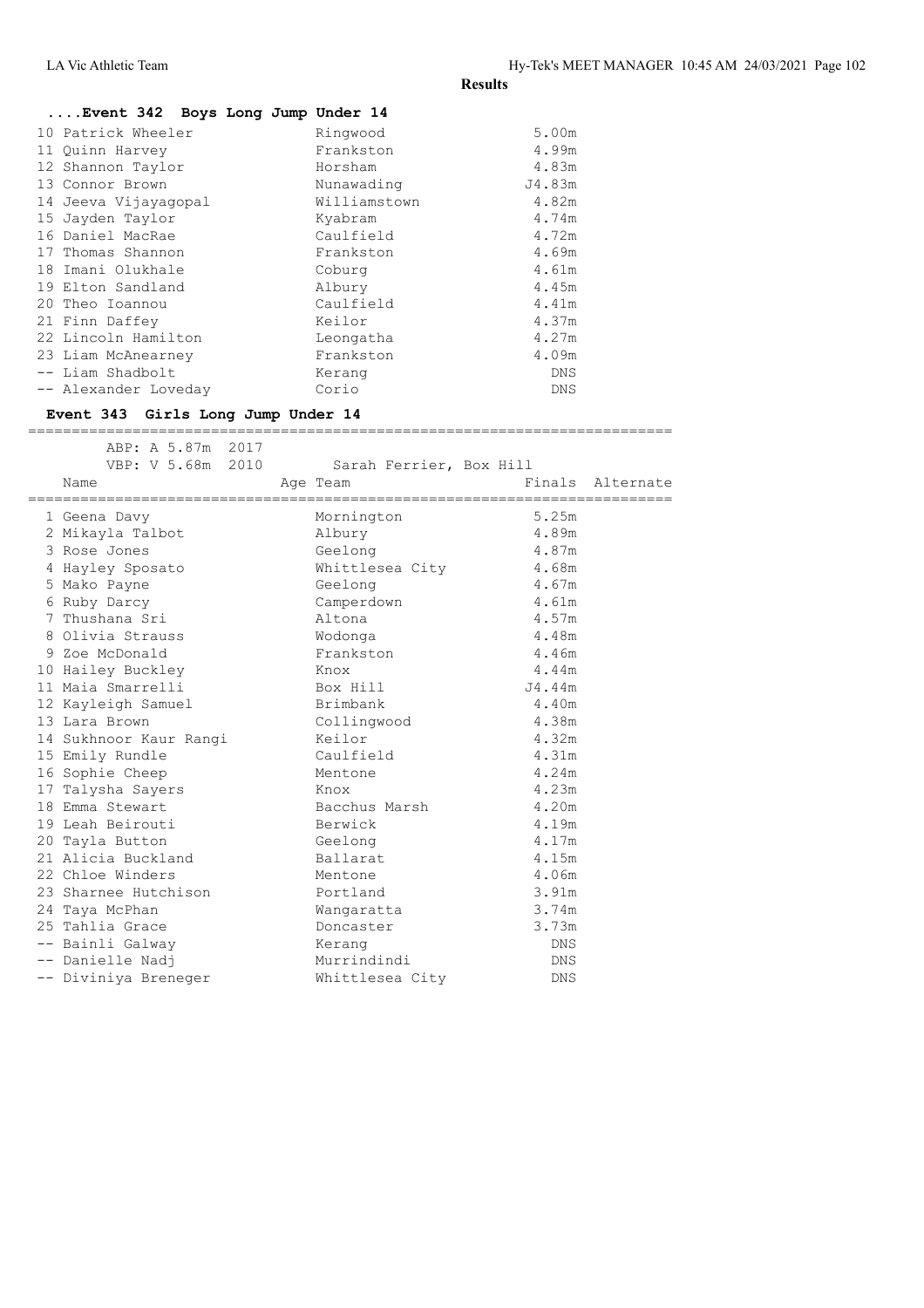**Results**

### ....Event 342 Boys Long Jump Under 14

| Place | Name | Team | Finals |
|---|---|---|---|
| 10 | Patrick Wheeler | Ringwood | 5.00m |
| 11 | Quinn Harvey | Frankston | 4.99m |
| 12 | Shannon Taylor | Horsham | 4.83m |
| 13 | Connor Brown | Nunawading | J4.83m |
| 14 | Jeeva Vijayagopal | Williamstown | 4.82m |
| 15 | Jayden Taylor | Kyabram | 4.74m |
| 16 | Daniel MacRae | Caulfield | 4.72m |
| 17 | Thomas Shannon | Frankston | 4.69m |
| 18 | Imani Olukhale | Coburg | 4.61m |
| 19 | Elton Sandland | Albury | 4.45m |
| 20 | Theo Ioannou | Caulfield | 4.41m |
| 21 | Finn Daffey | Keilor | 4.37m |
| 22 | Lincoln Hamilton | Leongatha | 4.27m |
| 23 | Liam McAnearney | Frankston | 4.09m |
| -- | Liam Shadbolt | Kerang | DNS |
| -- | Alexander Loveday | Corio | DNS |

### Event 343 Girls Long Jump Under 14

ABP: A 5.87m 2017

VBP: V 5.68m 2010 Sarah Ferrier, Box Hill

| Place | Name | Age | Team | Finals | Alternate |
|---|---|---|---|---|---|
| 1 | Geena Davy | | Mornington | 5.25m | |
| 2 | Mikayla Talbot | | Albury | 4.89m | |
| 3 | Rose Jones | | Geelong | 4.87m | |
| 4 | Hayley Sposato | | Whittlesea City | 4.68m | |
| 5 | Mako Payne | | Geelong | 4.67m | |
| 6 | Ruby Darcy | | Camperdown | 4.61m | |
| 7 | Thushana Sri | | Altona | 4.57m | |
| 8 | Olivia Strauss | | Wodonga | 4.48m | |
| 9 | Zoe McDonald | | Frankston | 4.46m | |
| 10 | Hailey Buckley | | Knox | 4.44m | |
| 11 | Maia Smarrelli | | Box Hill | J4.44m | |
| 12 | Kayleigh Samuel | | Brimbank | 4.40m | |
| 13 | Lara Brown | | Collingwood | 4.38m | |
| 14 | Sukhnoor Kaur Rangi | | Keilor | 4.32m | |
| 15 | Emily Rundle | | Caulfield | 4.31m | |
| 16 | Sophie Cheep | | Mentone | 4.24m | |
| 17 | Talysha Sayers | | Knox | 4.23m | |
| 18 | Emma Stewart | | Bacchus Marsh | 4.20m | |
| 19 | Leah Beirouti | | Berwick | 4.19m | |
| 20 | Tayla Button | | Geelong | 4.17m | |
| 21 | Alicia Buckland | | Ballarat | 4.15m | |
| 22 | Chloe Winders | | Mentone | 4.06m | |
| 23 | Sharnee Hutchison | | Portland | 3.91m | |
| 24 | Taya McPhan | | Wangaratta | 3.74m | |
| 25 | Tahlia Grace | | Doncaster | 3.73m | |
| -- | Bainli Galway | | Kerang | DNS | |
| -- | Danielle Nadj | | Murrindindi | DNS | |
| -- | Diviniya Breneger | | Whittlesea City | DNS | |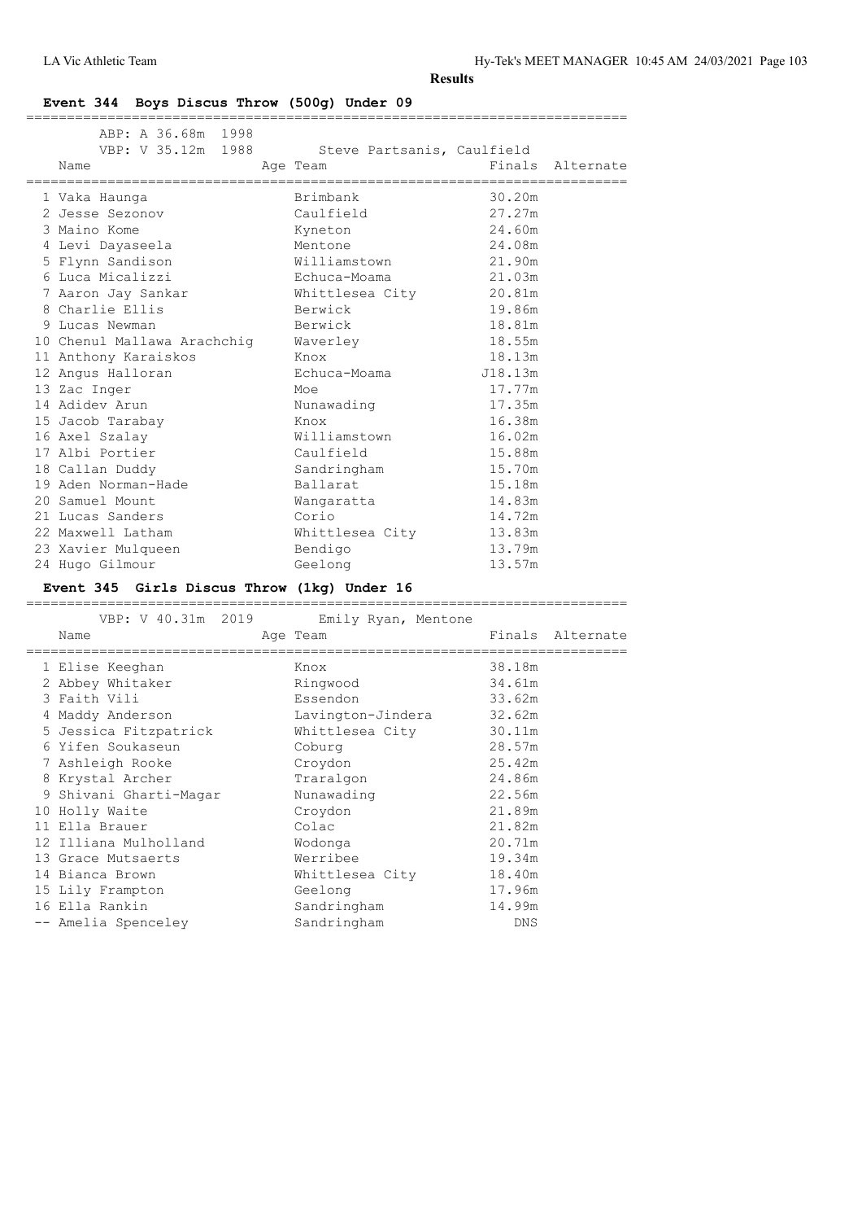**Results**

## Event 344 Boys Discus Throw (500g) Under 09

ABP: A 36.68m 1998
VBP: V 35.12m 1988 Steve Partsanis, Caulfield

| | Name | Age | Team | Finals | Alternate |
|---|---|---|---|---|---|
| 1 | Vaka Haunga | | Brimbank | 30.20m | |
| 2 | Jesse Sezonov | | Caulfield | 27.27m | |
| 3 | Maino Kome | | Kyneton | 24.60m | |
| 4 | Levi Dayaseela | | Mentone | 24.08m | |
| 5 | Flynn Sandison | | Williamstown | 21.90m | |
| 6 | Luca Micalizzi | | Echuca-Moama | 21.03m | |
| 7 | Aaron Jay Sankar | | Whittlesea City | 20.81m | |
| 8 | Charlie Ellis | | Berwick | 19.86m | |
| 9 | Lucas Newman | | Berwick | 18.81m | |
| 10 | Chenul Mallawa Arachchig | | Waverley | 18.55m | |
| 11 | Anthony Karaiskos | | Knox | 18.13m | |
| 12 | Angus Halloran | | Echuca-Moama | J18.13m | |
| 13 | Zac Inger | | Moe | 17.77m | |
| 14 | Adidev Arun | | Nunawading | 17.35m | |
| 15 | Jacob Tarabay | | Knox | 16.38m | |
| 16 | Axel Szalay | | Williamstown | 16.02m | |
| 17 | Albi Portier | | Caulfield | 15.88m | |
| 18 | Callan Duddy | | Sandringham | 15.70m | |
| 19 | Aden Norman-Hade | | Ballarat | 15.18m | |
| 20 | Samuel Mount | | Wangaratta | 14.83m | |
| 21 | Lucas Sanders | | Corio | 14.72m | |
| 22 | Maxwell Latham | | Whittlesea City | 13.83m | |
| 23 | Xavier Mulqueen | | Bendigo | 13.79m | |
| 24 | Hugo Gilmour | | Geelong | 13.57m | |

## Event 345 Girls Discus Throw (1kg) Under 16

VBP: V 40.31m 2019 Emily Ryan, Mentone

| | Name | Age | Team | Finals | Alternate |
|---|---|---|---|---|---|
| 1 | Elise Keeghan | | Knox | 38.18m | |
| 2 | Abbey Whitaker | | Ringwood | 34.61m | |
| 3 | Faith Vili | | Essendon | 33.62m | |
| 4 | Maddy Anderson | | Lavington-Jindera | 32.62m | |
| 5 | Jessica Fitzpatrick | | Whittlesea City | 30.11m | |
| 6 | Yifen Soukaseun | | Coburg | 28.57m | |
| 7 | Ashleigh Rooke | | Croydon | 25.42m | |
| 8 | Krystal Archer | | Traralgon | 24.86m | |
| 9 | Shivani Gharti-Magar | | Nunawading | 22.56m | |
| 10 | Holly Waite | | Croydon | 21.89m | |
| 11 | Ella Brauer | | Colac | 21.82m | |
| 12 | Illiana Mulholland | | Wodonga | 20.71m | |
| 13 | Grace Mutsaerts | | Werribee | 19.34m | |
| 14 | Bianca Brown | | Whittlesea City | 18.40m | |
| 15 | Lily Frampton | | Geelong | 17.96m | |
| 16 | Ella Rankin | | Sandringham | 14.99m | |
| -- | Amelia Spenceley | | Sandringham | DNS | |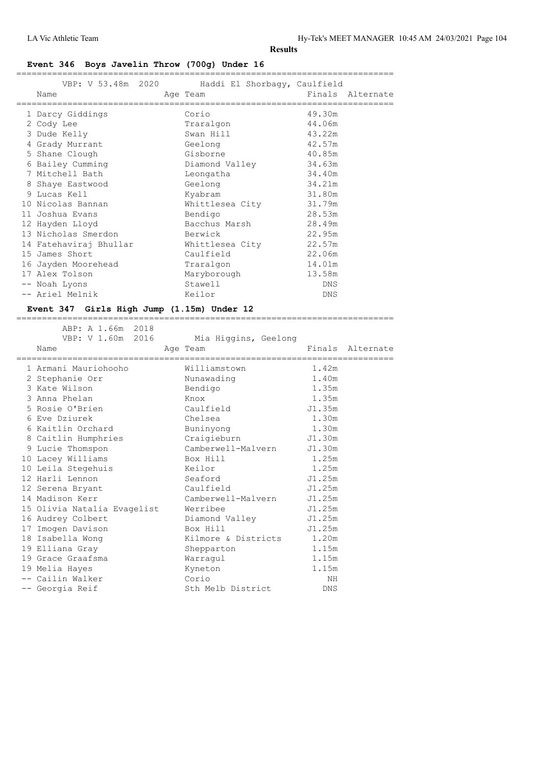**Results**

### Event 346 Boys Javelin Throw (700g) Under 16

VBP: V 53.48m 2020 Haddi El Shorbagy, Caulfield

| | Name | Age | Team | Finals | Alternate |
|---|---|---|---|---|---|
| 1 | Darcy Giddings | | Corio | 49.30m | |
| 2 | Cody Lee | | Traralgon | 44.06m | |
| 3 | Dude Kelly | | Swan Hill | 43.22m | |
| 4 | Grady Murrant | | Geelong | 42.57m | |
| 5 | Shane Clough | | Gisborne | 40.85m | |
| 6 | Bailey Cumming | | Diamond Valley | 34.63m | |
| 7 | Mitchell Bath | | Leongatha | 34.40m | |
| 8 | Shaye Eastwood | | Geelong | 34.21m | |
| 9 | Lucas Kell | | Kyabram | 31.80m | |
| 10 | Nicolas Bannan | | Whittlesea City | 31.79m | |
| 11 | Joshua Evans | | Bendigo | 28.53m | |
| 12 | Hayden Lloyd | | Bacchus Marsh | 28.49m | |
| 13 | Nicholas Smerdon | | Berwick | 22.95m | |
| 14 | Fatehaviraj Bhullar | | Whittlesea City | 22.57m | |
| 15 | James Short | | Caulfield | 22.06m | |
| 16 | Jayden Moorehead | | Traralgon | 14.01m | |
| 17 | Alex Tolson | | Maryborough | 13.58m | |
| -- | Noah Lyons | | Stawell | DNS | |
| -- | Ariel Melnik | | Keilor | DNS | |

### Event 347 Girls High Jump (1.15m) Under 12

ABP: A 1.66m 2018
VBP: V 1.60m 2016 Mia Higgins, Geelong

| | Name | Age | Team | Finals | Alternate |
|---|---|---|---|---|---|
| 1 | Armani Mauriohooho | | Williamstown | 1.42m | |
| 2 | Stephanie Orr | | Nunawading | 1.40m | |
| 3 | Kate Wilson | | Bendigo | 1.35m | |
| 3 | Anna Phelan | | Knox | 1.35m | |
| 5 | Rosie O'Brien | | Caulfield | J1.35m | |
| 6 | Eve Dziurek | | Chelsea | 1.30m | |
| 6 | Kaitlin Orchard | | Buninyong | 1.30m | |
| 8 | Caitlin Humphries | | Craigieburn | J1.30m | |
| 9 | Lucie Thompson | | Camberwell-Malvern | J1.30m | |
| 10 | Lacey Williams | | Box Hill | 1.25m | |
| 10 | Leila Stegehuis | | Keilor | 1.25m | |
| 12 | Harli Lennon | | Seaford | J1.25m | |
| 12 | Serena Bryant | | Caulfield | J1.25m | |
| 14 | Madison Kerr | | Camberwell-Malvern | J1.25m | |
| 15 | Olivia Natalia Evagelist | | Werribee | J1.25m | |
| 16 | Audrey Colbert | | Diamond Valley | J1.25m | |
| 17 | Imogen Davison | | Box Hill | J1.25m | |
| 18 | Isabella Wong | | Kilmore & Districts | 1.20m | |
| 19 | Elliana Gray | | Shepparton | 1.15m | |
| 19 | Grace Graafsma | | Warragul | 1.15m | |
| 19 | Melia Hayes | | Kyneton | 1.15m | |
| -- | Cailin Walker | | Corio | NH | |
| -- | Georgia Reif | | Sth Melb District | DNS | |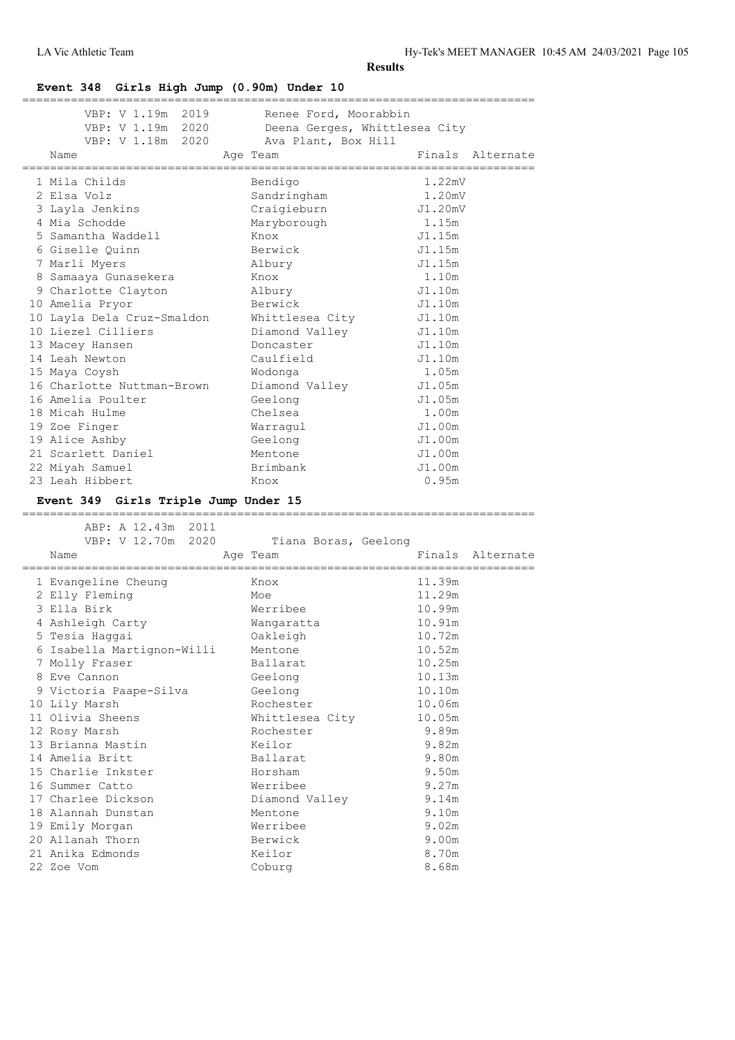**Results**

## Event 348 Girls High Jump (0.90m) Under 10

VBP: V 1.19m 2019 Renee Ford, Moorabbin
VBP: V 1.19m 2020 Deena Gerges, Whittlesea City
VBP: V 1.18m 2020 Ava Plant, Box Hill

| Place | Name | Age | Team | Finals | Alternate |
|---|---|---|---|---|---|
| 1 | Mila Childs | | Bendigo | 1.22mV | |
| 2 | Elsa Volz | | Sandringham | 1.20mV | |
| 3 | Layla Jenkins | | Craigieburn | J1.20mV | |
| 4 | Mia Schodde | | Maryborough | 1.15m | |
| 5 | Samantha Waddell | | Knox | J1.15m | |
| 6 | Giselle Quinn | | Berwick | J1.15m | |
| 7 | Marli Myers | | Albury | J1.15m | |
| 8 | Samaaya Gunasekera | | Knox | 1.10m | |
| 9 | Charlotte Clayton | | Albury | J1.10m | |
| 10 | Amelia Pryor | | Berwick | J1.10m | |
| 10 | Layla Dela Cruz-Smaldon | | Whittlesea City | J1.10m | |
| 10 | Liezel Cilliers | | Diamond Valley | J1.10m | |
| 13 | Macey Hansen | | Doncaster | J1.10m | |
| 14 | Leah Newton | | Caulfield | J1.10m | |
| 15 | Maya Coysh | | Wodonga | 1.05m | |
| 16 | Charlotte Nuttman-Brown | | Diamond Valley | J1.05m | |
| 16 | Amelia Poulter | | Geelong | J1.05m | |
| 18 | Micah Hulme | | Chelsea | 1.00m | |
| 19 | Zoe Finger | | Warragul | J1.00m | |
| 19 | Alice Ashby | | Geelong | J1.00m | |
| 21 | Scarlett Daniel | | Mentone | J1.00m | |
| 22 | Miyah Samuel | | Brimbank | J1.00m | |
| 23 | Leah Hibbert | | Knox | 0.95m | |

## Event 349 Girls Triple Jump Under 15

ABP: A 12.43m 2011
VBP: V 12.70m 2020 Tiana Boras, Geelong

| Place | Name | Age | Team | Finals | Alternate |
|---|---|---|---|---|---|
| 1 | Evangeline Cheung | | Knox | 11.39m | |
| 2 | Elly Fleming | | Moe | 11.29m | |
| 3 | Ella Birk | | Werribee | 10.99m | |
| 4 | Ashleigh Carty | | Wangaratta | 10.91m | |
| 5 | Tesia Haggai | | Oakleigh | 10.72m | |
| 6 | Isabella Martignon-Willi | | Mentone | 10.52m | |
| 7 | Molly Fraser | | Ballarat | 10.25m | |
| 8 | Eve Cannon | | Geelong | 10.13m | |
| 9 | Victoria Paape-Silva | | Geelong | 10.10m | |
| 10 | Lily Marsh | | Rochester | 10.06m | |
| 11 | Olivia Sheens | | Whittlesea City | 10.05m | |
| 12 | Rosy Marsh | | Rochester | 9.89m | |
| 13 | Brianna Mastin | | Keilor | 9.82m | |
| 14 | Amelia Britt | | Ballarat | 9.80m | |
| 15 | Charlie Inkster | | Horsham | 9.50m | |
| 16 | Summer Catto | | Werribee | 9.27m | |
| 17 | Charlee Dickson | | Diamond Valley | 9.14m | |
| 18 | Alannah Dunstan | | Mentone | 9.10m | |
| 19 | Emily Morgan | | Werribee | 9.02m | |
| 20 | Allanah Thorn | | Berwick | 9.00m | |
| 21 | Anika Edmonds | | Keilor | 8.70m | |
| 22 | Zoe Vom | | Coburg | 8.68m | |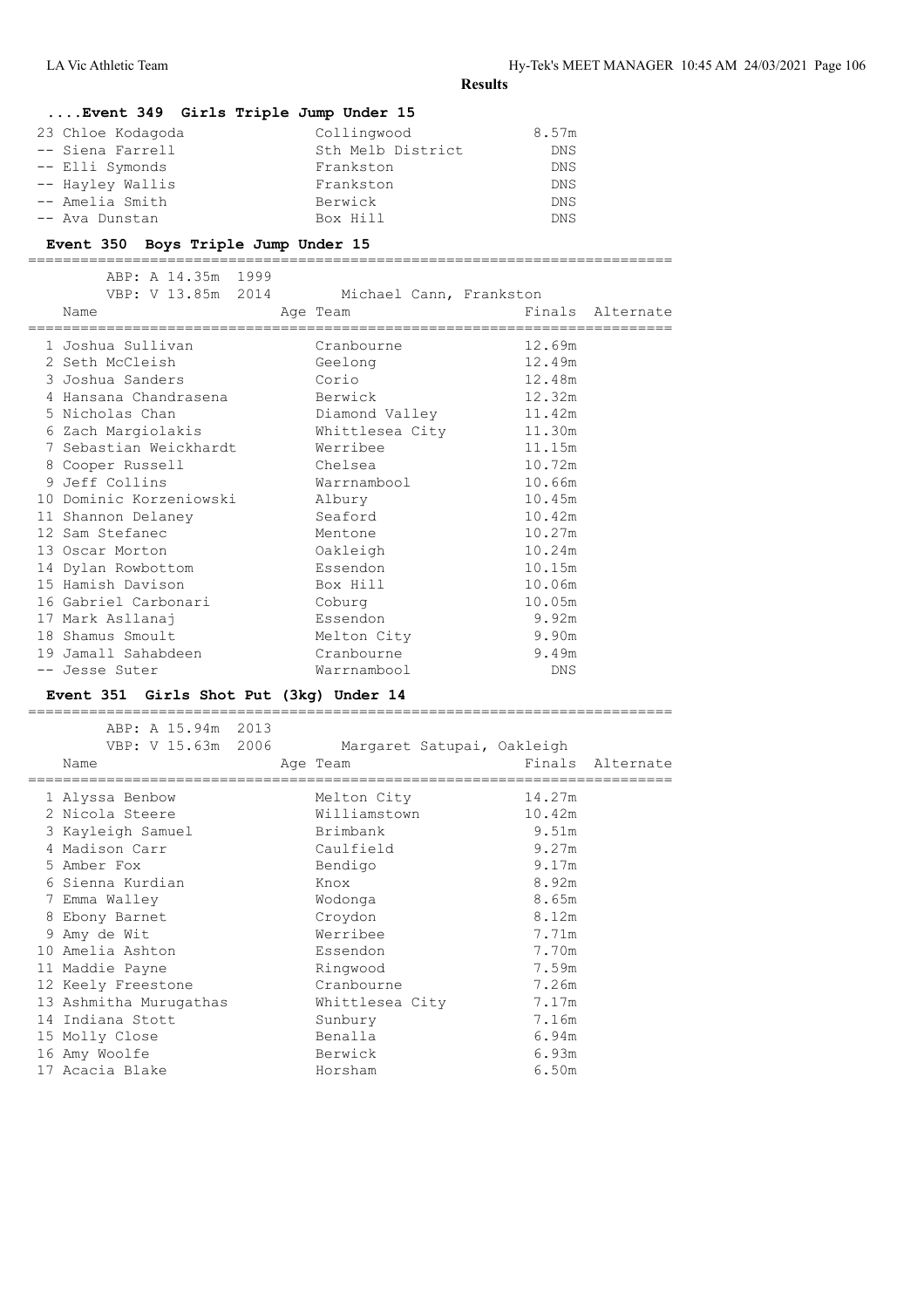**Results**

### ....Event 349 Girls Triple Jump Under 15

| Place | Name | Team | Finals |
|---|---|---|---|
| 23 | Chloe Kodagoda | Collingwood | 8.57m |
| -- | Siena Farrell | Sth Melb District | DNS |
| -- | Elli Symonds | Frankston | DNS |
| -- | Hayley Wallis | Frankston | DNS |
| -- | Amelia Smith | Berwick | DNS |
| -- | Ava Dunstan | Box Hill | DNS |

### Event 350 Boys Triple Jump Under 15

ABP: A 14.35m 1999
VBP: V 13.85m 2014 Michael Cann, Frankston

| Place | Name | Age Team | Finals | Alternate |
|---|---|---|---|---|
| 1 | Joshua Sullivan | Cranbourne | 12.69m | |
| 2 | Seth McCleish | Geelong | 12.49m | |
| 3 | Joshua Sanders | Corio | 12.48m | |
| 4 | Hansana Chandrasena | Berwick | 12.32m | |
| 5 | Nicholas Chan | Diamond Valley | 11.42m | |
| 6 | Zach Margiolakis | Whittlesea City | 11.30m | |
| 7 | Sebastian Weickhardt | Werribee | 11.15m | |
| 8 | Cooper Russell | Chelsea | 10.72m | |
| 9 | Jeff Collins | Warrnambool | 10.66m | |
| 10 | Dominic Korzeniowski | Albury | 10.45m | |
| 11 | Shannon Delaney | Seaford | 10.42m | |
| 12 | Sam Stefanec | Mentone | 10.27m | |
| 13 | Oscar Morton | Oakleigh | 10.24m | |
| 14 | Dylan Rowbottom | Essendon | 10.15m | |
| 15 | Hamish Davison | Box Hill | 10.06m | |
| 16 | Gabriel Carbonari | Coburg | 10.05m | |
| 17 | Mark Asllanaj | Essendon | 9.92m | |
| 18 | Shamus Smoult | Melton City | 9.90m | |
| 19 | Jamall Sahabdeen | Cranbourne | 9.49m | |
| -- | Jesse Suter | Warrnambool | DNS | |

### Event 351 Girls Shot Put (3kg) Under 14

ABP: A 15.94m 2013
VBP: V 15.63m 2006 Margaret Satupai, Oakleigh

| Place | Name | Age Team | Finals | Alternate |
|---|---|---|---|---|
| 1 | Alyssa Benbow | Melton City | 14.27m | |
| 2 | Nicola Steere | Williamstown | 10.42m | |
| 3 | Kayleigh Samuel | Brimbank | 9.51m | |
| 4 | Madison Carr | Caulfield | 9.27m | |
| 5 | Amber Fox | Bendigo | 9.17m | |
| 6 | Sienna Kurdian | Knox | 8.92m | |
| 7 | Emma Walley | Wodonga | 8.65m | |
| 8 | Ebony Barnet | Croydon | 8.12m | |
| 9 | Amy de Wit | Werribee | 7.71m | |
| 10 | Amelia Ashton | Essendon | 7.70m | |
| 11 | Maddie Payne | Ringwood | 7.59m | |
| 12 | Keely Freestone | Cranbourne | 7.26m | |
| 13 | Ashmitha Murugathas | Whittlesea City | 7.17m | |
| 14 | Indiana Stott | Sunbury | 7.16m | |
| 15 | Molly Close | Benalla | 6.94m | |
| 16 | Amy Woolfe | Berwick | 6.93m | |
| 17 | Acacia Blake | Horsham | 6.50m | |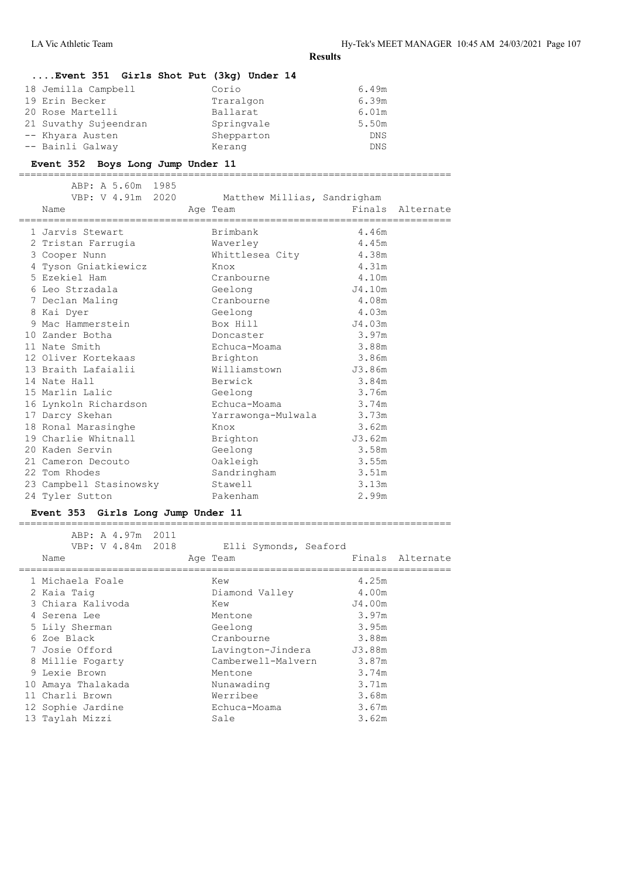**Results**

### ....Event 351 Girls Shot Put (3kg) Under 14

| Place | Name | Team | Finals |
|---|---|---|---|
| 18 | Jemilla Campbell | Corio | 6.49m |
| 19 | Erin Becker | Traralgon | 6.39m |
| 20 | Rose Martelli | Ballarat | 6.01m |
| 21 | Suvathy Sujeendran | Springvale | 5.50m |
| -- | Khyara Austen | Shepparton | DNS |
| -- | Bainli Galway | Kerang | DNS |

### Event 352 Boys Long Jump Under 11

ABP: A 5.60m 1985
VBP: V 4.91m 2020 Matthew Millias, Sandrigham

| Place | Name | Age | Team | Finals | Alternate |
|---|---|---|---|---|---|
| 1 | Jarvis Stewart | | Brimbank | 4.46m | |
| 2 | Tristan Farrugia | | Waverley | 4.45m | |
| 3 | Cooper Nunn | | Whittlesea City | 4.38m | |
| 4 | Tyson Gniatkiewicz | | Knox | 4.31m | |
| 5 | Ezekiel Ham | | Cranbourne | 4.10m | |
| 6 | Leo Strzadala | | Geelong | J4.10m | |
| 7 | Declan Maling | | Cranbourne | 4.08m | |
| 8 | Kai Dyer | | Geelong | 4.03m | |
| 9 | Mac Hammerstein | | Box Hill | J4.03m | |
| 10 | Zander Botha | | Doncaster | 3.97m | |
| 11 | Nate Smith | | Echuca-Moama | 3.88m | |
| 12 | Oliver Kortekaas | | Brighton | 3.86m | |
| 13 | Braith Lafaialii | | Williamstown | J3.86m | |
| 14 | Nate Hall | | Berwick | 3.84m | |
| 15 | Marlin Lalic | | Geelong | 3.76m | |
| 16 | Lynkoln Richardson | | Echuca-Moama | 3.74m | |
| 17 | Darcy Skehan | | Yarrawonga-Mulwala | 3.73m | |
| 18 | Ronal Marasinghe | | Knox | 3.62m | |
| 19 | Charlie Whitnall | | Brighton | J3.62m | |
| 20 | Kaden Servin | | Geelong | 3.58m | |
| 21 | Cameron Decouto | | Oakleigh | 3.55m | |
| 22 | Tom Rhodes | | Sandringham | 3.51m | |
| 23 | Campbell Stasinowsky | | Stawell | 3.13m | |
| 24 | Tyler Sutton | | Pakenham | 2.99m | |

### Event 353 Girls Long Jump Under 11

ABP: A 4.97m 2011
VBP: V 4.84m 2018 Elli Symonds, Seaford

| Place | Name | Age | Team | Finals | Alternate |
|---|---|---|---|---|---|
| 1 | Michaela Foale | | Kew | 4.25m | |
| 2 | Kaia Taig | | Diamond Valley | 4.00m | |
| 3 | Chiara Kalivoda | | Kew | J4.00m | |
| 4 | Serena Lee | | Mentone | 3.97m | |
| 5 | Lily Sherman | | Geelong | 3.95m | |
| 6 | Zoe Black | | Cranbourne | 3.88m | |
| 7 | Josie Offord | | Lavington-Jindera | J3.88m | |
| 8 | Millie Fogarty | | Camberwell-Malvern | 3.87m | |
| 9 | Lexie Brown | | Mentone | 3.74m | |
| 10 | Amaya Thalakada | | Nunawading | 3.71m | |
| 11 | Charli Brown | | Werribee | 3.68m | |
| 12 | Sophie Jardine | | Echuca-Moama | 3.67m | |
| 13 | Taylah Mizzi | | Sale | 3.62m | |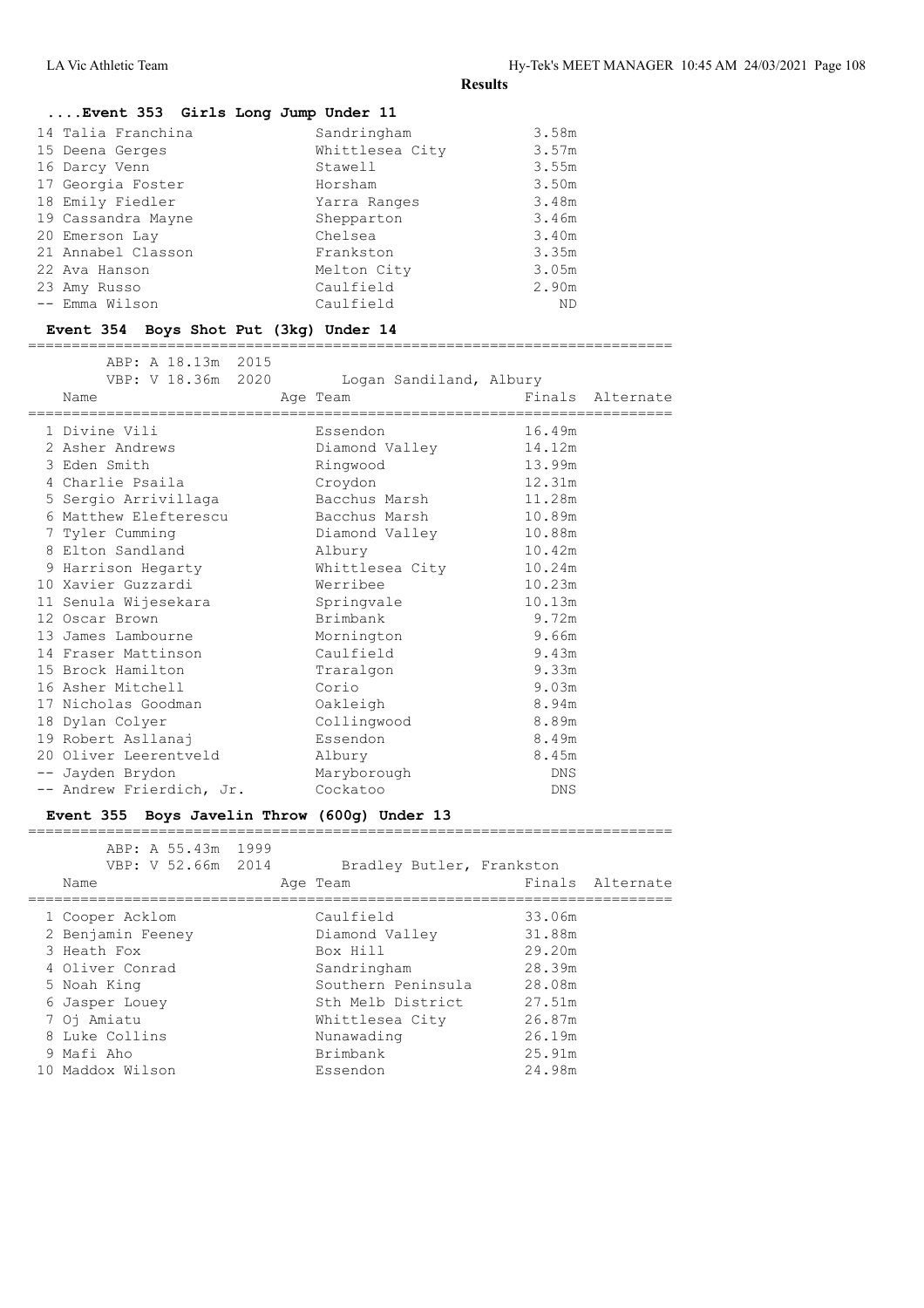**Results**

### ....Event 353 Girls Long Jump Under 11

| Place | Name | Age | Team | Finals |
|---|---|---|---|---|
| 14 | Talia Franchina | | Sandringham | 3.58m |
| 15 | Deena Gerges | | Whittlesea City | 3.57m |
| 16 | Darcy Venn | | Stawell | 3.55m |
| 17 | Georgia Foster | | Horsham | 3.50m |
| 18 | Emily Fiedler | | Yarra Ranges | 3.48m |
| 19 | Cassandra Mayne | | Shepparton | 3.46m |
| 20 | Emerson Lay | | Chelsea | 3.40m |
| 21 | Annabel Classon | | Frankston | 3.35m |
| 22 | Ava Hanson | | Melton City | 3.05m |
| 23 | Amy Russo | | Caulfield | 2.90m |
| -- | Emma Wilson | | Caulfield | ND |

### Event 354 Boys Shot Put (3kg) Under 14

ABP: A 18.13m 2015
VBP: V 18.36m 2020 Logan Sandiland, Albury

| Place | Name | Age | Team | Finals | Alternate |
|---|---|---|---|---|---|
| 1 | Divine Vili | | Essendon | 16.49m | |
| 2 | Asher Andrews | | Diamond Valley | 14.12m | |
| 3 | Eden Smith | | Ringwood | 13.99m | |
| 4 | Charlie Psaila | | Croydon | 12.31m | |
| 5 | Sergio Arrivillaga | | Bacchus Marsh | 11.28m | |
| 6 | Matthew Elefterescu | | Bacchus Marsh | 10.89m | |
| 7 | Tyler Cumming | | Diamond Valley | 10.88m | |
| 8 | Elton Sandland | | Albury | 10.42m | |
| 9 | Harrison Hegarty | | Whittlesea City | 10.24m | |
| 10 | Xavier Guzzardi | | Werribee | 10.23m | |
| 11 | Senula Wijesekara | | Springvale | 10.13m | |
| 12 | Oscar Brown | | Brimbank | 9.72m | |
| 13 | James Lambourne | | Mornington | 9.66m | |
| 14 | Fraser Mattinson | | Caulfield | 9.43m | |
| 15 | Brock Hamilton | | Traralgon | 9.33m | |
| 16 | Asher Mitchell | | Corio | 9.03m | |
| 17 | Nicholas Goodman | | Oakleigh | 8.94m | |
| 18 | Dylan Colyer | | Collingwood | 8.89m | |
| 19 | Robert Asllanaj | | Essendon | 8.49m | |
| 20 | Oliver Leerentveld | | Albury | 8.45m | |
| -- | Jayden Brydon | | Maryborough | DNS | |
| -- | Andrew Frierdich, Jr. | | Cockatoo | DNS | |

### Event 355 Boys Javelin Throw (600g) Under 13

ABP: A 55.43m 1999
VBP: V 52.66m 2014 Bradley Butler, Frankston

| Place | Name | Age | Team | Finals | Alternate |
|---|---|---|---|---|---|
| 1 | Cooper Acklom | | Caulfield | 33.06m | |
| 2 | Benjamin Feeney | | Diamond Valley | 31.88m | |
| 3 | Heath Fox | | Box Hill | 29.20m | |
| 4 | Oliver Conrad | | Sandringham | 28.39m | |
| 5 | Noah King | | Southern Peninsula | 28.08m | |
| 6 | Jasper Louey | | Sth Melb District | 27.51m | |
| 7 | Oj Amiatu | | Whittlesea City | 26.87m | |
| 8 | Luke Collins | | Nunawading | 26.19m | |
| 9 | Mafi Aho | | Brimbank | 25.91m | |
| 10 | Maddox Wilson | | Essendon | 24.98m | |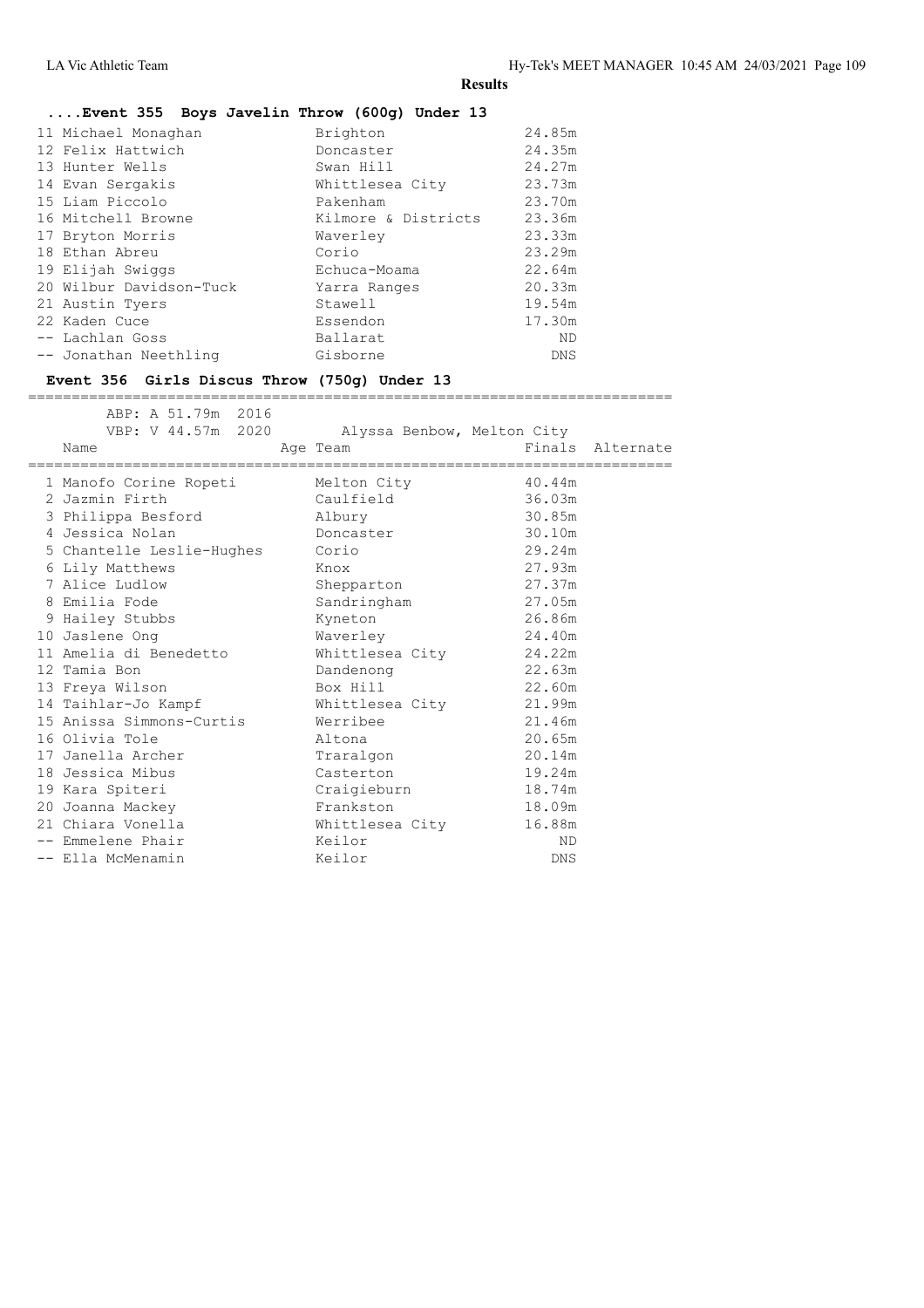**Results**

## ....Event 355 Boys Javelin Throw (600g) Under 13

| | | | |
|---|---|---|---|
| 11 | Michael Monaghan | Brighton | 24.85m |
| 12 | Felix Hattwich | Doncaster | 24.35m |
| 13 | Hunter Wells | Swan Hill | 24.27m |
| 14 | Evan Sergakis | Whittlesea City | 23.73m |
| 15 | Liam Piccolo | Pakenham | 23.70m |
| 16 | Mitchell Browne | Kilmore & Districts | 23.36m |
| 17 | Bryton Morris | Waverley | 23.33m |
| 18 | Ethan Abreu | Corio | 23.29m |
| 19 | Elijah Swiggs | Echuca-Moama | 22.64m |
| 20 | Wilbur Davidson-Tuck | Yarra Ranges | 20.33m |
| 21 | Austin Tyers | Stawell | 19.54m |
| 22 | Kaden Cuce | Essendon | 17.30m |
| -- | Lachlan Goss | Ballarat | ND |
| -- | Jonathan Neethling | Gisborne | DNS |

## Event 356 Girls Discus Throw (750g) Under 13

ABP: A 51.79m 2016
VBP: V 44.57m 2020 Alyssa Benbow, Melton City

| | Name | Age Team | Finals | Alternate |
|---|---|---|---|---|
| 1 | Manofo Corine Ropeti | Melton City | 40.44m | |
| 2 | Jazmin Firth | Caulfield | 36.03m | |
| 3 | Philippa Besford | Albury | 30.85m | |
| 4 | Jessica Nolan | Doncaster | 30.10m | |
| 5 | Chantelle Leslie-Hughes | Corio | 29.24m | |
| 6 | Lily Matthews | Knox | 27.93m | |
| 7 | Alice Ludlow | Shepparton | 27.37m | |
| 8 | Emilia Fode | Sandringham | 27.05m | |
| 9 | Hailey Stubbs | Kyneton | 26.86m | |
| 10 | Jaslene Ong | Waverley | 24.40m | |
| 11 | Amelia di Benedetto | Whittlesea City | 24.22m | |
| 12 | Tamia Bon | Dandenong | 22.63m | |
| 13 | Freya Wilson | Box Hill | 22.60m | |
| 14 | Taihlar-Jo Kampf | Whittlesea City | 21.99m | |
| 15 | Anissa Simmons-Curtis | Werribee | 21.46m | |
| 16 | Olivia Tole | Altona | 20.65m | |
| 17 | Janella Archer | Traralgon | 20.14m | |
| 18 | Jessica Mibus | Casterton | 19.24m | |
| 19 | Kara Spiteri | Craigieburn | 18.74m | |
| 20 | Joanna Mackey | Frankston | 18.09m | |
| 21 | Chiara Vonella | Whittlesea City | 16.88m | |
| -- | Emmelene Phair | Keilor | ND | |
| -- | Ella McMenamin | Keilor | DNS | |